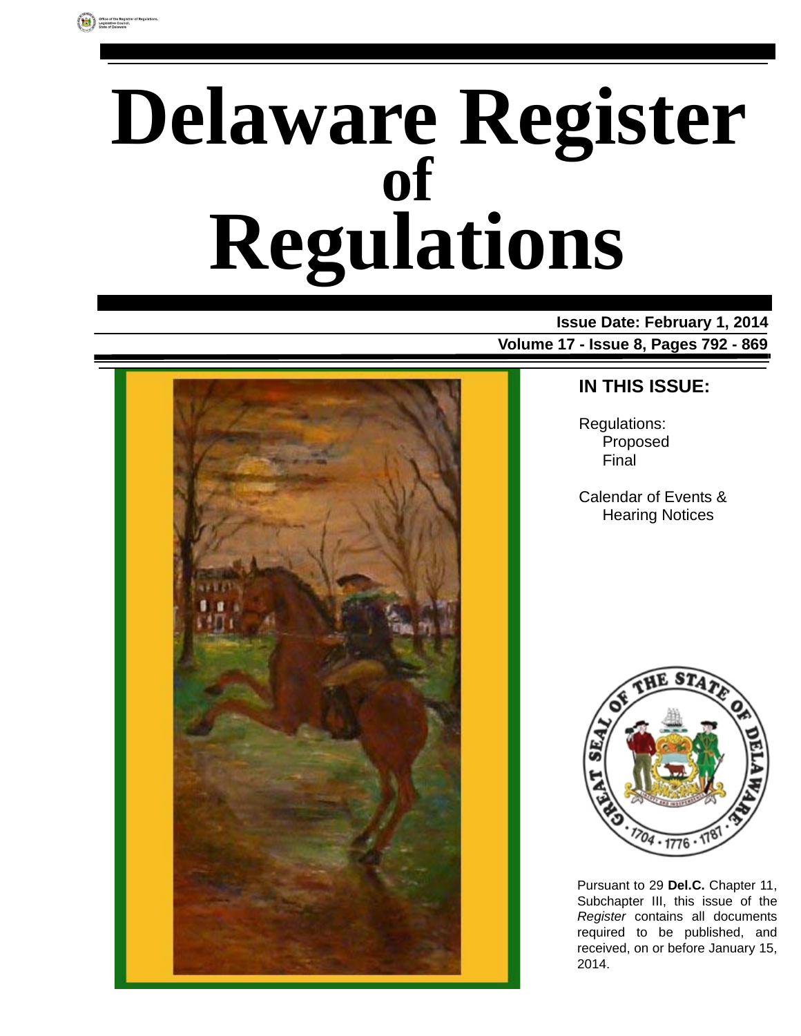Office of the Registrar of Regulations, Legislative Council, State of Delaware

# Delaware Register of Regulations

**Issue Date: February 1, 2014**

**Volume 17 - Issue 8, Pages 792 - 869**

**IN THIS ISSUE:**

Regulations:
- Proposed
- Final

Calendar of Events & Hearing Notices

Pursuant to 29 **Del.C.** Chapter 11, Subchapter III, this issue of the *Register* contains all documents required to be published, and received, on or before January 15, 2014.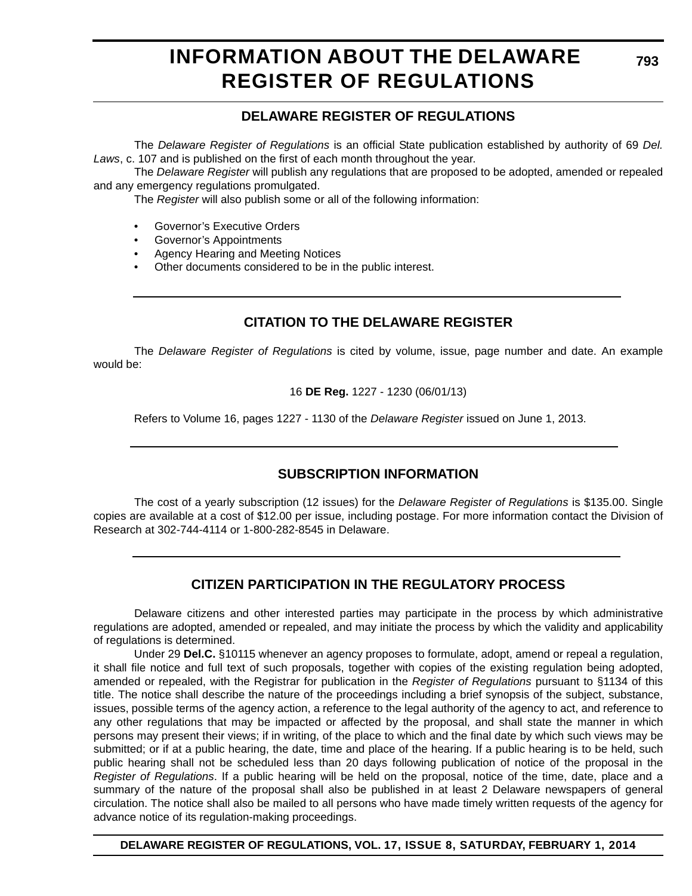# INFORMATION ABOUT THE DELAWARE REGISTER OF REGULATIONS

## DELAWARE REGISTER OF REGULATIONS

The *Delaware Register of Regulations* is an official State publication established by authority of 69 *Del. Laws*, c. 107 and is published on the first of each month throughout the year.

The *Delaware Register* will publish any regulations that are proposed to be adopted, amended or repealed and any emergency regulations promulgated.

The *Register* will also publish some or all of the following information:

- Governor's Executive Orders
- Governor's Appointments
- Agency Hearing and Meeting Notices
- Other documents considered to be in the public interest.

## CITATION TO THE DELAWARE REGISTER

The *Delaware Register of Regulations* is cited by volume, issue, page number and date. An example would be:

16 **DE Reg.** 1227 - 1230 (06/01/13)

Refers to Volume 16, pages 1227 - 1130 of the *Delaware Register* issued on June 1, 2013.

## SUBSCRIPTION INFORMATION

The cost of a yearly subscription (12 issues) for the *Delaware Register of Regulations* is $135.00. Single copies are available at a cost of $12.00 per issue, including postage. For more information contact the Division of Research at 302-744-4114 or 1-800-282-8545 in Delaware.

## CITIZEN PARTICIPATION IN THE REGULATORY PROCESS

Delaware citizens and other interested parties may participate in the process by which administrative regulations are adopted, amended or repealed, and may initiate the process by which the validity and applicability of regulations is determined.

Under 29 **Del.C.** §10115 whenever an agency proposes to formulate, adopt, amend or repeal a regulation, it shall file notice and full text of such proposals, together with copies of the existing regulation being adopted, amended or repealed, with the Registrar for publication in the *Register of Regulations* pursuant to §1134 of this title. The notice shall describe the nature of the proceedings including a brief synopsis of the subject, substance, issues, possible terms of the agency action, a reference to the legal authority of the agency to act, and reference to any other regulations that may be impacted or affected by the proposal, and shall state the manner in which persons may present their views; if in writing, of the place to which and the final date by which such views may be submitted; or if at a public hearing, the date, time and place of the hearing. If a public hearing is to be held, such public hearing shall not be scheduled less than 20 days following publication of notice of the proposal in the *Register of Regulations*. If a public hearing will be held on the proposal, notice of the time, date, place and a summary of the nature of the proposal shall also be published in at least 2 Delaware newspapers of general circulation. The notice shall also be mailed to all persons who have made timely written requests of the agency for advance notice of its regulation-making proceedings.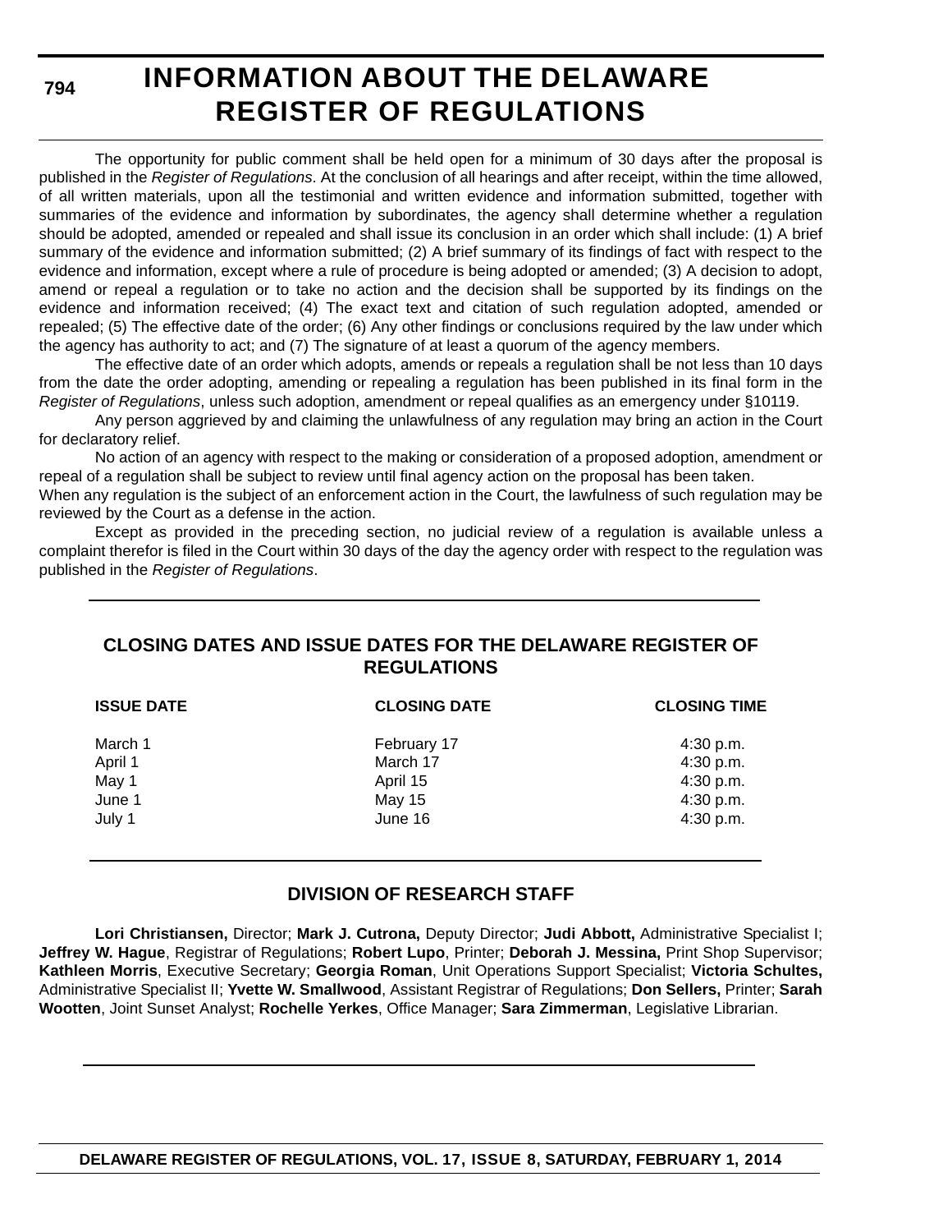# INFORMATION ABOUT THE DELAWARE REGISTER OF REGULATIONS

The opportunity for public comment shall be held open for a minimum of 30 days after the proposal is published in the *Register of Regulations*. At the conclusion of all hearings and after receipt, within the time allowed, of all written materials, upon all the testimonial and written evidence and information submitted, together with summaries of the evidence and information by subordinates, the agency shall determine whether a regulation should be adopted, amended or repealed and shall issue its conclusion in an order which shall include: (1) A brief summary of the evidence and information submitted; (2) A brief summary of its findings of fact with respect to the evidence and information, except where a rule of procedure is being adopted or amended; (3) A decision to adopt, amend or repeal a regulation or to take no action and the decision shall be supported by its findings on the evidence and information received; (4) The exact text and citation of such regulation adopted, amended or repealed; (5) The effective date of the order; (6) Any other findings or conclusions required by the law under which the agency has authority to act; and (7) The signature of at least a quorum of the agency members.

The effective date of an order which adopts, amends or repeals a regulation shall be not less than 10 days from the date the order adopting, amending or repealing a regulation has been published in its final form in the *Register of Regulations*, unless such adoption, amendment or repeal qualifies as an emergency under §10119.

Any person aggrieved by and claiming the unlawfulness of any regulation may bring an action in the Court for declaratory relief.

No action of an agency with respect to the making or consideration of a proposed adoption, amendment or repeal of a regulation shall be subject to review until final agency action on the proposal has been taken.

When any regulation is the subject of an enforcement action in the Court, the lawfulness of such regulation may be reviewed by the Court as a defense in the action.

Except as provided in the preceding section, no judicial review of a regulation is available unless a complaint therefor is filed in the Court within 30 days of the day the agency order with respect to the regulation was published in the *Register of Regulations*.

## CLOSING DATES AND ISSUE DATES FOR THE DELAWARE REGISTER OF REGULATIONS

| ISSUE DATE | CLOSING DATE | CLOSING TIME |
|---|---|---|
| March 1 | February 17 | 4:30 p.m. |
| April 1 | March 17 | 4:30 p.m. |
| May 1 | April 15 | 4:30 p.m. |
| June 1 | May 15 | 4:30 p.m. |
| July 1 | June 16 | 4:30 p.m. |

## DIVISION OF RESEARCH STAFF

**Lori Christiansen,** Director; **Mark J. Cutrona,** Deputy Director; **Judi Abbott,** Administrative Specialist I; **Jeffrey W. Hague**, Registrar of Regulations; **Robert Lupo**, Printer; **Deborah J. Messina,** Print Shop Supervisor; **Kathleen Morris**, Executive Secretary; **Georgia Roman**, Unit Operations Support Specialist; **Victoria Schultes,** Administrative Specialist II; **Yvette W. Smallwood**, Assistant Registrar of Regulations; **Don Sellers,** Printer; **Sarah Wootten**, Joint Sunset Analyst; **Rochelle Yerkes**, Office Manager; **Sara Zimmerman**, Legislative Librarian.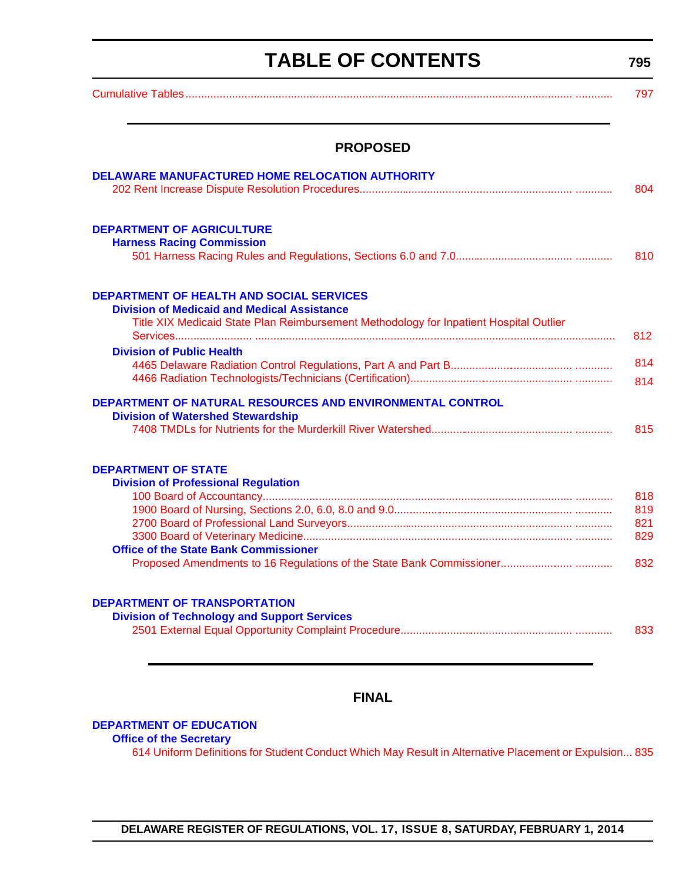# TABLE OF CONTENTS

Cumulative Tables ........................................................................................................................................ 797

## PROPOSED

**DELAWARE MANUFACTURED HOME RELOCATION AUTHORITY**

202 Rent Increase Dispute Resolution Procedures.................................................................................. 804

**DEPARTMENT OF AGRICULTURE**

**Harness Racing Commission**

501 Harness Racing Rules and Regulations, Sections 6.0 and 7.0...................................................... 810

**DEPARTMENT OF HEALTH AND SOCIAL SERVICES**

**Division of Medicaid and Medical Assistance**

Title XIX Medicaid State Plan Reimbursement Methodology for Inpatient Hospital Outlier Services......................................................................................................................................... 812

**Division of Public Health**

4465 Delaware Radiation Control Regulations, Part A and Part B......................................................... 814

4466 Radiation Technologists/Technicians (Certification)........................................................................ 814

**DEPARTMENT OF NATURAL RESOURCES AND ENVIRONMENTAL CONTROL**

**Division of Watershed Stewardship**

7408 TMDLs for Nutrients for the Murderkill River Watershed................................................................ 815

**DEPARTMENT OF STATE**

**Division of Professional Regulation**

100 Board of Accountancy...................................................................................................................... 818

1900 Board of Nursing, Sections 2.0, 6.0, 8.0 and 9.0............................................................................. 819

2700 Board of Professional Land Surveyors............................................................................................ 821

3300 Board of Veterinary Medicine.......................................................................................................... 829

**Office of the State Bank Commissioner**

Proposed Amendments to 16 Regulations of the State Bank Commissioner......................................... 832

**DEPARTMENT OF TRANSPORTATION**

**Division of Technology and Support Services**

2501 External Equal Opportunity Complaint Procedure........................................................................... 833

## FINAL

**DEPARTMENT OF EDUCATION**

**Office of the Secretary**

614 Uniform Definitions for Student Conduct Which May Result in Alternative Placement or Expulsion... 835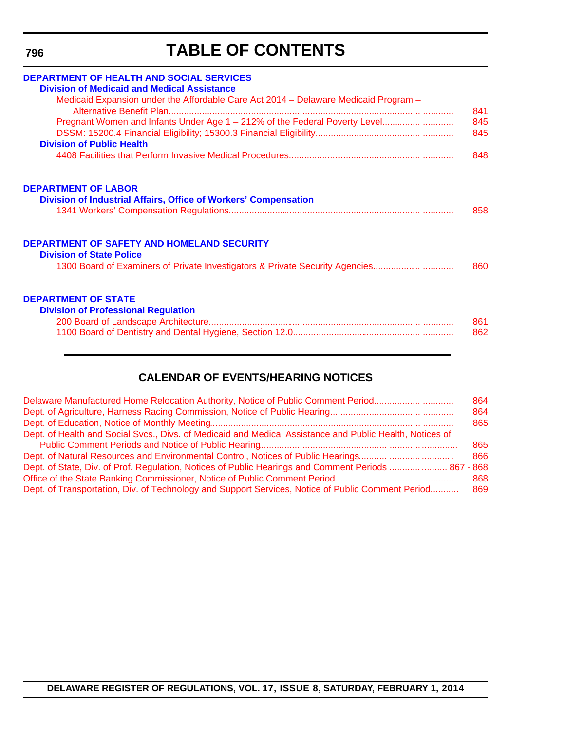# TABLE OF CONTENTS

**DEPARTMENT OF HEALTH AND SOCIAL SERVICES**

**Division of Medicaid and Medical Assistance**

Medicaid Expansion under the Affordable Care Act 2014 – Delaware Medicaid Program – Alternative Benefit Plan............ 841

Pregnant Women and Infants Under Age 1 – 212% of the Federal Poverty Level............ 845

DSSM: 15200.4 Financial Eligibility; 15300.3 Financial Eligibility............ 845

**Division of Public Health**

4408 Facilities that Perform Invasive Medical Procedures............ 848

**DEPARTMENT OF LABOR**

**Division of Industrial Affairs, Office of Workers' Compensation**

1341 Workers' Compensation Regulations............ 858

**DEPARTMENT OF SAFETY AND HOMELAND SECURITY**

**Division of State Police**

1300 Board of Examiners of Private Investigators & Private Security Agencies............ 860

**DEPARTMENT OF STATE**

**Division of Professional Regulation**

200 Board of Landscape Architecture............ 861

1100 Board of Dentistry and Dental Hygiene, Section 12.0............ 862

## CALENDAR OF EVENTS/HEARING NOTICES

Delaware Manufactured Home Relocation Authority, Notice of Public Comment Period............ 864

Dept. of Agriculture, Harness Racing Commission, Notice of Public Hearing............ 864

Dept. of Education, Notice of Monthly Meeting............ 865

Dept. of Health and Social Svcs., Divs. of Medicaid and Medical Assistance and Public Health, Notices of Public Comment Periods and Notice of Public Hearing............ 865

Dept. of Natural Resources and Environmental Control, Notices of Public Hearings............ 866

Dept. of State, Div. of Prof. Regulation, Notices of Public Hearings and Comment Periods............ 867 - 868

Office of the State Banking Commissioner, Notice of Public Comment Period............ 868

Dept. of Transportation, Div. of Technology and Support Services, Notice of Public Comment Period............ 869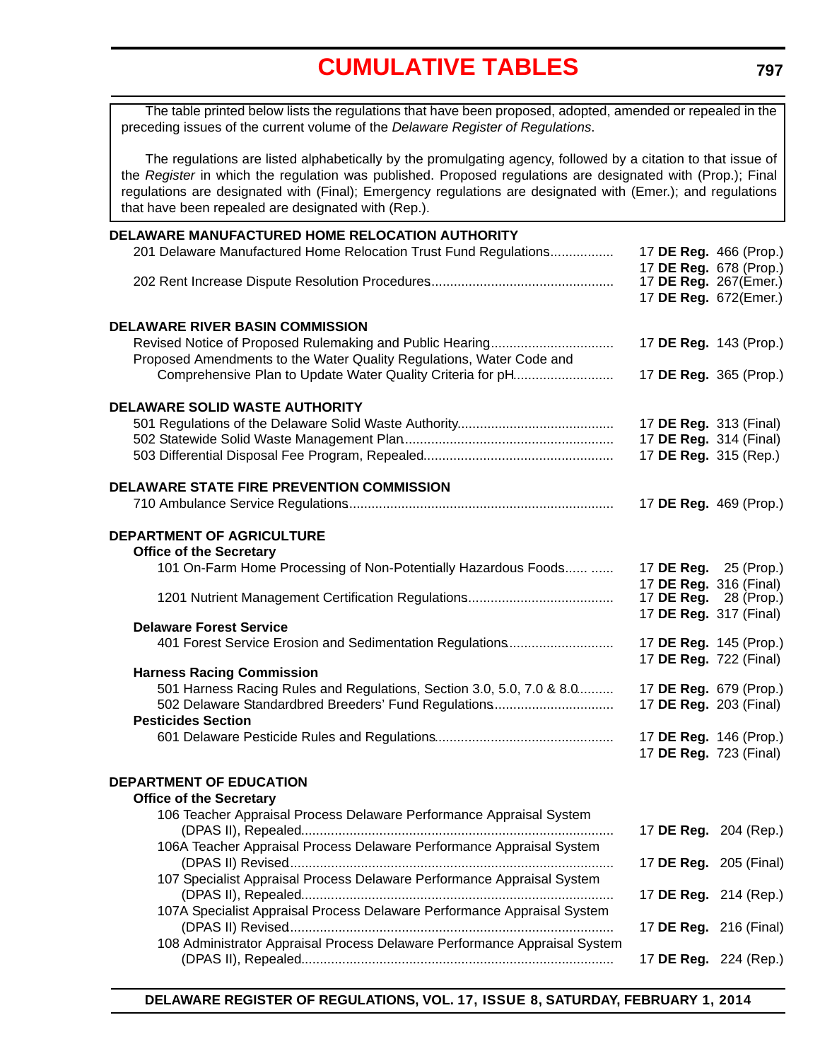# CUMULATIVE TABLES

The table printed below lists the regulations that have been proposed, adopted, amended or repealed in the preceding issues of the current volume of the *Delaware Register of Regulations*.

The regulations are listed alphabetically by the promulgating agency, followed by a citation to that issue of the *Register* in which the regulation was published. Proposed regulations are designated with (Prop.); Final regulations are designated with (Final); Emergency regulations are designated with (Emer.); and regulations that have been repealed are designated with (Rep.).

**DELAWARE MANUFACTURED HOME RELOCATION AUTHORITY**

201 Delaware Manufactured Home Relocation Trust Fund Regulations................. 17 **DE Reg.** 466 (Prop.)
17 **DE Reg.** 678 (Prop.)

202 Rent Increase Dispute Resolution Procedures................................................. 17 **DE Reg.** 267(Emer.)
17 **DE Reg.** 672(Emer.)

**DELAWARE RIVER BASIN COMMISSION**

Revised Notice of Proposed Rulemaking and Public Hearing................................. 17 **DE Reg.** 143 (Prop.)

Proposed Amendments to the Water Quality Regulations, Water Code and Comprehensive Plan to Update Water Quality Criteria for pH.......................... 17 **DE Reg.** 365 (Prop.)

**DELAWARE SOLID WASTE AUTHORITY**

501 Regulations of the Delaware Solid Waste Authority.......................................... 17 **DE Reg.** 313 (Final)

502 Statewide Solid Waste Management Plan........................................................ 17 **DE Reg.** 314 (Final)

503 Differential Disposal Fee Program, Repealed................................................... 17 **DE Reg.** 315 (Rep.)

**DELAWARE STATE FIRE PREVENTION COMMISSION**

710 Ambulance Service Regulations....................................................................... 17 **DE Reg.** 469 (Prop.)

**DEPARTMENT OF AGRICULTURE**

**Office of the Secretary**

101 On-Farm Home Processing of Non-Potentially Hazardous Foods...... ...... 17 **DE Reg.** 25 (Prop.)
17 **DE Reg.** 316 (Final)

1201 Nutrient Management Certification Regulations....................................... 17 **DE Reg.** 28 (Prop.)
17 **DE Reg.** 317 (Final)

**Delaware Forest Service**

401 Forest Service Erosion and Sedimentation Regulations............................ 17 **DE Reg.** 145 (Prop.)
17 **DE Reg.** 722 (Final)

**Harness Racing Commission**

501 Harness Racing Rules and Regulations, Section 3.0, 5.0, 7.0 & 8.0.......... 17 **DE Reg.** 679 (Prop.)

502 Delaware Standardbred Breeders' Fund Regulations................................ 17 **DE Reg.** 203 (Final)

**Pesticides Section**

601 Delaware Pesticide Rules and Regulations................................................ 17 **DE Reg.** 146 (Prop.)
17 **DE Reg.** 723 (Final)

**DEPARTMENT OF EDUCATION**

**Office of the Secretary**

106 Teacher Appraisal Process Delaware Performance Appraisal System (DPAS II), Repealed.................................................................................... 17 **DE Reg.** 204 (Rep.)

106A Teacher Appraisal Process Delaware Performance Appraisal System (DPAS II) Revised....................................................................................... 17 **DE Reg.** 205 (Final)

107 Specialist Appraisal Process Delaware Performance Appraisal System (DPAS II), Repealed.................................................................................... 17 **DE Reg.** 214 (Rep.)

107A Specialist Appraisal Process Delaware Performance Appraisal System (DPAS II) Revised....................................................................................... 17 **DE Reg.** 216 (Final)

108 Administrator Appraisal Process Delaware Performance Appraisal System (DPAS II), Repealed.................................................................................... 17 **DE Reg.** 224 (Rep.)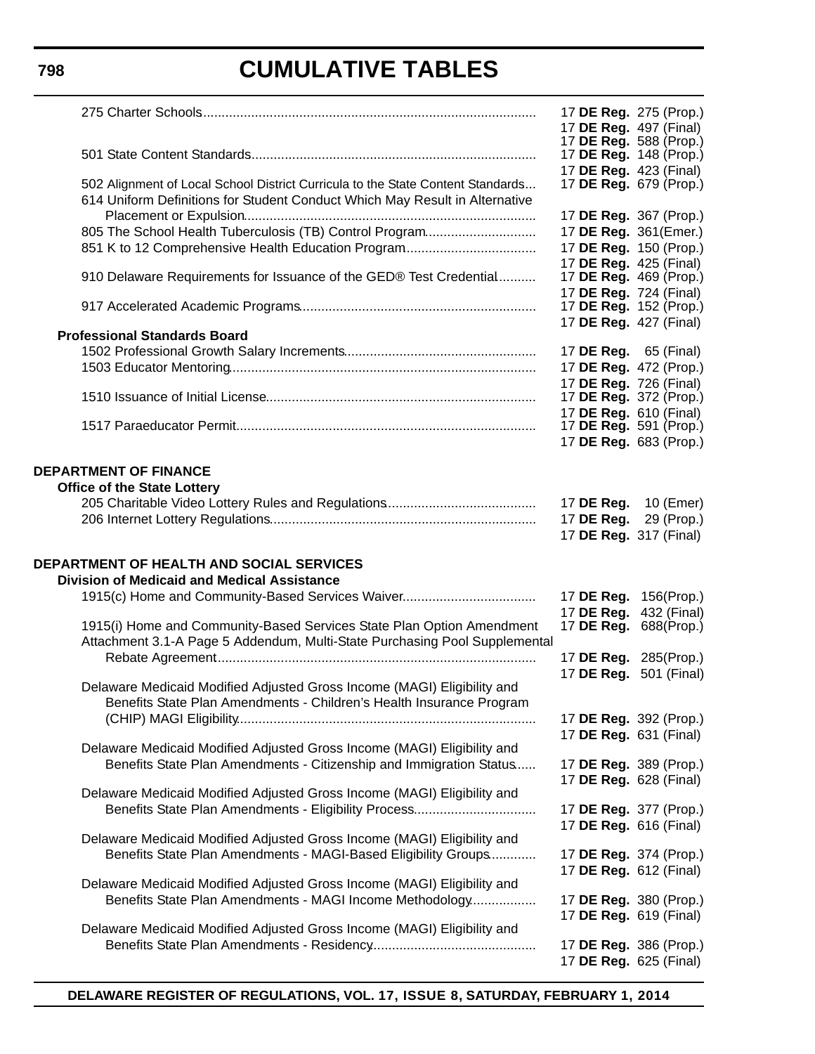275 Charter Schools.......................................................................................... 17 **DE Reg.** 275 (Prop.)
17 **DE Reg.** 497 (Final)
17 **DE Reg.** 588 (Prop.)

501 State Content Standards............................................................................. 17 **DE Reg.** 148 (Prop.)
17 **DE Reg.** 423 (Final)

502 Alignment of Local School District Curricula to the State Content Standards.... 17 **DE Reg.** 679 (Prop.)

614 Uniform Definitions for Student Conduct Which May Result in Alternative Placement or Expulsion.............................................................................. 17 **DE Reg.** 367 (Prop.)

805 The School Health Tuberculosis (TB) Control Program.............................. 17 **DE Reg.** 361(Emer.)

851 K to 12 Comprehensive Health Education Program................................... 17 **DE Reg.** 150 (Prop.)
17 **DE Reg.** 425 (Final)

910 Delaware Requirements for Issuance of the GED® Test Credential.......... 17 **DE Reg.** 469 (Prop.)
17 **DE Reg.** 724 (Final)

917 Accelerated Academic Programs............................................................... 17 **DE Reg.** 152 (Prop.)
17 **DE Reg.** 427 (Final)

**Professional Standards Board**

1502 Professional Growth Salary Increments.................................................... 17 **DE Reg.** 65 (Final)

1503 Educator Mentoring.................................................................................. 17 **DE Reg.** 472 (Prop.)
17 **DE Reg.** 726 (Final)

1510 Issuance of Initial License........................................................................ 17 **DE Reg.** 372 (Prop.)
17 **DE Reg.** 610 (Final)

1517 Paraeducator Permit................................................................................. 17 **DE Reg.** 591 (Prop.)
17 **DE Reg.** 683 (Prop.)

**DEPARTMENT OF FINANCE**

**Office of the State Lottery**

205 Charitable Video Lottery Rules and Regulations........................................ 17 **DE Reg.** 10 (Emer)

206 Internet Lottery Regulations....................................................................... 17 **DE Reg.** 29 (Prop.)
17 **DE Reg.** 317 (Final)

**DEPARTMENT OF HEALTH AND SOCIAL SERVICES**

**Division of Medicaid and Medical Assistance**

1915(c) Home and Community-Based Services Waiver.................................... 17 **DE Reg.** 156(Prop.)
17 **DE Reg.** 432 (Final)

1915(i) Home and Community-Based Services State Plan Option Amendment 17 **DE Reg.** 688(Prop.)

Attachment 3.1-A Page 5 Addendum, Multi-State Purchasing Pool Supplemental Rebate Agreement..................................................................................... 17 **DE Reg.** 285(Prop.)
17 **DE Reg.** 501 (Final)

Delaware Medicaid Modified Adjusted Gross Income (MAGI) Eligibility and Benefits State Plan Amendments - Children's Health Insurance Program (CHIP) MAGI Eligibility................................................................................ 17 **DE Reg.** 392 (Prop.)
17 **DE Reg.** 631 (Final)

Delaware Medicaid Modified Adjusted Gross Income (MAGI) Eligibility and Benefits State Plan Amendments - Citizenship and Immigration Status...... 17 **DE Reg.** 389 (Prop.)
17 **DE Reg.** 628 (Final)

Delaware Medicaid Modified Adjusted Gross Income (MAGI) Eligibility and Benefits State Plan Amendments - Eligibility Process................................. 17 **DE Reg.** 377 (Prop.)
17 **DE Reg.** 616 (Final)

Delaware Medicaid Modified Adjusted Gross Income (MAGI) Eligibility and Benefits State Plan Amendments - MAGI-Based Eligibility Groups............ 17 **DE Reg.** 374 (Prop.)
17 **DE Reg.** 612 (Final)

Delaware Medicaid Modified Adjusted Gross Income (MAGI) Eligibility and Benefits State Plan Amendments - MAGI Income Methodology................. 17 **DE Reg.** 380 (Prop.)
17 **DE Reg.** 619 (Final)

Delaware Medicaid Modified Adjusted Gross Income (MAGI) Eligibility and Benefits State Plan Amendments - Residency............................................ 17 **DE Reg.** 386 (Prop.)
17 **DE Reg.** 625 (Final)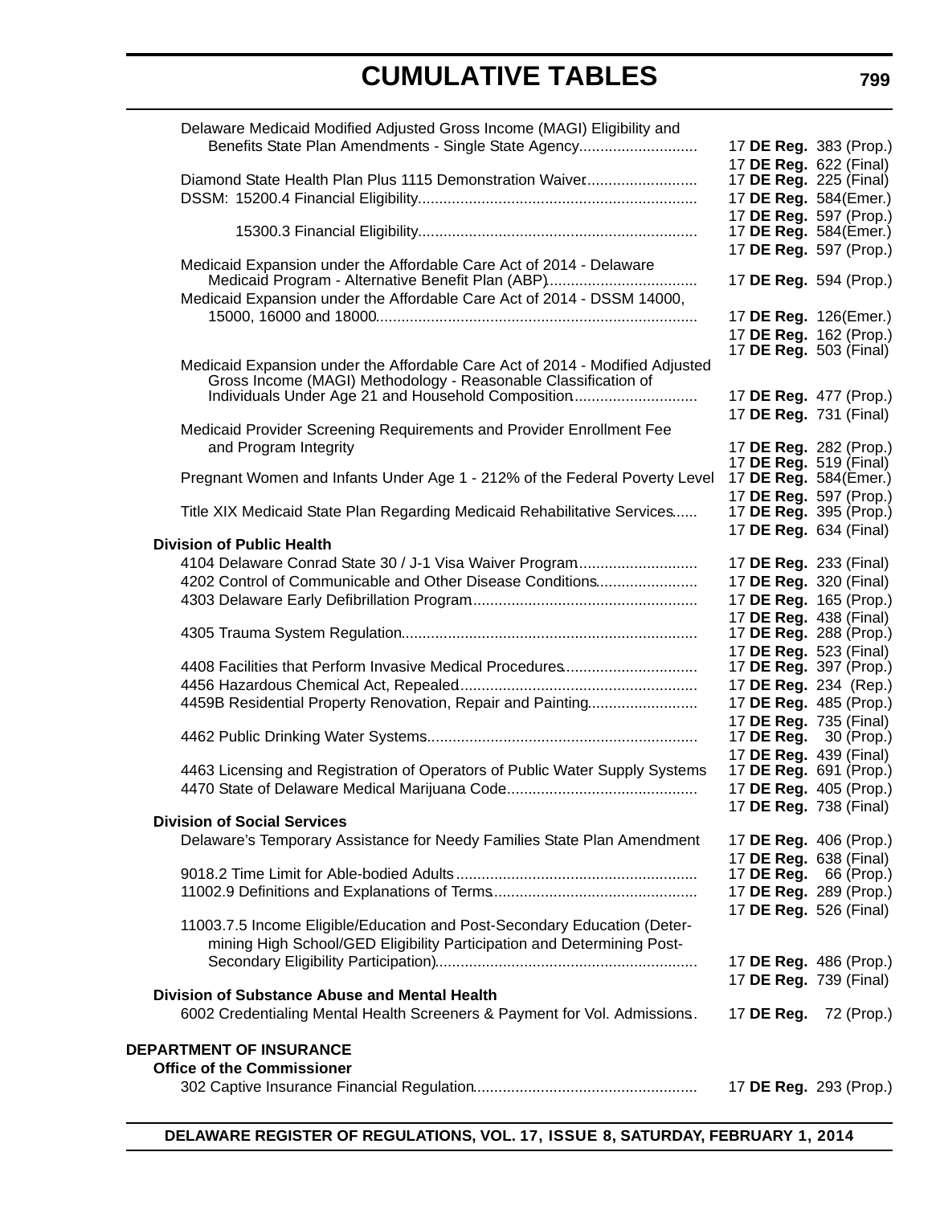Delaware Medicaid Modified Adjusted Gross Income (MAGI) Eligibility and Benefits State Plan Amendments - Single State Agency........................... 17 **DE Reg.** 383 (Prop.)
17 **DE Reg.** 622 (Final)

Diamond State Health Plan Plus 1115 Demonstration Waiver.......................... 17 **DE Reg.** 225 (Final)

DSSM: 15200.4 Financial Eligibility................................................................. 17 **DE Reg.** 584(Emer.)
17 **DE Reg.** 597 (Prop.)

15300.3 Financial Eligibility................................................................. 17 **DE Reg.** 584(Emer.)
17 **DE Reg.** 597 (Prop.)

Medicaid Expansion under the Affordable Care Act of 2014 - Delaware Medicaid Program - Alternative Benefit Plan (ABP)................................... 17 **DE Reg.** 594 (Prop.)

Medicaid Expansion under the Affordable Care Act of 2014 - DSSM 14000, 15000, 16000 and 18000........................................................................... 17 **DE Reg.** 126(Emer.)
17 **DE Reg.** 162 (Prop.)
17 **DE Reg.** 503 (Final)

Medicaid Expansion under the Affordable Care Act of 2014 - Modified Adjusted Gross Income (MAGI) Methodology - Reasonable Classification of Individuals Under Age 21 and Household Composition............................ 17 **DE Reg.** 477 (Prop.)
17 **DE Reg.** 731 (Final)

Medicaid Provider Screening Requirements and Provider Enrollment Fee and Program Integrity 17 **DE Reg.** 282 (Prop.)
17 **DE Reg.** 519 (Final)

Pregnant Women and Infants Under Age 1 - 212% of the Federal Poverty Level 17 **DE Reg.** 584(Emer.)
17 **DE Reg.** 597 (Prop.)

Title XIX Medicaid State Plan Regarding Medicaid Rehabilitative Services...... 17 **DE Reg.** 395 (Prop.)
17 **DE Reg.** 634 (Final)

**Division of Public Health**

4104 Delaware Conrad State 30 / J-1 Visa Waiver Program........................... 17 **DE Reg.** 233 (Final)

4202 Control of Communicable and Other Disease Conditions....................... 17 **DE Reg.** 320 (Final)

4303 Delaware Early Defibrillation Program.................................................... 17 **DE Reg.** 165 (Prop.)
17 **DE Reg.** 438 (Final)

4305 Trauma System Regulation..................................................................... 17 **DE Reg.** 288 (Prop.)
17 **DE Reg.** 523 (Final)

4408 Facilities that Perform Invasive Medical Procedures............................... 17 **DE Reg.** 397 (Prop.)

4456 Hazardous Chemical Act, Repealed....................................................... 17 **DE Reg.** 234 (Rep.)

4459B Residential Property Renovation, Repair and Painting......................... 17 **DE Reg.** 485 (Prop.)
17 **DE Reg.** 735 (Final)

4462 Public Drinking Water Systems............................................................... 17 **DE Reg.** 30 (Prop.)
17 **DE Reg.** 439 (Final)

4463 Licensing and Registration of Operators of Public Water Supply Systems 17 **DE Reg.** 691 (Prop.)

4470 State of Delaware Medical Marijuana Code............................................ 17 **DE Reg.** 405 (Prop.)
17 **DE Reg.** 738 (Final)

**Division of Social Services**

Delaware's Temporary Assistance for Needy Families State Plan Amendment 17 **DE Reg.** 406 (Prop.)
17 **DE Reg.** 638 (Final)

9018.2 Time Limit for Able-bodied Adults ........................................................ 17 **DE Reg.** 66 (Prop.)

11002.9 Definitions and Explanations of Terms................................................ 17 **DE Reg.** 289 (Prop.)
17 **DE Reg.** 526 (Final)

11003.7.5 Income Eligible/Education and Post-Secondary Education (Determining High School/GED Eligibility Participation and Determining Post-Secondary Eligibility Participation)............................................................. 17 **DE Reg.** 486 (Prop.)
17 **DE Reg.** 739 (Final)

**Division of Substance Abuse and Mental Health**

6002 Credentialing Mental Health Screeners & Payment for Vol. Admissions. 17 **DE Reg.** 72 (Prop.)

**DEPARTMENT OF INSURANCE**

**Office of the Commissioner**

302 Captive Insurance Financial Regulation.................................................... 17 **DE Reg.** 293 (Prop.)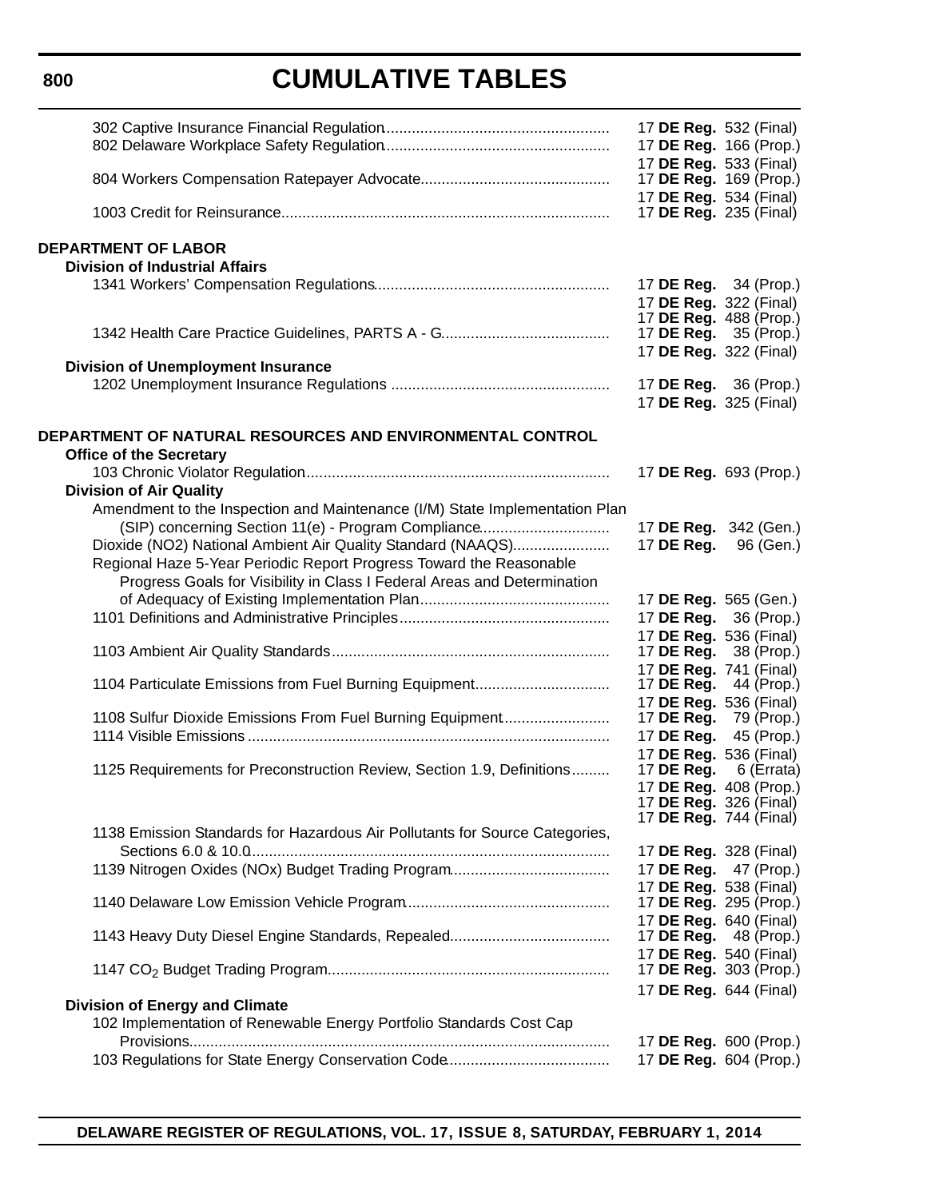# CUMULATIVE TABLES

| Regulation | Citation |
|---|---|
| 302 Captive Insurance Financial Regulation | 17 **DE Reg.** 532 (Final) |
| 802 Delaware Workplace Safety Regulation | 17 **DE Reg.** 166 (Prop.)<br>17 **DE Reg.** 533 (Final) |
| 804 Workers Compensation Ratepayer Advocate | 17 **DE Reg.** 169 (Prop.)<br>17 **DE Reg.** 534 (Final) |
| 1003 Credit for Reinsurance | 17 **DE Reg.** 235 (Final) |

**DEPARTMENT OF LABOR**

**Division of Industrial Affairs**

| Regulation | Citation |
|---|---|
| 1341 Workers' Compensation Regulations | 17 **DE Reg.** 34 (Prop.)<br>17 **DE Reg.** 322 (Final)<br>17 **DE Reg.** 488 (Prop.) |
| 1342 Health Care Practice Guidelines, PARTS A - G | 17 **DE Reg.** 35 (Prop.)<br>17 **DE Reg.** 322 (Final) |

**Division of Unemployment Insurance**

| Regulation | Citation |
|---|---|
| 1202 Unemployment Insurance Regulations | 17 **DE Reg.** 36 (Prop.)<br>17 **DE Reg.** 325 (Final) |

**DEPARTMENT OF NATURAL RESOURCES AND ENVIRONMENTAL CONTROL**

**Office of the Secretary**

| Regulation | Citation |
|---|---|
| 103 Chronic Violator Regulation | 17 **DE Reg.** 693 (Prop.) |

**Division of Air Quality**

| Regulation | Citation |
|---|---|
| Amendment to the Inspection and Maintenance (I/M) State Implementation Plan (SIP) concerning Section 11(e) - Program Compliance | 17 **DE Reg.** 342 (Gen.) |
| Dioxide (NO2) National Ambient Air Quality Standard (NAAQS) | 17 **DE Reg.** 96 (Gen.) |
| Regional Haze 5-Year Periodic Report Progress Toward the Reasonable Progress Goals for Visibility in Class I Federal Areas and Determination of Adequacy of Existing Implementation Plan | 17 **DE Reg.** 565 (Gen.) |
| 1101 Definitions and Administrative Principles | 17 **DE Reg.** 36 (Prop.)<br>17 **DE Reg.** 536 (Final) |
| 1103 Ambient Air Quality Standards | 17 **DE Reg.** 38 (Prop.)<br>17 **DE Reg.** 741 (Final) |
| 1104 Particulate Emissions from Fuel Burning Equipment | 17 **DE Reg.** 44 (Prop.)<br>17 **DE Reg.** 536 (Final) |
| 1108 Sulfur Dioxide Emissions From Fuel Burning Equipment | 17 **DE Reg.** 79 (Prop.) |
| 1114 Visible Emissions | 17 **DE Reg.** 45 (Prop.)<br>17 **DE Reg.** 536 (Final) |
| 1125 Requirements for Preconstruction Review, Section 1.9, Definitions | 17 **DE Reg.** 6 (Errata)<br>17 **DE Reg.** 408 (Prop.)<br>17 **DE Reg.** 326 (Final)<br>17 **DE Reg.** 744 (Final) |
| 1138 Emission Standards for Hazardous Air Pollutants for Source Categories, Sections 6.0 & 10.0 | 17 **DE Reg.** 328 (Final) |
| 1139 Nitrogen Oxides (NOx) Budget Trading Program | 17 **DE Reg.** 47 (Prop.)<br>17 **DE Reg.** 538 (Final) |
| 1140 Delaware Low Emission Vehicle Program | 17 **DE Reg.** 295 (Prop.)<br>17 **DE Reg.** 640 (Final) |
| 1143 Heavy Duty Diesel Engine Standards, Repealed | 17 **DE Reg.** 48 (Prop.)<br>17 **DE Reg.** 540 (Final) |
| 1147 $CO_2$ Budget Trading Program | 17 **DE Reg.** 303 (Prop.)<br>17 **DE Reg.** 644 (Final) |

**Division of Energy and Climate**

| Regulation | Citation |
|---|---|
| 102 Implementation of Renewable Energy Portfolio Standards Cost Cap Provisions | 17 **DE Reg.** 600 (Prop.) |
| 103 Regulations for State Energy Conservation Code | 17 **DE Reg.** 604 (Prop.) |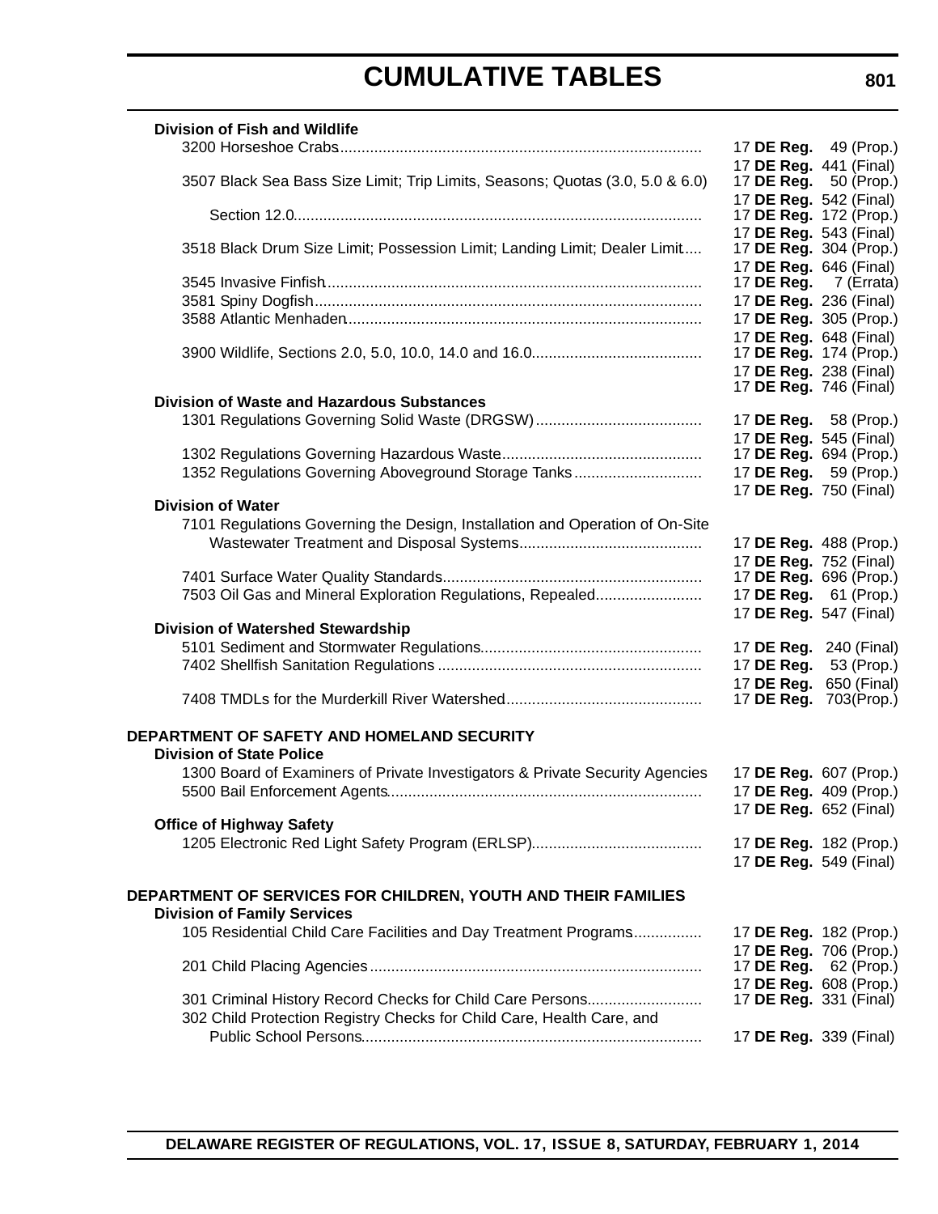## CUMULATIVE TABLES

**Division of Fish and Wildlife**

| | |
|---|---|
| 3200 Horseshoe Crabs | 17 **DE Reg.** 49 (Prop.) |
| | 17 **DE Reg.** 441 (Final) |
| 3507 Black Sea Bass Size Limit; Trip Limits, Seasons; Quotas (3.0, 5.0 & 6.0) | 17 **DE Reg.** 50 (Prop.) |
| | 17 **DE Reg.** 542 (Final) |
| Section 12.0 | 17 **DE Reg.** 172 (Prop.) |
| | 17 **DE Reg.** 543 (Final) |
| 3518 Black Drum Size Limit; Possession Limit; Landing Limit; Dealer Limit | 17 **DE Reg.** 304 (Prop.) |
| | 17 **DE Reg.** 646 (Final) |
| 3545 Invasive Finfish | 17 **DE Reg.** 7 (Errata) |
| 3581 Spiny Dogfish | 17 **DE Reg.** 236 (Final) |
| 3588 Atlantic Menhaden | 17 **DE Reg.** 305 (Prop.) |
| | 17 **DE Reg.** 648 (Final) |
| 3900 Wildlife, Sections 2.0, 5.0, 10.0, 14.0 and 16.0 | 17 **DE Reg.** 174 (Prop.) |
| | 17 **DE Reg.** 238 (Final) |
| | 17 **DE Reg.** 746 (Final) |

**Division of Waste and Hazardous Substances**

| | |
|---|---|
| 1301 Regulations Governing Solid Waste (DRGSW) | 17 **DE Reg.** 58 (Prop.) |
| | 17 **DE Reg.** 545 (Final) |
| 1302 Regulations Governing Hazardous Waste | 17 **DE Reg.** 694 (Prop.) |
| 1352 Regulations Governing Aboveground Storage Tanks | 17 **DE Reg.** 59 (Prop.) |
| | 17 **DE Reg.** 750 (Final) |

**Division of Water**

| | |
|---|---|
| 7101 Regulations Governing the Design, Installation and Operation of On-Site Wastewater Treatment and Disposal Systems | 17 **DE Reg.** 488 (Prop.) |
| | 17 **DE Reg.** 752 (Final) |
| 7401 Surface Water Quality Standards | 17 **DE Reg.** 696 (Prop.) |
| 7503 Oil Gas and Mineral Exploration Regulations, Repealed | 17 **DE Reg.** 61 (Prop.) |
| | 17 **DE Reg.** 547 (Final) |

**Division of Watershed Stewardship**

| | |
|---|---|
| 5101 Sediment and Stormwater Regulations | 17 **DE Reg.** 240 (Final) |
| 7402 Shellfish Sanitation Regulations | 17 **DE Reg.** 53 (Prop.) |
| | 17 **DE Reg.** 650 (Final) |
| 7408 TMDLs for the Murderkill River Watershed | 17 **DE Reg.** 703(Prop.) |

### DEPARTMENT OF SAFETY AND HOMELAND SECURITY

**Division of State Police**

| | |
|---|---|
| 1300 Board of Examiners of Private Investigators & Private Security Agencies | 17 **DE Reg.** 607 (Prop.) |
| 5500 Bail Enforcement Agents | 17 **DE Reg.** 409 (Prop.) |
| | 17 **DE Reg.** 652 (Final) |

**Office of Highway Safety**

| | |
|---|---|
| 1205 Electronic Red Light Safety Program (ERLSP) | 17 **DE Reg.** 182 (Prop.) |
| | 17 **DE Reg.** 549 (Final) |

### DEPARTMENT OF SERVICES FOR CHILDREN, YOUTH AND THEIR FAMILIES

**Division of Family Services**

| | |
|---|---|
| 105 Residential Child Care Facilities and Day Treatment Programs | 17 **DE Reg.** 182 (Prop.) |
| | 17 **DE Reg.** 706 (Prop.) |
| 201 Child Placing Agencies | 17 **DE Reg.** 62 (Prop.) |
| | 17 **DE Reg.** 608 (Prop.) |
| 301 Criminal History Record Checks for Child Care Persons | 17 **DE Reg.** 331 (Final) |
| 302 Child Protection Registry Checks for Child Care, Health Care, and Public School Persons | 17 **DE Reg.** 339 (Final) |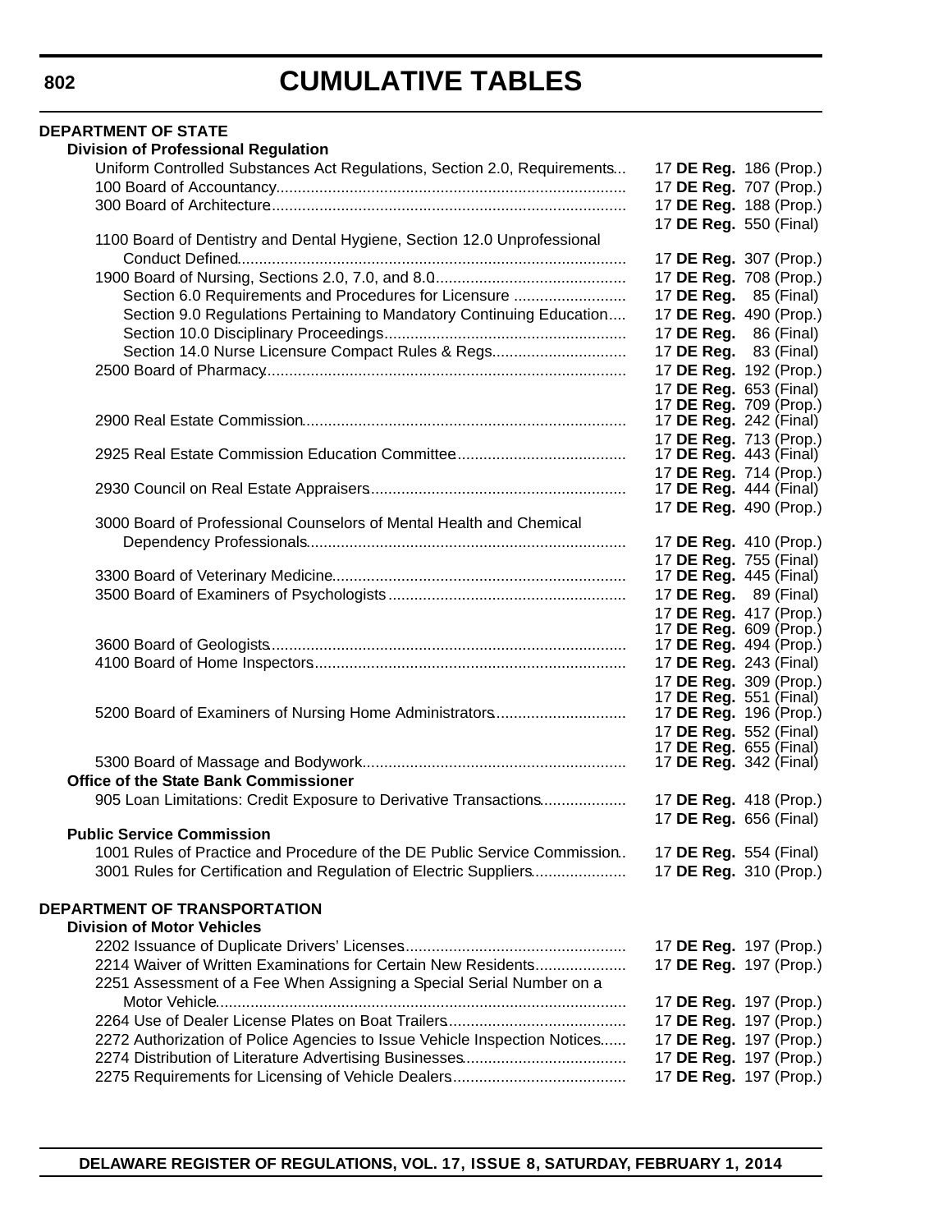# CUMULATIVE TABLES

**DEPARTMENT OF STATE**

**Division of Professional Regulation**

| Regulation | Citation |
|---|---|
| Uniform Controlled Substances Act Regulations, Section 2.0, Requirements | 17 **DE Reg.** 186 (Prop.) |
| 100 Board of Accountancy | 17 **DE Reg.** 707 (Prop.) |
| 300 Board of Architecture | 17 **DE Reg.** 188 (Prop.) |
| | 17 **DE Reg.** 550 (Final) |
| 1100 Board of Dentistry and Dental Hygiene, Section 12.0 Unprofessional Conduct Defined | 17 **DE Reg.** 307 (Prop.) |
| 1900 Board of Nursing, Sections 2.0, 7.0, and 8.0 | 17 **DE Reg.** 708 (Prop.) |
| Section 6.0 Requirements and Procedures for Licensure | 17 **DE Reg.** 85 (Final) |
| Section 9.0 Regulations Pertaining to Mandatory Continuing Education | 17 **DE Reg.** 490 (Prop.) |
| Section 10.0 Disciplinary Proceedings | 17 **DE Reg.** 86 (Final) |
| Section 14.0 Nurse Licensure Compact Rules & Regs | 17 **DE Reg.** 83 (Final) |
| 2500 Board of Pharmacy | 17 **DE Reg.** 192 (Prop.) |
| | 17 **DE Reg.** 653 (Final) |
| | 17 **DE Reg.** 709 (Prop.) |
| 2900 Real Estate Commission | 17 **DE Reg.** 242 (Final) |
| | 17 **DE Reg.** 713 (Prop.) |
| 2925 Real Estate Commission Education Committee | 17 **DE Reg.** 443 (Final) |
| | 17 **DE Reg.** 714 (Prop.) |
| 2930 Council on Real Estate Appraisers | 17 **DE Reg.** 444 (Final) |
| | 17 **DE Reg.** 490 (Prop.) |
| 3000 Board of Professional Counselors of Mental Health and Chemical Dependency Professionals | 17 **DE Reg.** 410 (Prop.) |
| | 17 **DE Reg.** 755 (Final) |
| 3300 Board of Veterinary Medicine | 17 **DE Reg.** 445 (Final) |
| 3500 Board of Examiners of Psychologists | 17 **DE Reg.** 89 (Final) |
| | 17 **DE Reg.** 417 (Prop.) |
| | 17 **DE Reg.** 609 (Prop.) |
| 3600 Board of Geologists | 17 **DE Reg.** 494 (Prop.) |
| 4100 Board of Home Inspectors | 17 **DE Reg.** 243 (Final) |
| | 17 **DE Reg.** 309 (Prop.) |
| | 17 **DE Reg.** 551 (Final) |
| 5200 Board of Examiners of Nursing Home Administrators | 17 **DE Reg.** 196 (Prop.) |
| | 17 **DE Reg.** 552 (Final) |
| | 17 **DE Reg.** 655 (Final) |
| 5300 Board of Massage and Bodywork | 17 **DE Reg.** 342 (Final) |

**Office of the State Bank Commissioner**

| Regulation | Citation |
|---|---|
| 905 Loan Limitations: Credit Exposure to Derivative Transactions | 17 **DE Reg.** 418 (Prop.) |
| | 17 **DE Reg.** 656 (Final) |

**Public Service Commission**

| Regulation | Citation |
|---|---|
| 1001 Rules of Practice and Procedure of the DE Public Service Commission | 17 **DE Reg.** 554 (Final) |
| 3001 Rules for Certification and Regulation of Electric Suppliers | 17 **DE Reg.** 310 (Prop.) |

**DEPARTMENT OF TRANSPORTATION**

**Division of Motor Vehicles**

| Regulation | Citation |
|---|---|
| 2202 Issuance of Duplicate Drivers' Licenses | 17 **DE Reg.** 197 (Prop.) |
| 2214 Waiver of Written Examinations for Certain New Residents | 17 **DE Reg.** 197 (Prop.) |
| 2251 Assessment of a Fee When Assigning a Special Serial Number on a Motor Vehicle | 17 **DE Reg.** 197 (Prop.) |
| 2264 Use of Dealer License Plates on Boat Trailers | 17 **DE Reg.** 197 (Prop.) |
| 2272 Authorization of Police Agencies to Issue Vehicle Inspection Notices | 17 **DE Reg.** 197 (Prop.) |
| 2274 Distribution of Literature Advertising Businesses | 17 **DE Reg.** 197 (Prop.) |
| 2275 Requirements for Licensing of Vehicle Dealers | 17 **DE Reg.** 197 (Prop.) |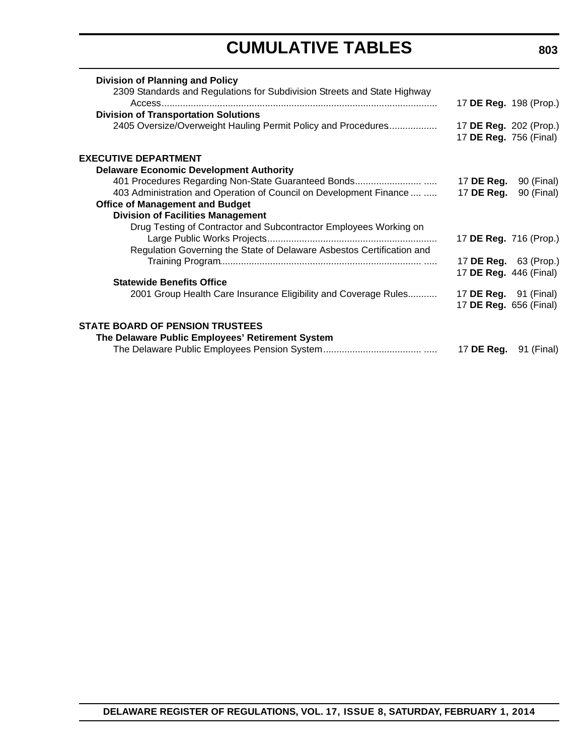**Division of Planning and Policy**

2309 Standards and Regulations for Subdivision Streets and State Highway Access........................................................................................................ 17 **DE Reg.** 198 (Prop.)

**Division of Transportation Solutions**

2405 Oversize/Overweight Hauling Permit Policy and Procedures.................. 17 **DE Reg.** 202 (Prop.)
17 **DE Reg.** 756 (Final)

**EXECUTIVE DEPARTMENT**

**Delaware Economic Development Authority**

401 Procedures Regarding Non-State Guaranteed Bonds......................... ..... 17 **DE Reg.** 90 (Final)

403 Administration and Operation of Council on Development Finance .... ..... 17 **DE Reg.** 90 (Final)

**Office of Management and Budget**

**Division of Facilities Management**

Drug Testing of Contractor and Subcontractor Employees Working on Large Public Works Projects................................................................ 17 **DE Reg.** 716 (Prop.)

Regulation Governing the State of Delaware Asbestos Certification and Training Program........................................................................... ..... 17 **DE Reg.** 63 (Prop.)
17 **DE Reg.** 446 (Final)

**Statewide Benefits Office**

2001 Group Health Care Insurance Eligibility and Coverage Rules........... 17 **DE Reg.** 91 (Final)
17 **DE Reg.** 656 (Final)

**STATE BOARD OF PENSION TRUSTEES**

**The Delaware Public Employees' Retirement System**

The Delaware Public Employees Pension System..................................... ..... 17 **DE Reg.** 91 (Final)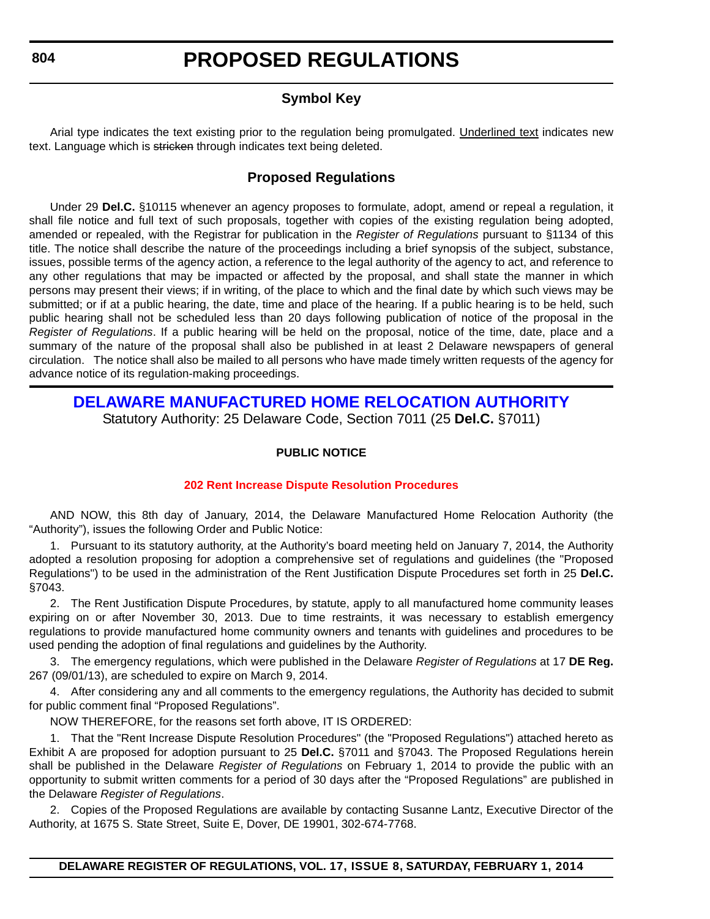# PROPOSED REGULATIONS

## Symbol Key

Arial type indicates the text existing prior to the regulation being promulgated. Underlined text indicates new text. Language which is ~~stricken~~ through indicates text being deleted.

## Proposed Regulations

Under 29 **Del.C.** §10115 whenever an agency proposes to formulate, adopt, amend or repeal a regulation, it shall file notice and full text of such proposals, together with copies of the existing regulation being adopted, amended or repealed, with the Registrar for publication in the *Register of Regulations* pursuant to §1134 of this title. The notice shall describe the nature of the proceedings including a brief synopsis of the subject, substance, issues, possible terms of the agency action, a reference to the legal authority of the agency to act, and reference to any other regulations that may be impacted or affected by the proposal, and shall state the manner in which persons may present their views; if in writing, of the place to which and the final date by which such views may be submitted; or if at a public hearing, the date, time and place of the hearing. If a public hearing is to be held, such public hearing shall not be scheduled less than 20 days following publication of notice of the proposal in the *Register of Regulations*. If a public hearing will be held on the proposal, notice of the time, date, place and a summary of the nature of the proposal shall also be published in at least 2 Delaware newspapers of general circulation. The notice shall also be mailed to all persons who have made timely written requests of the agency for advance notice of its regulation-making proceedings.

## DELAWARE MANUFACTURED HOME RELOCATION AUTHORITY

Statutory Authority: 25 Delaware Code, Section 7011 (25 **Del.C.** §7011)

**PUBLIC NOTICE**

**202 Rent Increase Dispute Resolution Procedures**

AND NOW, this 8th day of January, 2014, the Delaware Manufactured Home Relocation Authority (the "Authority"), issues the following Order and Public Notice:

1. Pursuant to its statutory authority, at the Authority's board meeting held on January 7, 2014, the Authority adopted a resolution proposing for adoption a comprehensive set of regulations and guidelines (the "Proposed Regulations") to be used in the administration of the Rent Justification Dispute Procedures set forth in 25 **Del.C.** §7043.

2. The Rent Justification Dispute Procedures, by statute, apply to all manufactured home community leases expiring on or after November 30, 2013. Due to time restraints, it was necessary to establish emergency regulations to provide manufactured home community owners and tenants with guidelines and procedures to be used pending the adoption of final regulations and guidelines by the Authority.

3. The emergency regulations, which were published in the Delaware *Register of Regulations* at 17 **DE Reg.** 267 (09/01/13), are scheduled to expire on March 9, 2014.

4. After considering any and all comments to the emergency regulations, the Authority has decided to submit for public comment final "Proposed Regulations".

NOW THEREFORE, for the reasons set forth above, IT IS ORDERED:

1. That the "Rent Increase Dispute Resolution Procedures" (the "Proposed Regulations") attached hereto as Exhibit A are proposed for adoption pursuant to 25 **Del.C.** §7011 and §7043. The Proposed Regulations herein shall be published in the Delaware *Register of Regulations* on February 1, 2014 to provide the public with an opportunity to submit written comments for a period of 30 days after the "Proposed Regulations" are published in the Delaware *Register of Regulations*.

2. Copies of the Proposed Regulations are available by contacting Susanne Lantz, Executive Director of the Authority, at 1675 S. State Street, Suite E, Dover, DE 19901, 302-674-7768.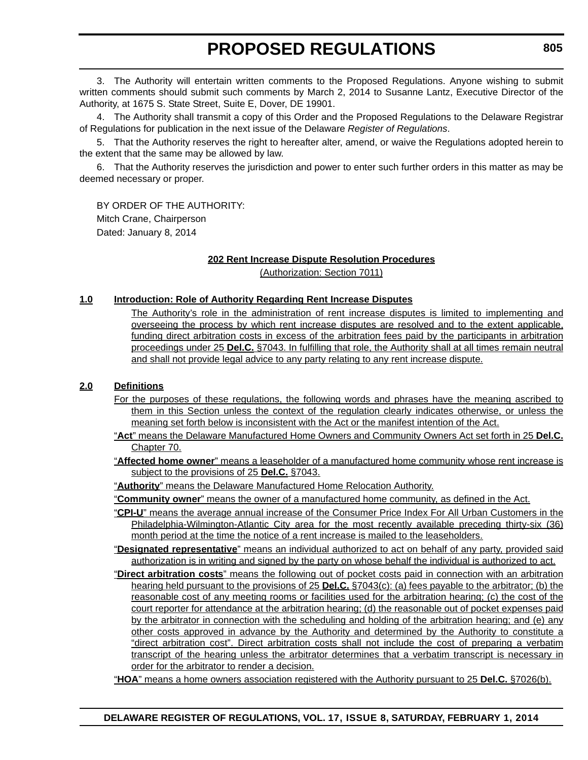3. The Authority will entertain written comments to the Proposed Regulations. Anyone wishing to submit written comments should submit such comments by March 2, 2014 to Susanne Lantz, Executive Director of the Authority, at 1675 S. State Street, Suite E, Dover, DE 19901.

4. The Authority shall transmit a copy of this Order and the Proposed Regulations to the Delaware Registrar of Regulations for publication in the next issue of the Delaware *Register of Regulations*.

5. That the Authority reserves the right to hereafter alter, amend, or waive the Regulations adopted herein to the extent that the same may be allowed by law.

6. That the Authority reserves the jurisdiction and power to enter such further orders in this matter as may be deemed necessary or proper.

BY ORDER OF THE AUTHORITY:
Mitch Crane, Chairperson
Dated: January 8, 2014

**202 Rent Increase Dispute Resolution Procedures**

(Authorization: Section 7011)

**1.0 Introduction: Role of Authority Regarding Rent Increase Disputes**

The Authority's role in the administration of rent increase disputes is limited to implementing and overseeing the process by which rent increase disputes are resolved and to the extent applicable, funding direct arbitration costs in excess of the arbitration fees paid by the participants in arbitration proceedings under 25 **Del.C.** §7043. In fulfilling that role, the Authority shall at all times remain neutral and shall not provide legal advice to any party relating to any rent increase dispute.

**2.0 Definitions**

For the purposes of these regulations, the following words and phrases have the meaning ascribed to them in this Section unless the context of the regulation clearly indicates otherwise, or unless the meaning set forth below is inconsistent with the Act or the manifest intention of the Act.

"**Act**" means the Delaware Manufactured Home Owners and Community Owners Act set forth in 25 **Del.C.** Chapter 70.

"**Affected home owner**" means a leaseholder of a manufactured home community whose rent increase is subject to the provisions of 25 **Del.C.** §7043.

"**Authority**" means the Delaware Manufactured Home Relocation Authority.

"**Community owner**" means the owner of a manufactured home community, as defined in the Act.

"**CPI-U**" means the average annual increase of the Consumer Price Index For All Urban Customers in the Philadelphia-Wilmington-Atlantic City area for the most recently available preceding thirty-six (36) month period at the time the notice of a rent increase is mailed to the leaseholders.

"**Designated representative**" means an individual authorized to act on behalf of any party, provided said authorization is in writing and signed by the party on whose behalf the individual is authorized to act.

"**Direct arbitration costs**" means the following out of pocket costs paid in connection with an arbitration hearing held pursuant to the provisions of 25 **Del.C.** §7043(c): (a) fees payable to the arbitrator; (b) the reasonable cost of any meeting rooms or facilities used for the arbitration hearing; (c) the cost of the court reporter for attendance at the arbitration hearing; (d) the reasonable out of pocket expenses paid by the arbitrator in connection with the scheduling and holding of the arbitration hearing; and (e) any other costs approved in advance by the Authority and determined by the Authority to constitute a "direct arbitration cost". Direct arbitration costs shall not include the cost of preparing a verbatim transcript of the hearing unless the arbitrator determines that a verbatim transcript is necessary in order for the arbitrator to render a decision.

"**HOA**" means a home owners association registered with the Authority pursuant to 25 **Del.C.** §7026(b).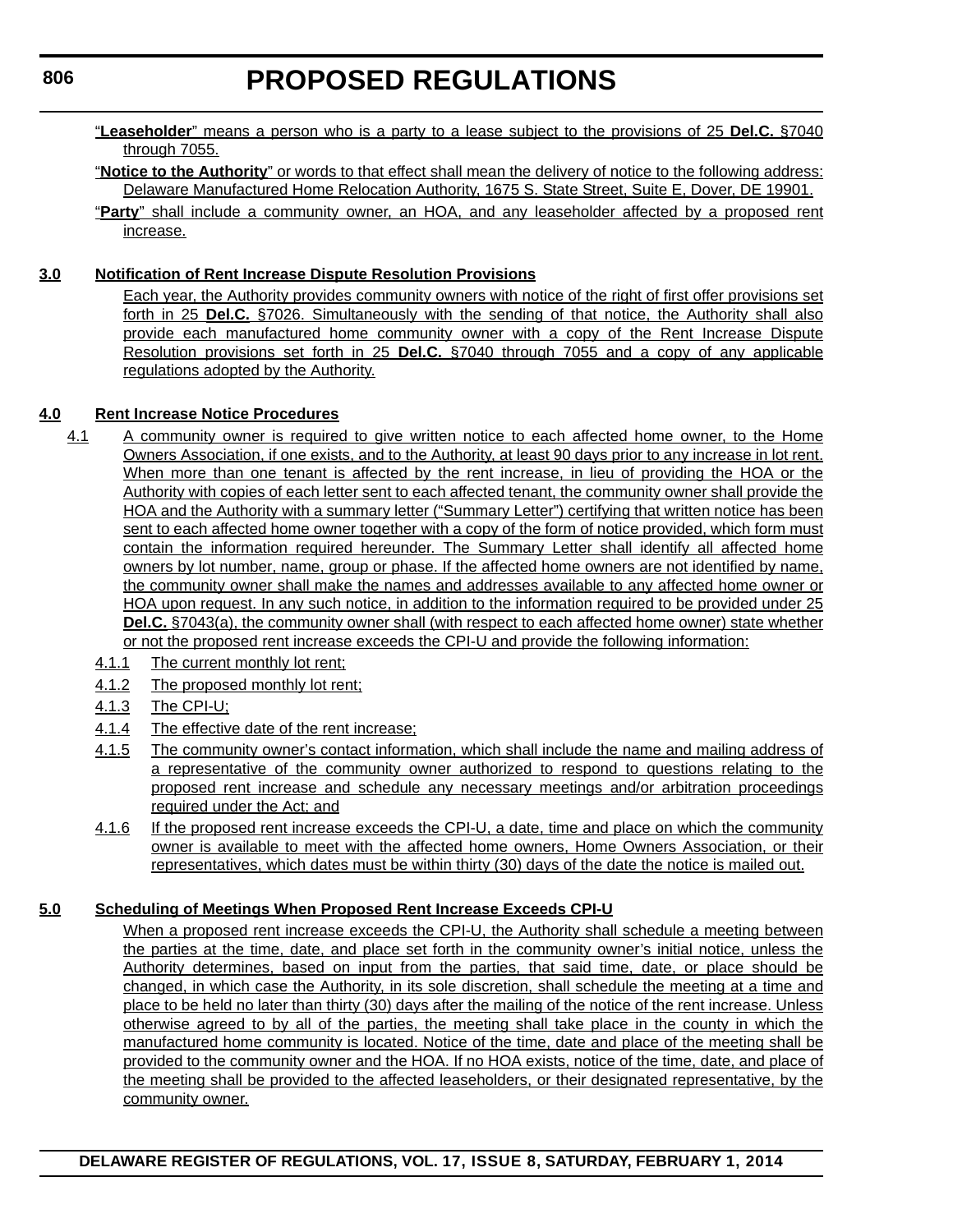"**Leaseholder**" means a person who is a party to a lease subject to the provisions of 25 **Del.C.** §7040 through 7055.

"**Notice to the Authority**" or words to that effect shall mean the delivery of notice to the following address: Delaware Manufactured Home Relocation Authority, 1675 S. State Street, Suite E, Dover, DE 19901.

"**Party**" shall include a community owner, an HOA, and any leaseholder affected by a proposed rent increase.

**3.0 Notification of Rent Increase Dispute Resolution Provisions**

Each year, the Authority provides community owners with notice of the right of first offer provisions set forth in 25 **Del.C.** §7026. Simultaneously with the sending of that notice, the Authority shall also provide each manufactured home community owner with a copy of the Rent Increase Dispute Resolution provisions set forth in 25 **Del.C.** §7040 through 7055 and a copy of any applicable regulations adopted by the Authority.

**4.0 Rent Increase Notice Procedures**

4.1 A community owner is required to give written notice to each affected home owner, to the Home Owners Association, if one exists, and to the Authority, at least 90 days prior to any increase in lot rent. When more than one tenant is affected by the rent increase, in lieu of providing the HOA or the Authority with copies of each letter sent to each affected tenant, the community owner shall provide the HOA and the Authority with a summary letter ("Summary Letter") certifying that written notice has been sent to each affected home owner together with a copy of the form of notice provided, which form must contain the information required hereunder. The Summary Letter shall identify all affected home owners by lot number, name, group or phase. If the affected home owners are not identified by name, the community owner shall make the names and addresses available to any affected home owner or HOA upon request. In any such notice, in addition to the information required to be provided under 25 **Del.C.** §7043(a), the community owner shall (with respect to each affected home owner) state whether or not the proposed rent increase exceeds the CPI-U and provide the following information:

4.1.1 The current monthly lot rent;

4.1.2 The proposed monthly lot rent;

4.1.3 The CPI-U;

4.1.4 The effective date of the rent increase;

4.1.5 The community owner's contact information, which shall include the name and mailing address of a representative of the community owner authorized to respond to questions relating to the proposed rent increase and schedule any necessary meetings and/or arbitration proceedings required under the Act; and

4.1.6 If the proposed rent increase exceeds the CPI-U, a date, time and place on which the community owner is available to meet with the affected home owners, Home Owners Association, or their representatives, which dates must be within thirty (30) days of the date the notice is mailed out.

**5.0 Scheduling of Meetings When Proposed Rent Increase Exceeds CPI-U**

When a proposed rent increase exceeds the CPI-U, the Authority shall schedule a meeting between the parties at the time, date, and place set forth in the community owner's initial notice, unless the Authority determines, based on input from the parties, that said time, date, or place should be changed, in which case the Authority, in its sole discretion, shall schedule the meeting at a time and place to be held no later than thirty (30) days after the mailing of the notice of the rent increase. Unless otherwise agreed to by all of the parties, the meeting shall take place in the county in which the manufactured home community is located. Notice of the time, date and place of the meeting shall be provided to the community owner and the HOA. If no HOA exists, notice of the time, date, and place of the meeting shall be provided to the affected leaseholders, or their designated representative, by the community owner.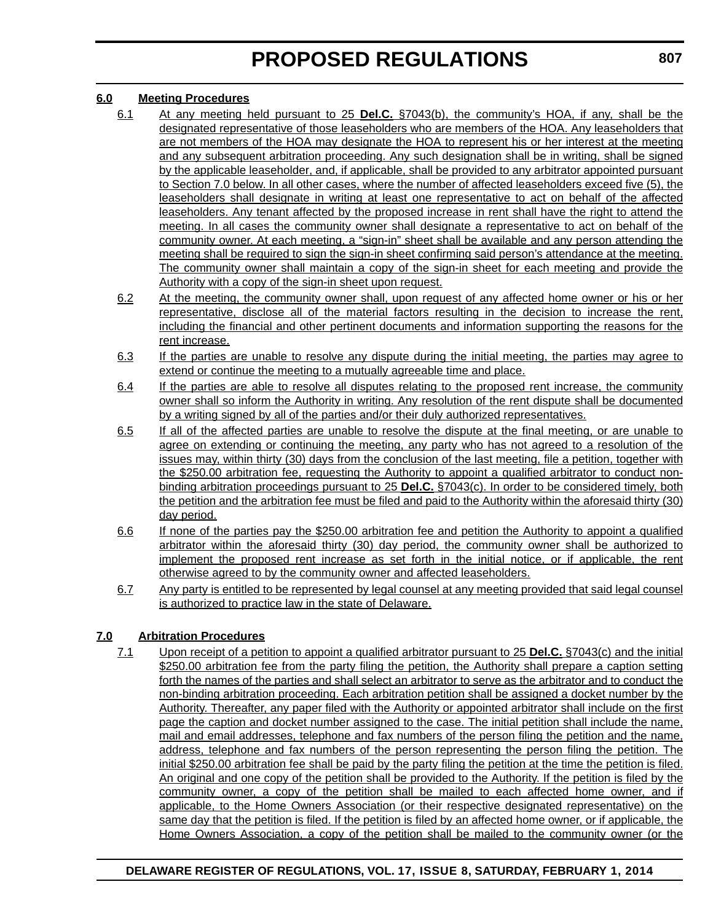**6.0 Meeting Procedures**

6.1 At any meeting held pursuant to 25 **Del.C.** §7043(b), the community's HOA, if any, shall be the designated representative of those leaseholders who are members of the HOA. Any leaseholders that are not members of the HOA may designate the HOA to represent his or her interest at the meeting and any subsequent arbitration proceeding. Any such designation shall be in writing, shall be signed by the applicable leaseholder, and, if applicable, shall be provided to any arbitrator appointed pursuant to Section 7.0 below. In all other cases, where the number of affected leaseholders exceed five (5), the leaseholders shall designate in writing at least one representative to act on behalf of the affected leaseholders. Any tenant affected by the proposed increase in rent shall have the right to attend the meeting. In all cases the community owner shall designate a representative to act on behalf of the community owner. At each meeting, a "sign-in" sheet shall be available and any person attending the meeting shall be required to sign the sign-in sheet confirming said person's attendance at the meeting. The community owner shall maintain a copy of the sign-in sheet for each meeting and provide the Authority with a copy of the sign-in sheet upon request.

6.2 At the meeting, the community owner shall, upon request of any affected home owner or his or her representative, disclose all of the material factors resulting in the decision to increase the rent, including the financial and other pertinent documents and information supporting the reasons for the rent increase.

6.3 If the parties are unable to resolve any dispute during the initial meeting, the parties may agree to extend or continue the meeting to a mutually agreeable time and place.

6.4 If the parties are able to resolve all disputes relating to the proposed rent increase, the community owner shall so inform the Authority in writing. Any resolution of the rent dispute shall be documented by a writing signed by all of the parties and/or their duly authorized representatives.

6.5 If all of the affected parties are unable to resolve the dispute at the final meeting, or are unable to agree on extending or continuing the meeting, any party who has not agreed to a resolution of the issues may, within thirty (30) days from the conclusion of the last meeting, file a petition, together with the $250.00 arbitration fee, requesting the Authority to appoint a qualified arbitrator to conduct non-binding arbitration proceedings pursuant to 25 **Del.C.** §7043(c). In order to be considered timely, both the petition and the arbitration fee must be filed and paid to the Authority within the aforesaid thirty (30) day period.

6.6 If none of the parties pay the $250.00 arbitration fee and petition the Authority to appoint a qualified arbitrator within the aforesaid thirty (30) day period, the community owner shall be authorized to implement the proposed rent increase as set forth in the initial notice, or if applicable, the rent otherwise agreed to by the community owner and affected leaseholders.

6.7 Any party is entitled to be represented by legal counsel at any meeting provided that said legal counsel is authorized to practice law in the state of Delaware.

**7.0 Arbitration Procedures**

7.1 Upon receipt of a petition to appoint a qualified arbitrator pursuant to 25 **Del.C.** §7043(c) and the initial $250.00 arbitration fee from the party filing the petition, the Authority shall prepare a caption setting forth the names of the parties and shall select an arbitrator to serve as the arbitrator and to conduct the non-binding arbitration proceeding. Each arbitration petition shall be assigned a docket number by the Authority. Thereafter, any paper filed with the Authority or appointed arbitrator shall include on the first page the caption and docket number assigned to the case. The initial petition shall include the name, mail and email addresses, telephone and fax numbers of the person filing the petition and the name, address, telephone and fax numbers of the person representing the person filing the petition. The initial $250.00 arbitration fee shall be paid by the party filing the petition at the time the petition is filed. An original and one copy of the petition shall be provided to the Authority. If the petition is filed by the community owner, a copy of the petition shall be mailed to each affected home owner, and if applicable, to the Home Owners Association (or their respective designated representative) on the same day that the petition is filed. If the petition is filed by an affected home owner, or if applicable, the Home Owners Association, a copy of the petition shall be mailed to the community owner (or the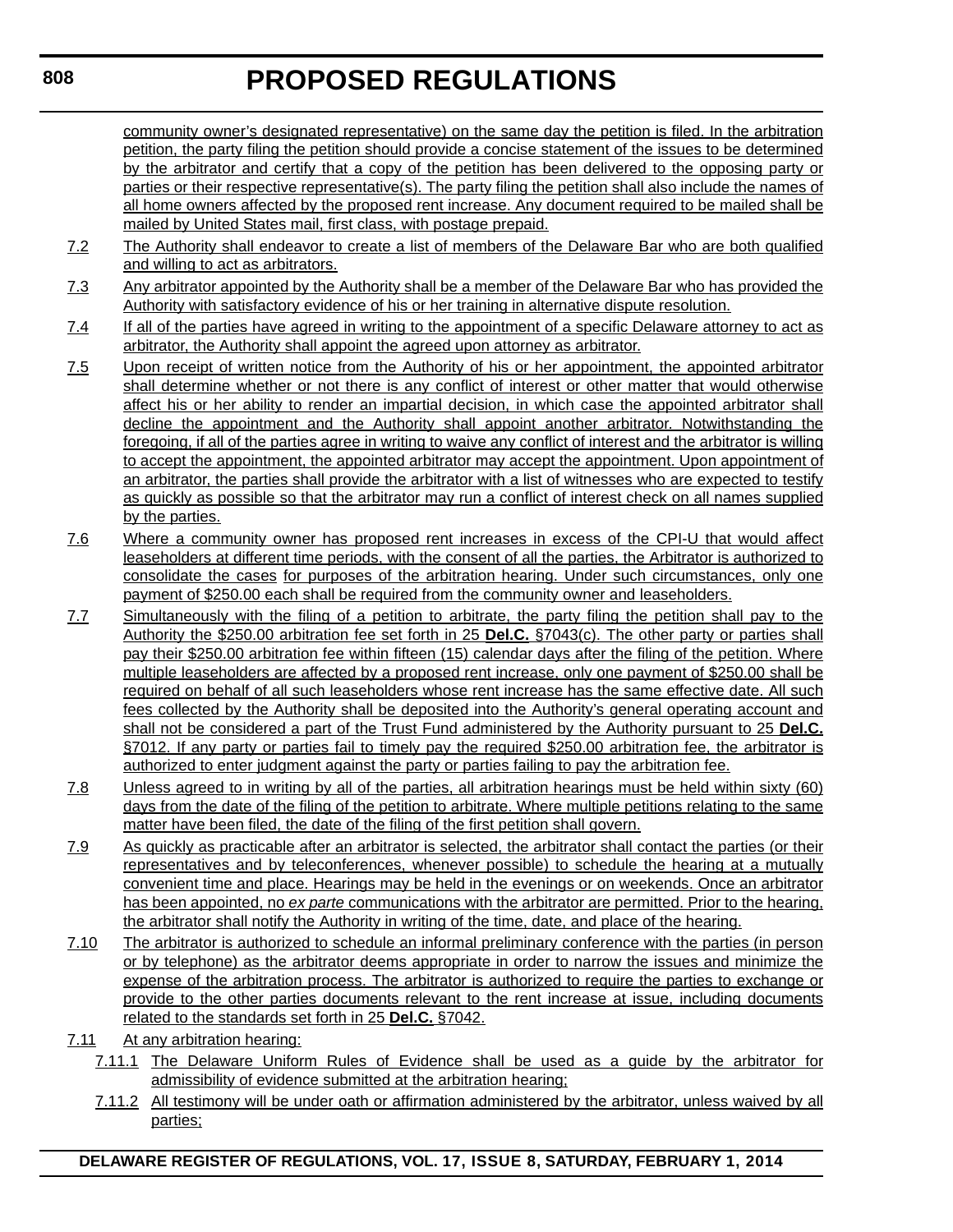community owner's designated representative) on the same day the petition is filed. In the arbitration petition, the party filing the petition should provide a concise statement of the issues to be determined by the arbitrator and certify that a copy of the petition has been delivered to the opposing party or parties or their respective representative(s). The party filing the petition shall also include the names of all home owners affected by the proposed rent increase. Any document required to be mailed shall be mailed by United States mail, first class, with postage prepaid.

7.2 The Authority shall endeavor to create a list of members of the Delaware Bar who are both qualified and willing to act as arbitrators.

7.3 Any arbitrator appointed by the Authority shall be a member of the Delaware Bar who has provided the Authority with satisfactory evidence of his or her training in alternative dispute resolution.

7.4 If all of the parties have agreed in writing to the appointment of a specific Delaware attorney to act as arbitrator, the Authority shall appoint the agreed upon attorney as arbitrator.

7.5 Upon receipt of written notice from the Authority of his or her appointment, the appointed arbitrator shall determine whether or not there is any conflict of interest or other matter that would otherwise affect his or her ability to render an impartial decision, in which case the appointed arbitrator shall decline the appointment and the Authority shall appoint another arbitrator. Notwithstanding the foregoing, if all of the parties agree in writing to waive any conflict of interest and the arbitrator is willing to accept the appointment, the appointed arbitrator may accept the appointment. Upon appointment of an arbitrator, the parties shall provide the arbitrator with a list of witnesses who are expected to testify as quickly as possible so that the arbitrator may run a conflict of interest check on all names supplied by the parties.

7.6 Where a community owner has proposed rent increases in excess of the CPI-U that would affect leaseholders at different time periods, with the consent of all the parties, the Arbitrator is authorized to consolidate the cases for purposes of the arbitration hearing. Under such circumstances, only one payment of $250.00 each shall be required from the community owner and leaseholders.

7.7 Simultaneously with the filing of a petition to arbitrate, the party filing the petition shall pay to the Authority the $250.00 arbitration fee set forth in 25 **Del.C.** §7043(c). The other party or parties shall pay their $250.00 arbitration fee within fifteen (15) calendar days after the filing of the petition. Where multiple leaseholders are affected by a proposed rent increase, only one payment of $250.00 shall be required on behalf of all such leaseholders whose rent increase has the same effective date. All such fees collected by the Authority shall be deposited into the Authority's general operating account and shall not be considered a part of the Trust Fund administered by the Authority pursuant to 25 **Del.C.** §7012. If any party or parties fail to timely pay the required $250.00 arbitration fee, the arbitrator is authorized to enter judgment against the party or parties failing to pay the arbitration fee.

7.8 Unless agreed to in writing by all of the parties, all arbitration hearings must be held within sixty (60) days from the date of the filing of the petition to arbitrate. Where multiple petitions relating to the same matter have been filed, the date of the filing of the first petition shall govern.

7.9 As quickly as practicable after an arbitrator is selected, the arbitrator shall contact the parties (or their representatives and by teleconferences, whenever possible) to schedule the hearing at a mutually convenient time and place. Hearings may be held in the evenings or on weekends. Once an arbitrator has been appointed, no *ex parte* communications with the arbitrator are permitted. Prior to the hearing, the arbitrator shall notify the Authority in writing of the time, date, and place of the hearing.

7.10 The arbitrator is authorized to schedule an informal preliminary conference with the parties (in person or by telephone) as the arbitrator deems appropriate in order to narrow the issues and minimize the expense of the arbitration process. The arbitrator is authorized to require the parties to exchange or provide to the other parties documents relevant to the rent increase at issue, including documents related to the standards set forth in 25 **Del.C.** §7042.

7.11 At any arbitration hearing:

7.11.1 The Delaware Uniform Rules of Evidence shall be used as a guide by the arbitrator for admissibility of evidence submitted at the arbitration hearing;

7.11.2 All testimony will be under oath or affirmation administered by the arbitrator, unless waived by all parties;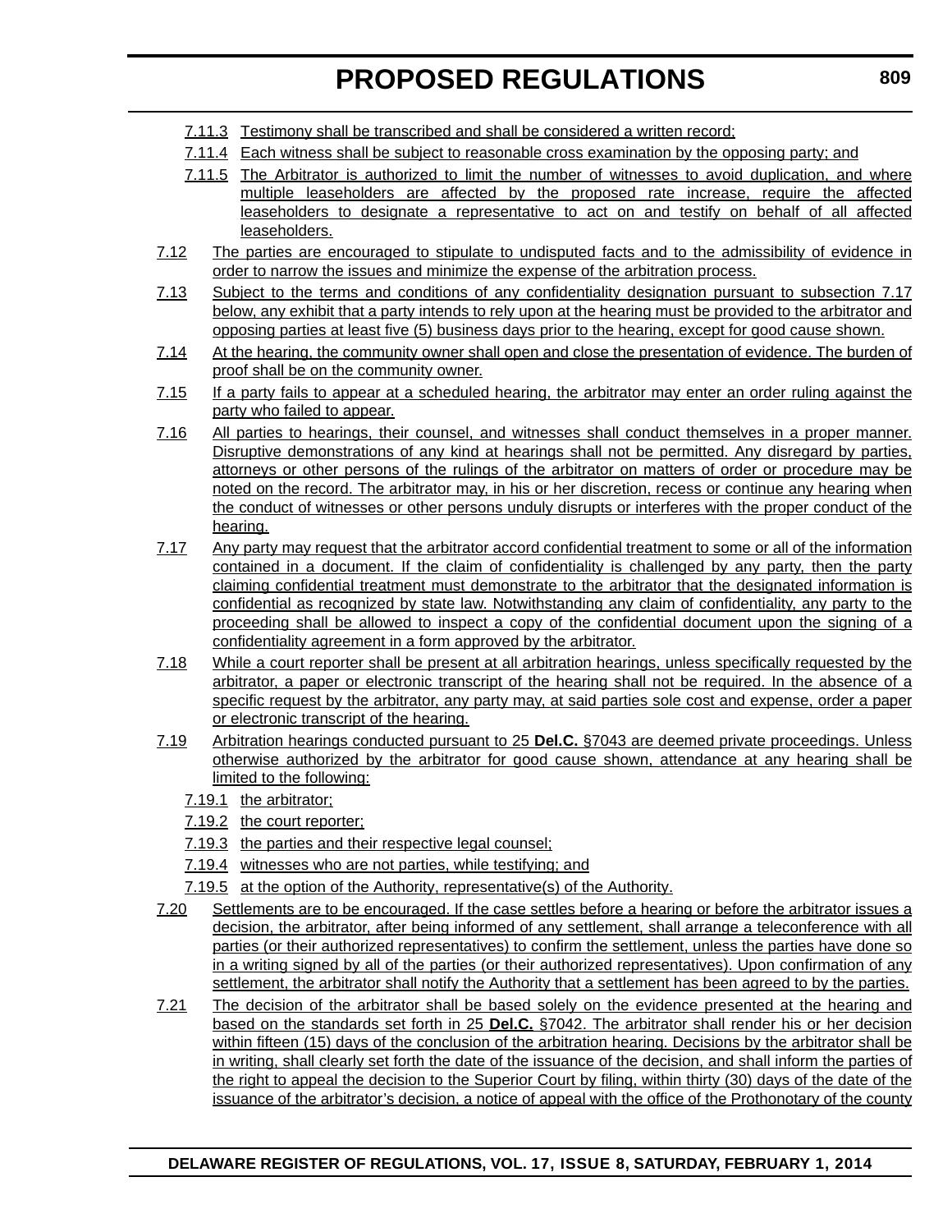7.11.3 Testimony shall be transcribed and shall be considered a written record;

7.11.4 Each witness shall be subject to reasonable cross examination by the opposing party; and

7.11.5 The Arbitrator is authorized to limit the number of witnesses to avoid duplication, and where multiple leaseholders are affected by the proposed rate increase, require the affected leaseholders to designate a representative to act on and testify on behalf of all affected leaseholders.

7.12 The parties are encouraged to stipulate to undisputed facts and to the admissibility of evidence in order to narrow the issues and minimize the expense of the arbitration process.

7.13 Subject to the terms and conditions of any confidentiality designation pursuant to subsection 7.17 below, any exhibit that a party intends to rely upon at the hearing must be provided to the arbitrator and opposing parties at least five (5) business days prior to the hearing, except for good cause shown.

7.14 At the hearing, the community owner shall open and close the presentation of evidence. The burden of proof shall be on the community owner.

7.15 If a party fails to appear at a scheduled hearing, the arbitrator may enter an order ruling against the party who failed to appear.

7.16 All parties to hearings, their counsel, and witnesses shall conduct themselves in a proper manner. Disruptive demonstrations of any kind at hearings shall not be permitted. Any disregard by parties, attorneys or other persons of the rulings of the arbitrator on matters of order or procedure may be noted on the record. The arbitrator may, in his or her discretion, recess or continue any hearing when the conduct of witnesses or other persons unduly disrupts or interferes with the proper conduct of the hearing.

7.17 Any party may request that the arbitrator accord confidential treatment to some or all of the information contained in a document. If the claim of confidentiality is challenged by any party, then the party claiming confidential treatment must demonstrate to the arbitrator that the designated information is confidential as recognized by state law. Notwithstanding any claim of confidentiality, any party to the proceeding shall be allowed to inspect a copy of the confidential document upon the signing of a confidentiality agreement in a form approved by the arbitrator.

7.18 While a court reporter shall be present at all arbitration hearings, unless specifically requested by the arbitrator, a paper or electronic transcript of the hearing shall not be required. In the absence of a specific request by the arbitrator, any party may, at said parties sole cost and expense, order a paper or electronic transcript of the hearing.

7.19 Arbitration hearings conducted pursuant to 25 **Del.C.** §7043 are deemed private proceedings. Unless otherwise authorized by the arbitrator for good cause shown, attendance at any hearing shall be limited to the following:

7.19.1 the arbitrator;

7.19.2 the court reporter;

7.19.3 the parties and their respective legal counsel;

7.19.4 witnesses who are not parties, while testifying; and

7.19.5 at the option of the Authority, representative(s) of the Authority.

7.20 Settlements are to be encouraged. If the case settles before a hearing or before the arbitrator issues a decision, the arbitrator, after being informed of any settlement, shall arrange a teleconference with all parties (or their authorized representatives) to confirm the settlement, unless the parties have done so in a writing signed by all of the parties (or their authorized representatives). Upon confirmation of any settlement, the arbitrator shall notify the Authority that a settlement has been agreed to by the parties.

7.21 The decision of the arbitrator shall be based solely on the evidence presented at the hearing and based on the standards set forth in 25 **Del.C.** §7042. The arbitrator shall render his or her decision within fifteen (15) days of the conclusion of the arbitration hearing. Decisions by the arbitrator shall be in writing, shall clearly set forth the date of the issuance of the decision, and shall inform the parties of the right to appeal the decision to the Superior Court by filing, within thirty (30) days of the date of the issuance of the arbitrator's decision, a notice of appeal with the office of the Prothonotary of the county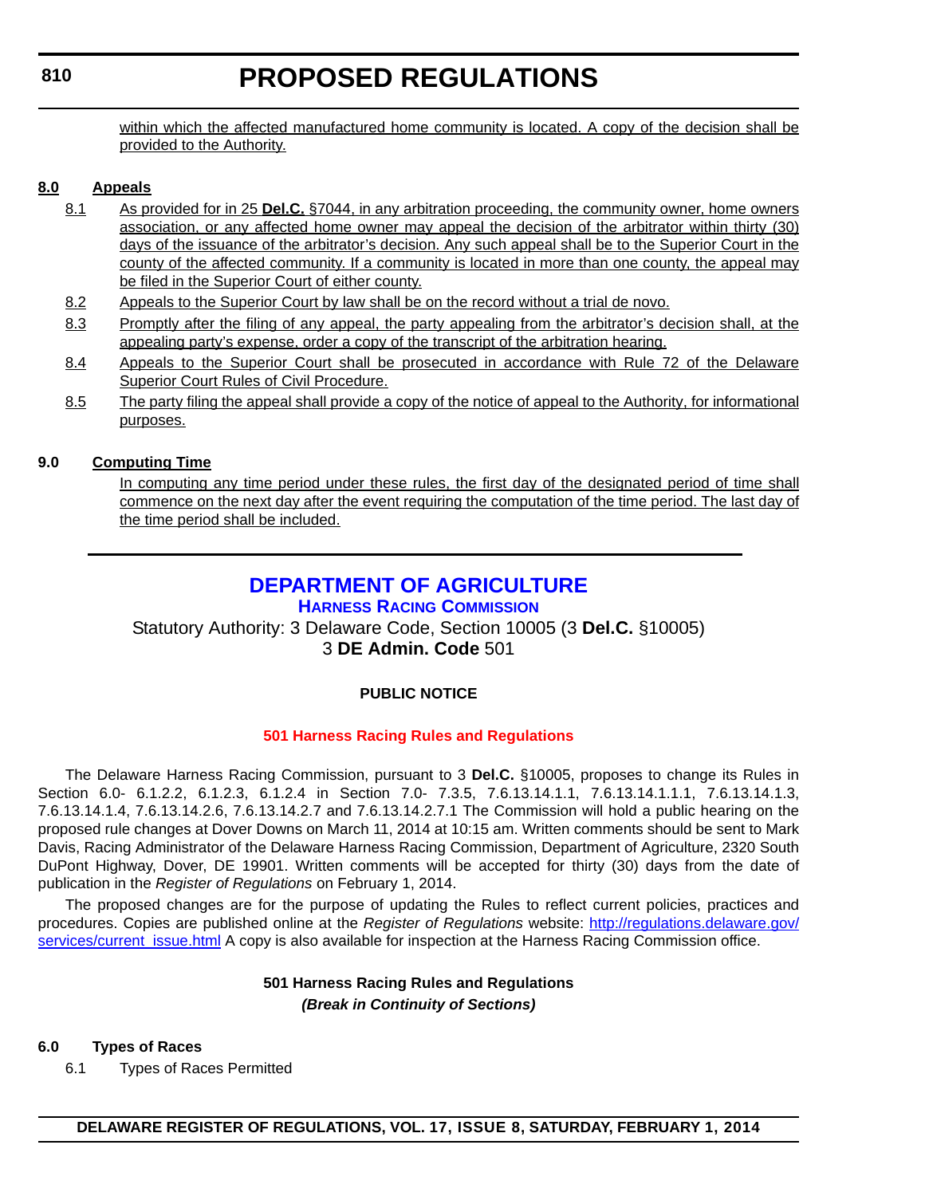<u>within which the affected manufactured home community is located. A copy of the decision shall be provided to the Authority.</u>

**<u>8.0 Appeals</u>**

<u>8.1</u> <u>As provided for in 25</u> **<u>Del.C.</u>** <u>§7044, in any arbitration proceeding, the community owner, home owners association, or any affected home owner may appeal the decision of the arbitrator within thirty (30) days of the issuance of the arbitrator's decision. Any such appeal shall be to the Superior Court in the county of the affected community. If a community is located in more than one county, the appeal may be filed in the Superior Court of either county.</u>

<u>8.2</u> <u>Appeals to the Superior Court by law shall be on the record without a trial de novo.</u>

<u>8.3</u> <u>Promptly after the filing of any appeal, the party appealing from the arbitrator's decision shall, at the appealing party's expense, order a copy of the transcript of the arbitration hearing.</u>

<u>8.4</u> <u>Appeals to the Superior Court shall be prosecuted in accordance with Rule 72 of the Delaware Superior Court Rules of Civil Procedure.</u>

<u>8.5</u> <u>The party filing the appeal shall provide a copy of the notice of appeal to the Authority, for informational purposes.</u>

**9.0 <u>Computing Time</u>**

<u>In computing any time period under these rules, the first day of the designated period of time shall commence on the next day after the event requiring the computation of the time period. The last day of the time period shall be included.</u>

---

# DEPARTMENT OF AGRICULTURE

## HARNESS RACING COMMISSION

Statutory Authority: 3 Delaware Code, Section 10005 (3 **Del.C.** §10005)
3 **DE Admin. Code** 501

**PUBLIC NOTICE**

**501 Harness Racing Rules and Regulations**

The Delaware Harness Racing Commission, pursuant to 3 **Del.C.** §10005, proposes to change its Rules in Section 6.0- 6.1.2.2, 6.1.2.3, 6.1.2.4 in Section 7.0- 7.3.5, 7.6.13.14.1.1, 7.6.13.14.1.1.1, 7.6.13.14.1.3, 7.6.13.14.1.4, 7.6.13.14.2.6, 7.6.13.14.2.7 and 7.6.13.14.2.7.1 The Commission will hold a public hearing on the proposed rule changes at Dover Downs on March 11, 2014 at 10:15 am. Written comments should be sent to Mark Davis, Racing Administrator of the Delaware Harness Racing Commission, Department of Agriculture, 2320 South DuPont Highway, Dover, DE 19901. Written comments will be accepted for thirty (30) days from the date of publication in the *Register of Regulations* on February 1, 2014.

The proposed changes are for the purpose of updating the Rules to reflect current policies, practices and procedures. Copies are published online at the *Register of Regulations* website: http://regulations.delaware.gov/services/current_issue.html A copy is also available for inspection at the Harness Racing Commission office.

**501 Harness Racing Rules and Regulations**
***(Break in Continuity of Sections)***

**6.0 Types of Races**

6.1 Types of Races Permitted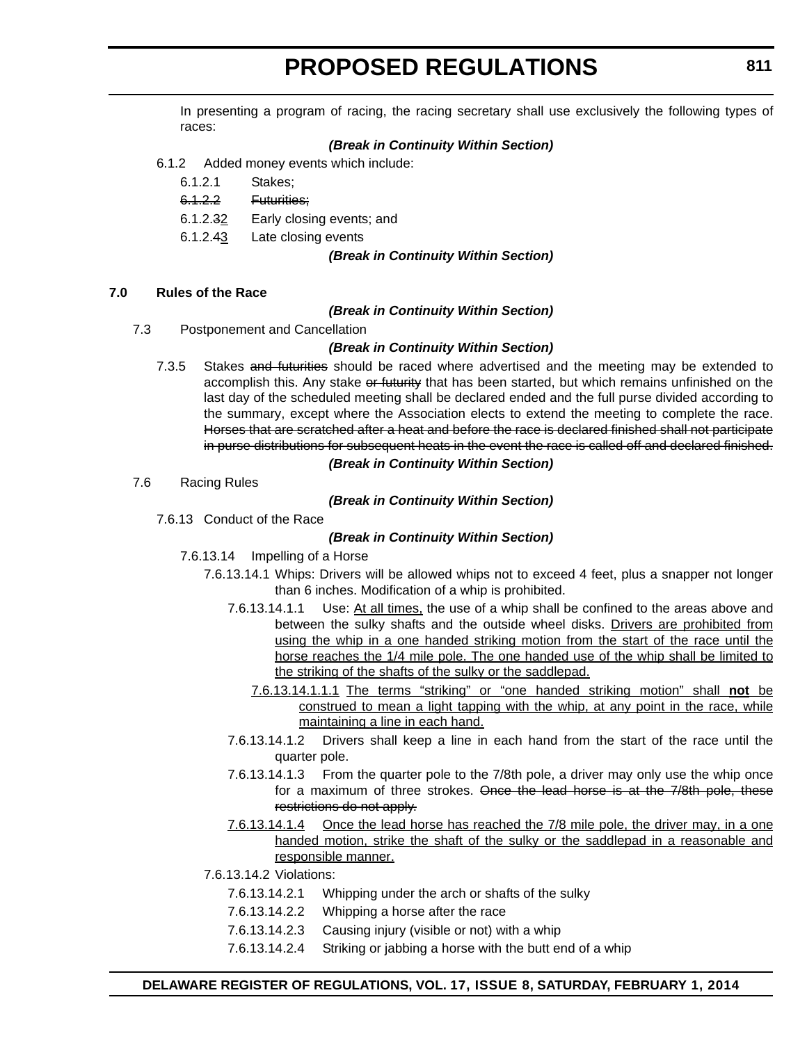In presenting a program of racing, the racing secretary shall use exclusively the following types of races:

***(Break in Continuity Within Section)***

6.1.2 Added money events which include:

6.1.2.1 Stakes;

~~6.1.2.2 Futurities;~~

6.1.2.~~3~~2 Early closing events; and

6.1.2.~~4~~3 Late closing events

***(Break in Continuity Within Section)***

**7.0 Rules of the Race**

***(Break in Continuity Within Section)***

7.3 Postponement and Cancellation

***(Break in Continuity Within Section)***

7.3.5 Stakes ~~and futurities~~ should be raced where advertised and the meeting may be extended to accomplish this. Any stake ~~or futurity~~ that has been started, but which remains unfinished on the last day of the scheduled meeting shall be declared ended and the full purse divided according to the summary, except where the Association elects to extend the meeting to complete the race. ~~Horses that are scratched after a heat and before the race is declared finished shall not participate in purse distributions for subsequent heats in the event the race is called off and declared finished.~~

***(Break in Continuity Within Section)***

7.6 Racing Rules

***(Break in Continuity Within Section)***

7.6.13 Conduct of the Race

***(Break in Continuity Within Section)***

7.6.13.14 Impelling of a Horse

7.6.13.14.1 Whips: Drivers will be allowed whips not to exceed 4 feet, plus a snapper not longer than 6 inches. Modification of a whip is prohibited.

7.6.13.14.1.1 Use: <u>At all times,</u> the use of a whip shall be confined to the areas above and between the sulky shafts and the outside wheel disks. <u>Drivers are prohibited from using the whip in a one handed striking motion from the start of the race until the horse reaches the 1/4 mile pole. The one handed use of the whip shall be limited to the striking of the shafts of the sulky or the saddlepad.</u>

<u>7.6.13.14.1.1.1 The terms "striking" or "one handed striking motion" shall **not** be construed to mean a light tapping with the whip, at any point in the race, while maintaining a line in each hand.</u>

7.6.13.14.1.2 Drivers shall keep a line in each hand from the start of the race until the quarter pole.

7.6.13.14.1.3 From the quarter pole to the 7/8th pole, a driver may only use the whip once for a maximum of three strokes. ~~Once the lead horse is at the 7/8th pole, these restrictions do not apply.~~

<u>7.6.13.14.1.4 Once the lead horse has reached the 7/8 mile pole, the driver may, in a one handed motion, strike the shaft of the sulky or the saddlepad in a reasonable and responsible manner.</u>

7.6.13.14.2 Violations:

7.6.13.14.2.1 Whipping under the arch or shafts of the sulky

7.6.13.14.2.2 Whipping a horse after the race

7.6.13.14.2.3 Causing injury (visible or not) with a whip

7.6.13.14.2.4 Striking or jabbing a horse with the butt end of a whip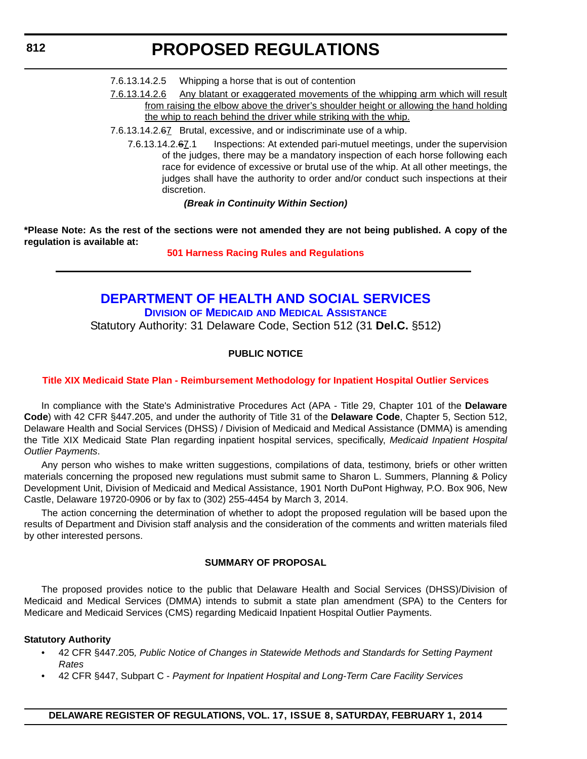7.6.13.14.2.5 Whipping a horse that is out of contention

7.6.13.14.2.6 Any blatant or exaggerated movements of the whipping arm which will result from raising the elbow above the driver's shoulder height or allowing the hand holding the whip to reach behind the driver while striking with the whip.

7.6.13.14.2.~~6~~7 Brutal, excessive, and or indiscriminate use of a whip.

7.6.13.14.2.~~6~~7.1 Inspections: At extended pari-mutuel meetings, under the supervision of the judges, there may be a mandatory inspection of each horse following each race for evidence of excessive or brutal use of the whip. At all other meetings, the judges shall have the authority to order and/or conduct such inspections at their discretion.

***(Break in Continuity Within Section)***

**\*Please Note: As the rest of the sections were not amended they are not being published. A copy of the regulation is available at:**

**501 Harness Racing Rules and Regulations**

---

# DEPARTMENT OF HEALTH AND SOCIAL SERVICES

## Division of Medicaid and Medical Assistance

Statutory Authority: 31 Delaware Code, Section 512 (31 **Del.C.** §512)

**PUBLIC NOTICE**

**Title XIX Medicaid State Plan - Reimbursement Methodology for Inpatient Hospital Outlier Services**

In compliance with the State's Administrative Procedures Act (APA - Title 29, Chapter 101 of the **Delaware Code**) with 42 CFR §447.205, and under the authority of Title 31 of the **Delaware Code**, Chapter 5, Section 512, Delaware Health and Social Services (DHSS) / Division of Medicaid and Medical Assistance (DMMA) is amending the Title XIX Medicaid State Plan regarding inpatient hospital services, specifically, *Medicaid Inpatient Hospital Outlier Payments*.

Any person who wishes to make written suggestions, compilations of data, testimony, briefs or other written materials concerning the proposed new regulations must submit same to Sharon L. Summers, Planning & Policy Development Unit, Division of Medicaid and Medical Assistance, 1901 North DuPont Highway, P.O. Box 906, New Castle, Delaware 19720-0906 or by fax to (302) 255-4454 by March 3, 2014.

The action concerning the determination of whether to adopt the proposed regulation will be based upon the results of Department and Division staff analysis and the consideration of the comments and written materials filed by other interested persons.

**SUMMARY OF PROPOSAL**

The proposed provides notice to the public that Delaware Health and Social Services (DHSS)/Division of Medicaid and Medical Services (DMMA) intends to submit a state plan amendment (SPA) to the Centers for Medicare and Medicaid Services (CMS) regarding Medicaid Inpatient Hospital Outlier Payments.

**Statutory Authority**

- 42 CFR §447.205*, Public Notice of Changes in Statewide Methods and Standards for Setting Payment Rates*
- 42 CFR §447, Subpart C - *Payment for Inpatient Hospital and Long-Term Care Facility Services*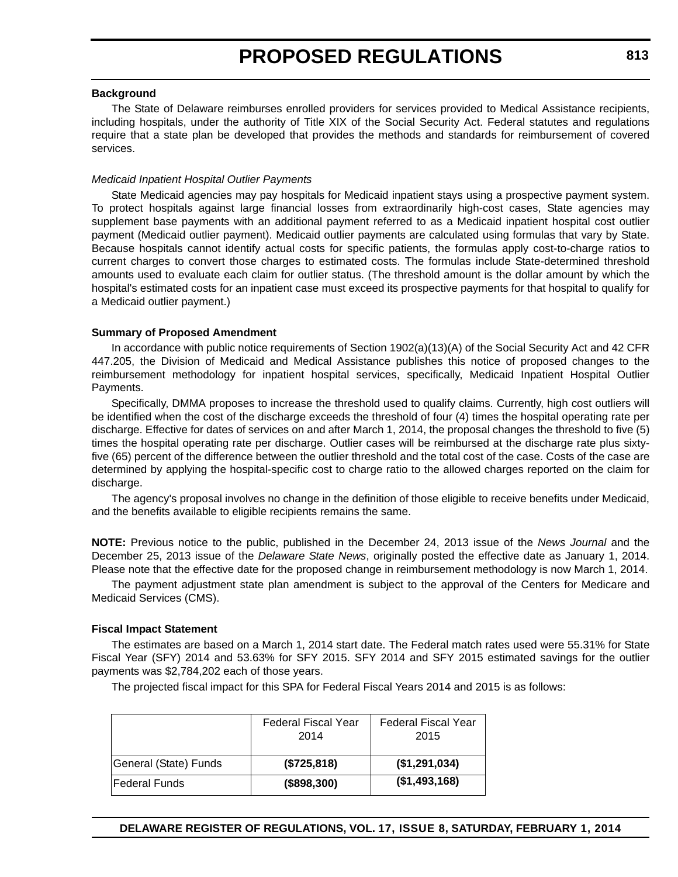**Background**

The State of Delaware reimburses enrolled providers for services provided to Medical Assistance recipients, including hospitals, under the authority of Title XIX of the Social Security Act. Federal statutes and regulations require that a state plan be developed that provides the methods and standards for reimbursement of covered services.

*Medicaid Inpatient Hospital Outlier Payments*

State Medicaid agencies may pay hospitals for Medicaid inpatient stays using a prospective payment system. To protect hospitals against large financial losses from extraordinarily high-cost cases, State agencies may supplement base payments with an additional payment referred to as a Medicaid inpatient hospital cost outlier payment (Medicaid outlier payment). Medicaid outlier payments are calculated using formulas that vary by State. Because hospitals cannot identify actual costs for specific patients, the formulas apply cost-to-charge ratios to current charges to convert those charges to estimated costs. The formulas include State-determined threshold amounts used to evaluate each claim for outlier status. (The threshold amount is the dollar amount by which the hospital's estimated costs for an inpatient case must exceed its prospective payments for that hospital to qualify for a Medicaid outlier payment.)

**Summary of Proposed Amendment**

In accordance with public notice requirements of Section 1902(a)(13)(A) of the Social Security Act and 42 CFR 447.205, the Division of Medicaid and Medical Assistance publishes this notice of proposed changes to the reimbursement methodology for inpatient hospital services, specifically, Medicaid Inpatient Hospital Outlier Payments.

Specifically, DMMA proposes to increase the threshold used to qualify claims. Currently, high cost outliers will be identified when the cost of the discharge exceeds the threshold of four (4) times the hospital operating rate per discharge. Effective for dates of services on and after March 1, 2014, the proposal changes the threshold to five (5) times the hospital operating rate per discharge. Outlier cases will be reimbursed at the discharge rate plus sixty-five (65) percent of the difference between the outlier threshold and the total cost of the case. Costs of the case are determined by applying the hospital-specific cost to charge ratio to the allowed charges reported on the claim for discharge.

The agency's proposal involves no change in the definition of those eligible to receive benefits under Medicaid, and the benefits available to eligible recipients remains the same.

**NOTE:** Previous notice to the public, published in the December 24, 2013 issue of the *News Journal* and the December 25, 2013 issue of the *Delaware State News*, originally posted the effective date as January 1, 2014. Please note that the effective date for the proposed change in reimbursement methodology is now March 1, 2014.

The payment adjustment state plan amendment is subject to the approval of the Centers for Medicare and Medicaid Services (CMS).

**Fiscal Impact Statement**

The estimates are based on a March 1, 2014 start date. The Federal match rates used were 55.31% for State Fiscal Year (SFY) 2014 and 53.63% for SFY 2015. SFY 2014 and SFY 2015 estimated savings for the outlier payments was $2,784,202 each of those years.

The projected fiscal impact for this SPA for Federal Fiscal Years 2014 and 2015 is as follows:

| | Federal Fiscal Year 2014 | Federal Fiscal Year 2015 |
|---|---|---|
| General (State) Funds | **($725,818)** | **($1,291,034)** |
| Federal Funds | **($898,300)** | **($1,493,168)** |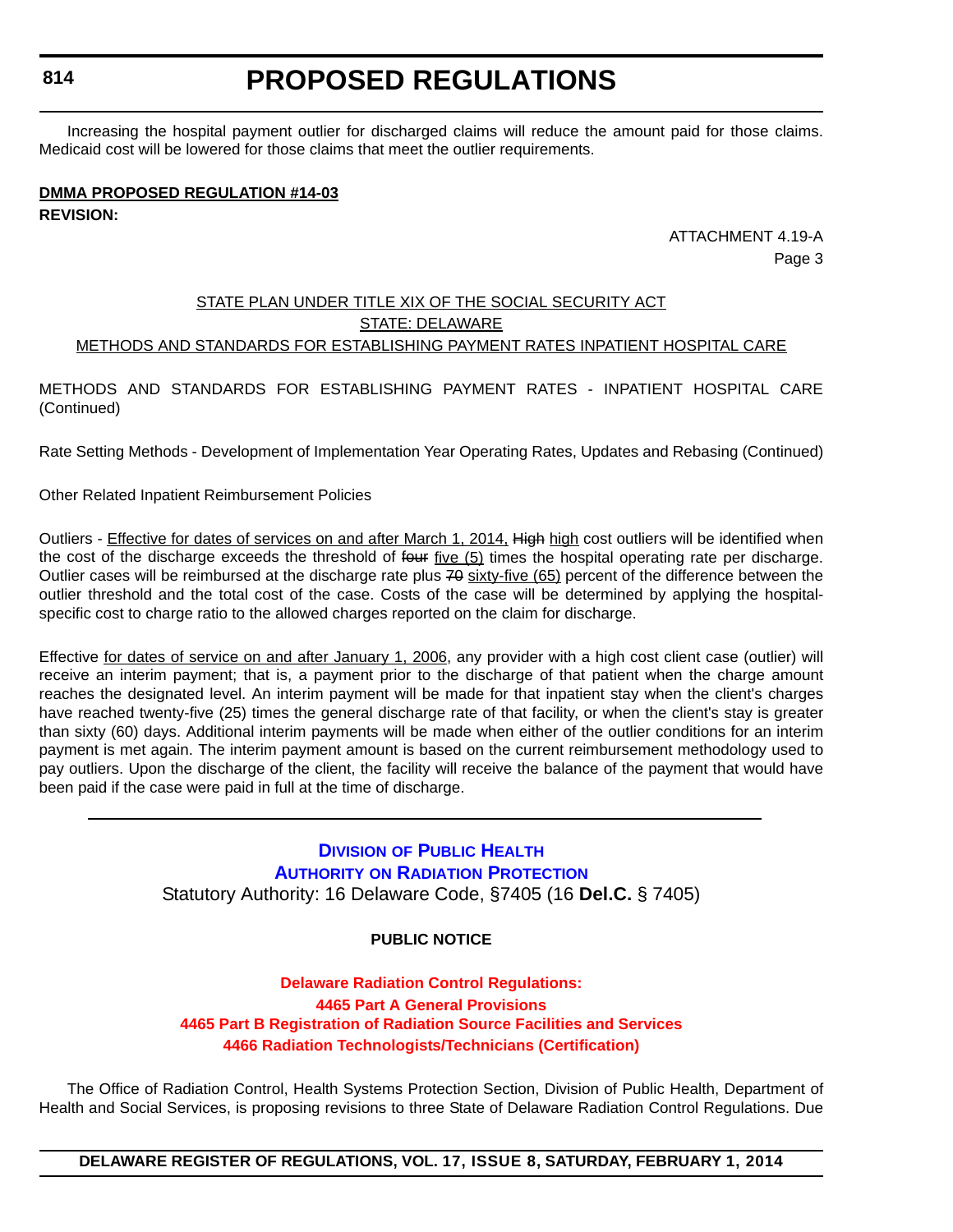Increasing the hospital payment outlier for discharged claims will reduce the amount paid for those claims. Medicaid cost will be lowered for those claims that meet the outlier requirements.

**DMMA PROPOSED REGULATION #14-03**

**REVISION:**

ATTACHMENT 4.19-A
Page 3

STATE PLAN UNDER TITLE XIX OF THE SOCIAL SECURITY ACT
STATE: DELAWARE
METHODS AND STANDARDS FOR ESTABLISHING PAYMENT RATES INPATIENT HOSPITAL CARE

METHODS AND STANDARDS FOR ESTABLISHING PAYMENT RATES - INPATIENT HOSPITAL CARE (Continued)

Rate Setting Methods - Development of Implementation Year Operating Rates, Updates and Rebasing (Continued)

Other Related Inpatient Reimbursement Policies

Outliers - Effective for dates of services on and after March 1, 2014, ~~High~~ high cost outliers will be identified when the cost of the discharge exceeds the threshold of ~~four~~ five (5) times the hospital operating rate per discharge. Outlier cases will be reimbursed at the discharge rate plus ~~70~~ sixty-five (65) percent of the difference between the outlier threshold and the total cost of the case. Costs of the case will be determined by applying the hospital-specific cost to charge ratio to the allowed charges reported on the claim for discharge.

Effective for dates of service on and after January 1, 2006, any provider with a high cost client case (outlier) will receive an interim payment; that is, a payment prior to the discharge of that patient when the charge amount reaches the designated level. An interim payment will be made for that inpatient stay when the client's charges have reached twenty-five (25) times the general discharge rate of that facility, or when the client's stay is greater than sixty (60) days. Additional interim payments will be made when either of the outlier conditions for an interim payment is met again. The interim payment amount is based on the current reimbursement methodology used to pay outliers. Upon the discharge of the client, the facility will receive the balance of the payment that would have been paid if the case were paid in full at the time of discharge.

---

## Division of Public Health
## Authority on Radiation Protection

Statutory Authority: 16 Delaware Code, §7405 (16 **Del.C.** § 7405)

**PUBLIC NOTICE**

**Delaware Radiation Control Regulations:**
**4465 Part A General Provisions**
**4465 Part B Registration of Radiation Source Facilities and Services**
**4466 Radiation Technologists/Technicians (Certification)**

The Office of Radiation Control, Health Systems Protection Section, Division of Public Health, Department of Health and Social Services, is proposing revisions to three State of Delaware Radiation Control Regulations. Due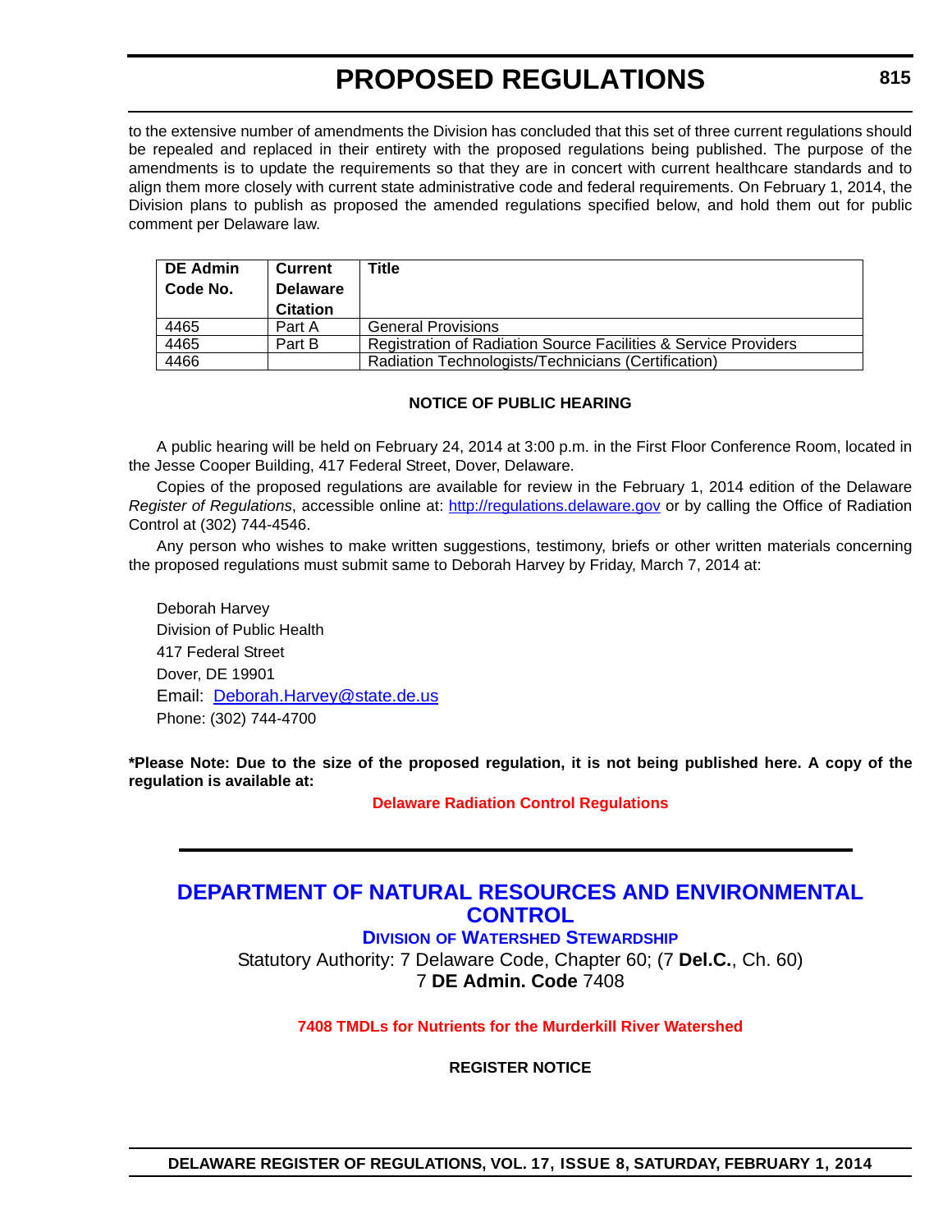to the extensive number of amendments the Division has concluded that this set of three current regulations should be repealed and replaced in their entirety with the proposed regulations being published. The purpose of the amendments is to update the requirements so that they are in concert with current healthcare standards and to align them more closely with current state administrative code and federal requirements. On February 1, 2014, the Division plans to publish as proposed the amended regulations specified below, and hold them out for public comment per Delaware law.

| DE Admin Code No. | Current Delaware Citation | Title |
|---|---|---|
| 4465 | Part A | General Provisions |
| 4465 | Part B | Registration of Radiation Source Facilities & Service Providers |
| 4466 | | Radiation Technologists/Technicians (Certification) |

**NOTICE OF PUBLIC HEARING**

A public hearing will be held on February 24, 2014 at 3:00 p.m. in the First Floor Conference Room, located in the Jesse Cooper Building, 417 Federal Street, Dover, Delaware.

Copies of the proposed regulations are available for review in the February 1, 2014 edition of the Delaware *Register of Regulations*, accessible online at: http://regulations.delaware.gov or by calling the Office of Radiation Control at (302) 744-4546.

Any person who wishes to make written suggestions, testimony, briefs or other written materials concerning the proposed regulations must submit same to Deborah Harvey by Friday, March 7, 2014 at:

Deborah Harvey
Division of Public Health
417 Federal Street
Dover, DE 19901
Email: Deborah.Harvey@state.de.us
Phone: (302) 744-4700

**\*Please Note: Due to the size of the proposed regulation, it is not being published here. A copy of the regulation is available at:**

**Delaware Radiation Control Regulations**

---

## DEPARTMENT OF NATURAL RESOURCES AND ENVIRONMENTAL CONTROL

### DIVISION OF WATERSHED STEWARDSHIP

Statutory Authority: 7 Delaware Code, Chapter 60; (7 **Del.C.**, Ch. 60)
7 **DE Admin. Code** 7408

**7408 TMDLs for Nutrients for the Murderkill River Watershed**

**REGISTER NOTICE**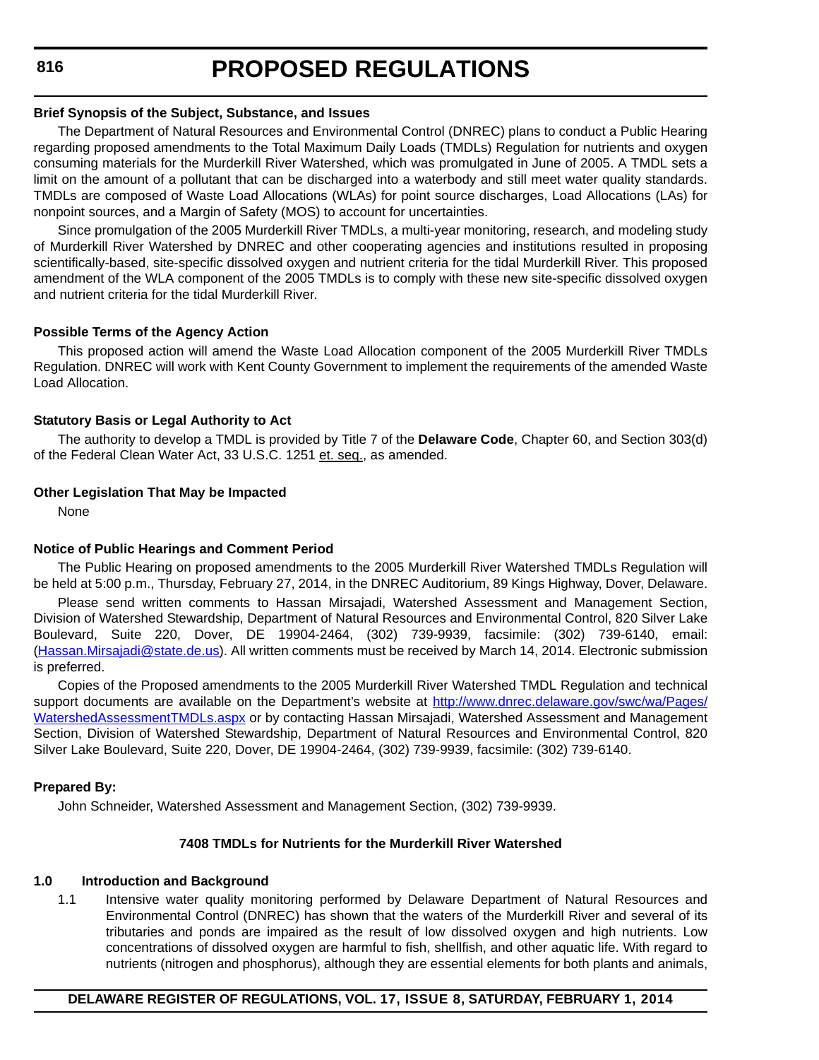#### Brief Synopsis of the Subject, Substance, and Issues

The Department of Natural Resources and Environmental Control (DNREC) plans to conduct a Public Hearing regarding proposed amendments to the Total Maximum Daily Loads (TMDLs) Regulation for nutrients and oxygen consuming materials for the Murderkill River Watershed, which was promulgated in June of 2005. A TMDL sets a limit on the amount of a pollutant that can be discharged into a waterbody and still meet water quality standards. TMDLs are composed of Waste Load Allocations (WLAs) for point source discharges, Load Allocations (LAs) for nonpoint sources, and a Margin of Safety (MOS) to account for uncertainties.

Since promulgation of the 2005 Murderkill River TMDLs, a multi-year monitoring, research, and modeling study of Murderkill River Watershed by DNREC and other cooperating agencies and institutions resulted in proposing scientifically-based, site-specific dissolved oxygen and nutrient criteria for the tidal Murderkill River. This proposed amendment of the WLA component of the 2005 TMDLs is to comply with these new site-specific dissolved oxygen and nutrient criteria for the tidal Murderkill River.

#### Possible Terms of the Agency Action

This proposed action will amend the Waste Load Allocation component of the 2005 Murderkill River TMDLs Regulation. DNREC will work with Kent County Government to implement the requirements of the amended Waste Load Allocation.

#### Statutory Basis or Legal Authority to Act

The authority to develop a TMDL is provided by Title 7 of the **Delaware Code**, Chapter 60, and Section 303(d) of the Federal Clean Water Act, 33 U.S.C. 1251 et. seq., as amended.

#### Other Legislation That May be Impacted

None

#### Notice of Public Hearings and Comment Period

The Public Hearing on proposed amendments to the 2005 Murderkill River Watershed TMDLs Regulation will be held at 5:00 p.m., Thursday, February 27, 2014, in the DNREC Auditorium, 89 Kings Highway, Dover, Delaware.

Please send written comments to Hassan Mirsajadi, Watershed Assessment and Management Section, Division of Watershed Stewardship, Department of Natural Resources and Environmental Control, 820 Silver Lake Boulevard, Suite 220, Dover, DE 19904-2464, (302) 739-9939, facsimile: (302) 739-6140, email: (Hassan.Mirsajadi@state.de.us). All written comments must be received by March 14, 2014. Electronic submission is preferred.

Copies of the Proposed amendments to the 2005 Murderkill River Watershed TMDL Regulation and technical support documents are available on the Department's website at http://www.dnrec.delaware.gov/swc/wa/Pages/WatershedAssessmentTMDLs.aspx or by contacting Hassan Mirsajadi, Watershed Assessment and Management Section, Division of Watershed Stewardship, Department of Natural Resources and Environmental Control, 820 Silver Lake Boulevard, Suite 220, Dover, DE 19904-2464, (302) 739-9939, facsimile: (302) 739-6140.

#### Prepared By:

John Schneider, Watershed Assessment and Management Section, (302) 739-9939.

**7408 TMDLs for Nutrients for the Murderkill River Watershed**

**1.0 Introduction and Background**

1.1 Intensive water quality monitoring performed by Delaware Department of Natural Resources and Environmental Control (DNREC) has shown that the waters of the Murderkill River and several of its tributaries and ponds are impaired as the result of low dissolved oxygen and high nutrients. Low concentrations of dissolved oxygen are harmful to fish, shellfish, and other aquatic life. With regard to nutrients (nitrogen and phosphorus), although they are essential elements for both plants and animals,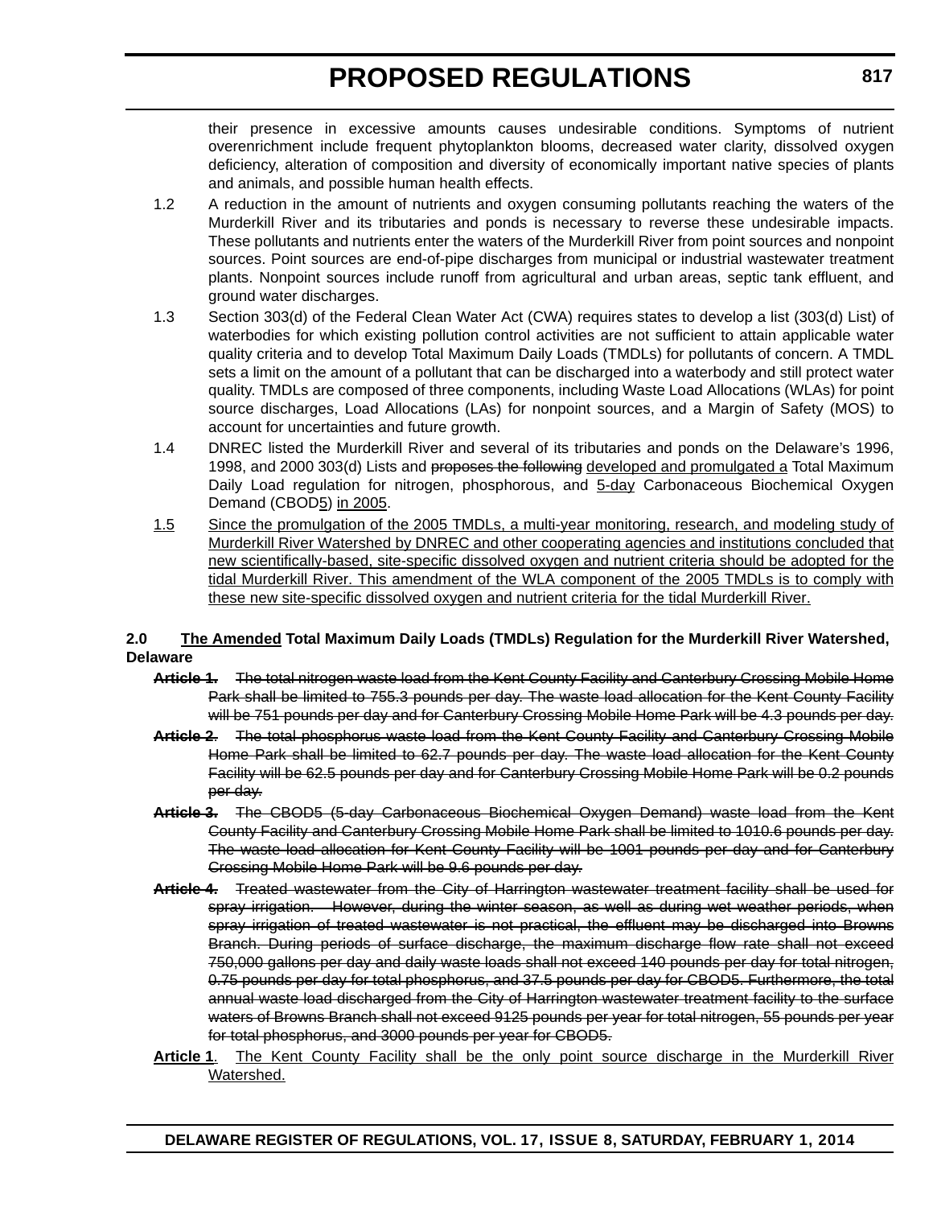their presence in excessive amounts causes undesirable conditions. Symptoms of nutrient overenrichment include frequent phytoplankton blooms, decreased water clarity, dissolved oxygen deficiency, alteration of composition and diversity of economically important native species of plants and animals, and possible human health effects.

1.2 A reduction in the amount of nutrients and oxygen consuming pollutants reaching the waters of the Murderkill River and its tributaries and ponds is necessary to reverse these undesirable impacts. These pollutants and nutrients enter the waters of the Murderkill River from point sources and nonpoint sources. Point sources are end-of-pipe discharges from municipal or industrial wastewater treatment plants. Nonpoint sources include runoff from agricultural and urban areas, septic tank effluent, and ground water discharges.

1.3 Section 303(d) of the Federal Clean Water Act (CWA) requires states to develop a list (303(d) List) of waterbodies for which existing pollution control activities are not sufficient to attain applicable water quality criteria and to develop Total Maximum Daily Loads (TMDLs) for pollutants of concern. A TMDL sets a limit on the amount of a pollutant that can be discharged into a waterbody and still protect water quality. TMDLs are composed of three components, including Waste Load Allocations (WLAs) for point source discharges, Load Allocations (LAs) for nonpoint sources, and a Margin of Safety (MOS) to account for uncertainties and future growth.

1.4 DNREC listed the Murderkill River and several of its tributaries and ponds on the Delaware's 1996, 1998, and 2000 303(d) Lists and ~~proposes the following~~ <u>developed and promulgated a</u> Total Maximum Daily Load regulation for nitrogen, phosphorous, and <u>5-day</u> Carbonaceous Biochemical Oxygen Demand (CBOD<u>5</u>) <u>in 2005</u>.

<u>1.5</u> <u>Since the promulgation of the 2005 TMDLs, a multi-year monitoring, research, and modeling study of Murderkill River Watershed by DNREC and other cooperating agencies and institutions concluded that new scientifically-based, site-specific dissolved oxygen and nutrient criteria should be adopted for the tidal Murderkill River. This amendment of the WLA component of the 2005 TMDLs is to comply with these new site-specific dissolved oxygen and nutrient criteria for the tidal Murderkill River.</u>

**2.0 <u>The Amended</u> Total Maximum Daily Loads (TMDLs) Regulation for the Murderkill River Watershed, Delaware**

~~**Article 1.** The total nitrogen waste load from the Kent County Facility and Canterbury Crossing Mobile Home Park shall be limited to 755.3 pounds per day. The waste load allocation for the Kent County Facility will be 751 pounds per day and for Canterbury Crossing Mobile Home Park will be 4.3 pounds per day.~~

~~**Article 2**. The total phosphorus waste load from the Kent County Facility and Canterbury Crossing Mobile Home Park shall be limited to 62.7 pounds per day. The waste load allocation for the Kent County Facility will be 62.5 pounds per day and for Canterbury Crossing Mobile Home Park will be 0.2 pounds per day.~~

~~**Article 3.** The CBOD5 (5-day Carbonaceous Biochemical Oxygen Demand) waste load from the Kent County Facility and Canterbury Crossing Mobile Home Park shall be limited to 1010.6 pounds per day. The waste load allocation for Kent County Facility will be 1001 pounds per day and for Canterbury Crossing Mobile Home Park will be 9.6 pounds per day.~~

~~**Article 4.** Treated wastewater from the City of Harrington wastewater treatment facility shall be used for spray irrigation. However, during the winter season, as well as during wet weather periods, when spray irrigation of treated wastewater is not practical, the effluent may be discharged into Browns Branch. During periods of surface discharge, the maximum discharge flow rate shall not exceed 750,000 gallons per day and daily waste loads shall not exceed 140 pounds per day for total nitrogen, 0.75 pounds per day for total phosphorus, and 37.5 pounds per day for CBOD5. Furthermore, the total annual waste load discharged from the City of Harrington wastewater treatment facility to the surface waters of Browns Branch shall not exceed 9125 pounds per year for total nitrogen, 55 pounds per year for total phosphorus, and 3000 pounds per year for CBOD5.~~

<u>**Article 1**</u>. <u>The Kent County Facility shall be the only point source discharge in the Murderkill River Watershed.</u>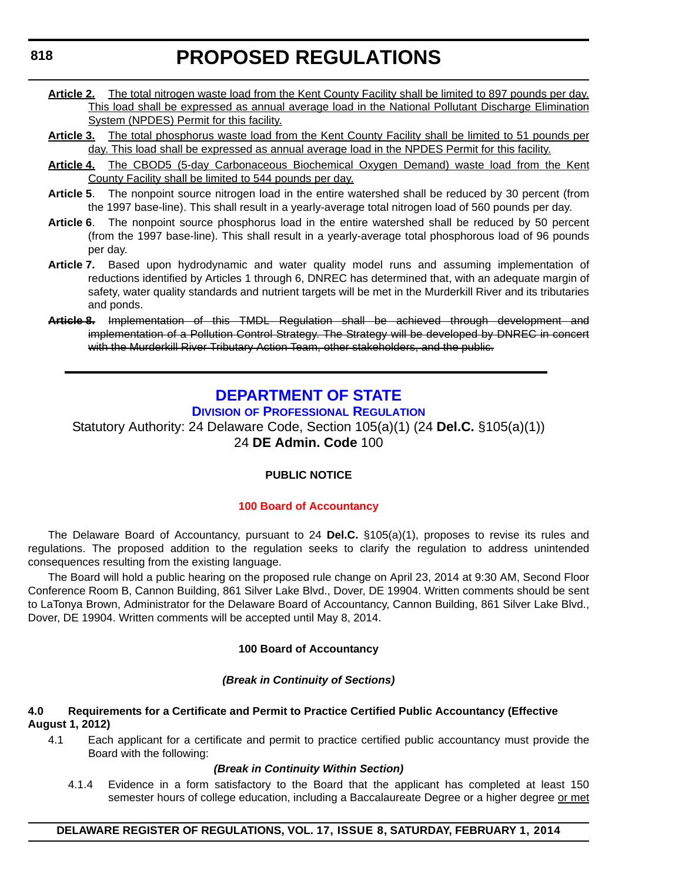**Article 2.** <u>The total nitrogen waste load from the Kent County Facility shall be limited to 897 pounds per day. This load shall be expressed as annual average load in the National Pollutant Discharge Elimination System (NPDES) Permit for this facility.</u>

**Article 3.** <u>The total phosphorus waste load from the Kent County Facility shall be limited to 51 pounds per day. This load shall be expressed as annual average load in the NPDES Permit for this facility.</u>

**Article 4.** <u>The CBOD5 (5-day Carbonaceous Biochemical Oxygen Demand) waste load from the Kent County Facility shall be limited to 544 pounds per day.</u>

**Article 5**. The nonpoint source nitrogen load in the entire watershed shall be reduced by 30 percent (from the 1997 base-line). This shall result in a yearly-average total nitrogen load of 560 pounds per day.

**Article 6**. The nonpoint source phosphorus load in the entire watershed shall be reduced by 50 percent (from the 1997 base-line). This shall result in a yearly-average total phosphorous load of 96 pounds per day.

**Article 7.** Based upon hydrodynamic and water quality model runs and assuming implementation of reductions identified by Articles 1 through 6, DNREC has determined that, with an adequate margin of safety, water quality standards and nutrient targets will be met in the Murderkill River and its tributaries and ponds.

~~**Article 8.** Implementation of this TMDL Regulation shall be achieved through development and implementation of a Pollution Control Strategy. The Strategy will be developed by DNREC in concert with the Murderkill River Tributary Action Team, other stakeholders, and the public.~~

---

# DEPARTMENT OF STATE

## DIVISION OF PROFESSIONAL REGULATION

Statutory Authority: 24 Delaware Code, Section 105(a)(1) (24 **Del.C.** §105(a)(1))
24 **DE Admin. Code** 100

**PUBLIC NOTICE**

**100 Board of Accountancy**

The Delaware Board of Accountancy, pursuant to 24 **Del.C.** §105(a)(1), proposes to revise its rules and regulations. The proposed addition to the regulation seeks to clarify the regulation to address unintended consequences resulting from the existing language.

The Board will hold a public hearing on the proposed rule change on April 23, 2014 at 9:30 AM, Second Floor Conference Room B, Cannon Building, 861 Silver Lake Blvd., Dover, DE 19904. Written comments should be sent to LaTonya Brown, Administrator for the Delaware Board of Accountancy, Cannon Building, 861 Silver Lake Blvd., Dover, DE 19904. Written comments will be accepted until May 8, 2014.

**100 Board of Accountancy**

***(Break in Continuity of Sections)***

**4.0 Requirements for a Certificate and Permit to Practice Certified Public Accountancy (Effective August 1, 2012)**

4.1 Each applicant for a certificate and permit to practice certified public accountancy must provide the Board with the following:

***(Break in Continuity Within Section)***

4.1.4 Evidence in a form satisfactory to the Board that the applicant has completed at least 150 semester hours of college education, including a Baccalaureate Degree or a higher degree <u>or met</u>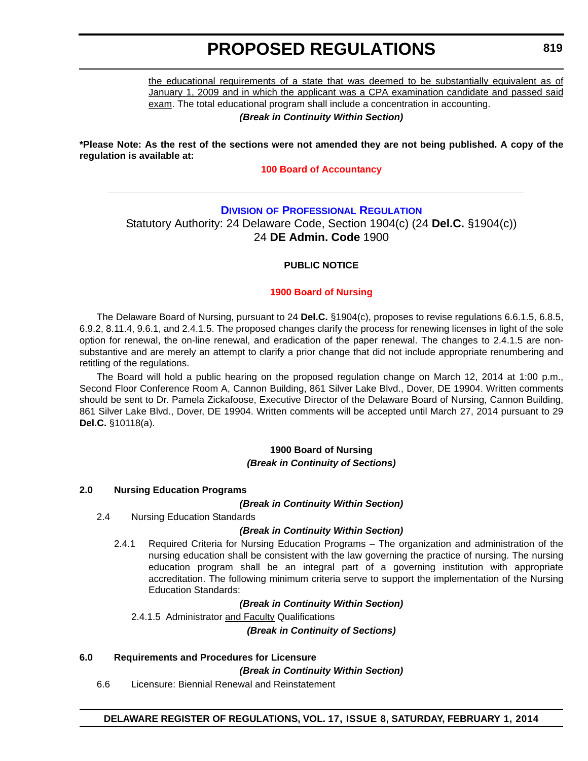<u>the educational requirements of a state that was deemed to be substantially equivalent as of January 1, 2009 and in which the applicant was a CPA examination candidate and passed said exam</u>. The total educational program shall include a concentration in accounting.

***(Break in Continuity Within Section)***

**\*Please Note: As the rest of the sections were not amended they are not being published. A copy of the regulation is available at:**

**100 Board of Accountancy**

---

## DIVISION OF PROFESSIONAL REGULATION

Statutory Authority: 24 Delaware Code, Section 1904(c) (24 **Del.C.** §1904(c))
24 **DE Admin. Code** 1900

**PUBLIC NOTICE**

**1900 Board of Nursing**

The Delaware Board of Nursing, pursuant to 24 **Del.C.** §1904(c), proposes to revise regulations 6.6.1.5, 6.8.5, 6.9.2, 8.11.4, 9.6.1, and 2.4.1.5. The proposed changes clarify the process for renewing licenses in light of the sole option for renewal, the on-line renewal, and eradication of the paper renewal. The changes to 2.4.1.5 are non-substantive and are merely an attempt to clarify a prior change that did not include appropriate renumbering and retitling of the regulations.

The Board will hold a public hearing on the proposed regulation change on March 12, 2014 at 1:00 p.m., Second Floor Conference Room A, Cannon Building, 861 Silver Lake Blvd., Dover, DE 19904. Written comments should be sent to Dr. Pamela Zickafoose, Executive Director of the Delaware Board of Nursing, Cannon Building, 861 Silver Lake Blvd., Dover, DE 19904. Written comments will be accepted until March 27, 2014 pursuant to 29 **Del.C.** §10118(a).

**1900 Board of Nursing**

***(Break in Continuity of Sections)***

**2.0 Nursing Education Programs**

***(Break in Continuity Within Section)***

2.4 Nursing Education Standards

***(Break in Continuity Within Section)***

2.4.1 Required Criteria for Nursing Education Programs – The organization and administration of the nursing education shall be consistent with the law governing the practice of nursing. The nursing education program shall be an integral part of a governing institution with appropriate accreditation. The following minimum criteria serve to support the implementation of the Nursing Education Standards:

***(Break in Continuity Within Section)***

2.4.1.5 Administrator <u>and Faculty</u> Qualifications

***(Break in Continuity of Sections)***

**6.0 Requirements and Procedures for Licensure**

***(Break in Continuity Within Section)***

6.6 Licensure: Biennial Renewal and Reinstatement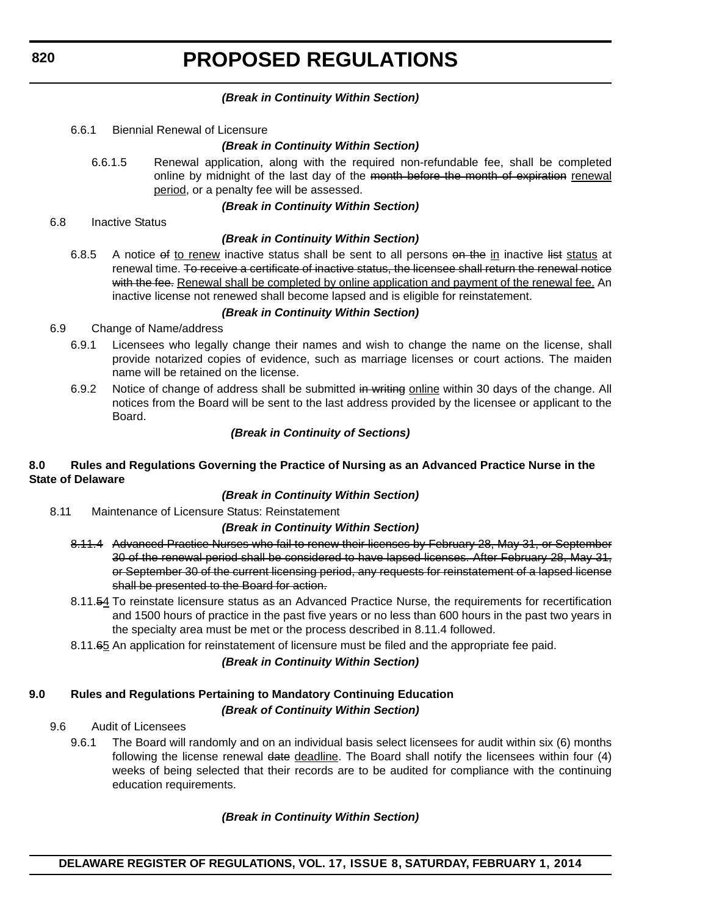***(Break in Continuity Within Section)***

6.6.1 Biennial Renewal of Licensure

***(Break in Continuity Within Section)***

6.6.1.5 Renewal application, along with the required non-refundable fee, shall be completed online by midnight of the last day of the ~~month before the month of expiration~~ renewal period, or a penalty fee will be assessed.

***(Break in Continuity Within Section)***

6.8 Inactive Status

***(Break in Continuity Within Section)***

6.8.5 A notice ~~of~~ to renew inactive status shall be sent to all persons ~~on the~~ in inactive ~~list~~ status at renewal time. ~~To receive a certificate of inactive status, the licensee shall return the renewal notice with the fee.~~ Renewal shall be completed by online application and payment of the renewal fee. An inactive license not renewed shall become lapsed and is eligible for reinstatement.

***(Break in Continuity Within Section)***

6.9 Change of Name/address

6.9.1 Licensees who legally change their names and wish to change the name on the license, shall provide notarized copies of evidence, such as marriage licenses or court actions. The maiden name will be retained on the license.

6.9.2 Notice of change of address shall be submitted ~~in writing~~ online within 30 days of the change. All notices from the Board will be sent to the last address provided by the licensee or applicant to the Board.

***(Break in Continuity of Sections)***

**8.0 Rules and Regulations Governing the Practice of Nursing as an Advanced Practice Nurse in the State of Delaware**

***(Break in Continuity Within Section)***

8.11 Maintenance of Licensure Status: Reinstatement

***(Break in Continuity Within Section)***

~~8.11.4 Advanced Practice Nurses who fail to renew their licenses by February 28, May 31, or September 30 of the renewal period shall be considered to have lapsed licenses. After February 28, May 31, or September 30 of the current licensing period, any requests for reinstatement of a lapsed license shall be presented to the Board for action.~~

8.11.~~5~~4 To reinstate licensure status as an Advanced Practice Nurse, the requirements for recertification and 1500 hours of practice in the past five years or no less than 600 hours in the past two years in the specialty area must be met or the process described in 8.11.4 followed.

8.11.~~6~~5 An application for reinstatement of licensure must be filed and the appropriate fee paid.

***(Break in Continuity Within Section)***

**9.0 Rules and Regulations Pertaining to Mandatory Continuing Education**

***(Break of Continuity Within Section)***

9.6 Audit of Licensees

9.6.1 The Board will randomly and on an individual basis select licensees for audit within six (6) months following the license renewal ~~date~~ deadline. The Board shall notify the licensees within four (4) weeks of being selected that their records are to be audited for compliance with the continuing education requirements.

***(Break in Continuity Within Section)***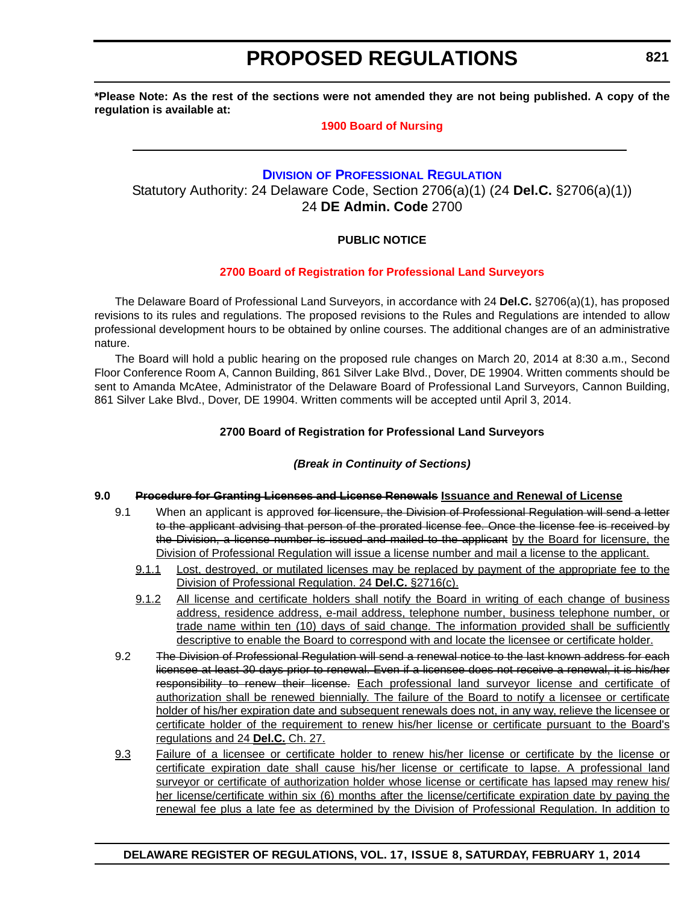**\*Please Note: As the rest of the sections were not amended they are not being published. A copy of the regulation is available at:**

**1900 Board of Nursing**

---

## DIVISION OF PROFESSIONAL REGULATION

Statutory Authority: 24 Delaware Code, Section 2706(a)(1) (24 **Del.C.** §2706(a)(1))
24 **DE Admin. Code** 2700

**PUBLIC NOTICE**

**2700 Board of Registration for Professional Land Surveyors**

The Delaware Board of Professional Land Surveyors, in accordance with 24 **Del.C.** §2706(a)(1), has proposed revisions to its rules and regulations. The proposed revisions to the Rules and Regulations are intended to allow professional development hours to be obtained by online courses. The additional changes are of an administrative nature.

The Board will hold a public hearing on the proposed rule changes on March 20, 2014 at 8:30 a.m., Second Floor Conference Room A, Cannon Building, 861 Silver Lake Blvd., Dover, DE 19904. Written comments should be sent to Amanda McAtee, Administrator of the Delaware Board of Professional Land Surveyors, Cannon Building, 861 Silver Lake Blvd., Dover, DE 19904. Written comments will be accepted until April 3, 2014.

**2700 Board of Registration for Professional Land Surveyors**

***(Break in Continuity of Sections)***

**9.0 ~~Procedure for Granting Licenses and License Renewals~~ <u>Issuance and Renewal of License</u>**

9.1 When an applicant is approved ~~for licensure, the Division of Professional Regulation will send a letter to the applicant advising that person of the prorated license fee. Once the license fee is received by the Division, a license number is issued and mailed to the applicant~~ <u>by the Board for licensure, the Division of Professional Regulation will issue a license number and mail a license to the applicant.</u>

<u>9.1.1</u> <u>Lost, destroyed, or mutilated licenses may be replaced by payment of the appropriate fee to the Division of Professional Regulation. 24 **Del.C.** §2716(c).</u>

<u>9.1.2</u> <u>All license and certificate holders shall notify the Board in writing of each change of business address, residence address, e-mail address, telephone number, business telephone number, or trade name within ten (10) days of said change. The information provided shall be sufficiently descriptive to enable the Board to correspond with and locate the licensee or certificate holder.</u>

9.2 ~~The Division of Professional Regulation will send a renewal notice to the last known address for each licensee at least 30 days prior to renewal. Even if a licensee does not receive a renewal, it is his/her responsibility to renew their license.~~ <u>Each professional land surveyor license and certificate of authorization shall be renewed biennially. The failure of the Board to notify a licensee or certificate holder of his/her expiration date and subsequent renewals does not, in any way, relieve the licensee or certificate holder of the requirement to renew his/her license or certificate pursuant to the Board's regulations and 24 **Del.C.** Ch. 27.</u>

<u>9.3</u> <u>Failure of a licensee or certificate holder to renew his/her license or certificate by the license or certificate expiration date shall cause his/her license or certificate to lapse. A professional land surveyor or certificate of authorization holder whose license or certificate has lapsed may renew his/her license/certificate within six (6) months after the license/certificate expiration date by paying the renewal fee plus a late fee as determined by the Division of Professional Regulation. In addition to</u>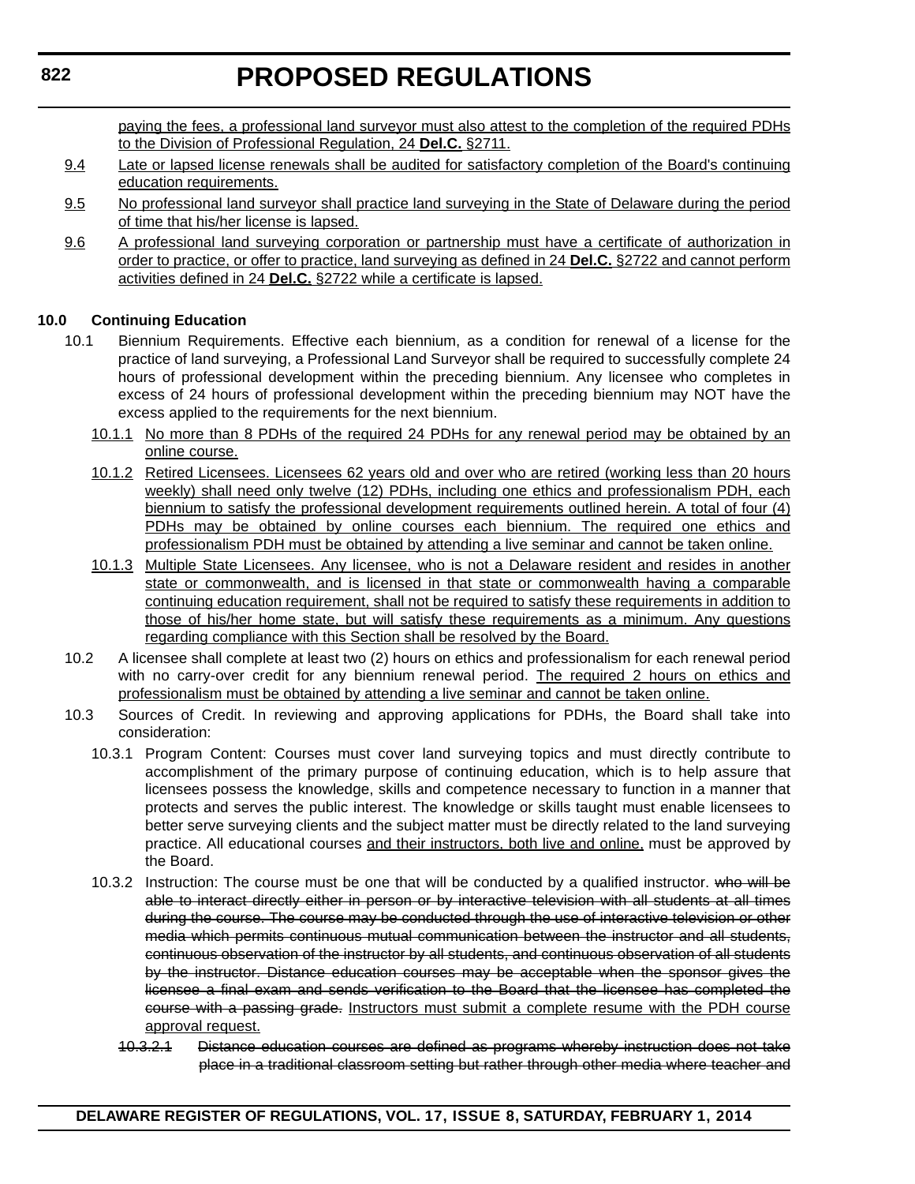paying the fees, a professional land surveyor must also attest to the completion of the required PDHs to the Division of Professional Regulation, 24 **Del.C.** §2711.

9.4 Late or lapsed license renewals shall be audited for satisfactory completion of the Board's continuing education requirements.

9.5 No professional land surveyor shall practice land surveying in the State of Delaware during the period of time that his/her license is lapsed.

9.6 A professional land surveying corporation or partnership must have a certificate of authorization in order to practice, or offer to practice, land surveying as defined in 24 **Del.C.** §2722 and cannot perform activities defined in 24 **Del.C.** §2722 while a certificate is lapsed.

**10.0 Continuing Education**

10.1 Biennium Requirements. Effective each biennium, as a condition for renewal of a license for the practice of land surveying, a Professional Land Surveyor shall be required to successfully complete 24 hours of professional development within the preceding biennium. Any licensee who completes in excess of 24 hours of professional development within the preceding biennium may NOT have the excess applied to the requirements for the next biennium.

10.1.1 No more than 8 PDHs of the required 24 PDHs for any renewal period may be obtained by an online course.

10.1.2 Retired Licensees. Licensees 62 years old and over who are retired (working less than 20 hours weekly) shall need only twelve (12) PDHs, including one ethics and professionalism PDH, each biennium to satisfy the professional development requirements outlined herein. A total of four (4) PDHs may be obtained by online courses each biennium. The required one ethics and professionalism PDH must be obtained by attending a live seminar and cannot be taken online.

10.1.3 Multiple State Licensees. Any licensee, who is not a Delaware resident and resides in another state or commonwealth, and is licensed in that state or commonwealth having a comparable continuing education requirement, shall not be required to satisfy these requirements in addition to those of his/her home state, but will satisfy these requirements as a minimum. Any questions regarding compliance with this Section shall be resolved by the Board.

10.2 A licensee shall complete at least two (2) hours on ethics and professionalism for each renewal period with no carry-over credit for any biennium renewal period. The required 2 hours on ethics and professionalism must be obtained by attending a live seminar and cannot be taken online.

10.3 Sources of Credit. In reviewing and approving applications for PDHs, the Board shall take into consideration:

10.3.1 Program Content: Courses must cover land surveying topics and must directly contribute to accomplishment of the primary purpose of continuing education, which is to help assure that licensees possess the knowledge, skills and competence necessary to function in a manner that protects and serves the public interest. The knowledge or skills taught must enable licensees to better serve surveying clients and the subject matter must be directly related to the land surveying practice. All educational courses and their instructors, both live and online, must be approved by the Board.

10.3.2 Instruction: The course must be one that will be conducted by a qualified instructor. ~~who will be able to interact directly either in person or by interactive television with all students at all times during the course. The course may be conducted through the use of interactive television or other media which permits continuous mutual communication between the instructor and all students, continuous observation of the instructor by all students, and continuous observation of all students by the instructor. Distance education courses may be acceptable when the sponsor gives the licensee a final exam and sends verification to the Board that the licensee has completed the course with a passing grade.~~ Instructors must submit a complete resume with the PDH course approval request.

~~10.3.2.1 Distance education courses are defined as programs whereby instruction does not take place in a traditional classroom setting but rather through other media where teacher and~~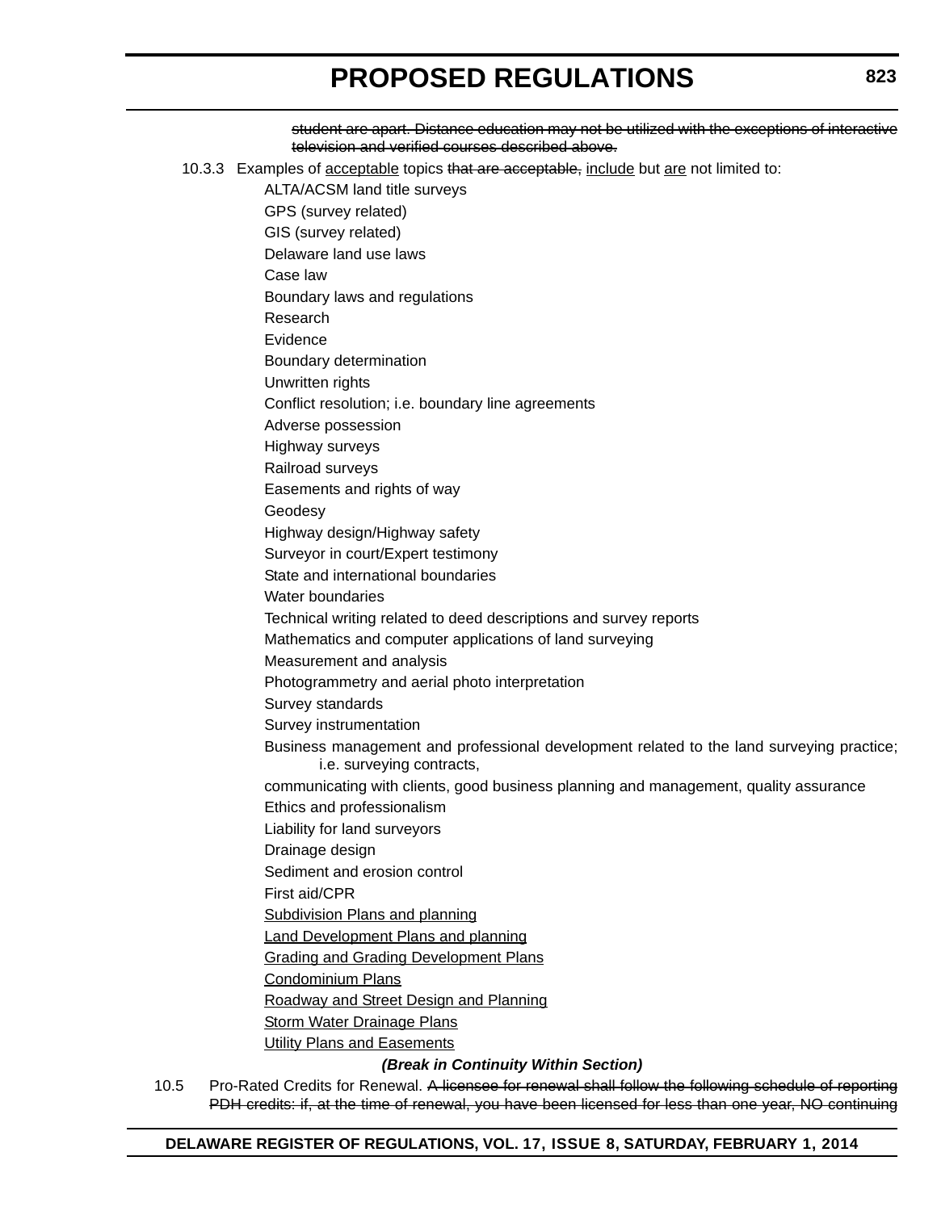~~student are apart. Distance education may not be utilized with the exceptions of interactive television and verified courses described above.~~

10.3.3 Examples of <u>acceptable</u> topics ~~that are acceptable,~~ <u>include</u> but <u>are</u> not limited to:

ALTA/ACSM land title surveys

GPS (survey related)

GIS (survey related)

Delaware land use laws

Case law

Boundary laws and regulations

Research

Evidence

Boundary determination

Unwritten rights

Conflict resolution; i.e. boundary line agreements

Adverse possession

Highway surveys

Railroad surveys

Easements and rights of way

Geodesy

Highway design/Highway safety

Surveyor in court/Expert testimony

State and international boundaries

Water boundaries

Technical writing related to deed descriptions and survey reports

Mathematics and computer applications of land surveying

Measurement and analysis

Photogrammetry and aerial photo interpretation

Survey standards

Survey instrumentation

Business management and professional development related to the land surveying practice; i.e. surveying contracts,

communicating with clients, good business planning and management, quality assurance

Ethics and professionalism

Liability for land surveyors

Drainage design

Sediment and erosion control

First aid/CPR

<u>Subdivision Plans and planning</u>

<u>Land Development Plans and planning</u>

<u>Grading and Grading Development Plans</u>

<u>Condominium Plans</u>

<u>Roadway and Street Design and Planning</u>

<u>Storm Water Drainage Plans</u>

<u>Utility Plans and Easements</u>

***(Break in Continuity Within Section)***

10.5 Pro-Rated Credits for Renewal. ~~A licensee for renewal shall follow the following schedule of reporting PDH credits: if, at the time of renewal, you have been licensed for less than one year, NO continuing~~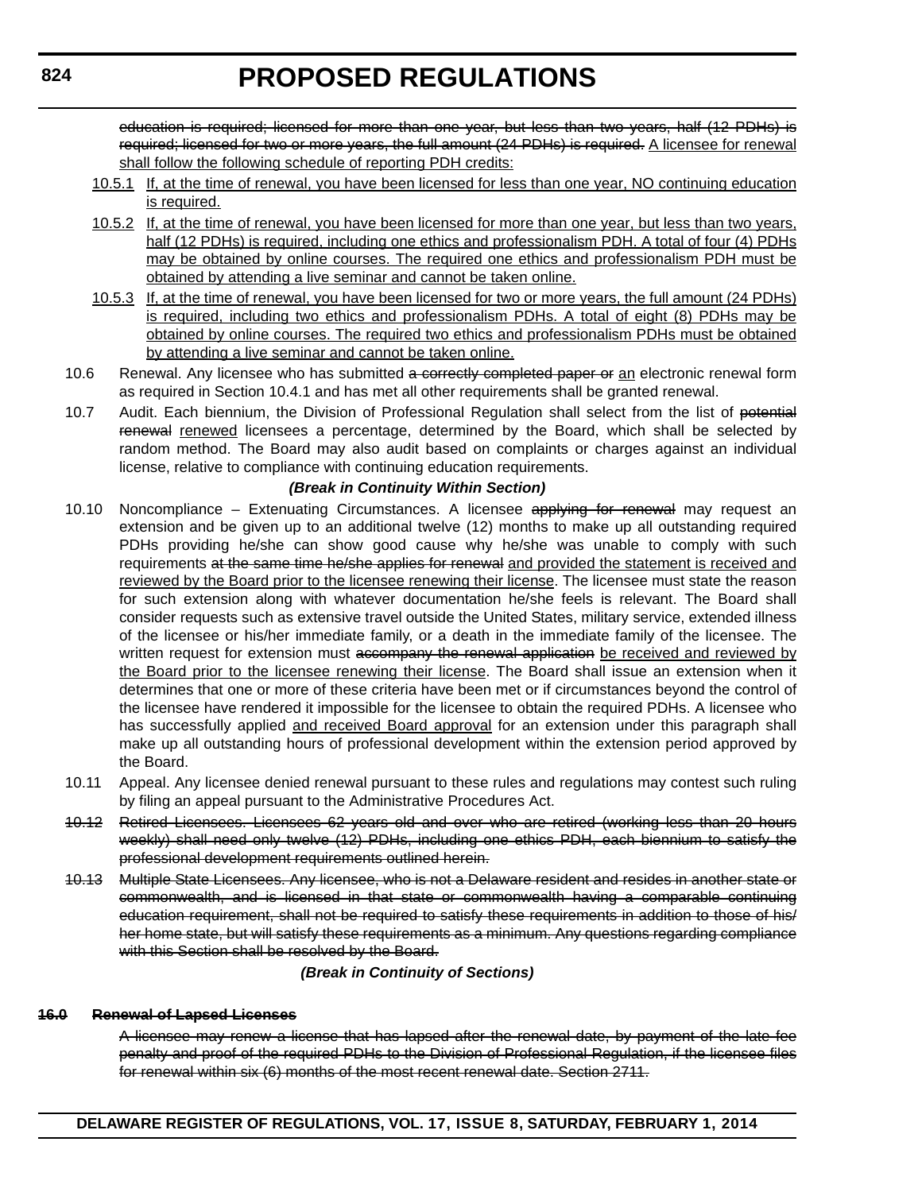~~education is required; licensed for more than one year, but less than two years, half (12 PDHs) is required; licensed for two or more years, the full amount (24 PDHs) is required.~~ <u>A licensee for renewal shall follow the following schedule of reporting PDH credits:</u>

<u>10.5.1</u> <u>If, at the time of renewal, you have been licensed for less than one year, NO continuing education is required.</u>

<u>10.5.2</u> <u>If, at the time of renewal, you have been licensed for more than one year, but less than two years, half (12 PDHs) is required, including one ethics and professionalism PDH. A total of four (4) PDHs may be obtained by online courses. The required one ethics and professionalism PDH must be obtained by attending a live seminar and cannot be taken online.</u>

<u>10.5.3</u> <u>If, at the time of renewal, you have been licensed for two or more years, the full amount (24 PDHs) is required, including two ethics and professionalism PDHs. A total of eight (8) PDHs may be obtained by online courses. The required two ethics and professionalism PDHs must be obtained by attending a live seminar and cannot be taken online.</u>

10.6 Renewal. Any licensee who has submitted ~~a correctly completed paper or~~ <u>an</u> electronic renewal form as required in Section 10.4.1 and has met all other requirements shall be granted renewal.

10.7 Audit. Each biennium, the Division of Professional Regulation shall select from the list of ~~potential renewal~~ <u>renewed</u> licensees a percentage, determined by the Board, which shall be selected by random method. The Board may also audit based on complaints or charges against an individual license, relative to compliance with continuing education requirements.

***(Break in Continuity Within Section)***

10.10 Noncompliance – Extenuating Circumstances. A licensee ~~applying for renewal~~ may request an extension and be given up to an additional twelve (12) months to make up all outstanding required PDHs providing he/she can show good cause why he/she was unable to comply with such requirements ~~at the same time he/she applies for renewal~~ <u>and provided the statement is received and reviewed by the Board prior to the licensee renewing their license</u>. The licensee must state the reason for such extension along with whatever documentation he/she feels is relevant. The Board shall consider requests such as extensive travel outside the United States, military service, extended illness of the licensee or his/her immediate family, or a death in the immediate family of the licensee. The written request for extension must ~~accompany the renewal application~~ <u>be received and reviewed by the Board prior to the licensee renewing their license</u>. The Board shall issue an extension when it determines that one or more of these criteria have been met or if circumstances beyond the control of the licensee have rendered it impossible for the licensee to obtain the required PDHs. A licensee who has successfully applied <u>and received Board approval</u> for an extension under this paragraph shall make up all outstanding hours of professional development within the extension period approved by the Board.

10.11 Appeal. Any licensee denied renewal pursuant to these rules and regulations may contest such ruling by filing an appeal pursuant to the Administrative Procedures Act.

~~10.12 Retired Licensees. Licensees 62 years old and over who are retired (working less than 20 hours weekly) shall need only twelve (12) PDHs, including one ethics PDH, each biennium to satisfy the professional development requirements outlined herein.~~

~~10.13 Multiple State Licensees. Any licensee, who is not a Delaware resident and resides in another state or commonwealth, and is licensed in that state or commonwealth having a comparable continuing education requirement, shall not be required to satisfy these requirements in addition to those of his/her home state, but will satisfy these requirements as a minimum. Any questions regarding compliance with this Section shall be resolved by the Board.~~

***(Break in Continuity of Sections)***

**~~16.0 Renewal of Lapsed Licenses~~**

~~A licensee may renew a license that has lapsed after the renewal date, by payment of the late fee penalty and proof of the required PDHs to the Division of Professional Regulation, if the licensee files for renewal within six (6) months of the most recent renewal date. Section 2711.~~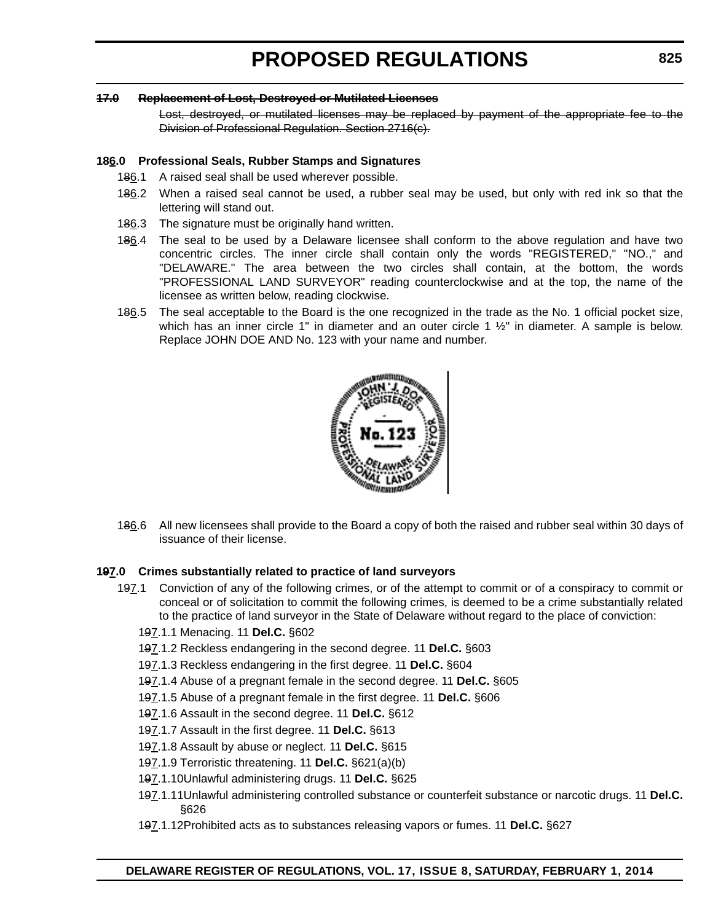~~**17.0 Replacement of Lost, Destroyed or Mutilated Licenses**~~

~~Lost, destroyed, or mutilated licenses may be replaced by payment of the appropriate fee to the Division of Professional Regulation. Section 2716(c).~~

**1~~8~~6.0 Professional Seals, Rubber Stamps and Signatures**

1~~8~~6.1 A raised seal shall be used wherever possible.

1~~8~~6.2 When a raised seal cannot be used, a rubber seal may be used, but only with red ink so that the lettering will stand out.

1~~8~~6.3 The signature must be originally hand written.

1~~8~~6.4 The seal to be used by a Delaware licensee shall conform to the above regulation and have two concentric circles. The inner circle shall contain only the words "REGISTERED," "NO.," and "DELAWARE." The area between the two circles shall contain, at the bottom, the words "PROFESSIONAL LAND SURVEYOR" reading counterclockwise and at the top, the name of the licensee as written below, reading clockwise.

1~~8~~6.5 The seal acceptable to the Board is the one recognized in the trade as the No. 1 official pocket size, which has an inner circle 1" in diameter and an outer circle 1 ½" in diameter. A sample is below. Replace JOHN DOE AND No. 123 with your name and number.

1~~8~~6.6 All new licensees shall provide to the Board a copy of both the raised and rubber seal within 30 days of issuance of their license.

**1~~9~~7.0 Crimes substantially related to practice of land surveyors**

1~~9~~7.1 Conviction of any of the following crimes, or of the attempt to commit or of a conspiracy to commit or conceal or of solicitation to commit the following crimes, is deemed to be a crime substantially related to the practice of land surveyor in the State of Delaware without regard to the place of conviction:

1~~9~~7.1.1 Menacing. 11 **Del.C.** §602

1~~9~~7.1.2 Reckless endangering in the second degree. 11 **Del.C.** §603

1~~9~~7.1.3 Reckless endangering in the first degree. 11 **Del.C.** §604

1~~9~~7.1.4 Abuse of a pregnant female in the second degree. 11 **Del.C.** §605

1~~9~~7.1.5 Abuse of a pregnant female in the first degree. 11 **Del.C.** §606

1~~9~~7.1.6 Assault in the second degree. 11 **Del.C.** §612

1~~9~~7.1.7 Assault in the first degree. 11 **Del.C.** §613

1~~9~~7.1.8 Assault by abuse or neglect. 11 **Del.C.** §615

1~~9~~7.1.9 Terroristic threatening. 11 **Del.C.** §621(a)(b)

1~~9~~7.1.10 Unlawful administering drugs. 11 **Del.C.** §625

1~~9~~7.1.11 Unlawful administering controlled substance or counterfeit substance or narcotic drugs. 11 **Del.C.** §626

1~~9~~7.1.12 Prohibited acts as to substances releasing vapors or fumes. 11 **Del.C.** §627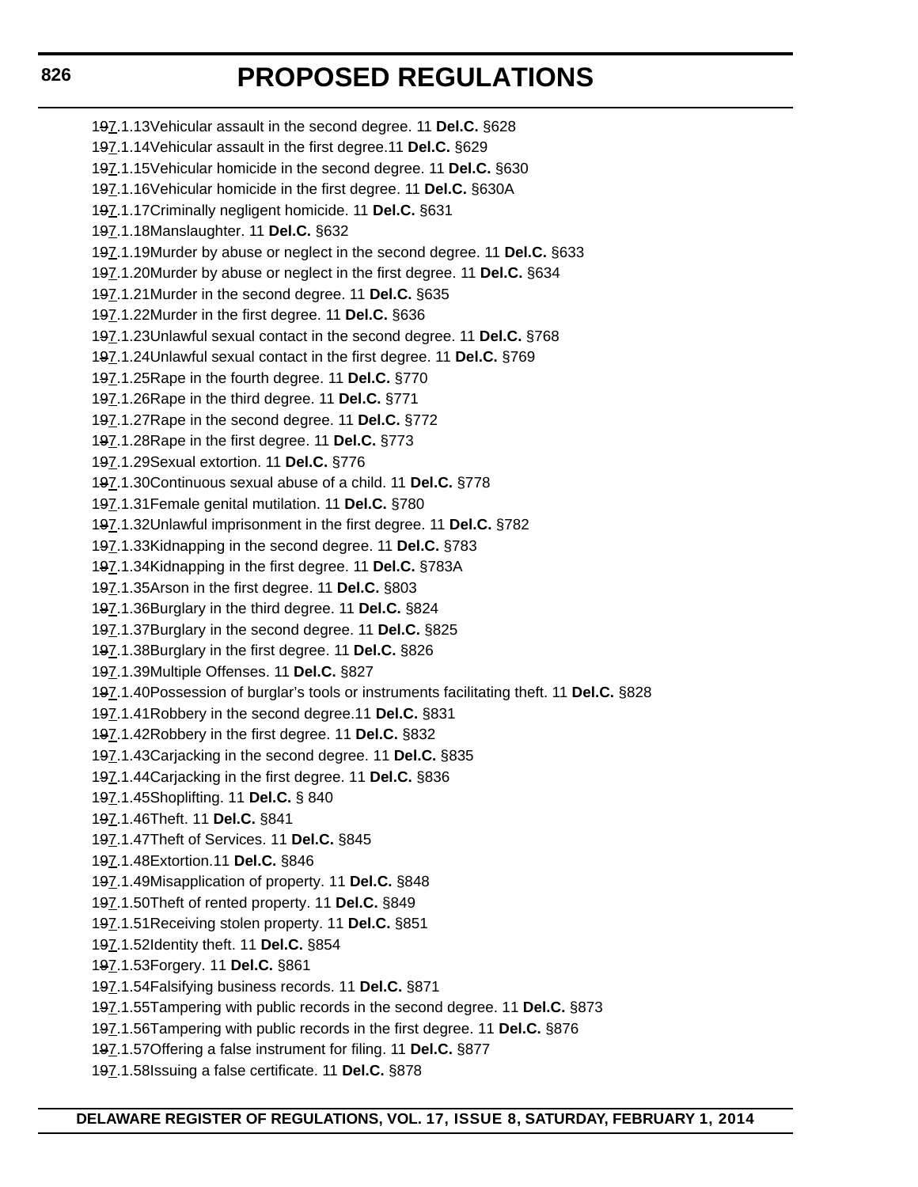1~~9~~7.1.13Vehicular assault in the second degree. 11 **Del.C.** §628

1~~9~~7.1.14Vehicular assault in the first degree.11 **Del.C.** §629

1~~9~~7.1.15Vehicular homicide in the second degree. 11 **Del.C.** §630

1~~9~~7.1.16Vehicular homicide in the first degree. 11 **Del.C.** §630A

1~~9~~7.1.17Criminally negligent homicide. 11 **Del.C.** §631

1~~9~~7.1.18Manslaughter. 11 **Del.C.** §632

1~~9~~7.1.19Murder by abuse or neglect in the second degree. 11 **Del.C.** §633

1~~9~~7.1.20Murder by abuse or neglect in the first degree. 11 **Del.C.** §634

1~~9~~7.1.21Murder in the second degree. 11 **Del.C.** §635

1~~9~~7.1.22Murder in the first degree. 11 **Del.C.** §636

1~~9~~7.1.23Unlawful sexual contact in the second degree. 11 **Del.C.** §768

1~~9~~7.1.24Unlawful sexual contact in the first degree. 11 **Del.C.** §769

1~~9~~7.1.25Rape in the fourth degree. 11 **Del.C.** §770

1~~9~~7.1.26Rape in the third degree. 11 **Del.C.** §771

1~~9~~7.1.27Rape in the second degree. 11 **Del.C.** §772

1~~9~~7.1.28Rape in the first degree. 11 **Del.C.** §773

1~~9~~7.1.29Sexual extortion. 11 **Del.C.** §776

1~~9~~7.1.30Continuous sexual abuse of a child. 11 **Del.C.** §778

1~~9~~7.1.31Female genital mutilation. 11 **Del.C.** §780

1~~9~~7.1.32Unlawful imprisonment in the first degree. 11 **Del.C.** §782

1~~9~~7.1.33Kidnapping in the second degree. 11 **Del.C.** §783

1~~9~~7.1.34Kidnapping in the first degree. 11 **Del.C.** §783A

1~~9~~7.1.35Arson in the first degree. 11 **Del.C.** §803

1~~9~~7.1.36Burglary in the third degree. 11 **Del.C.** §824

1~~9~~7.1.37Burglary in the second degree. 11 **Del.C.** §825

1~~9~~7.1.38Burglary in the first degree. 11 **Del.C.** §826

1~~9~~7.1.39Multiple Offenses. 11 **Del.C.** §827

1~~9~~7.1.40Possession of burglar's tools or instruments facilitating theft. 11 **Del.C.** §828

1~~9~~7.1.41Robbery in the second degree.11 **Del.C.** §831

1~~9~~7.1.42Robbery in the first degree. 11 **Del.C.** §832

1~~9~~7.1.43Carjacking in the second degree. 11 **Del.C.** §835

1~~9~~7.1.44Carjacking in the first degree. 11 **Del.C.** §836

1~~9~~7.1.45Shoplifting. 11 **Del.C.** § 840

1~~9~~7.1.46Theft. 11 **Del.C.** §841

1~~9~~7.1.47Theft of Services. 11 **Del.C.** §845

1~~9~~7.1.48Extortion.11 **Del.C.** §846

1~~9~~7.1.49Misapplication of property. 11 **Del.C.** §848

1~~9~~7.1.50Theft of rented property. 11 **Del.C.** §849

1~~9~~7.1.51Receiving stolen property. 11 **Del.C.** §851

1~~9~~7.1.52Identity theft. 11 **Del.C.** §854

1~~9~~7.1.53Forgery. 11 **Del.C.** §861

1~~9~~7.1.54Falsifying business records. 11 **Del.C.** §871

1~~9~~7.1.55Tampering with public records in the second degree. 11 **Del.C.** §873

1~~9~~7.1.56Tampering with public records in the first degree. 11 **Del.C.** §876

1~~9~~7.1.57Offering a false instrument for filing. 11 **Del.C.** §877

1~~9~~7.1.58Issuing a false certificate. 11 **Del.C.** §878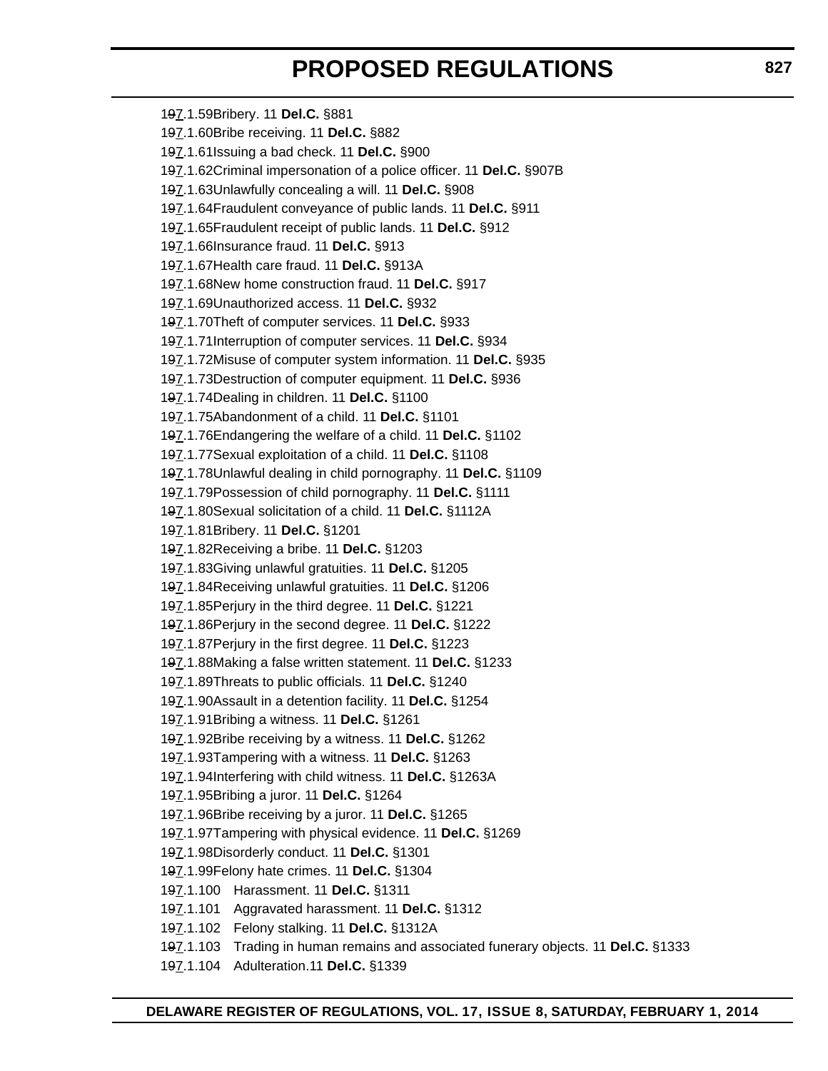1~~9~~7.1.59 Bribery. 11 **Del.C.** §881

1~~9~~7.1.60 Bribe receiving. 11 **Del.C.** §882

1~~9~~7.1.61 Issuing a bad check. 11 **Del.C.** §900

1~~9~~7.1.62 Criminal impersonation of a police officer. 11 **Del.C.** §907B

1~~9~~7.1.63 Unlawfully concealing a will. 11 **Del.C.** §908

1~~9~~7.1.64 Fraudulent conveyance of public lands. 11 **Del.C.** §911

1~~9~~7.1.65 Fraudulent receipt of public lands. 11 **Del.C.** §912

1~~9~~7.1.66 Insurance fraud. 11 **Del.C.** §913

1~~9~~7.1.67 Health care fraud. 11 **Del.C.** §913A

1~~9~~7.1.68 New home construction fraud. 11 **Del.C.** §917

1~~9~~7.1.69 Unauthorized access. 11 **Del.C.** §932

1~~9~~7.1.70 Theft of computer services. 11 **Del.C.** §933

1~~9~~7.1.71 Interruption of computer services. 11 **Del.C.** §934

1~~9~~7.1.72 Misuse of computer system information. 11 **Del.C.** §935

1~~9~~7.1.73 Destruction of computer equipment. 11 **Del.C.** §936

1~~9~~7.1.74 Dealing in children. 11 **Del.C.** §1100

1~~9~~7.1.75 Abandonment of a child. 11 **Del.C.** §1101

1~~9~~7.1.76 Endangering the welfare of a child. 11 **Del.C.** §1102

1~~9~~7.1.77 Sexual exploitation of a child. 11 **Del.C.** §1108

1~~9~~7.1.78 Unlawful dealing in child pornography. 11 **Del.C.** §1109

1~~9~~7.1.79 Possession of child pornography. 11 **Del.C.** §1111

1~~9~~7.1.80 Sexual solicitation of a child. 11 **Del.C.** §1112A

1~~9~~7.1.81 Bribery. 11 **Del.C.** §1201

1~~9~~7.1.82 Receiving a bribe. 11 **Del.C.** §1203

1~~9~~7.1.83 Giving unlawful gratuities. 11 **Del.C.** §1205

1~~9~~7.1.84 Receiving unlawful gratuities. 11 **Del.C.** §1206

1~~9~~7.1.85 Perjury in the third degree. 11 **Del.C.** §1221

1~~9~~7.1.86 Perjury in the second degree. 11 **Del.C.** §1222

1~~9~~7.1.87 Perjury in the first degree. 11 **Del.C.** §1223

1~~9~~7.1.88 Making a false written statement. 11 **Del.C.** §1233

1~~9~~7.1.89 Threats to public officials. 11 **Del.C.** §1240

1~~9~~7.1.90 Assault in a detention facility. 11 **Del.C.** §1254

1~~9~~7.1.91 Bribing a witness. 11 **Del.C.** §1261

1~~9~~7.1.92 Bribe receiving by a witness. 11 **Del.C.** §1262

1~~9~~7.1.93 Tampering with a witness. 11 **Del.C.** §1263

1~~9~~7.1.94 Interfering with child witness. 11 **Del.C.** §1263A

1~~9~~7.1.95 Bribing a juror. 11 **Del.C.** §1264

1~~9~~7.1.96 Bribe receiving by a juror. 11 **Del.C.** §1265

1~~9~~7.1.97 Tampering with physical evidence. 11 **Del.C.** §1269

1~~9~~7.1.98 Disorderly conduct. 11 **Del.C.** §1301

1~~9~~7.1.99 Felony hate crimes. 11 **Del.C.** §1304

1~~9~~7.1.100 Harassment. 11 **Del.C.** §1311

1~~9~~7.1.101 Aggravated harassment. 11 **Del.C.** §1312

1~~9~~7.1.102 Felony stalking. 11 **Del.C.** §1312A

1~~9~~7.1.103 Trading in human remains and associated funerary objects. 11 **Del.C.** §1333

1~~9~~7.1.104 Adulteration.11 **Del.C.** §1339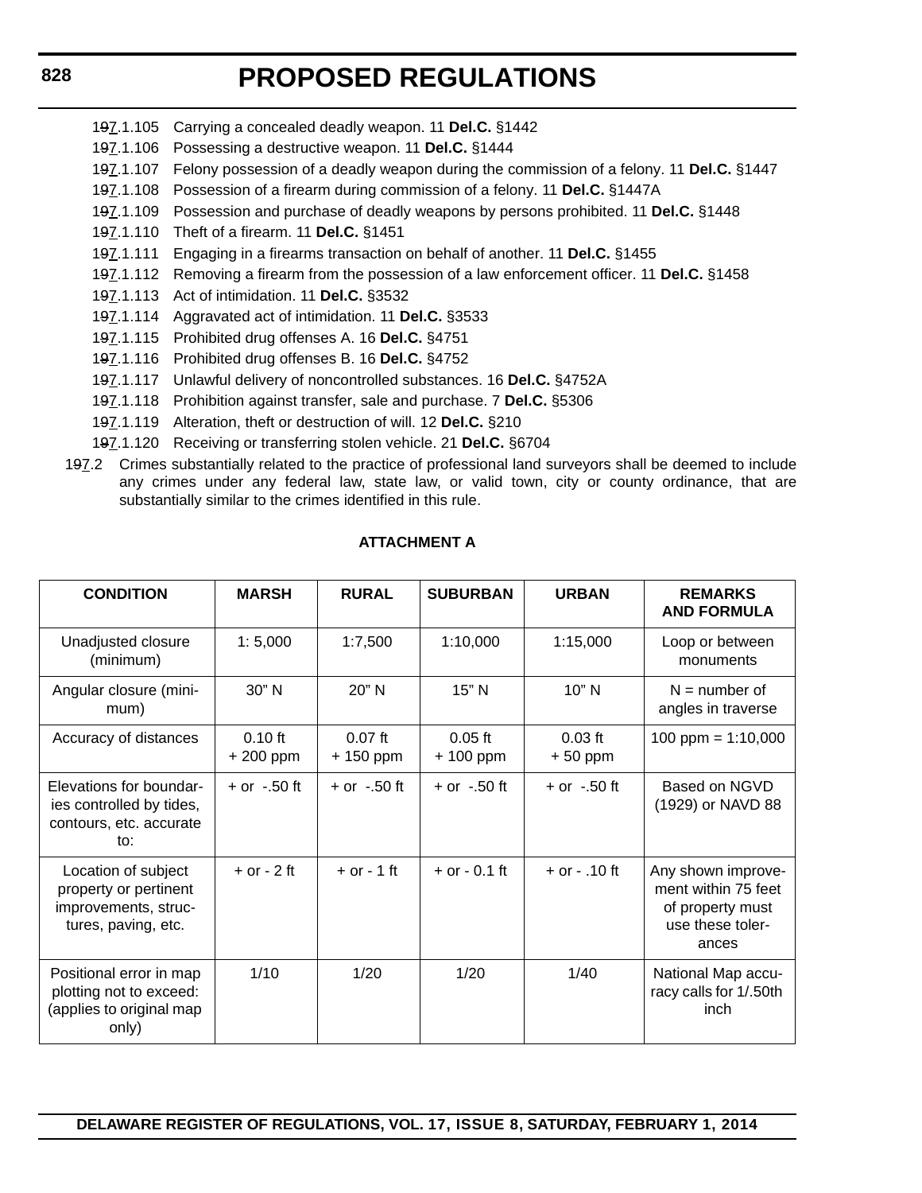19~~9~~7.1.105 Carrying a concealed deadly weapon. 11 **Del.C.** §1442

19~~9~~7.1.106 Possessing a destructive weapon. 11 **Del.C.** §1444

19~~9~~7.1.107 Felony possession of a deadly weapon during the commission of a felony. 11 **Del.C.** §1447

19~~9~~7.1.108 Possession of a firearm during commission of a felony. 11 **Del.C.** §1447A

19~~9~~7.1.109 Possession and purchase of deadly weapons by persons prohibited. 11 **Del.C.** §1448

19~~9~~7.1.110 Theft of a firearm. 11 **Del.C.** §1451

19~~9~~7.1.111 Engaging in a firearms transaction on behalf of another. 11 **Del.C.** §1455

19~~9~~7.1.112 Removing a firearm from the possession of a law enforcement officer. 11 **Del.C.** §1458

19~~9~~7.1.113 Act of intimidation. 11 **Del.C.** §3532

19~~9~~7.1.114 Aggravated act of intimidation. 11 **Del.C.** §3533

19~~9~~7.1.115 Prohibited drug offenses A. 16 **Del.C.** §4751

19~~9~~7.1.116 Prohibited drug offenses B. 16 **Del.C.** §4752

19~~9~~7.1.117 Unlawful delivery of noncontrolled substances. 16 **Del.C.** §4752A

19~~9~~7.1.118 Prohibition against transfer, sale and purchase. 7 **Del.C.** §5306

19~~9~~7.1.119 Alteration, theft or destruction of will. 12 **Del.C.** §210

19~~9~~7.1.120 Receiving or transferring stolen vehicle. 21 **Del.C.** §6704

19~~9~~7.2 Crimes substantially related to the practice of professional land surveyors shall be deemed to include any crimes under any federal law, state law, or valid town, city or county ordinance, that are substantially similar to the crimes identified in this rule.

**ATTACHMENT A**

| CONDITION | MARSH | RURAL | SUBURBAN | URBAN | REMARKS AND FORMULA |
|---|---|---|---|---|---|
| Unadjusted closure (minimum) | 1: 5,000 | 1:7,500 | 1:10,000 | 1:15,000 | Loop or between monuments |
| Angular closure (minimum) | 30" N | 20" N | 15" N | 10" N | N = number of angles in traverse |
| Accuracy of distances | 0.10 ft + 200 ppm | 0.07 ft + 150 ppm | 0.05 ft + 100 ppm | 0.03 ft + 50 ppm | 100 ppm = 1:10,000 |
| Elevations for boundaries controlled by tides, contours, etc. accurate to: | + or -.50 ft | + or -.50 ft | + or -.50 ft | + or -.50 ft | Based on NGVD (1929) or NAVD 88 |
| Location of subject property or pertinent improvements, structures, paving, etc. | + or - 2 ft | + or - 1 ft | + or - 0.1 ft | + or - .10 ft | Any shown improvement within 75 feet of property must use these tolerances |
| Positional error in map plotting not to exceed: (applies to original map only) | 1/10 | 1/20 | 1/20 | 1/40 | National Map accuracy calls for 1/.50th inch |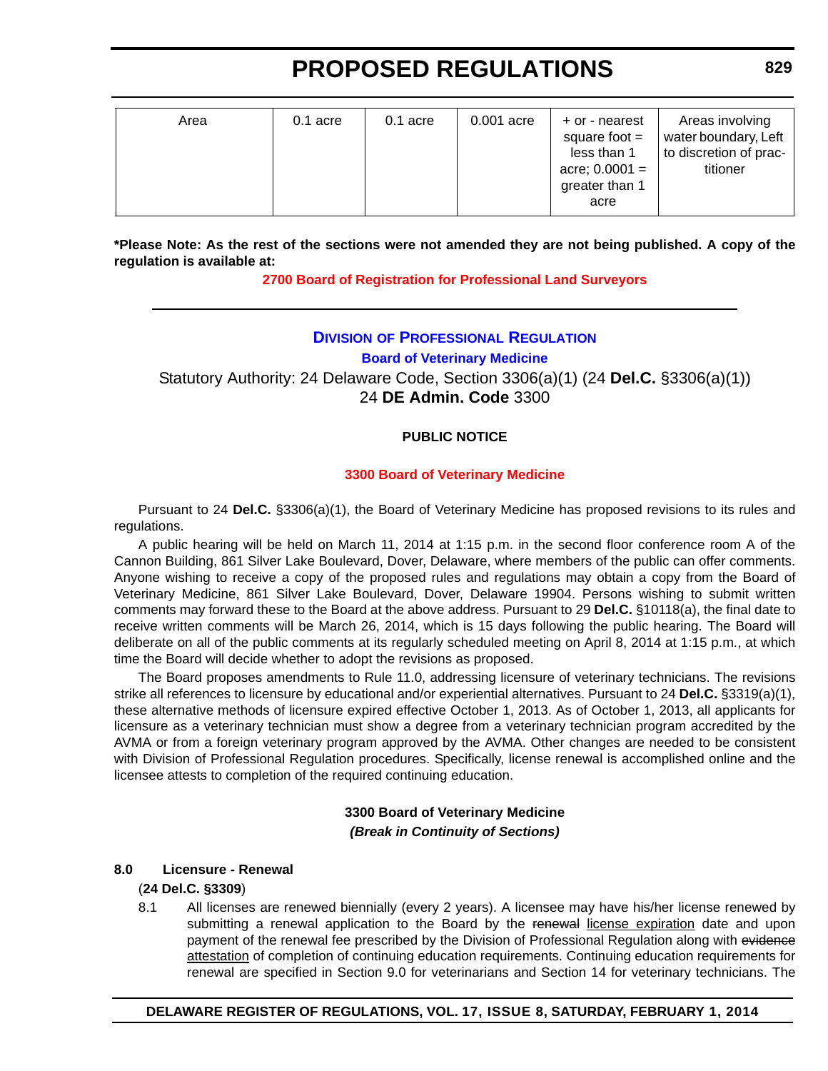| Area | 0.1 acre | 0.1 acre | 0.001 acre | + or - nearest square foot = less than 1 acre; 0.0001 = greater than 1 acre | Areas involving water boundary, Left to discretion of practitioner |
|---|---|---|---|---|---|

**\*Please Note: As the rest of the sections were not amended they are not being published. A copy of the regulation is available at:**

**2700 Board of Registration for Professional Land Surveyors**

---

## Division of Professional Regulation

### Board of Veterinary Medicine

Statutory Authority: 24 Delaware Code, Section 3306(a)(1) (24 **Del.C.** §3306(a)(1))
24 **DE Admin. Code** 3300

**PUBLIC NOTICE**

**3300 Board of Veterinary Medicine**

Pursuant to 24 **Del.C.** §3306(a)(1), the Board of Veterinary Medicine has proposed revisions to its rules and regulations.

A public hearing will be held on March 11, 2014 at 1:15 p.m. in the second floor conference room A of the Cannon Building, 861 Silver Lake Boulevard, Dover, Delaware, where members of the public can offer comments. Anyone wishing to receive a copy of the proposed rules and regulations may obtain a copy from the Board of Veterinary Medicine, 861 Silver Lake Boulevard, Dover, Delaware 19904. Persons wishing to submit written comments may forward these to the Board at the above address. Pursuant to 29 **Del.C.** §10118(a), the final date to receive written comments will be March 26, 2014, which is 15 days following the public hearing. The Board will deliberate on all of the public comments at its regularly scheduled meeting on April 8, 2014 at 1:15 p.m., at which time the Board will decide whether to adopt the revisions as proposed.

The Board proposes amendments to Rule 11.0, addressing licensure of veterinary technicians. The revisions strike all references to licensure by educational and/or experiential alternatives. Pursuant to 24 **Del.C.** §3319(a)(1), these alternative methods of licensure expired effective October 1, 2013. As of October 1, 2013, all applicants for licensure as a veterinary technician must show a degree from a veterinary technician program accredited by the AVMA or from a foreign veterinary program approved by the AVMA. Other changes are needed to be consistent with Division of Professional Regulation procedures. Specifically, license renewal is accomplished online and the licensee attests to completion of the required continuing education.

**3300 Board of Veterinary Medicine**
***(Break in Continuity of Sections)***

**8.0 Licensure - Renewal**

(**24 Del.C. §3309**)

8.1 All licenses are renewed biennially (every 2 years). A licensee may have his/her license renewed by submitting a renewal application to the Board by the ~~renewal~~ license expiration date and upon payment of the renewal fee prescribed by the Division of Professional Regulation along with ~~evidence~~ attestation of completion of continuing education requirements. Continuing education requirements for renewal are specified in Section 9.0 for veterinarians and Section 14 for veterinary technicians. The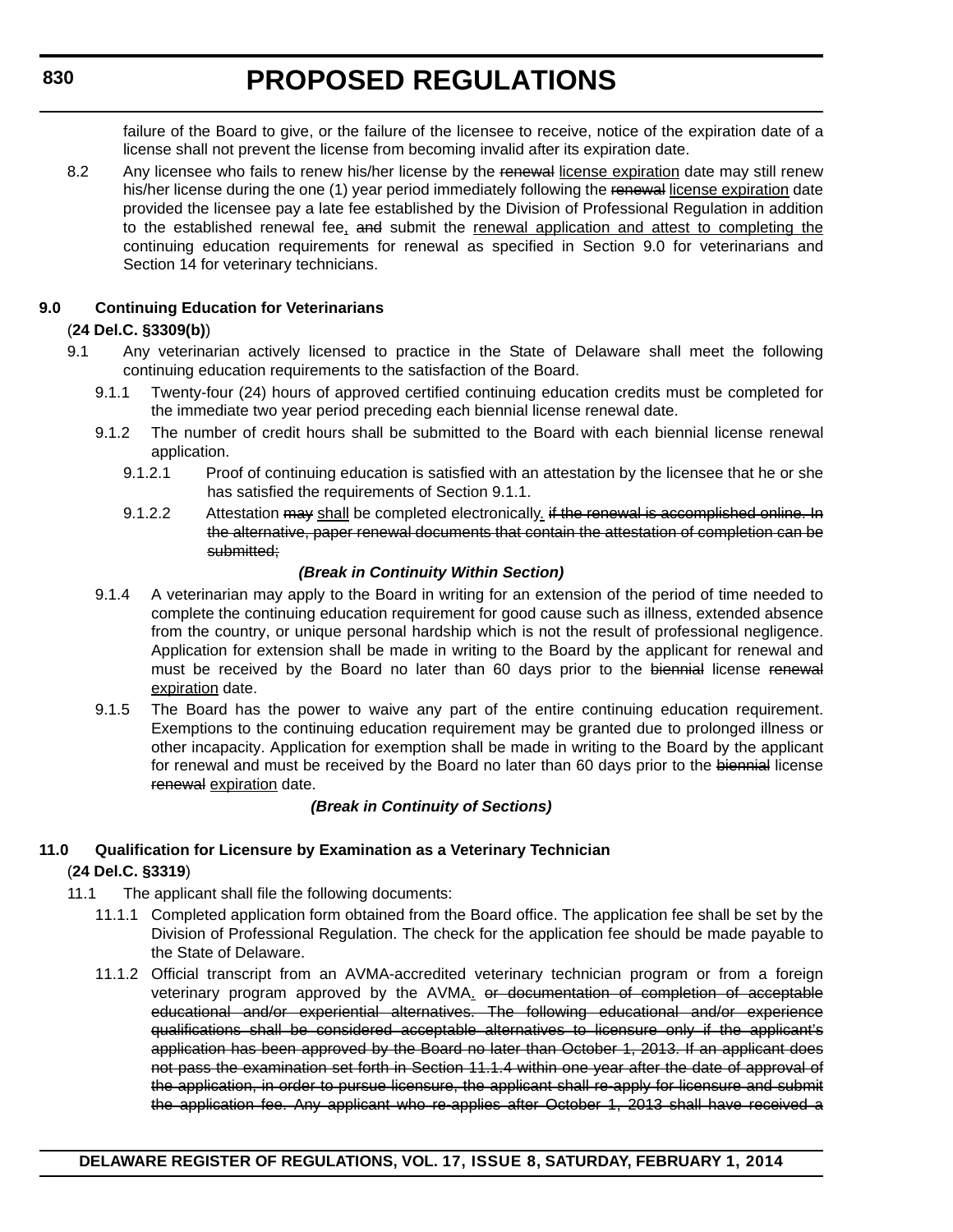failure of the Board to give, or the failure of the licensee to receive, notice of the expiration date of a license shall not prevent the license from becoming invalid after its expiration date.

8.2 Any licensee who fails to renew his/her license by the ~~renewal~~ license expiration date may still renew his/her license during the one (1) year period immediately following the ~~renewal~~ license expiration date provided the licensee pay a late fee established by the Division of Professional Regulation in addition to the established renewal fee, ~~and~~ submit the renewal application and attest to completing the continuing education requirements for renewal as specified in Section 9.0 for veterinarians and Section 14 for veterinary technicians.

**9.0 Continuing Education for Veterinarians**

(**24 Del.C. §3309(b)**)

9.1 Any veterinarian actively licensed to practice in the State of Delaware shall meet the following continuing education requirements to the satisfaction of the Board.

9.1.1 Twenty-four (24) hours of approved certified continuing education credits must be completed for the immediate two year period preceding each biennial license renewal date.

9.1.2 The number of credit hours shall be submitted to the Board with each biennial license renewal application.

9.1.2.1 Proof of continuing education is satisfied with an attestation by the licensee that he or she has satisfied the requirements of Section 9.1.1.

9.1.2.2 Attestation ~~may~~ shall be completed electronically. ~~if the renewal is accomplished online. In the alternative, paper renewal documents that contain the attestation of completion can be submitted;~~

***(Break in Continuity Within Section)***

9.1.4 A veterinarian may apply to the Board in writing for an extension of the period of time needed to complete the continuing education requirement for good cause such as illness, extended absence from the country, or unique personal hardship which is not the result of professional negligence. Application for extension shall be made in writing to the Board by the applicant for renewal and must be received by the Board no later than 60 days prior to the ~~biennial~~ license ~~renewal~~ expiration date.

9.1.5 The Board has the power to waive any part of the entire continuing education requirement. Exemptions to the continuing education requirement may be granted due to prolonged illness or other incapacity. Application for exemption shall be made in writing to the Board by the applicant for renewal and must be received by the Board no later than 60 days prior to the ~~biennial~~ license ~~renewal~~ expiration date.

***(Break in Continuity of Sections)***

**11.0 Qualification for Licensure by Examination as a Veterinary Technician**

(**24 Del.C. §3319**)

11.1 The applicant shall file the following documents:

11.1.1 Completed application form obtained from the Board office. The application fee shall be set by the Division of Professional Regulation. The check for the application fee should be made payable to the State of Delaware.

11.1.2 Official transcript from an AVMA-accredited veterinary technician program or from a foreign veterinary program approved by the AVMA. ~~or documentation of completion of acceptable educational and/or experiential alternatives. The following educational and/or experience qualifications shall be considered acceptable alternatives to licensure only if the applicant's application has been approved by the Board no later than October 1, 2013. If an applicant does not pass the examination set forth in Section 11.1.4 within one year after the date of approval of the application, in order to pursue licensure, the applicant shall re-apply for licensure and submit the application fee. Any applicant who re-applies after October 1, 2013 shall have received a~~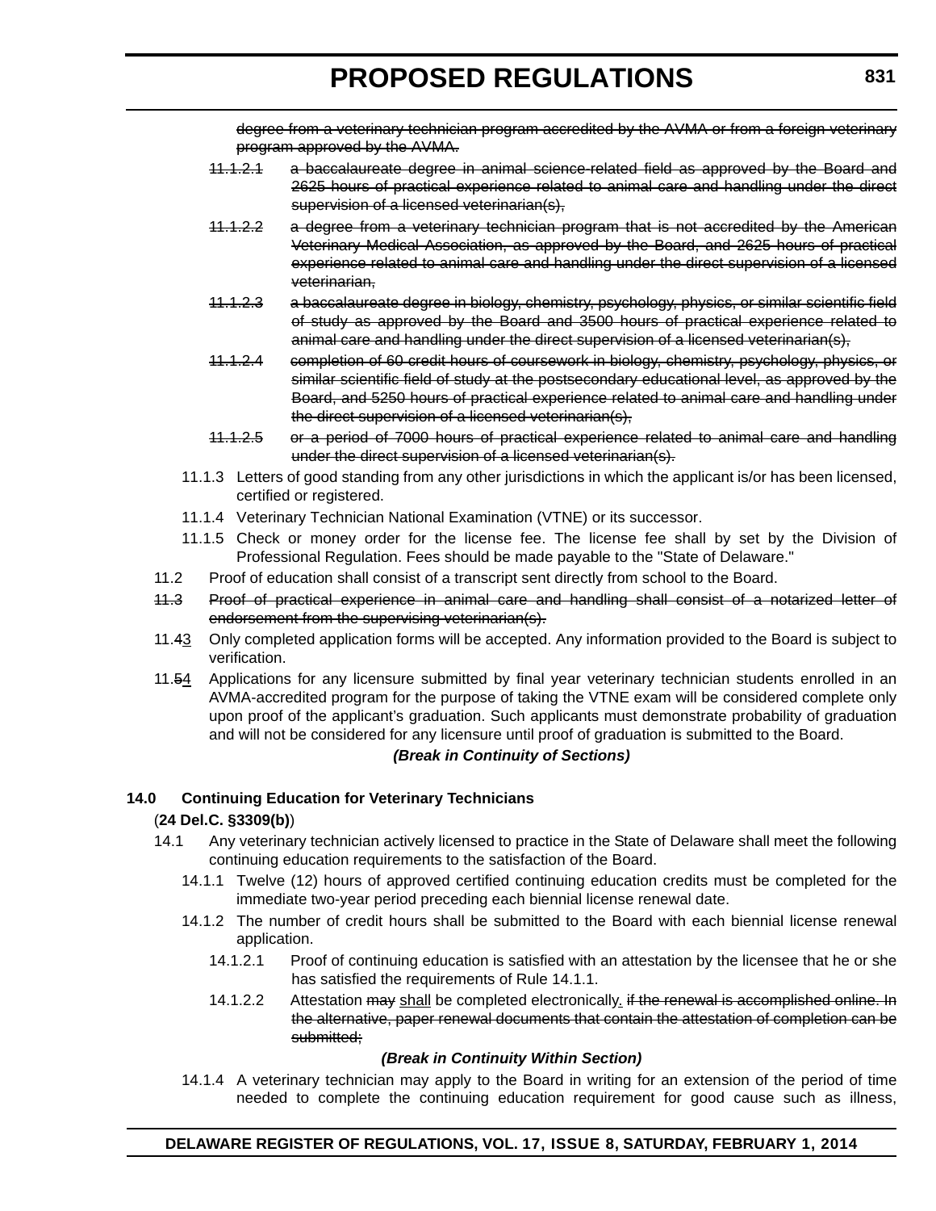~~degree from a veterinary technician program accredited by the AVMA or from a foreign veterinary program approved by the AVMA.~~

~~11.1.2.1 a baccalaureate degree in animal science-related field as approved by the Board and 2625 hours of practical experience related to animal care and handling under the direct supervision of a licensed veterinarian(s),~~

~~11.1.2.2 a degree from a veterinary technician program that is not accredited by the American Veterinary Medical Association, as approved by the Board, and 2625 hours of practical experience related to animal care and handling under the direct supervision of a licensed veterinarian,~~

~~11.1.2.3 a baccalaureate degree in biology, chemistry, psychology, physics, or similar scientific field of study as approved by the Board and 3500 hours of practical experience related to animal care and handling under the direct supervision of a licensed veterinarian(s),~~

~~11.1.2.4 completion of 60 credit hours of coursework in biology, chemistry, psychology, physics, or similar scientific field of study at the postsecondary educational level, as approved by the Board, and 5250 hours of practical experience related to animal care and handling under the direct supervision of a licensed veterinarian(s),~~

~~11.1.2.5 or a period of 7000 hours of practical experience related to animal care and handling under the direct supervision of a licensed veterinarian(s).~~

11.1.3 Letters of good standing from any other jurisdictions in which the applicant is/or has been licensed, certified or registered.

11.1.4 Veterinary Technician National Examination (VTNE) or its successor.

11.1.5 Check or money order for the license fee. The license fee shall by set by the Division of Professional Regulation. Fees should be made payable to the "State of Delaware."

11.2 Proof of education shall consist of a transcript sent directly from school to the Board.

~~11.3 Proof of practical experience in animal care and handling shall consist of a notarized letter of endorsement from the supervising veterinarian(s).~~

11.~~4~~<u>3</u> Only completed application forms will be accepted. Any information provided to the Board is subject to verification.

11.~~5~~<u>4</u> Applications for any licensure submitted by final year veterinary technician students enrolled in an AVMA-accredited program for the purpose of taking the VTNE exam will be considered complete only upon proof of the applicant's graduation. Such applicants must demonstrate probability of graduation and will not be considered for any licensure until proof of graduation is submitted to the Board.

***(Break in Continuity of Sections)***

**14.0 Continuing Education for Veterinary Technicians**

(**24 Del.C. §3309(b)**)

14.1 Any veterinary technician actively licensed to practice in the State of Delaware shall meet the following continuing education requirements to the satisfaction of the Board.

14.1.1 Twelve (12) hours of approved certified continuing education credits must be completed for the immediate two-year period preceding each biennial license renewal date.

14.1.2 The number of credit hours shall be submitted to the Board with each biennial license renewal application.

14.1.2.1 Proof of continuing education is satisfied with an attestation by the licensee that he or she has satisfied the requirements of Rule 14.1.1.

14.1.2.2 Attestation ~~may~~ <u>shall</u> be completed electronically<u>.</u> ~~if the renewal is accomplished online. In the alternative, paper renewal documents that contain the attestation of completion can be submitted;~~

***(Break in Continuity Within Section)***

14.1.4 A veterinary technician may apply to the Board in writing for an extension of the period of time needed to complete the continuing education requirement for good cause such as illness,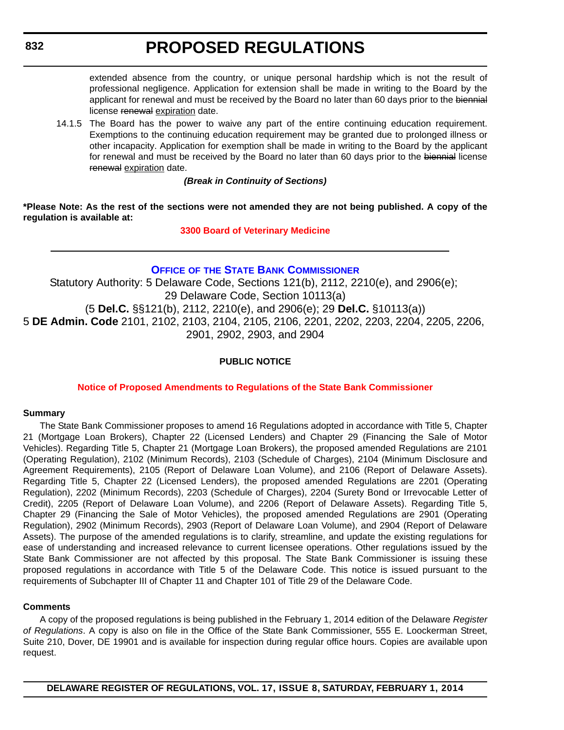extended absence from the country, or unique personal hardship which is not the result of professional negligence. Application for extension shall be made in writing to the Board by the applicant for renewal and must be received by the Board no later than 60 days prior to the ~~biennial~~ license ~~renewal~~ expiration date.

14.1.5 The Board has the power to waive any part of the entire continuing education requirement. Exemptions to the continuing education requirement may be granted due to prolonged illness or other incapacity. Application for exemption shall be made in writing to the Board by the applicant for renewal and must be received by the Board no later than 60 days prior to the ~~biennial~~ license ~~renewal~~ expiration date.

***(Break in Continuity of Sections)***

**\*Please Note: As the rest of the sections were not amended they are not being published. A copy of the regulation is available at:**

**3300 Board of Veterinary Medicine**

---

## Office of the State Bank Commissioner

Statutory Authority: 5 Delaware Code, Sections 121(b), 2112, 2210(e), and 2906(e); 29 Delaware Code, Section 10113(a)
(5 **Del.C.** §§121(b), 2112, 2210(e), and 2906(e); 29 **Del.C.** §10113(a))
5 **DE Admin. Code** 2101, 2102, 2103, 2104, 2105, 2106, 2201, 2202, 2203, 2204, 2205, 2206, 2901, 2902, 2903, and 2904

**PUBLIC NOTICE**

**Notice of Proposed Amendments to Regulations of the State Bank Commissioner**

**Summary**

The State Bank Commissioner proposes to amend 16 Regulations adopted in accordance with Title 5, Chapter 21 (Mortgage Loan Brokers), Chapter 22 (Licensed Lenders) and Chapter 29 (Financing the Sale of Motor Vehicles). Regarding Title 5, Chapter 21 (Mortgage Loan Brokers), the proposed amended Regulations are 2101 (Operating Regulation), 2102 (Minimum Records), 2103 (Schedule of Charges), 2104 (Minimum Disclosure and Agreement Requirements), 2105 (Report of Delaware Loan Volume), and 2106 (Report of Delaware Assets). Regarding Title 5, Chapter 22 (Licensed Lenders), the proposed amended Regulations are 2201 (Operating Regulation), 2202 (Minimum Records), 2203 (Schedule of Charges), 2204 (Surety Bond or Irrevocable Letter of Credit), 2205 (Report of Delaware Loan Volume), and 2206 (Report of Delaware Assets). Regarding Title 5, Chapter 29 (Financing the Sale of Motor Vehicles), the proposed amended Regulations are 2901 (Operating Regulation), 2902 (Minimum Records), 2903 (Report of Delaware Loan Volume), and 2904 (Report of Delaware Assets). The purpose of the amended regulations is to clarify, streamline, and update the existing regulations for ease of understanding and increased relevance to current licensee operations. Other regulations issued by the State Bank Commissioner are not affected by this proposal. The State Bank Commissioner is issuing these proposed regulations in accordance with Title 5 of the Delaware Code. This notice is issued pursuant to the requirements of Subchapter III of Chapter 11 and Chapter 101 of Title 29 of the Delaware Code.

**Comments**

A copy of the proposed regulations is being published in the February 1, 2014 edition of the Delaware *Register of Regulations*. A copy is also on file in the Office of the State Bank Commissioner, 555 E. Loockerman Street, Suite 210, Dover, DE 19901 and is available for inspection during regular office hours. Copies are available upon request.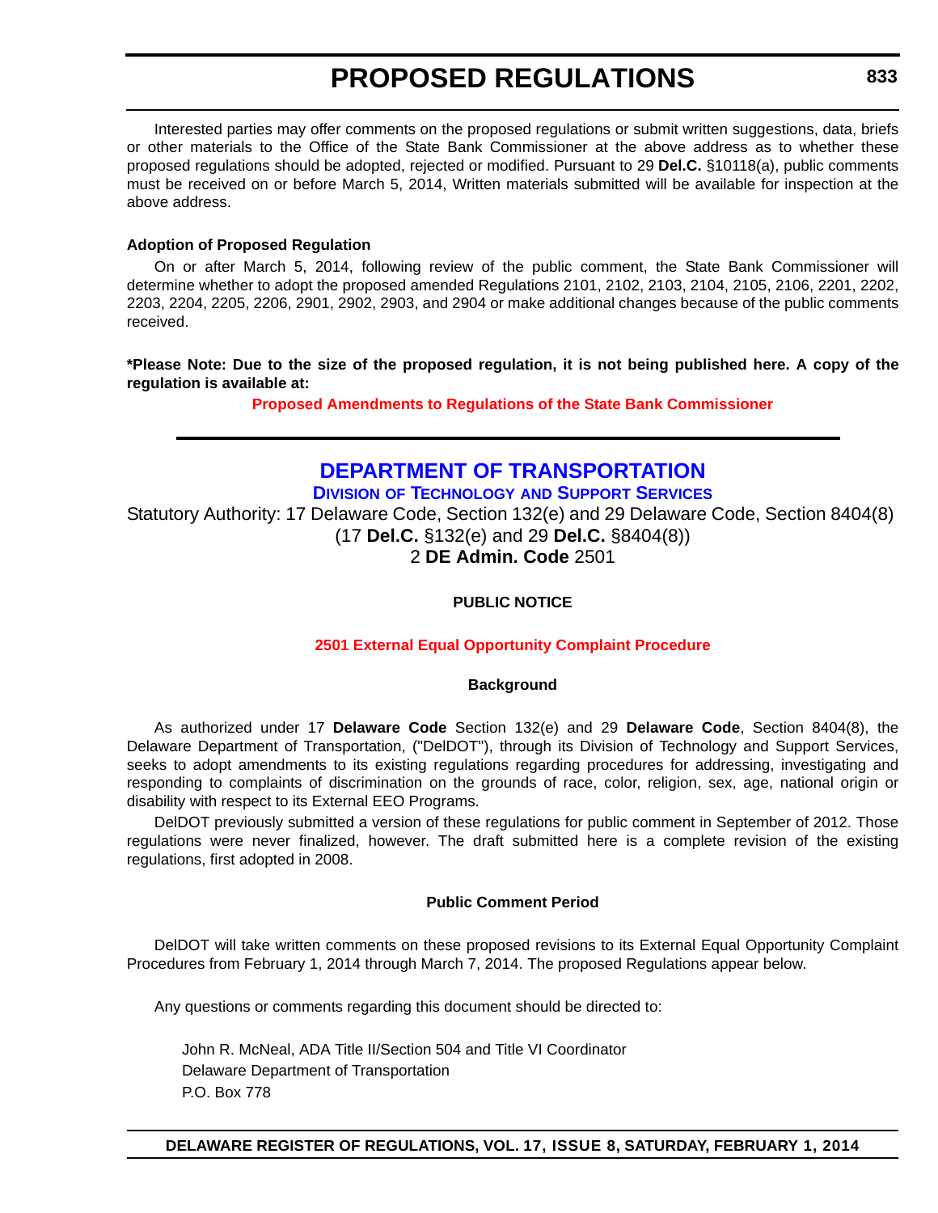Interested parties may offer comments on the proposed regulations or submit written suggestions, data, briefs or other materials to the Office of the State Bank Commissioner at the above address as to whether these proposed regulations should be adopted, rejected or modified. Pursuant to 29 **Del.C.** §10118(a), public comments must be received on or before March 5, 2014, Written materials submitted will be available for inspection at the above address.

**Adoption of Proposed Regulation**

On or after March 5, 2014, following review of the public comment, the State Bank Commissioner will determine whether to adopt the proposed amended Regulations 2101, 2102, 2103, 2104, 2105, 2106, 2201, 2202, 2203, 2204, 2205, 2206, 2901, 2902, 2903, and 2904 or make additional changes because of the public comments received.

**\*Please Note: Due to the size of the proposed regulation, it is not being published here. A copy of the regulation is available at:**

**Proposed Amendments to Regulations of the State Bank Commissioner**

---

# DEPARTMENT OF TRANSPORTATION

## Division of Technology and Support Services

Statutory Authority: 17 Delaware Code, Section 132(e) and 29 Delaware Code, Section 8404(8) (17 **Del.C.** §132(e) and 29 **Del.C.** §8404(8))
2 **DE Admin. Code** 2501

**PUBLIC NOTICE**

**2501 External Equal Opportunity Complaint Procedure**

**Background**

As authorized under 17 **Delaware Code** Section 132(e) and 29 **Delaware Code**, Section 8404(8), the Delaware Department of Transportation, ("DelDOT"), through its Division of Technology and Support Services, seeks to adopt amendments to its existing regulations regarding procedures for addressing, investigating and responding to complaints of discrimination on the grounds of race, color, religion, sex, age, national origin or disability with respect to its External EEO Programs.

DelDOT previously submitted a version of these regulations for public comment in September of 2012. Those regulations were never finalized, however. The draft submitted here is a complete revision of the existing regulations, first adopted in 2008.

**Public Comment Period**

DelDOT will take written comments on these proposed revisions to its External Equal Opportunity Complaint Procedures from February 1, 2014 through March 7, 2014. The proposed Regulations appear below.

Any questions or comments regarding this document should be directed to:

John R. McNeal, ADA Title II/Section 504 and Title VI Coordinator
Delaware Department of Transportation
P.O. Box 778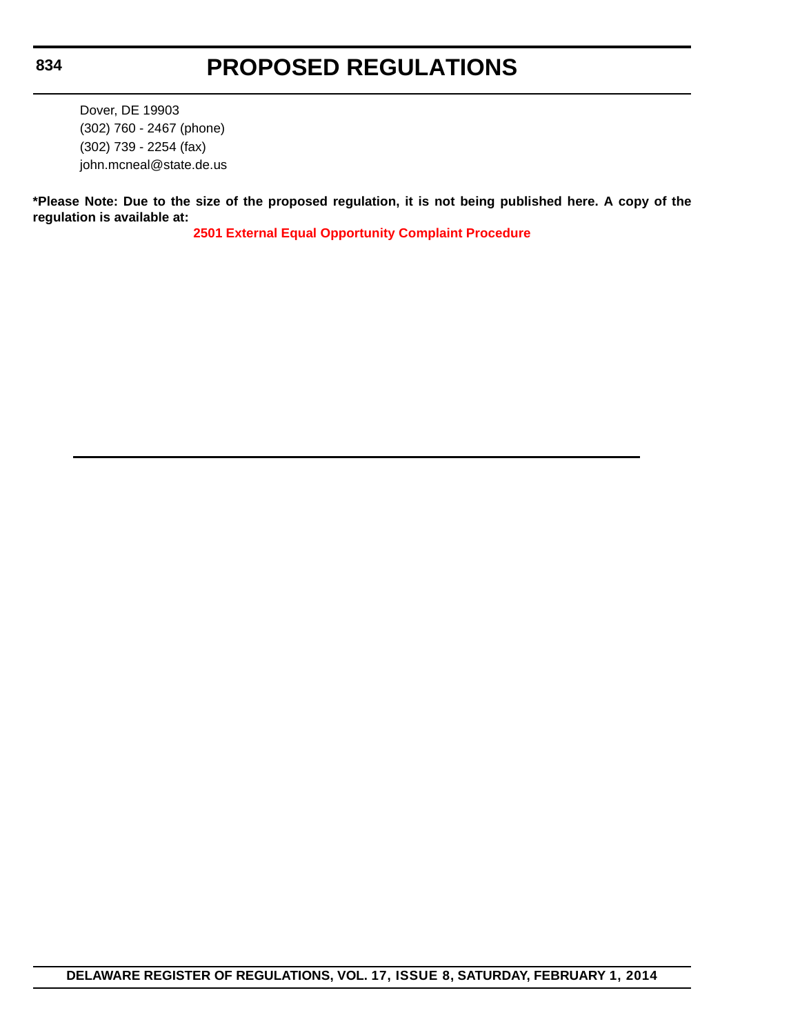Dover, DE 19903
(302) 760 - 2467 (phone)
(302) 739 - 2254 (fax)
john.mcneal@state.de.us

**\*Please Note: Due to the size of the proposed regulation, it is not being published here. A copy of the regulation is available at:**

**2501 External Equal Opportunity Complaint Procedure**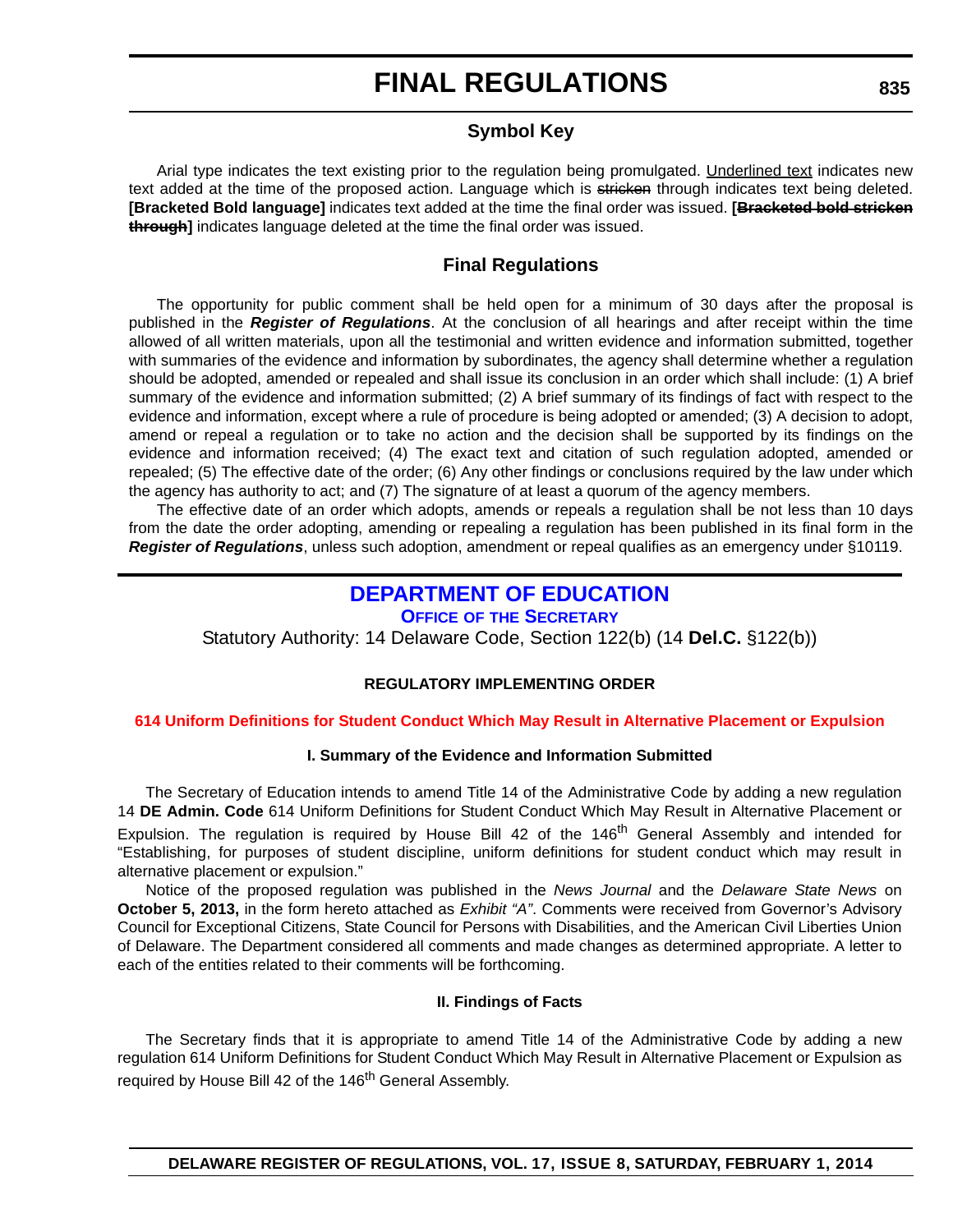# FINAL REGULATIONS

## Symbol Key

Arial type indicates the text existing prior to the regulation being promulgated. <u>Underlined text</u> indicates new text added at the time of the proposed action. Language which is ~~stricken~~ through indicates text being deleted. **[Bracketed Bold language]** indicates text added at the time the final order was issued. **[~~Bracketed bold stricken through~~]** indicates language deleted at the time the final order was issued.

## Final Regulations

The opportunity for public comment shall be held open for a minimum of 30 days after the proposal is published in the ***Register of Regulations***. At the conclusion of all hearings and after receipt within the time allowed of all written materials, upon all the testimonial and written evidence and information submitted, together with summaries of the evidence and information by subordinates, the agency shall determine whether a regulation should be adopted, amended or repealed and shall issue its conclusion in an order which shall include: (1) A brief summary of the evidence and information submitted; (2) A brief summary of its findings of fact with respect to the evidence and information, except where a rule of procedure is being adopted or amended; (3) A decision to adopt, amend or repeal a regulation or to take no action and the decision shall be supported by its findings on the evidence and information received; (4) The exact text and citation of such regulation adopted, amended or repealed; (5) The effective date of the order; (6) Any other findings or conclusions required by the law under which the agency has authority to act; and (7) The signature of at least a quorum of the agency members.

The effective date of an order which adopts, amends or repeals a regulation shall be not less than 10 days from the date the order adopting, amending or repealing a regulation has been published in its final form in the ***Register of Regulations***, unless such adoption, amendment or repeal qualifies as an emergency under §10119.

## DEPARTMENT OF EDUCATION

### OFFICE OF THE SECRETARY

Statutory Authority: 14 Delaware Code, Section 122(b) (14 **Del.C.** §122(b))

**REGULATORY IMPLEMENTING ORDER**

**614 Uniform Definitions for Student Conduct Which May Result in Alternative Placement or Expulsion**

**I. Summary of the Evidence and Information Submitted**

The Secretary of Education intends to amend Title 14 of the Administrative Code by adding a new regulation 14 **DE Admin. Code** 614 Uniform Definitions for Student Conduct Which May Result in Alternative Placement or Expulsion. The regulation is required by House Bill 42 of the 146th General Assembly and intended for "Establishing, for purposes of student discipline, uniform definitions for student conduct which may result in alternative placement or expulsion."

Notice of the proposed regulation was published in the *News Journal* and the *Delaware State News* on **October 5, 2013,** in the form hereto attached as *Exhibit "A"*. Comments were received from Governor's Advisory Council for Exceptional Citizens, State Council for Persons with Disabilities, and the American Civil Liberties Union of Delaware. The Department considered all comments and made changes as determined appropriate. A letter to each of the entities related to their comments will be forthcoming.

**II. Findings of Facts**

The Secretary finds that it is appropriate to amend Title 14 of the Administrative Code by adding a new regulation 614 Uniform Definitions for Student Conduct Which May Result in Alternative Placement or Expulsion as required by House Bill 42 of the 146th General Assembly.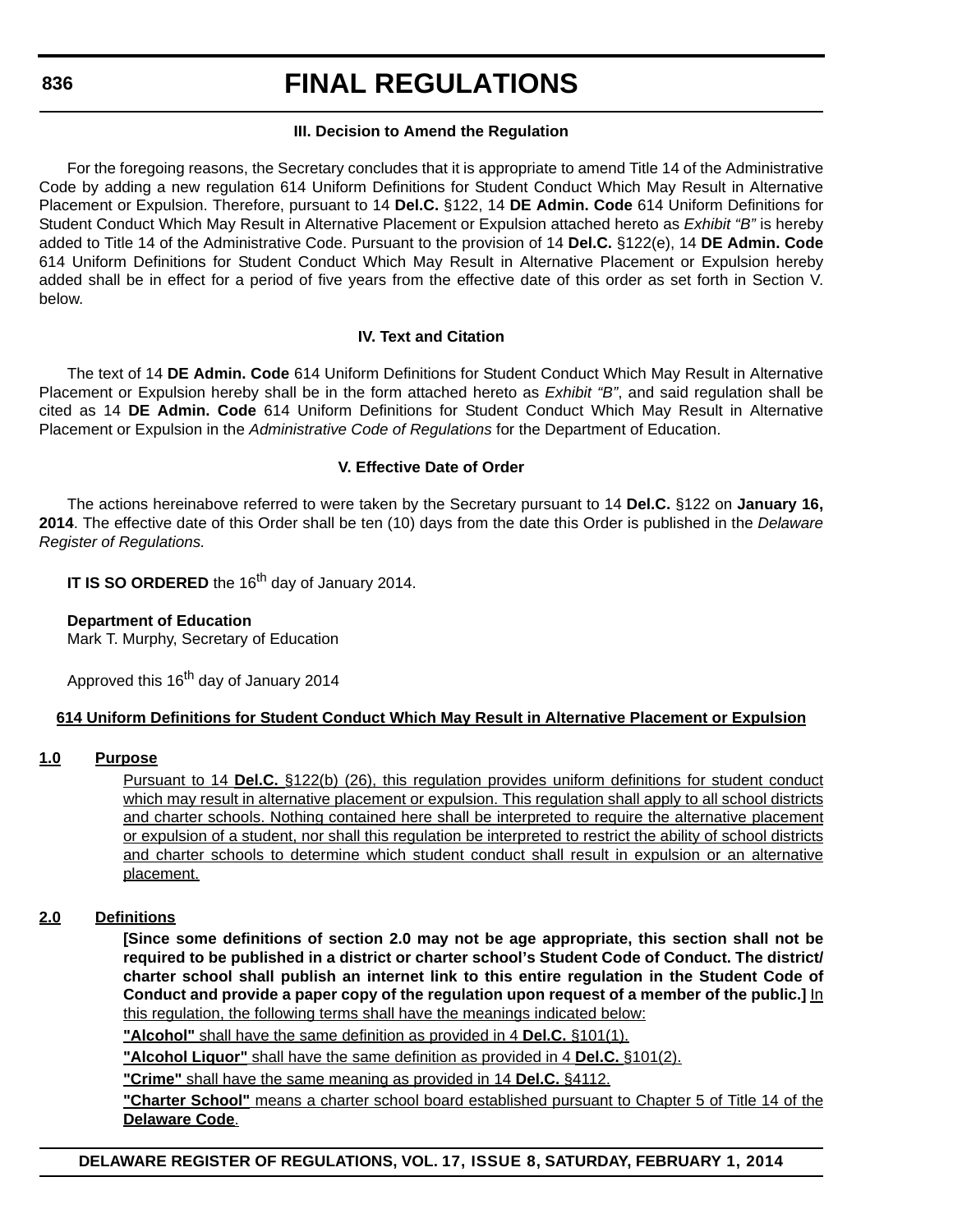### III. Decision to Amend the Regulation

For the foregoing reasons, the Secretary concludes that it is appropriate to amend Title 14 of the Administrative Code by adding a new regulation 614 Uniform Definitions for Student Conduct Which May Result in Alternative Placement or Expulsion. Therefore, pursuant to 14 **Del.C.** §122, 14 **DE Admin. Code** 614 Uniform Definitions for Student Conduct Which May Result in Alternative Placement or Expulsion attached hereto as *Exhibit "B"* is hereby added to Title 14 of the Administrative Code. Pursuant to the provision of 14 **Del.C.** §122(e), 14 **DE Admin. Code** 614 Uniform Definitions for Student Conduct Which May Result in Alternative Placement or Expulsion hereby added shall be in effect for a period of five years from the effective date of this order as set forth in Section V. below.

### IV. Text and Citation

The text of 14 **DE Admin. Code** 614 Uniform Definitions for Student Conduct Which May Result in Alternative Placement or Expulsion hereby shall be in the form attached hereto as *Exhibit "B"*, and said regulation shall be cited as 14 **DE Admin. Code** 614 Uniform Definitions for Student Conduct Which May Result in Alternative Placement or Expulsion in the *Administrative Code of Regulations* for the Department of Education.

### V. Effective Date of Order

The actions hereinabove referred to were taken by the Secretary pursuant to 14 **Del.C.** §122 on **January 16, 2014**. The effective date of this Order shall be ten (10) days from the date this Order is published in the *Delaware Register of Regulations.*

**IT IS SO ORDERED** the 16th day of January 2014.

**Department of Education**
Mark T. Murphy, Secretary of Education

Approved this 16th day of January 2014

## 614 Uniform Definitions for Student Conduct Which May Result in Alternative Placement or Expulsion

**1.0 Purpose**

Pursuant to 14 **Del.C.** §122(b) (26), this regulation provides uniform definitions for student conduct which may result in alternative placement or expulsion. This regulation shall apply to all school districts and charter schools. Nothing contained here shall be interpreted to require the alternative placement or expulsion of a student, nor shall this regulation be interpreted to restrict the ability of school districts and charter schools to determine which student conduct shall result in expulsion or an alternative placement.

**2.0 Definitions**

**[Since some definitions of section 2.0 may not be age appropriate, this section shall not be required to be published in a district or charter school's Student Code of Conduct. The district/ charter school shall publish an internet link to this entire regulation in the Student Code of Conduct and provide a paper copy of the regulation upon request of a member of the public.]** In this regulation, the following terms shall have the meanings indicated below:

**"Alcohol"** shall have the same definition as provided in 4 **Del.C.** §101(1).

**"Alcohol Liquor"** shall have the same definition as provided in 4 **Del.C.** §101(2).

**"Crime"** shall have the same meaning as provided in 14 **Del.C.** §4112.

**"Charter School"** means a charter school board established pursuant to Chapter 5 of Title 14 of the **Delaware Code**.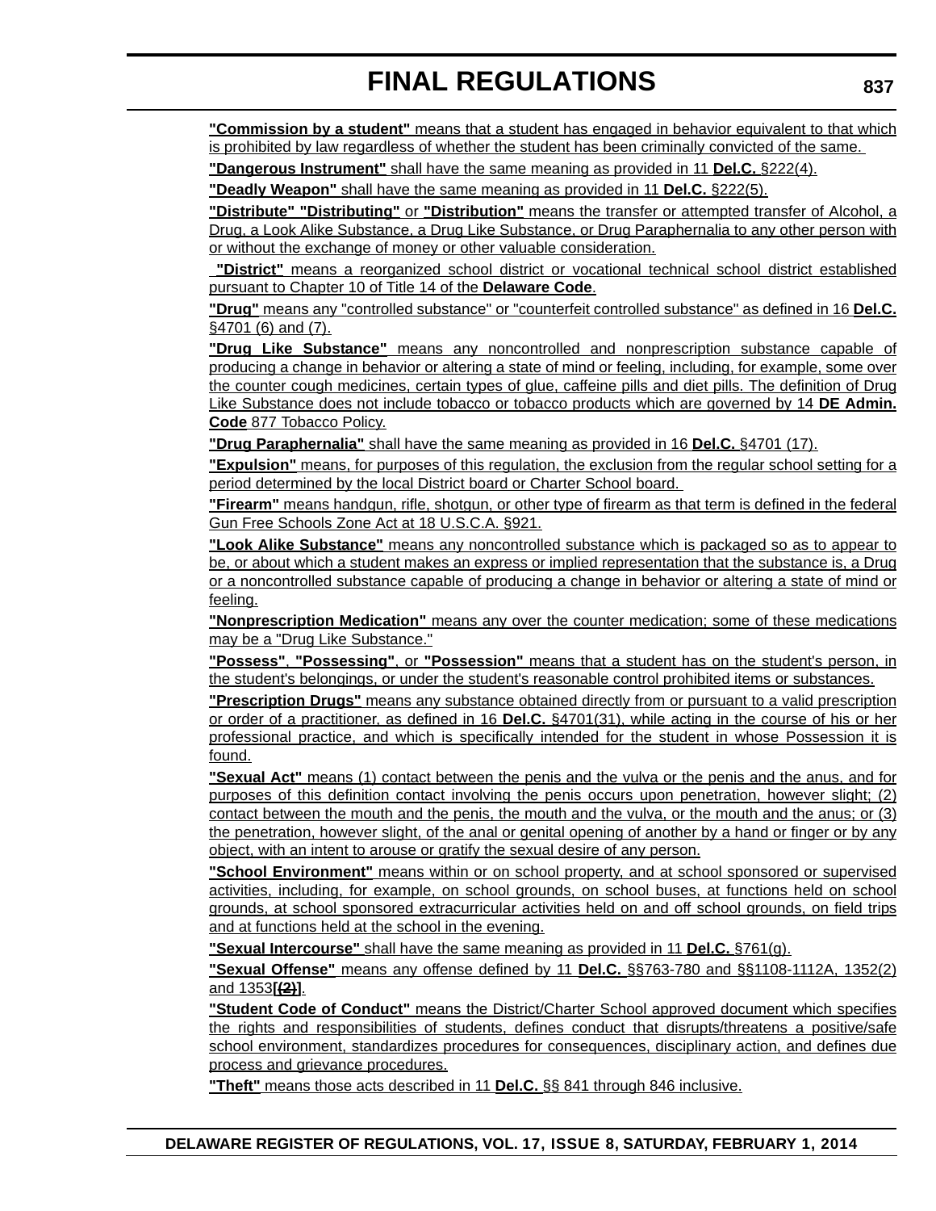**"Commission by a student"** means that a student has engaged in behavior equivalent to that which is prohibited by law regardless of whether the student has been criminally convicted of the same.

**"Dangerous Instrument"** shall have the same meaning as provided in 11 **Del.C.** §222(4).

**"Deadly Weapon"** shall have the same meaning as provided in 11 **Del.C.** §222(5).

**"Distribute" "Distributing"** or **"Distribution"** means the transfer or attempted transfer of Alcohol, a Drug, a Look Alike Substance, a Drug Like Substance, or Drug Paraphernalia to any other person with or without the exchange of money or other valuable consideration.

**"District"** means a reorganized school district or vocational technical school district established pursuant to Chapter 10 of Title 14 of the **Delaware Code**.

**"Drug"** means any "controlled substance" or "counterfeit controlled substance" as defined in 16 **Del.C.** §4701 (6) and (7).

**"Drug Like Substance"** means any noncontrolled and nonprescription substance capable of producing a change in behavior or altering a state of mind or feeling, including, for example, some over the counter cough medicines, certain types of glue, caffeine pills and diet pills. The definition of Drug Like Substance does not include tobacco or tobacco products which are governed by 14 **DE Admin. Code** 877 Tobacco Policy.

**"Drug Paraphernalia"** shall have the same meaning as provided in 16 **Del.C.** §4701 (17).

**"Expulsion"** means, for purposes of this regulation, the exclusion from the regular school setting for a period determined by the local District board or Charter School board.

**"Firearm"** means handgun, rifle, shotgun, or other type of firearm as that term is defined in the federal Gun Free Schools Zone Act at 18 U.S.C.A. §921.

**"Look Alike Substance"** means any noncontrolled substance which is packaged so as to appear to be, or about which a student makes an express or implied representation that the substance is, a Drug or a noncontrolled substance capable of producing a change in behavior or altering a state of mind or feeling.

**"Nonprescription Medication"** means any over the counter medication; some of these medications may be a "Drug Like Substance."

**"Possess"**, **"Possessing"**, or **"Possession"** means that a student has on the student's person, in the student's belongings, or under the student's reasonable control prohibited items or substances.

**"Prescription Drugs"** means any substance obtained directly from or pursuant to a valid prescription or order of a practitioner, as defined in 16 **Del.C.** §4701(31), while acting in the course of his or her professional practice, and which is specifically intended for the student in whose Possession it is found.

**"Sexual Act"** means (1) contact between the penis and the vulva or the penis and the anus, and for purposes of this definition contact involving the penis occurs upon penetration, however slight; (2) contact between the mouth and the penis, the mouth and the vulva, or the mouth and the anus; or (3) the penetration, however slight, of the anal or genital opening of another by a hand or finger or by any object, with an intent to arouse or gratify the sexual desire of any person.

**"School Environment"** means within or on school property, and at school sponsored or supervised activities, including, for example, on school grounds, on school buses, at functions held on school grounds, at school sponsored extracurricular activities held on and off school grounds, on field trips and at functions held at the school in the evening.

**"Sexual Intercourse"** shall have the same meaning as provided in 11 **Del.C.** §761(g).

**"Sexual Offense"** means any offense defined by 11 **Del.C.** §§763-780 and §§1108-1112A, 1352(2) and 1353**[~~(2)~~]**.

**"Student Code of Conduct"** means the District/Charter School approved document which specifies the rights and responsibilities of students, defines conduct that disrupts/threatens a positive/safe school environment, standardizes procedures for consequences, disciplinary action, and defines due process and grievance procedures.

**"Theft"** means those acts described in 11 **Del.C.** §§ 841 through 846 inclusive.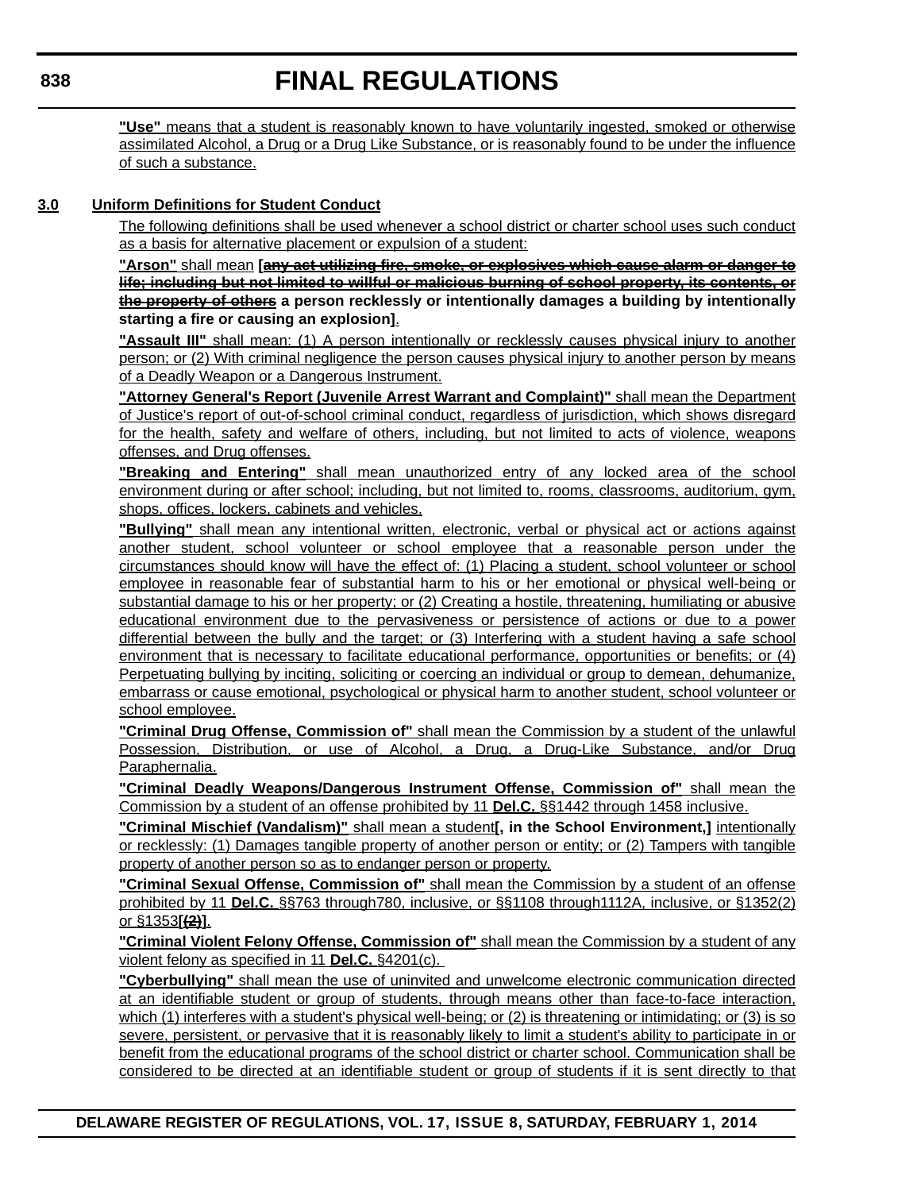**"Use"** means that a student is reasonably known to have voluntarily ingested, smoked or otherwise assimilated Alcohol, a Drug or a Drug Like Substance, or is reasonably found to be under the influence of such a substance.

## 3.0 Uniform Definitions for Student Conduct

The following definitions shall be used whenever a school district or charter school uses such conduct as a basis for alternative placement or expulsion of a student:

**"Arson"** shall mean **[~~any act utilizing fire, smoke, or explosives which cause alarm or danger to life; including but not limited to willful or malicious burning of school property, its contents, or the property of others~~ a person recklessly or intentionally damages a building by intentionally starting a fire or causing an explosion]**.

**"Assault III"** shall mean: (1) A person intentionally or recklessly causes physical injury to another person; or (2) With criminal negligence the person causes physical injury to another person by means of a Deadly Weapon or a Dangerous Instrument.

**"Attorney General's Report (Juvenile Arrest Warrant and Complaint)"** shall mean the Department of Justice's report of out-of-school criminal conduct, regardless of jurisdiction, which shows disregard for the health, safety and welfare of others, including, but not limited to acts of violence, weapons offenses, and Drug offenses.

**"Breaking and Entering"** shall mean unauthorized entry of any locked area of the school environment during or after school; including, but not limited to, rooms, classrooms, auditorium, gym, shops, offices, lockers, cabinets and vehicles.

**"Bullying"** shall mean any intentional written, electronic, verbal or physical act or actions against another student, school volunteer or school employee that a reasonable person under the circumstances should know will have the effect of: (1) Placing a student, school volunteer or school employee in reasonable fear of substantial harm to his or her emotional or physical well-being or substantial damage to his or her property; or (2) Creating a hostile, threatening, humiliating or abusive educational environment due to the pervasiveness or persistence of actions or due to a power differential between the bully and the target; or (3) Interfering with a student having a safe school environment that is necessary to facilitate educational performance, opportunities or benefits; or (4) Perpetuating bullying by inciting, soliciting or coercing an individual or group to demean, dehumanize, embarrass or cause emotional, psychological or physical harm to another student, school volunteer or school employee.

**"Criminal Drug Offense, Commission of"** shall mean the Commission by a student of the unlawful Possession, Distribution, or use of Alcohol, a Drug, a Drug-Like Substance, and/or Drug Paraphernalia.

**"Criminal Deadly Weapons/Dangerous Instrument Offense, Commission of"** shall mean the Commission by a student of an offense prohibited by 11 **Del.C.** §§1442 through 1458 inclusive.

**"Criminal Mischief (Vandalism)"** shall mean a student**[, in the School Environment,]** intentionally or recklessly: (1) Damages tangible property of another person or entity; or (2) Tampers with tangible property of another person so as to endanger person or property.

**"Criminal Sexual Offense, Commission of"** shall mean the Commission by a student of an offense prohibited by 11 **Del.C.** §§763 through780, inclusive, or §§1108 through1112A, inclusive, or §1352(2) or §1353**[~~(2)~~]**.

**"Criminal Violent Felony Offense, Commission of"** shall mean the Commission by a student of any violent felony as specified in 11 **Del.C.** §4201(c).

**"Cyberbullying"** shall mean the use of uninvited and unwelcome electronic communication directed at an identifiable student or group of students, through means other than face-to-face interaction, which (1) interferes with a student's physical well-being; or (2) is threatening or intimidating; or (3) is so severe, persistent, or pervasive that it is reasonably likely to limit a student's ability to participate in or benefit from the educational programs of the school district or charter school. Communication shall be considered to be directed at an identifiable student or group of students if it is sent directly to that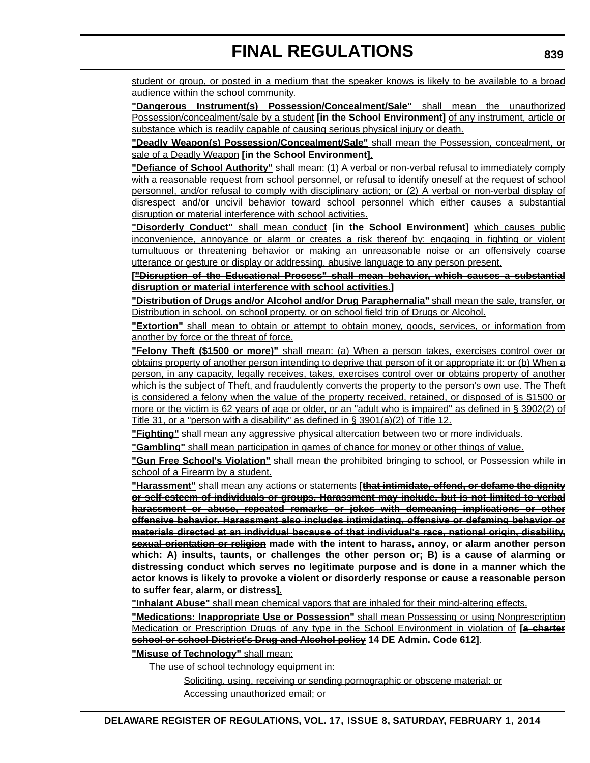student or group, or posted in a medium that the speaker knows is likely to be available to a broad audience within the school community.

**"Dangerous Instrument(s) Possession/Concealment/Sale"** shall mean the unauthorized Possession/concealment/sale by a student **[in the School Environment]** of any instrument, article or substance which is readily capable of causing serious physical injury or death.

**"Deadly Weapon(s) Possession/Concealment/Sale"** shall mean the Possession, concealment, or sale of a Deadly Weapon **[in the School Environment]**.

**"Defiance of School Authority"** shall mean: (1) A verbal or non-verbal refusal to immediately comply with a reasonable request from school personnel, or refusal to identify oneself at the request of school personnel, and/or refusal to comply with disciplinary action; or (2) A verbal or non-verbal display of disrespect and/or uncivil behavior toward school personnel which either causes a substantial disruption or material interference with school activities.

**"Disorderly Conduct"** shall mean conduct **[in the School Environment]** which causes public inconvenience, annoyance or alarm or creates a risk thereof by: engaging in fighting or violent tumultuous or threatening behavior or making an unreasonable noise or an offensively coarse utterance or gesture or display or addressing, abusive language to any person present.

**[~~"Disruption of the Educational Process" shall mean behavior, which causes a substantial disruption or material interference with school activities.~~]**

**"Distribution of Drugs and/or Alcohol and/or Drug Paraphernalia"** shall mean the sale, transfer, or Distribution in school, on school property, or on school field trip of Drugs or Alcohol.

**"Extortion"** shall mean to obtain or attempt to obtain money, goods, services, or information from another by force or the threat of force.

**"Felony Theft ($1500 or more)"** shall mean: (a) When a person takes, exercises control over or obtains property of another person intending to deprive that person of it or appropriate it; or (b) When a person, in any capacity, legally receives, takes, exercises control over or obtains property of another which is the subject of Theft, and fraudulently converts the property to the person's own use. The Theft is considered a felony when the value of the property received, retained, or disposed of is $1500 or more or the victim is 62 years of age or older, or an "adult who is impaired" as defined in § 3902(2) of Title 31, or a "person with a disability" as defined in § 3901(a)(2) of Title 12.

**"Fighting"** shall mean any aggressive physical altercation between two or more individuals.

**"Gambling"** shall mean participation in games of chance for money or other things of value.

**"Gun Free School's Violation"** shall mean the prohibited bringing to school, or Possession while in school of a Firearm by a student.

**"Harassment"** shall mean any actions or statements **[~~that intimidate, offend, or defame the dignity or self-esteem of individuals or groups. Harassment may include, but is not limited to verbal harassment or abuse, repeated remarks or jokes with demeaning implications or other offensive behavior. Harassment also includes intimidating, offensive or defaming behavior or materials directed at an individual because of that individual's race, national origin, disability, sexual orientation or religion~~ made with the intent to harass, annoy, or alarm another person which: A) insults, taunts, or challenges the other person or; B) is a cause of alarming or distressing conduct which serves no legitimate purpose and is done in a manner which the actor knows is likely to provoke a violent or disorderly response or cause a reasonable person to suffer fear, alarm, or distress]**.

**"Inhalant Abuse"** shall mean chemical vapors that are inhaled for their mind-altering effects.

**"Medications: Inappropriate Use or Possession"** shall mean Possessing or using Nonprescription Medication or Prescription Drugs of any type in the School Environment in violation of **[~~a charter school or school District's Drug and Alcohol policy~~ 14 DE Admin. Code 612]**.

**"Misuse of Technology"** shall mean:

The use of school technology equipment in:

Soliciting, using, receiving or sending pornographic or obscene material; or

Accessing unauthorized email; or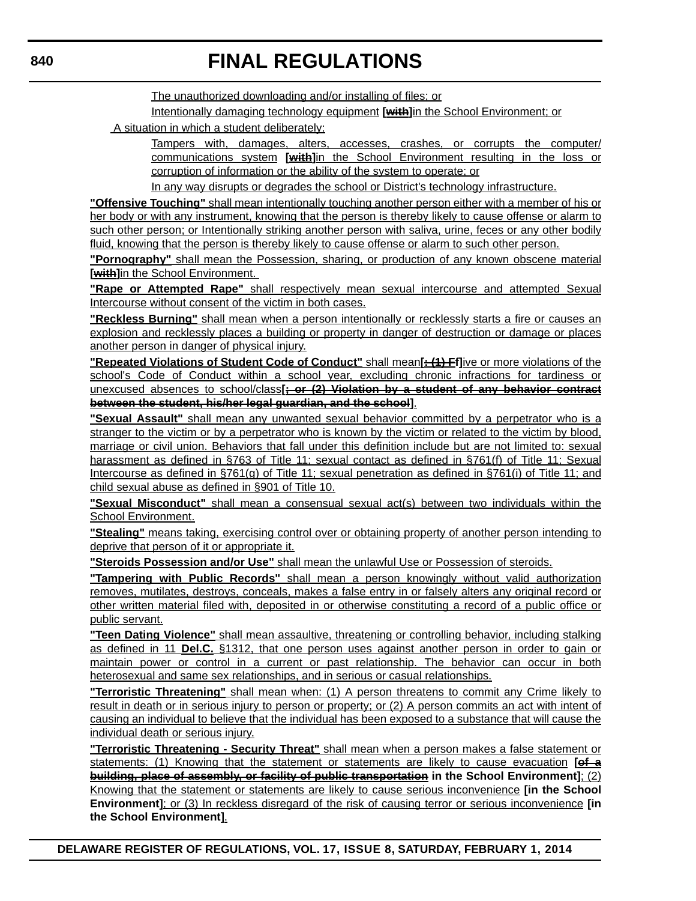The unauthorized downloading and/or installing of files; or

Intentionally damaging technology equipment **[~~with~~]**in the School Environment; or

A situation in which a student deliberately:

Tampers with, damages, alters, accesses, crashes, or corrupts the computer/ communications system **[~~with~~]**in the School Environment resulting in the loss or corruption of information or the ability of the system to operate; or

In any way disrupts or degrades the school or District's technology infrastructure.

**"Offensive Touching"** shall mean intentionally touching another person either with a member of his or her body or with any instrument, knowing that the person is thereby likely to cause offense or alarm to such other person; or Intentionally striking another person with saliva, urine, feces or any other bodily fluid, knowing that the person is thereby likely to cause offense or alarm to such other person.

**"Pornography"** shall mean the Possession, sharing, or production of any known obscene material **[~~with~~]**in the School Environment.

**"Rape or Attempted Rape"** shall respectively mean sexual intercourse and attempted Sexual Intercourse without consent of the victim in both cases.

**"Reckless Burning"** shall mean when a person intentionally or recklessly starts a fire or causes an explosion and recklessly places a building or property in danger of destruction or damage or places another person in danger of physical injury.

**"Repeated Violations of Student Code of Conduct"** shall mean**[~~: (1) F~~f]**ive or more violations of the school's Code of Conduct within a school year, excluding chronic infractions for tardiness or unexcused absences to school/class**[~~; or (2) Violation by a student of any behavior contract between the student, his/her legal guardian, and the school~~]**.

**"Sexual Assault"** shall mean any unwanted sexual behavior committed by a perpetrator who is a stranger to the victim or by a perpetrator who is known by the victim or related to the victim by blood, marriage or civil union. Behaviors that fall under this definition include but are not limited to: sexual harassment as defined in §763 of Title 11; sexual contact as defined in §761(f) of Title 11; Sexual Intercourse as defined in §761(g) of Title 11; sexual penetration as defined in §761(i) of Title 11; and child sexual abuse as defined in §901 of Title 10.

**"Sexual Misconduct"** shall mean a consensual sexual act(s) between two individuals within the School Environment.

**"Stealing"** means taking, exercising control over or obtaining property of another person intending to deprive that person of it or appropriate it.

**"Steroids Possession and/or Use"** shall mean the unlawful Use or Possession of steroids.

**"Tampering with Public Records"** shall mean a person knowingly without valid authorization removes, mutilates, destroys, conceals, makes a false entry in or falsely alters any original record or other written material filed with, deposited in or otherwise constituting a record of a public office or public servant.

**"Teen Dating Violence"** shall mean assaultive, threatening or controlling behavior, including stalking as defined in 11 **Del.C.** §1312, that one person uses against another person in order to gain or maintain power or control in a current or past relationship. The behavior can occur in both heterosexual and same sex relationships, and in serious or casual relationships.

**"Terroristic Threatening"** shall mean when: (1) A person threatens to commit any Crime likely to result in death or in serious injury to person or property; or (2) A person commits an act with intent of causing an individual to believe that the individual has been exposed to a substance that will cause the individual death or serious injury.

**"Terroristic Threatening - Security Threat"** shall mean when a person makes a false statement or statements: (1) Knowing that the statement or statements are likely to cause evacuation **[~~of a building, place of assembly, or facility of public transportation~~ in the School Environment]**; (2) Knowing that the statement or statements are likely to cause serious inconvenience **[in the School Environment]**; or (3) In reckless disregard of the risk of causing terror or serious inconvenience **[in the School Environment]**.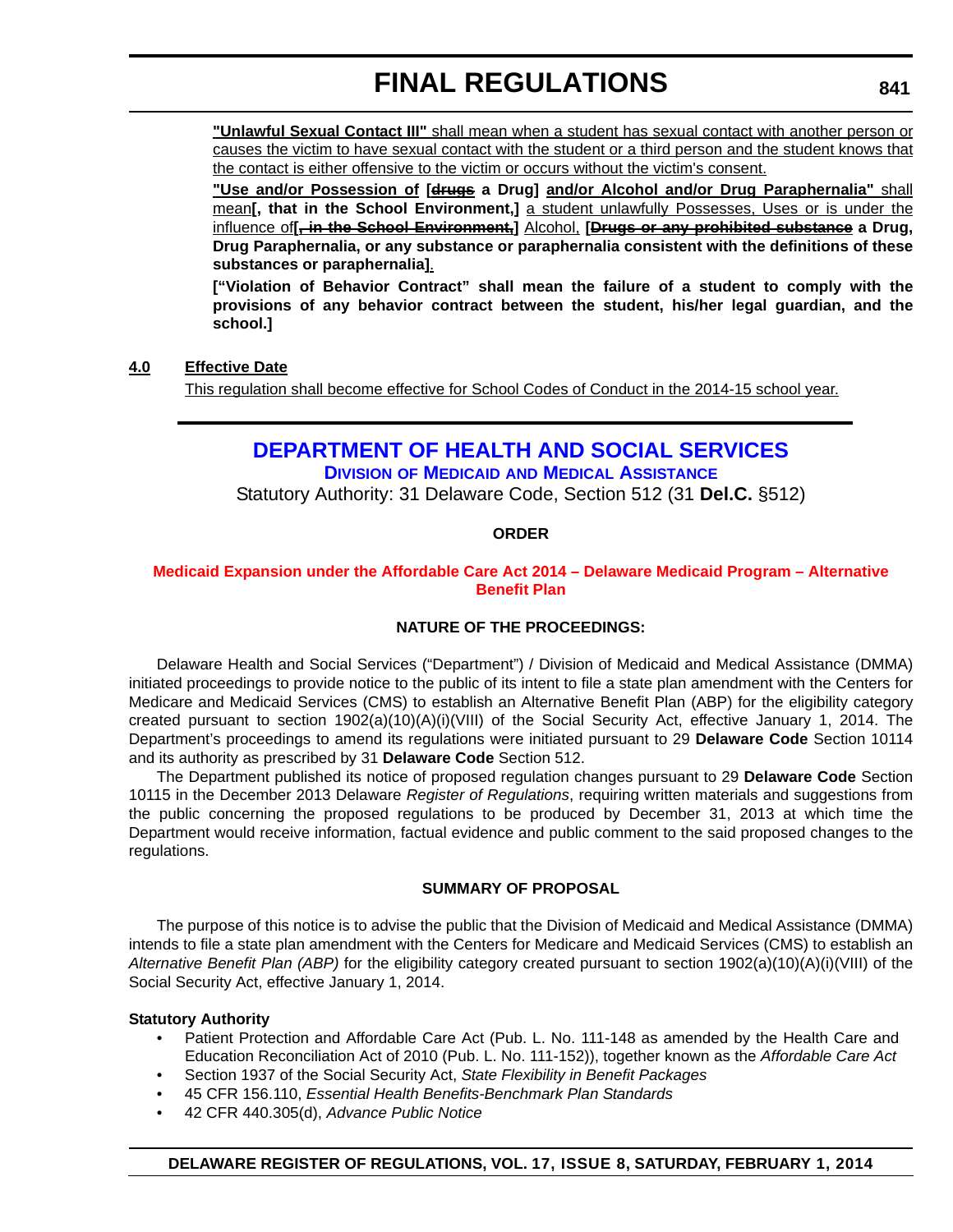**"Unlawful Sexual Contact III"** shall mean when a student has sexual contact with another person or causes the victim to have sexual contact with the student or a third person and the student knows that the contact is either offensive to the victim or occurs without the victim's consent.

**"Use and/or Possession of [~~drugs~~ a Drug] and/or Alcohol and/or Drug Paraphernalia"** shall mean**[, that in the School Environment,]** a student unlawfully Possesses, Uses or is under the influence of**[~~, in the School Environment,~~]** Alcohol, **[~~Drugs or any prohibited substance~~ a Drug, Drug Paraphernalia, or any substance or paraphernalia consistent with the definitions of these substances or paraphernalia]**.

**["Violation of Behavior Contract" shall mean the failure of a student to comply with the provisions of any behavior contract between the student, his/her legal guardian, and the school.]**

**4.0 Effective Date**

This regulation shall become effective for School Codes of Conduct in the 2014-15 school year.

# DEPARTMENT OF HEALTH AND SOCIAL SERVICES

## DIVISION OF MEDICAID AND MEDICAL ASSISTANCE

Statutory Authority: 31 Delaware Code, Section 512 (31 **Del.C.** §512)

**ORDER**

### Medicaid Expansion under the Affordable Care Act 2014 – Delaware Medicaid Program – Alternative Benefit Plan

**NATURE OF THE PROCEEDINGS:**

Delaware Health and Social Services ("Department") / Division of Medicaid and Medical Assistance (DMMA) initiated proceedings to provide notice to the public of its intent to file a state plan amendment with the Centers for Medicare and Medicaid Services (CMS) to establish an Alternative Benefit Plan (ABP) for the eligibility category created pursuant to section 1902(a)(10)(A)(i)(VIII) of the Social Security Act, effective January 1, 2014. The Department's proceedings to amend its regulations were initiated pursuant to 29 **Delaware Code** Section 10114 and its authority as prescribed by 31 **Delaware Code** Section 512.

The Department published its notice of proposed regulation changes pursuant to 29 **Delaware Code** Section 10115 in the December 2013 Delaware *Register of Regulations*, requiring written materials and suggestions from the public concerning the proposed regulations to be produced by December 31, 2013 at which time the Department would receive information, factual evidence and public comment to the said proposed changes to the regulations.

**SUMMARY OF PROPOSAL**

The purpose of this notice is to advise the public that the Division of Medicaid and Medical Assistance (DMMA) intends to file a state plan amendment with the Centers for Medicare and Medicaid Services (CMS) to establish an *Alternative Benefit Plan (ABP)* for the eligibility category created pursuant to section 1902(a)(10)(A)(i)(VIII) of the Social Security Act, effective January 1, 2014.

**Statutory Authority**

- Patient Protection and Affordable Care Act (Pub. L. No. 111-148 as amended by the Health Care and Education Reconciliation Act of 2010 (Pub. L. No. 111-152)), together known as the *Affordable Care Act*
- Section 1937 of the Social Security Act, *State Flexibility in Benefit Packages*
- 45 CFR 156.110, *Essential Health Benefits-Benchmark Plan Standards*
- 42 CFR 440.305(d), *Advance Public Notice*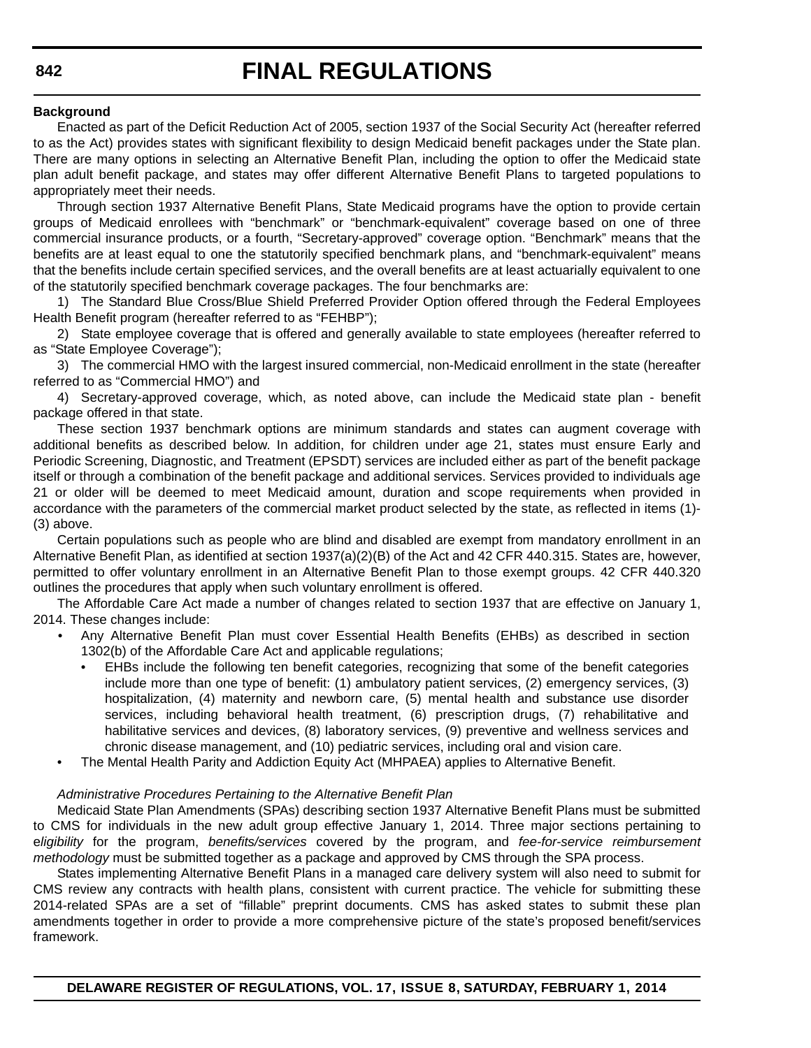**Background**

Enacted as part of the Deficit Reduction Act of 2005, section 1937 of the Social Security Act (hereafter referred to as the Act) provides states with significant flexibility to design Medicaid benefit packages under the State plan. There are many options in selecting an Alternative Benefit Plan, including the option to offer the Medicaid state plan adult benefit package, and states may offer different Alternative Benefit Plans to targeted populations to appropriately meet their needs.

Through section 1937 Alternative Benefit Plans, State Medicaid programs have the option to provide certain groups of Medicaid enrollees with "benchmark" or "benchmark-equivalent" coverage based on one of three commercial insurance products, or a fourth, "Secretary-approved" coverage option. "Benchmark" means that the benefits are at least equal to one the statutorily specified benchmark plans, and "benchmark-equivalent" means that the benefits include certain specified services, and the overall benefits are at least actuarially equivalent to one of the statutorily specified benchmark coverage packages. The four benchmarks are:

1) The Standard Blue Cross/Blue Shield Preferred Provider Option offered through the Federal Employees Health Benefit program (hereafter referred to as "FEHBP");

2) State employee coverage that is offered and generally available to state employees (hereafter referred to as "State Employee Coverage");

3) The commercial HMO with the largest insured commercial, non-Medicaid enrollment in the state (hereafter referred to as "Commercial HMO") and

4) Secretary-approved coverage, which, as noted above, can include the Medicaid state plan - benefit package offered in that state.

These section 1937 benchmark options are minimum standards and states can augment coverage with additional benefits as described below. In addition, for children under age 21, states must ensure Early and Periodic Screening, Diagnostic, and Treatment (EPSDT) services are included either as part of the benefit package itself or through a combination of the benefit package and additional services. Services provided to individuals age 21 or older will be deemed to meet Medicaid amount, duration and scope requirements when provided in accordance with the parameters of the commercial market product selected by the state, as reflected in items (1)-(3) above.

Certain populations such as people who are blind and disabled are exempt from mandatory enrollment in an Alternative Benefit Plan, as identified at section 1937(a)(2)(B) of the Act and 42 CFR 440.315. States are, however, permitted to offer voluntary enrollment in an Alternative Benefit Plan to those exempt groups. 42 CFR 440.320 outlines the procedures that apply when such voluntary enrollment is offered.

The Affordable Care Act made a number of changes related to section 1937 that are effective on January 1, 2014. These changes include:

- Any Alternative Benefit Plan must cover Essential Health Benefits (EHBs) as described in section 1302(b) of the Affordable Care Act and applicable regulations;
    - EHBs include the following ten benefit categories, recognizing that some of the benefit categories include more than one type of benefit: (1) ambulatory patient services, (2) emergency services, (3) hospitalization, (4) maternity and newborn care, (5) mental health and substance use disorder services, including behavioral health treatment, (6) prescription drugs, (7) rehabilitative and habilitative services and devices, (8) laboratory services, (9) preventive and wellness services and chronic disease management, and (10) pediatric services, including oral and vision care.
- The Mental Health Parity and Addiction Equity Act (MHPAEA) applies to Alternative Benefit.

*Administrative Procedures Pertaining to the Alternative Benefit Plan*

Medicaid State Plan Amendments (SPAs) describing section 1937 Alternative Benefit Plans must be submitted to CMS for individuals in the new adult group effective January 1, 2014. Three major sections pertaining to e*ligibility* for the program, *benefits/services* covered by the program, and *fee-for-service reimbursement methodology* must be submitted together as a package and approved by CMS through the SPA process.

States implementing Alternative Benefit Plans in a managed care delivery system will also need to submit for CMS review any contracts with health plans, consistent with current practice. The vehicle for submitting these 2014-related SPAs are a set of "fillable" preprint documents. CMS has asked states to submit these plan amendments together in order to provide a more comprehensive picture of the state's proposed benefit/services framework.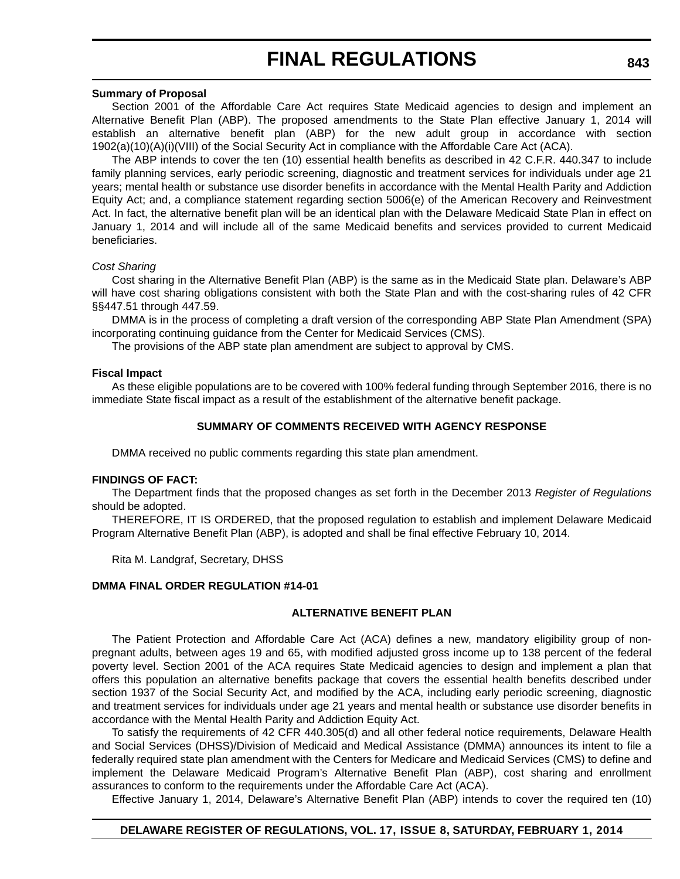**Summary of Proposal**

Section 2001 of the Affordable Care Act requires State Medicaid agencies to design and implement an Alternative Benefit Plan (ABP). The proposed amendments to the State Plan effective January 1, 2014 will establish an alternative benefit plan (ABP) for the new adult group in accordance with section 1902(a)(10)(A)(i)(VIII) of the Social Security Act in compliance with the Affordable Care Act (ACA).

The ABP intends to cover the ten (10) essential health benefits as described in 42 C.F.R. 440.347 to include family planning services, early periodic screening, diagnostic and treatment services for individuals under age 21 years; mental health or substance use disorder benefits in accordance with the Mental Health Parity and Addiction Equity Act; and, a compliance statement regarding section 5006(e) of the American Recovery and Reinvestment Act. In fact, the alternative benefit plan will be an identical plan with the Delaware Medicaid State Plan in effect on January 1, 2014 and will include all of the same Medicaid benefits and services provided to current Medicaid beneficiaries.

*Cost Sharing*

Cost sharing in the Alternative Benefit Plan (ABP) is the same as in the Medicaid State plan. Delaware's ABP will have cost sharing obligations consistent with both the State Plan and with the cost-sharing rules of 42 CFR §§447.51 through 447.59.

DMMA is in the process of completing a draft version of the corresponding ABP State Plan Amendment (SPA) incorporating continuing guidance from the Center for Medicaid Services (CMS).

The provisions of the ABP state plan amendment are subject to approval by CMS.

**Fiscal Impact**

As these eligible populations are to be covered with 100% federal funding through September 2016, there is no immediate State fiscal impact as a result of the establishment of the alternative benefit package.

**SUMMARY OF COMMENTS RECEIVED WITH AGENCY RESPONSE**

DMMA received no public comments regarding this state plan amendment.

**FINDINGS OF FACT:**

The Department finds that the proposed changes as set forth in the December 2013 *Register of Regulations* should be adopted.

THEREFORE, IT IS ORDERED, that the proposed regulation to establish and implement Delaware Medicaid Program Alternative Benefit Plan (ABP), is adopted and shall be final effective February 10, 2014.

Rita M. Landgraf, Secretary, DHSS

**DMMA FINAL ORDER REGULATION #14-01**

**ALTERNATIVE BENEFIT PLAN**

The Patient Protection and Affordable Care Act (ACA) defines a new, mandatory eligibility group of non-pregnant adults, between ages 19 and 65, with modified adjusted gross income up to 138 percent of the federal poverty level. Section 2001 of the ACA requires State Medicaid agencies to design and implement a plan that offers this population an alternative benefits package that covers the essential health benefits described under section 1937 of the Social Security Act, and modified by the ACA, including early periodic screening, diagnostic and treatment services for individuals under age 21 years and mental health or substance use disorder benefits in accordance with the Mental Health Parity and Addiction Equity Act.

To satisfy the requirements of 42 CFR 440.305(d) and all other federal notice requirements, Delaware Health and Social Services (DHSS)/Division of Medicaid and Medical Assistance (DMMA) announces its intent to file a federally required state plan amendment with the Centers for Medicare and Medicaid Services (CMS) to define and implement the Delaware Medicaid Program's Alternative Benefit Plan (ABP), cost sharing and enrollment assurances to conform to the requirements under the Affordable Care Act (ACA).

Effective January 1, 2014, Delaware's Alternative Benefit Plan (ABP) intends to cover the required ten (10)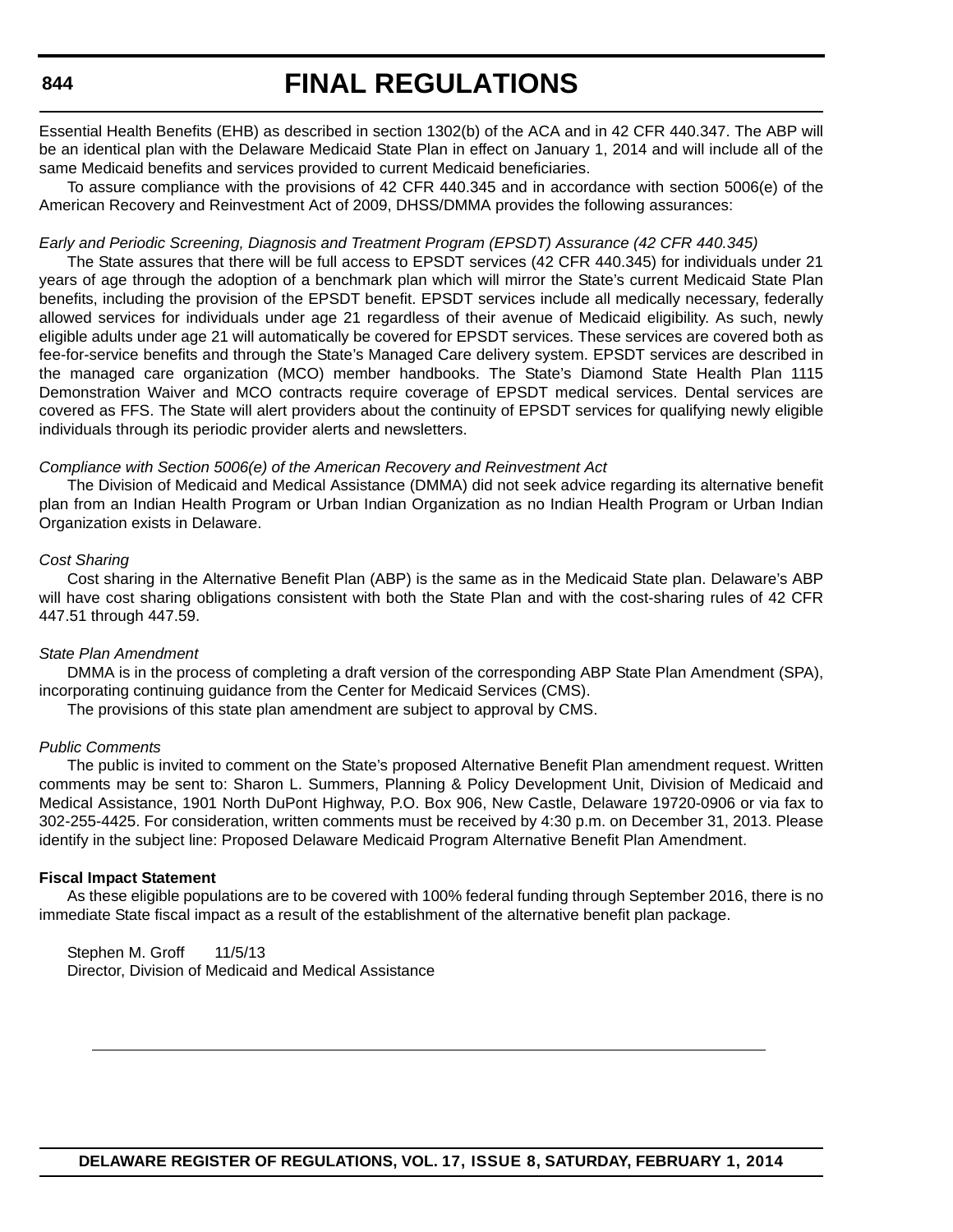Essential Health Benefits (EHB) as described in section 1302(b) of the ACA and in 42 CFR 440.347. The ABP will be an identical plan with the Delaware Medicaid State Plan in effect on January 1, 2014 and will include all of the same Medicaid benefits and services provided to current Medicaid beneficiaries.

To assure compliance with the provisions of 42 CFR 440.345 and in accordance with section 5006(e) of the American Recovery and Reinvestment Act of 2009, DHSS/DMMA provides the following assurances:

*Early and Periodic Screening, Diagnosis and Treatment Program (EPSDT) Assurance (42 CFR 440.345)*

The State assures that there will be full access to EPSDT services (42 CFR 440.345) for individuals under 21 years of age through the adoption of a benchmark plan which will mirror the State's current Medicaid State Plan benefits, including the provision of the EPSDT benefit. EPSDT services include all medically necessary, federally allowed services for individuals under age 21 regardless of their avenue of Medicaid eligibility. As such, newly eligible adults under age 21 will automatically be covered for EPSDT services. These services are covered both as fee-for-service benefits and through the State's Managed Care delivery system. EPSDT services are described in the managed care organization (MCO) member handbooks. The State's Diamond State Health Plan 1115 Demonstration Waiver and MCO contracts require coverage of EPSDT medical services. Dental services are covered as FFS. The State will alert providers about the continuity of EPSDT services for qualifying newly eligible individuals through its periodic provider alerts and newsletters.

*Compliance with Section 5006(e) of the American Recovery and Reinvestment Act*

The Division of Medicaid and Medical Assistance (DMMA) did not seek advice regarding its alternative benefit plan from an Indian Health Program or Urban Indian Organization as no Indian Health Program or Urban Indian Organization exists in Delaware.

*Cost Sharing*

Cost sharing in the Alternative Benefit Plan (ABP) is the same as in the Medicaid State plan. Delaware's ABP will have cost sharing obligations consistent with both the State Plan and with the cost-sharing rules of 42 CFR 447.51 through 447.59.

*State Plan Amendment*

DMMA is in the process of completing a draft version of the corresponding ABP State Plan Amendment (SPA), incorporating continuing guidance from the Center for Medicaid Services (CMS).

The provisions of this state plan amendment are subject to approval by CMS.

*Public Comments*

The public is invited to comment on the State's proposed Alternative Benefit Plan amendment request. Written comments may be sent to: Sharon L. Summers, Planning & Policy Development Unit, Division of Medicaid and Medical Assistance, 1901 North DuPont Highway, P.O. Box 906, New Castle, Delaware 19720-0906 or via fax to 302-255-4425. For consideration, written comments must be received by 4:30 p.m. on December 31, 2013. Please identify in the subject line: Proposed Delaware Medicaid Program Alternative Benefit Plan Amendment.

**Fiscal Impact Statement**

As these eligible populations are to be covered with 100% federal funding through September 2016, there is no immediate State fiscal impact as a result of the establishment of the alternative benefit plan package.

Stephen M. Groff 11/5/13
Director, Division of Medicaid and Medical Assistance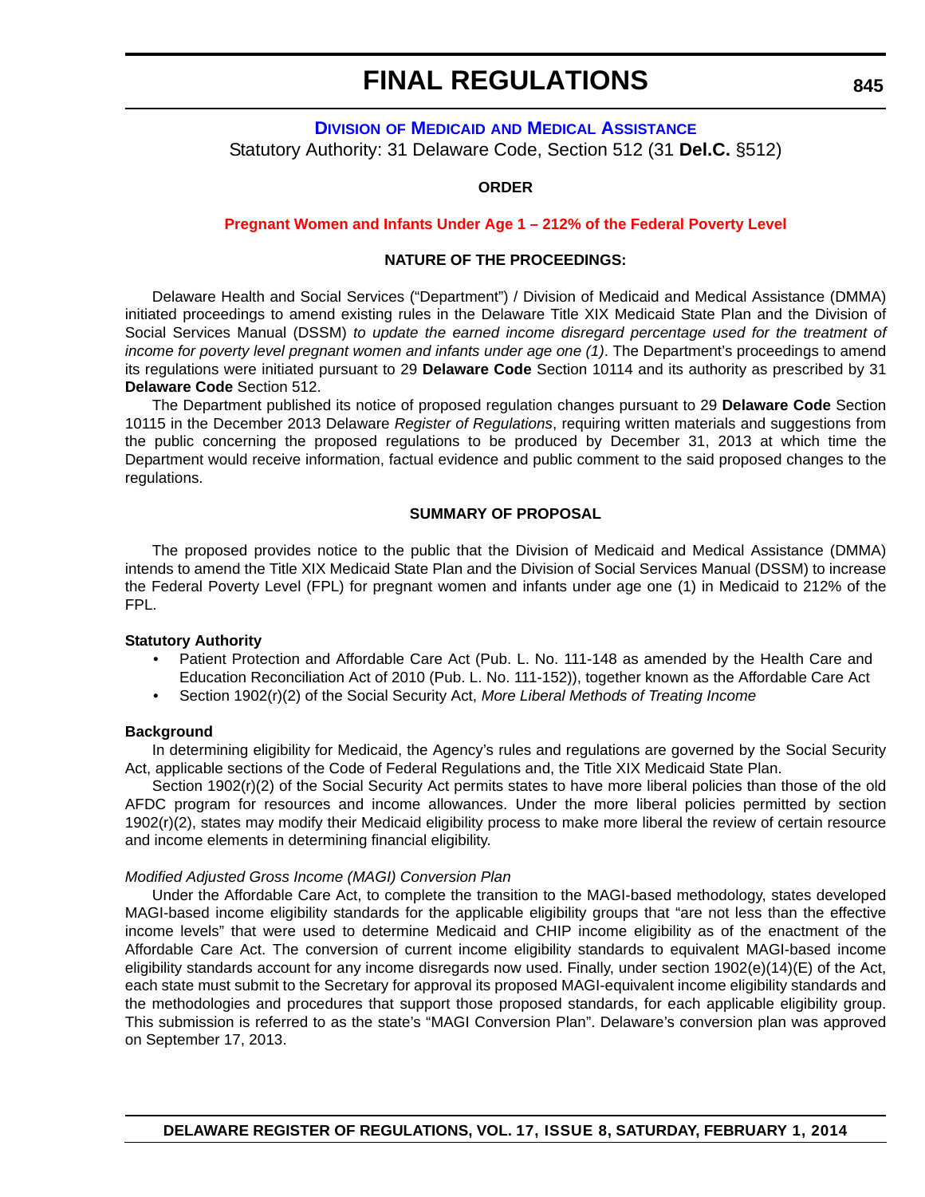# FINAL REGULATIONS

## DIVISION OF MEDICAID AND MEDICAL ASSISTANCE

Statutory Authority: 31 Delaware Code, Section 512 (31 **Del.C.** §512)

**ORDER**

**Pregnant Women and Infants Under Age 1 – 212% of the Federal Poverty Level**

**NATURE OF THE PROCEEDINGS:**

Delaware Health and Social Services ("Department") / Division of Medicaid and Medical Assistance (DMMA) initiated proceedings to amend existing rules in the Delaware Title XIX Medicaid State Plan and the Division of Social Services Manual (DSSM) *to update the earned income disregard percentage used for the treatment of income for poverty level pregnant women and infants under age one (1)*. The Department's proceedings to amend its regulations were initiated pursuant to 29 **Delaware Code** Section 10114 and its authority as prescribed by 31 **Delaware Code** Section 512.

The Department published its notice of proposed regulation changes pursuant to 29 **Delaware Code** Section 10115 in the December 2013 Delaware *Register of Regulations*, requiring written materials and suggestions from the public concerning the proposed regulations to be produced by December 31, 2013 at which time the Department would receive information, factual evidence and public comment to the said proposed changes to the regulations.

**SUMMARY OF PROPOSAL**

The proposed provides notice to the public that the Division of Medicaid and Medical Assistance (DMMA) intends to amend the Title XIX Medicaid State Plan and the Division of Social Services Manual (DSSM) to increase the Federal Poverty Level (FPL) for pregnant women and infants under age one (1) in Medicaid to 212% of the FPL.

**Statutory Authority**

- Patient Protection and Affordable Care Act (Pub. L. No. 111-148 as amended by the Health Care and Education Reconciliation Act of 2010 (Pub. L. No. 111-152)), together known as the Affordable Care Act
- Section 1902(r)(2) of the Social Security Act, *More Liberal Methods of Treating Income*

**Background**

In determining eligibility for Medicaid, the Agency's rules and regulations are governed by the Social Security Act, applicable sections of the Code of Federal Regulations and, the Title XIX Medicaid State Plan.

Section 1902(r)(2) of the Social Security Act permits states to have more liberal policies than those of the old AFDC program for resources and income allowances. Under the more liberal policies permitted by section 1902(r)(2), states may modify their Medicaid eligibility process to make more liberal the review of certain resource and income elements in determining financial eligibility.

*Modified Adjusted Gross Income (MAGI) Conversion Plan*

Under the Affordable Care Act, to complete the transition to the MAGI-based methodology, states developed MAGI-based income eligibility standards for the applicable eligibility groups that "are not less than the effective income levels" that were used to determine Medicaid and CHIP income eligibility as of the enactment of the Affordable Care Act. The conversion of current income eligibility standards to equivalent MAGI-based income eligibility standards account for any income disregards now used. Finally, under section 1902(e)(14)(E) of the Act, each state must submit to the Secretary for approval its proposed MAGI-equivalent income eligibility standards and the methodologies and procedures that support those proposed standards, for each applicable eligibility group. This submission is referred to as the state's "MAGI Conversion Plan". Delaware's conversion plan was approved on September 17, 2013.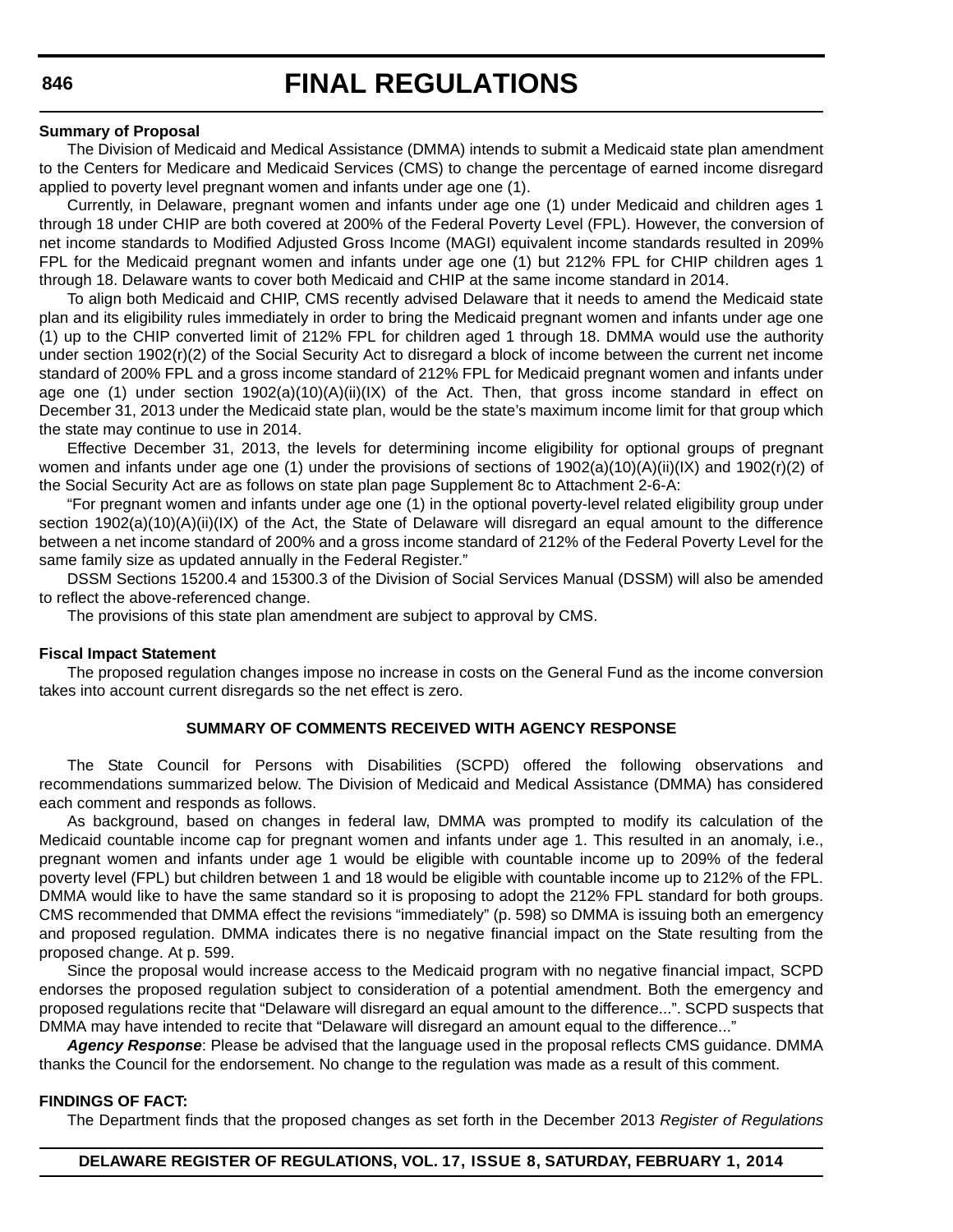**Summary of Proposal**

The Division of Medicaid and Medical Assistance (DMMA) intends to submit a Medicaid state plan amendment to the Centers for Medicare and Medicaid Services (CMS) to change the percentage of earned income disregard applied to poverty level pregnant women and infants under age one (1).

Currently, in Delaware, pregnant women and infants under age one (1) under Medicaid and children ages 1 through 18 under CHIP are both covered at 200% of the Federal Poverty Level (FPL). However, the conversion of net income standards to Modified Adjusted Gross Income (MAGI) equivalent income standards resulted in 209% FPL for the Medicaid pregnant women and infants under age one (1) but 212% FPL for CHIP children ages 1 through 18. Delaware wants to cover both Medicaid and CHIP at the same income standard in 2014.

To align both Medicaid and CHIP, CMS recently advised Delaware that it needs to amend the Medicaid state plan and its eligibility rules immediately in order to bring the Medicaid pregnant women and infants under age one (1) up to the CHIP converted limit of 212% FPL for children aged 1 through 18. DMMA would use the authority under section 1902(r)(2) of the Social Security Act to disregard a block of income between the current net income standard of 200% FPL and a gross income standard of 212% FPL for Medicaid pregnant women and infants under age one (1) under section 1902(a)(10)(A)(ii)(IX) of the Act. Then, that gross income standard in effect on December 31, 2013 under the Medicaid state plan, would be the state's maximum income limit for that group which the state may continue to use in 2014.

Effective December 31, 2013, the levels for determining income eligibility for optional groups of pregnant women and infants under age one (1) under the provisions of sections of 1902(a)(10)(A)(ii)(IX) and 1902(r)(2) of the Social Security Act are as follows on state plan page Supplement 8c to Attachment 2-6-A:

"For pregnant women and infants under age one (1) in the optional poverty-level related eligibility group under section 1902(a)(10)(A)(ii)(IX) of the Act, the State of Delaware will disregard an equal amount to the difference between a net income standard of 200% and a gross income standard of 212% of the Federal Poverty Level for the same family size as updated annually in the Federal Register."

DSSM Sections 15200.4 and 15300.3 of the Division of Social Services Manual (DSSM) will also be amended to reflect the above-referenced change.

The provisions of this state plan amendment are subject to approval by CMS.

**Fiscal Impact Statement**

The proposed regulation changes impose no increase in costs on the General Fund as the income conversion takes into account current disregards so the net effect is zero.

**SUMMARY OF COMMENTS RECEIVED WITH AGENCY RESPONSE**

The State Council for Persons with Disabilities (SCPD) offered the following observations and recommendations summarized below. The Division of Medicaid and Medical Assistance (DMMA) has considered each comment and responds as follows.

As background, based on changes in federal law, DMMA was prompted to modify its calculation of the Medicaid countable income cap for pregnant women and infants under age 1. This resulted in an anomaly, i.e., pregnant women and infants under age 1 would be eligible with countable income up to 209% of the federal poverty level (FPL) but children between 1 and 18 would be eligible with countable income up to 212% of the FPL. DMMA would like to have the same standard so it is proposing to adopt the 212% FPL standard for both groups. CMS recommended that DMMA effect the revisions "immediately" (p. 598) so DMMA is issuing both an emergency and proposed regulation. DMMA indicates there is no negative financial impact on the State resulting from the proposed change. At p. 599.

Since the proposal would increase access to the Medicaid program with no negative financial impact, SCPD endorses the proposed regulation subject to consideration of a potential amendment. Both the emergency and proposed regulations recite that "Delaware will disregard an equal amount to the difference...". SCPD suspects that DMMA may have intended to recite that "Delaware will disregard an amount equal to the difference..."

***Agency Response***: Please be advised that the language used in the proposal reflects CMS guidance. DMMA thanks the Council for the endorsement. No change to the regulation was made as a result of this comment.

**FINDINGS OF FACT:**

The Department finds that the proposed changes as set forth in the December 2013 *Register of Regulations*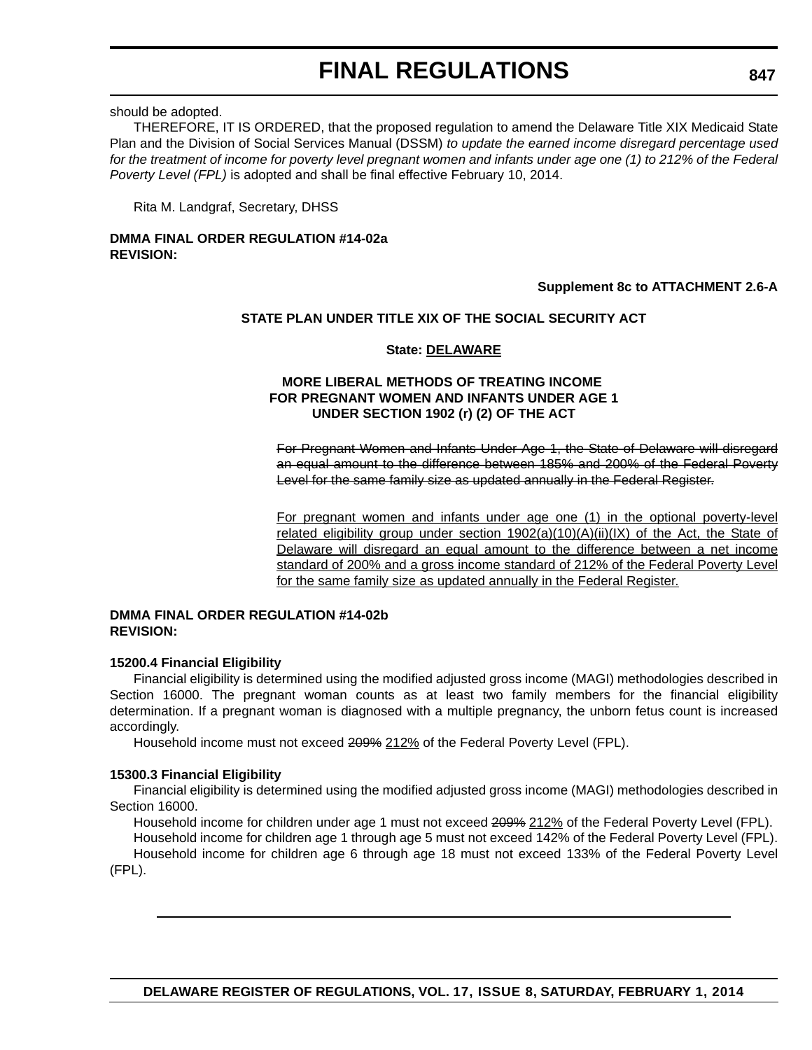should be adopted.

THEREFORE, IT IS ORDERED, that the proposed regulation to amend the Delaware Title XIX Medicaid State Plan and the Division of Social Services Manual (DSSM) *to update the earned income disregard percentage used for the treatment of income for poverty level pregnant women and infants under age one (1) to 212% of the Federal Poverty Level (FPL)* is adopted and shall be final effective February 10, 2014.

Rita M. Landgraf, Secretary, DHSS

**DMMA FINAL ORDER REGULATION #14-02a**
**REVISION:**

**Supplement 8c to ATTACHMENT 2.6-A**

**STATE PLAN UNDER TITLE XIX OF THE SOCIAL SECURITY ACT**

**State: DELAWARE**

**MORE LIBERAL METHODS OF TREATING INCOME FOR PREGNANT WOMEN AND INFANTS UNDER AGE 1 UNDER SECTION 1902 (r) (2) OF THE ACT**

~~For Pregnant Women and Infants Under Age 1, the State of Delaware will disregard an equal amount to the difference between 185% and 200% of the Federal Poverty Level for the same family size as updated annually in the Federal Register.~~

For pregnant women and infants under age one (1) in the optional poverty-level related eligibility group under section 1902(a)(10)(A)(ii)(IX) of the Act, the State of Delaware will disregard an equal amount to the difference between a net income standard of 200% and a gross income standard of 212% of the Federal Poverty Level for the same family size as updated annually in the Federal Register.

**DMMA FINAL ORDER REGULATION #14-02b**
**REVISION:**

**15200.4 Financial Eligibility**

Financial eligibility is determined using the modified adjusted gross income (MAGI) methodologies described in Section 16000. The pregnant woman counts as at least two family members for the financial eligibility determination. If a pregnant woman is diagnosed with a multiple pregnancy, the unborn fetus count is increased accordingly.

Household income must not exceed ~~209%~~ 212% of the Federal Poverty Level (FPL).

**15300.3 Financial Eligibility**

Financial eligibility is determined using the modified adjusted gross income (MAGI) methodologies described in Section 16000.

Household income for children under age 1 must not exceed ~~209%~~ 212% of the Federal Poverty Level (FPL).

Household income for children age 1 through age 5 must not exceed 142% of the Federal Poverty Level (FPL).

Household income for children age 6 through age 18 must not exceed 133% of the Federal Poverty Level (FPL).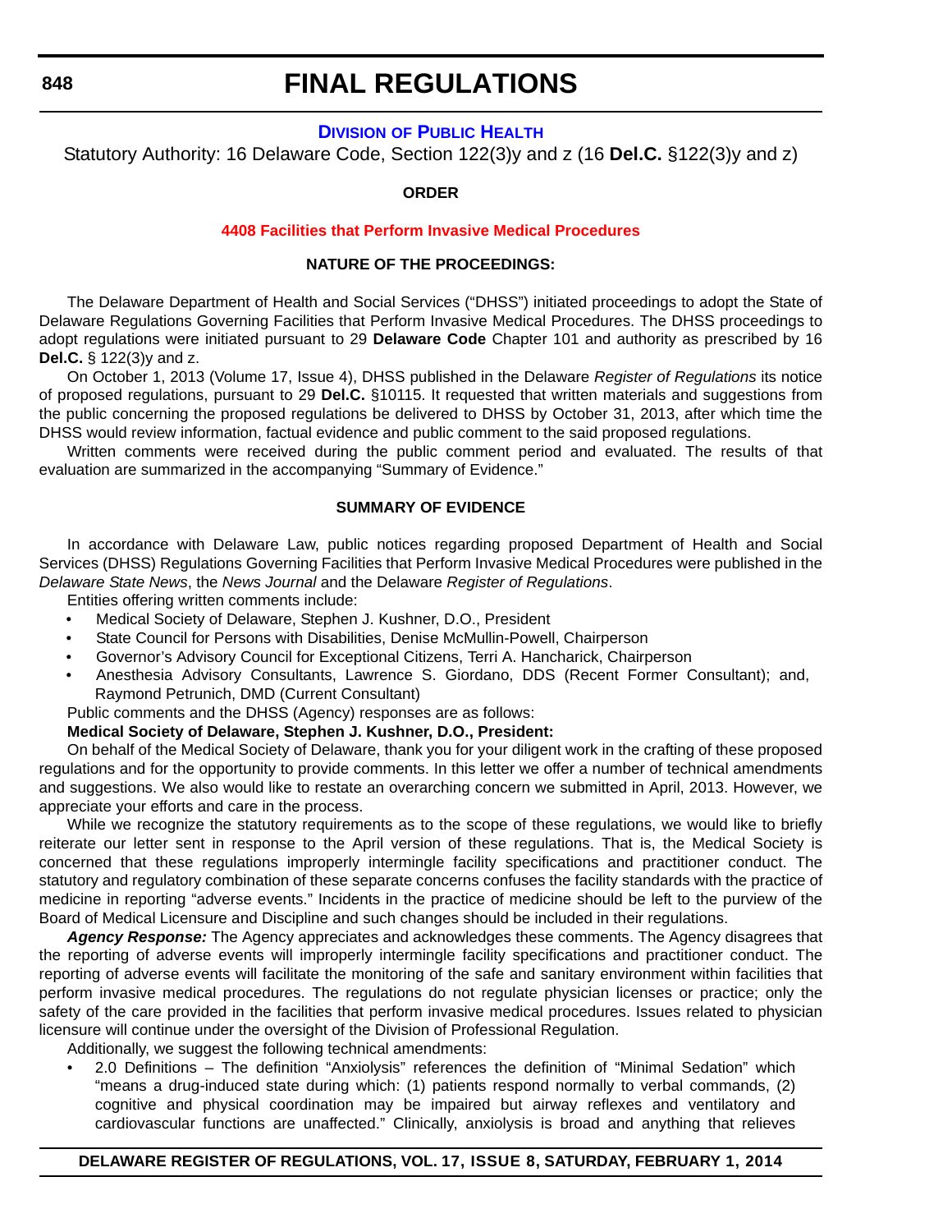# FINAL REGULATIONS

## DIVISION OF PUBLIC HEALTH

Statutory Authority: 16 Delaware Code, Section 122(3)y and z (16 **Del.C.** §122(3)y and z)

**ORDER**

**4408 Facilities that Perform Invasive Medical Procedures**

**NATURE OF THE PROCEEDINGS:**

The Delaware Department of Health and Social Services ("DHSS") initiated proceedings to adopt the State of Delaware Regulations Governing Facilities that Perform Invasive Medical Procedures. The DHSS proceedings to adopt regulations were initiated pursuant to 29 **Delaware Code** Chapter 101 and authority as prescribed by 16 **Del.C.** § 122(3)y and z.

On October 1, 2013 (Volume 17, Issue 4), DHSS published in the Delaware *Register of Regulations* its notice of proposed regulations, pursuant to 29 **Del.C.** §10115. It requested that written materials and suggestions from the public concerning the proposed regulations be delivered to DHSS by October 31, 2013, after which time the DHSS would review information, factual evidence and public comment to the said proposed regulations.

Written comments were received during the public comment period and evaluated. The results of that evaluation are summarized in the accompanying "Summary of Evidence."

**SUMMARY OF EVIDENCE**

In accordance with Delaware Law, public notices regarding proposed Department of Health and Social Services (DHSS) Regulations Governing Facilities that Perform Invasive Medical Procedures were published in the *Delaware State News*, the *News Journal* and the Delaware *Register of Regulations*.

Entities offering written comments include:

- Medical Society of Delaware, Stephen J. Kushner, D.O., President
- State Council for Persons with Disabilities, Denise McMullin-Powell, Chairperson
- Governor's Advisory Council for Exceptional Citizens, Terri A. Hancharick, Chairperson
- Anesthesia Advisory Consultants, Lawrence S. Giordano, DDS (Recent Former Consultant); and, Raymond Petrunich, DMD (Current Consultant)

Public comments and the DHSS (Agency) responses are as follows:

**Medical Society of Delaware, Stephen J. Kushner, D.O., President:**

On behalf of the Medical Society of Delaware, thank you for your diligent work in the crafting of these proposed regulations and for the opportunity to provide comments. In this letter we offer a number of technical amendments and suggestions. We also would like to restate an overarching concern we submitted in April, 2013. However, we appreciate your efforts and care in the process.

While we recognize the statutory requirements as to the scope of these regulations, we would like to briefly reiterate our letter sent in response to the April version of these regulations. That is, the Medical Society is concerned that these regulations improperly intermingle facility specifications and practitioner conduct. The statutory and regulatory combination of these separate concerns confuses the facility standards with the practice of medicine in reporting "adverse events." Incidents in the practice of medicine should be left to the purview of the Board of Medical Licensure and Discipline and such changes should be included in their regulations.

***Agency Response:*** The Agency appreciates and acknowledges these comments. The Agency disagrees that the reporting of adverse events will improperly intermingle facility specifications and practitioner conduct. The reporting of adverse events will facilitate the monitoring of the safe and sanitary environment within facilities that perform invasive medical procedures. The regulations do not regulate physician licenses or practice; only the safety of the care provided in the facilities that perform invasive medical procedures. Issues related to physician licensure will continue under the oversight of the Division of Professional Regulation.

Additionally, we suggest the following technical amendments:

- 2.0 Definitions – The definition "Anxiolysis" references the definition of "Minimal Sedation" which "means a drug-induced state during which: (1) patients respond normally to verbal commands, (2) cognitive and physical coordination may be impaired but airway reflexes and ventilatory and cardiovascular functions are unaffected." Clinically, anxiolysis is broad and anything that relieves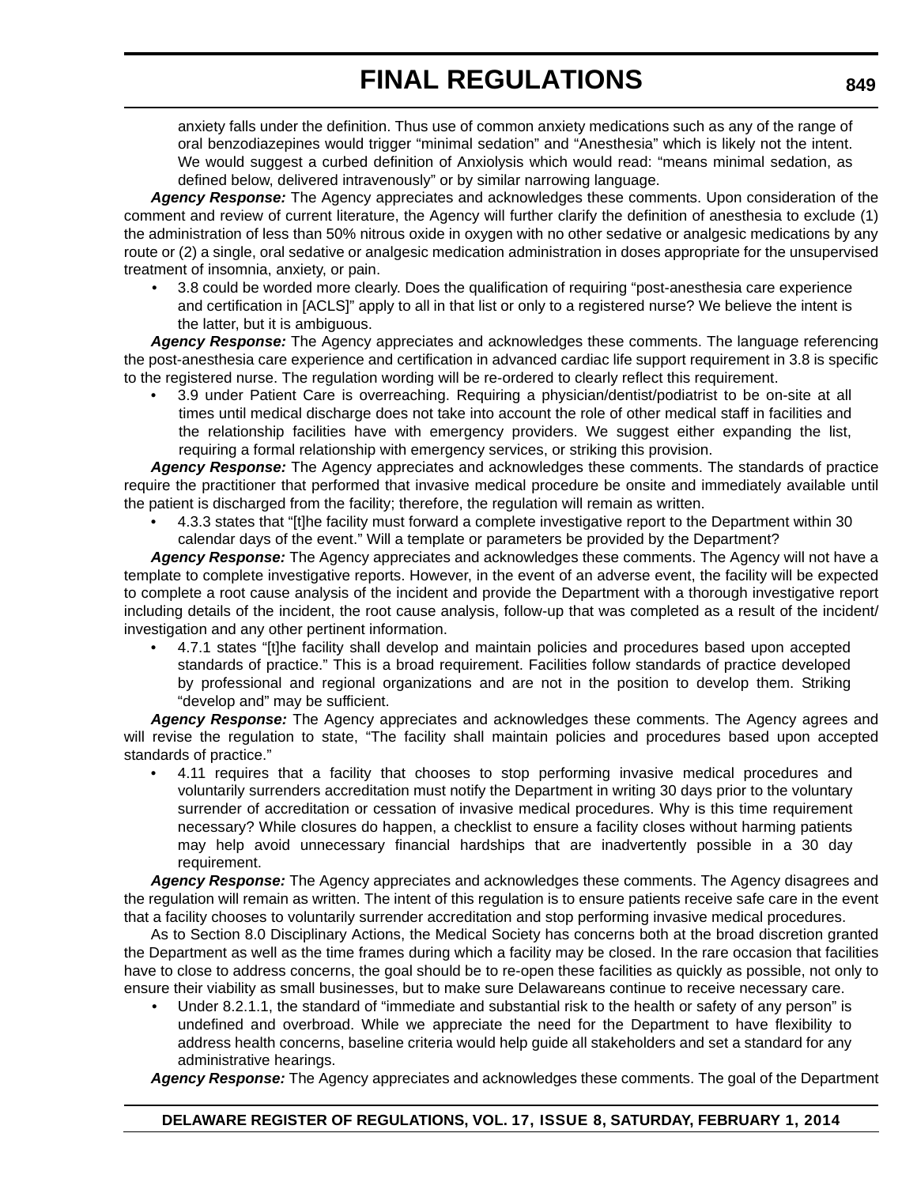anxiety falls under the definition. Thus use of common anxiety medications such as any of the range of oral benzodiazepines would trigger "minimal sedation" and "Anesthesia" which is likely not the intent. We would suggest a curbed definition of Anxiolysis which would read: "means minimal sedation, as defined below, delivered intravenously" or by similar narrowing language.

***Agency Response:*** The Agency appreciates and acknowledges these comments. Upon consideration of the comment and review of current literature, the Agency will further clarify the definition of anesthesia to exclude (1) the administration of less than 50% nitrous oxide in oxygen with no other sedative or analgesic medications by any route or (2) a single, oral sedative or analgesic medication administration in doses appropriate for the unsupervised treatment of insomnia, anxiety, or pain.

- 3.8 could be worded more clearly. Does the qualification of requiring "post-anesthesia care experience and certification in [ACLS]" apply to all in that list or only to a registered nurse? We believe the intent is the latter, but it is ambiguous.

***Agency Response:*** The Agency appreciates and acknowledges these comments. The language referencing the post-anesthesia care experience and certification in advanced cardiac life support requirement in 3.8 is specific to the registered nurse. The regulation wording will be re-ordered to clearly reflect this requirement.

- 3.9 under Patient Care is overreaching. Requiring a physician/dentist/podiatrist to be on-site at all times until medical discharge does not take into account the role of other medical staff in facilities and the relationship facilities have with emergency providers. We suggest either expanding the list, requiring a formal relationship with emergency services, or striking this provision.

***Agency Response:*** The Agency appreciates and acknowledges these comments. The standards of practice require the practitioner that performed that invasive medical procedure be onsite and immediately available until the patient is discharged from the facility; therefore, the regulation will remain as written.

- 4.3.3 states that "[t]he facility must forward a complete investigative report to the Department within 30 calendar days of the event." Will a template or parameters be provided by the Department?

***Agency Response:*** The Agency appreciates and acknowledges these comments. The Agency will not have a template to complete investigative reports. However, in the event of an adverse event, the facility will be expected to complete a root cause analysis of the incident and provide the Department with a thorough investigative report including details of the incident, the root cause analysis, follow-up that was completed as a result of the incident/ investigation and any other pertinent information.

- 4.7.1 states "[t]he facility shall develop and maintain policies and procedures based upon accepted standards of practice." This is a broad requirement. Facilities follow standards of practice developed by professional and regional organizations and are not in the position to develop them. Striking "develop and" may be sufficient.

***Agency Response:*** The Agency appreciates and acknowledges these comments. The Agency agrees and will revise the regulation to state, "The facility shall maintain policies and procedures based upon accepted standards of practice."

- 4.11 requires that a facility that chooses to stop performing invasive medical procedures and voluntarily surrenders accreditation must notify the Department in writing 30 days prior to the voluntary surrender of accreditation or cessation of invasive medical procedures. Why is this time requirement necessary? While closures do happen, a checklist to ensure a facility closes without harming patients may help avoid unnecessary financial hardships that are inadvertently possible in a 30 day requirement.

***Agency Response:*** The Agency appreciates and acknowledges these comments. The Agency disagrees and the regulation will remain as written. The intent of this regulation is to ensure patients receive safe care in the event that a facility chooses to voluntarily surrender accreditation and stop performing invasive medical procedures.

As to Section 8.0 Disciplinary Actions, the Medical Society has concerns both at the broad discretion granted the Department as well as the time frames during which a facility may be closed. In the rare occasion that facilities have to close to address concerns, the goal should be to re-open these facilities as quickly as possible, not only to ensure their viability as small businesses, but to make sure Delawareans continue to receive necessary care.

- Under 8.2.1.1, the standard of "immediate and substantial risk to the health or safety of any person" is undefined and overbroad. While we appreciate the need for the Department to have flexibility to address health concerns, baseline criteria would help guide all stakeholders and set a standard for any administrative hearings.

***Agency Response:*** The Agency appreciates and acknowledges these comments. The goal of the Department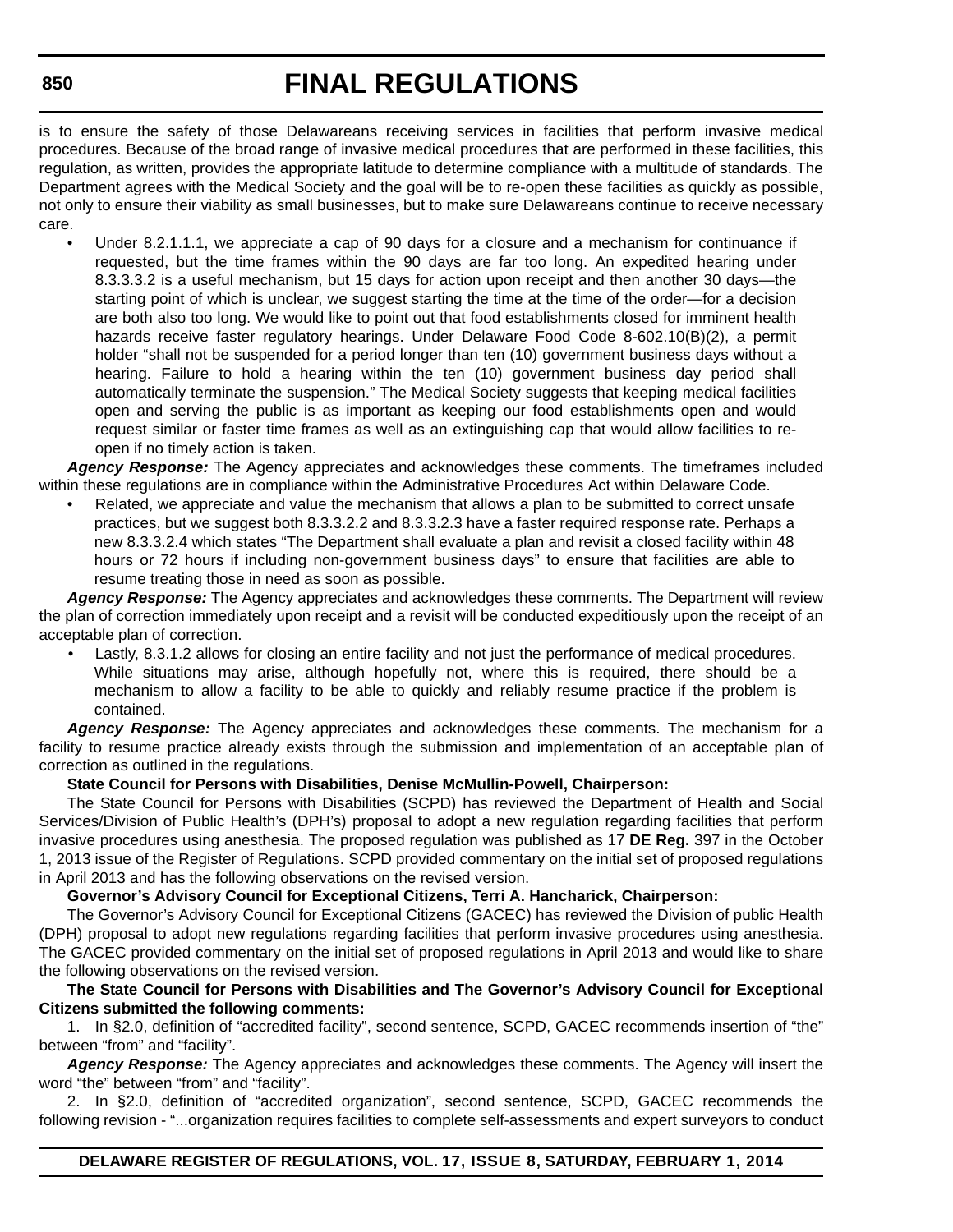is to ensure the safety of those Delawareans receiving services in facilities that perform invasive medical procedures. Because of the broad range of invasive medical procedures that are performed in these facilities, this regulation, as written, provides the appropriate latitude to determine compliance with a multitude of standards. The Department agrees with the Medical Society and the goal will be to re-open these facilities as quickly as possible, not only to ensure their viability as small businesses, but to make sure Delawareans continue to receive necessary care.

- Under 8.2.1.1.1, we appreciate a cap of 90 days for a closure and a mechanism for continuance if requested, but the time frames within the 90 days are far too long. An expedited hearing under 8.3.3.3.2 is a useful mechanism, but 15 days for action upon receipt and then another 30 days—the starting point of which is unclear, we suggest starting the time at the time of the order—for a decision are both also too long. We would like to point out that food establishments closed for imminent health hazards receive faster regulatory hearings. Under Delaware Food Code 8-602.10(B)(2), a permit holder "shall not be suspended for a period longer than ten (10) government business days without a hearing. Failure to hold a hearing within the ten (10) government business day period shall automatically terminate the suspension." The Medical Society suggests that keeping medical facilities open and serving the public is as important as keeping our food establishments open and would request similar or faster time frames as well as an extinguishing cap that would allow facilities to re-open if no timely action is taken.

***Agency Response:*** The Agency appreciates and acknowledges these comments. The timeframes included within these regulations are in compliance within the Administrative Procedures Act within Delaware Code.

- Related, we appreciate and value the mechanism that allows a plan to be submitted to correct unsafe practices, but we suggest both 8.3.3.2.2 and 8.3.3.2.3 have a faster required response rate. Perhaps a new 8.3.3.2.4 which states "The Department shall evaluate a plan and revisit a closed facility within 48 hours or 72 hours if including non-government business days" to ensure that facilities are able to resume treating those in need as soon as possible.

***Agency Response:*** The Agency appreciates and acknowledges these comments. The Department will review the plan of correction immediately upon receipt and a revisit will be conducted expeditiously upon the receipt of an acceptable plan of correction.

- Lastly, 8.3.1.2 allows for closing an entire facility and not just the performance of medical procedures. While situations may arise, although hopefully not, where this is required, there should be a mechanism to allow a facility to be able to quickly and reliably resume practice if the problem is contained.

***Agency Response:*** The Agency appreciates and acknowledges these comments. The mechanism for a facility to resume practice already exists through the submission and implementation of an acceptable plan of correction as outlined in the regulations.

**State Council for Persons with Disabilities, Denise McMullin-Powell, Chairperson:**

The State Council for Persons with Disabilities (SCPD) has reviewed the Department of Health and Social Services/Division of Public Health's (DPH's) proposal to adopt a new regulation regarding facilities that perform invasive procedures using anesthesia. The proposed regulation was published as 17 **DE Reg.** 397 in the October 1, 2013 issue of the Register of Regulations. SCPD provided commentary on the initial set of proposed regulations in April 2013 and has the following observations on the revised version.

**Governor's Advisory Council for Exceptional Citizens, Terri A. Hancharick, Chairperson:**

The Governor's Advisory Council for Exceptional Citizens (GACEC) has reviewed the Division of public Health (DPH) proposal to adopt new regulations regarding facilities that perform invasive procedures using anesthesia. The GACEC provided commentary on the initial set of proposed regulations in April 2013 and would like to share the following observations on the revised version.

**The State Council for Persons with Disabilities and The Governor's Advisory Council for Exceptional Citizens submitted the following comments:**

1. In §2.0, definition of "accredited facility", second sentence, SCPD, GACEC recommends insertion of "the" between "from" and "facility".

***Agency Response:*** The Agency appreciates and acknowledges these comments. The Agency will insert the word "the" between "from" and "facility".

2. In §2.0, definition of "accredited organization", second sentence, SCPD, GACEC recommends the following revision - "...organization requires facilities to complete self-assessments and expert surveyors to conduct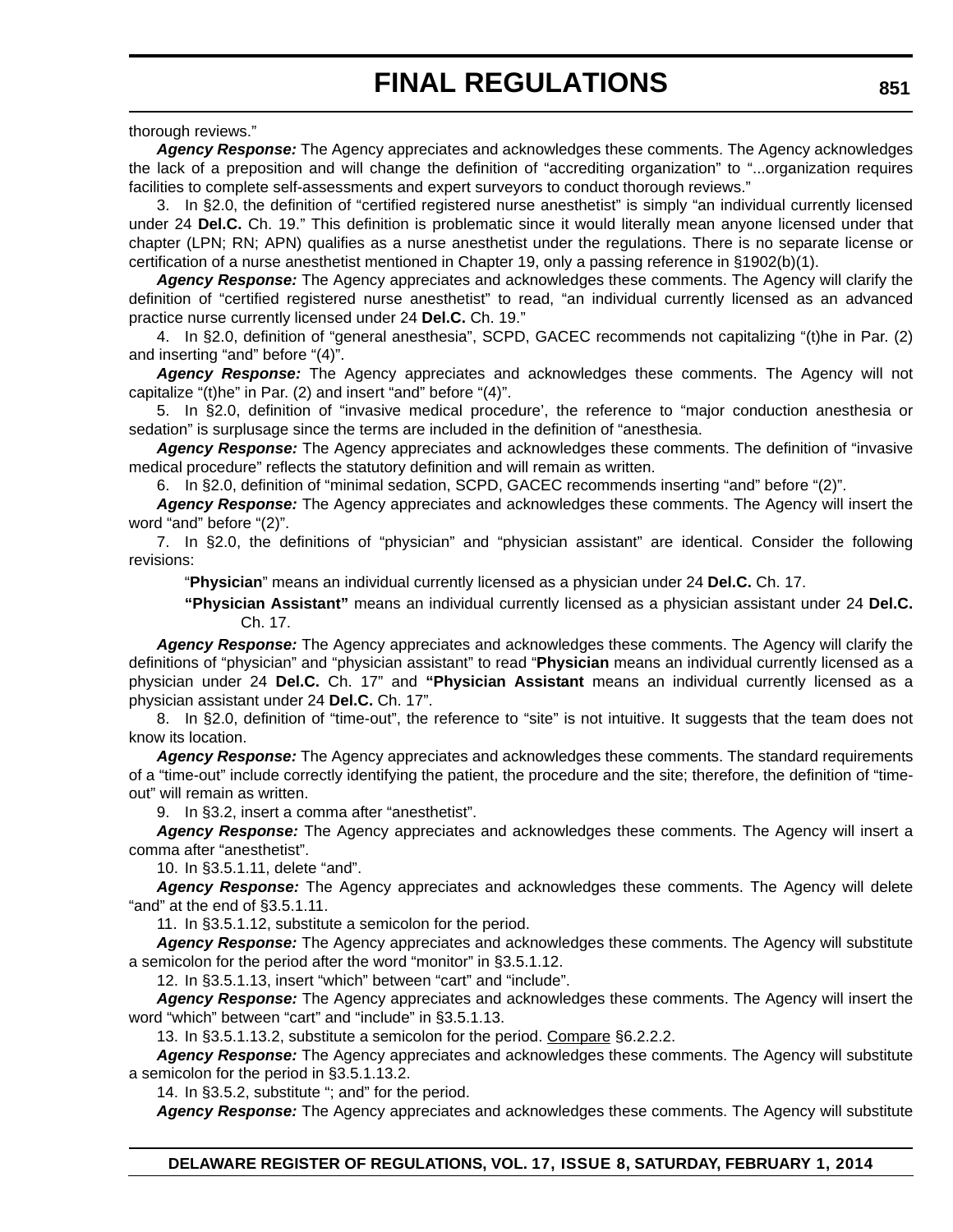thorough reviews."

***Agency Response:*** The Agency appreciates and acknowledges these comments. The Agency acknowledges the lack of a preposition and will change the definition of "accrediting organization" to "...organization requires facilities to complete self-assessments and expert surveyors to conduct thorough reviews."

3. In §2.0, the definition of "certified registered nurse anesthetist" is simply "an individual currently licensed under 24 **Del.C.** Ch. 19." This definition is problematic since it would literally mean anyone licensed under that chapter (LPN; RN; APN) qualifies as a nurse anesthetist under the regulations. There is no separate license or certification of a nurse anesthetist mentioned in Chapter 19, only a passing reference in §1902(b)(1).

***Agency Response:*** The Agency appreciates and acknowledges these comments. The Agency will clarify the definition of "certified registered nurse anesthetist" to read, "an individual currently licensed as an advanced practice nurse currently licensed under 24 **Del.C.** Ch. 19."

4. In §2.0, definition of "general anesthesia", SCPD, GACEC recommends not capitalizing "(t)he in Par. (2) and inserting "and" before "(4)".

***Agency Response:*** The Agency appreciates and acknowledges these comments. The Agency will not capitalize "(t)he" in Par. (2) and insert "and" before "(4)".

5. In §2.0, definition of "invasive medical procedure', the reference to "major conduction anesthesia or sedation" is surplusage since the terms are included in the definition of "anesthesia.

***Agency Response:*** The Agency appreciates and acknowledges these comments. The definition of "invasive medical procedure" reflects the statutory definition and will remain as written.

6. In §2.0, definition of "minimal sedation, SCPD, GACEC recommends inserting "and" before "(2)".

***Agency Response:*** The Agency appreciates and acknowledges these comments. The Agency will insert the word "and" before "(2)".

7. In §2.0, the definitions of "physician" and "physician assistant" are identical. Consider the following revisions:

> "**Physician**" means an individual currently licensed as a physician under 24 **Del.C.** Ch. 17.
>
> **"Physician Assistant"** means an individual currently licensed as a physician assistant under 24 **Del.C.** Ch. 17.

***Agency Response:*** The Agency appreciates and acknowledges these comments. The Agency will clarify the definitions of "physician" and "physician assistant" to read "**Physician** means an individual currently licensed as a physician under 24 **Del.C.** Ch. 17" and **"Physician Assistant** means an individual currently licensed as a physician assistant under 24 **Del.C.** Ch. 17".

8. In §2.0, definition of "time-out", the reference to "site" is not intuitive. It suggests that the team does not know its location.

***Agency Response:*** The Agency appreciates and acknowledges these comments. The standard requirements of a "time-out" include correctly identifying the patient, the procedure and the site; therefore, the definition of "time-out" will remain as written.

9. In §3.2, insert a comma after "anesthetist".

***Agency Response:*** The Agency appreciates and acknowledges these comments. The Agency will insert a comma after "anesthetist".

10. In §3.5.1.11, delete "and".

***Agency Response:*** The Agency appreciates and acknowledges these comments. The Agency will delete "and" at the end of §3.5.1.11.

11. In §3.5.1.12, substitute a semicolon for the period.

***Agency Response:*** The Agency appreciates and acknowledges these comments. The Agency will substitute a semicolon for the period after the word "monitor" in §3.5.1.12.

12. In §3.5.1.13, insert "which" between "cart" and "include".

***Agency Response:*** The Agency appreciates and acknowledges these comments. The Agency will insert the word "which" between "cart" and "include" in §3.5.1.13.

13. In §3.5.1.13.2, substitute a semicolon for the period. Compare §6.2.2.2.

***Agency Response:*** The Agency appreciates and acknowledges these comments. The Agency will substitute a semicolon for the period in §3.5.1.13.2.

14. In §3.5.2, substitute "; and" for the period.

***Agency Response:*** The Agency appreciates and acknowledges these comments. The Agency will substitute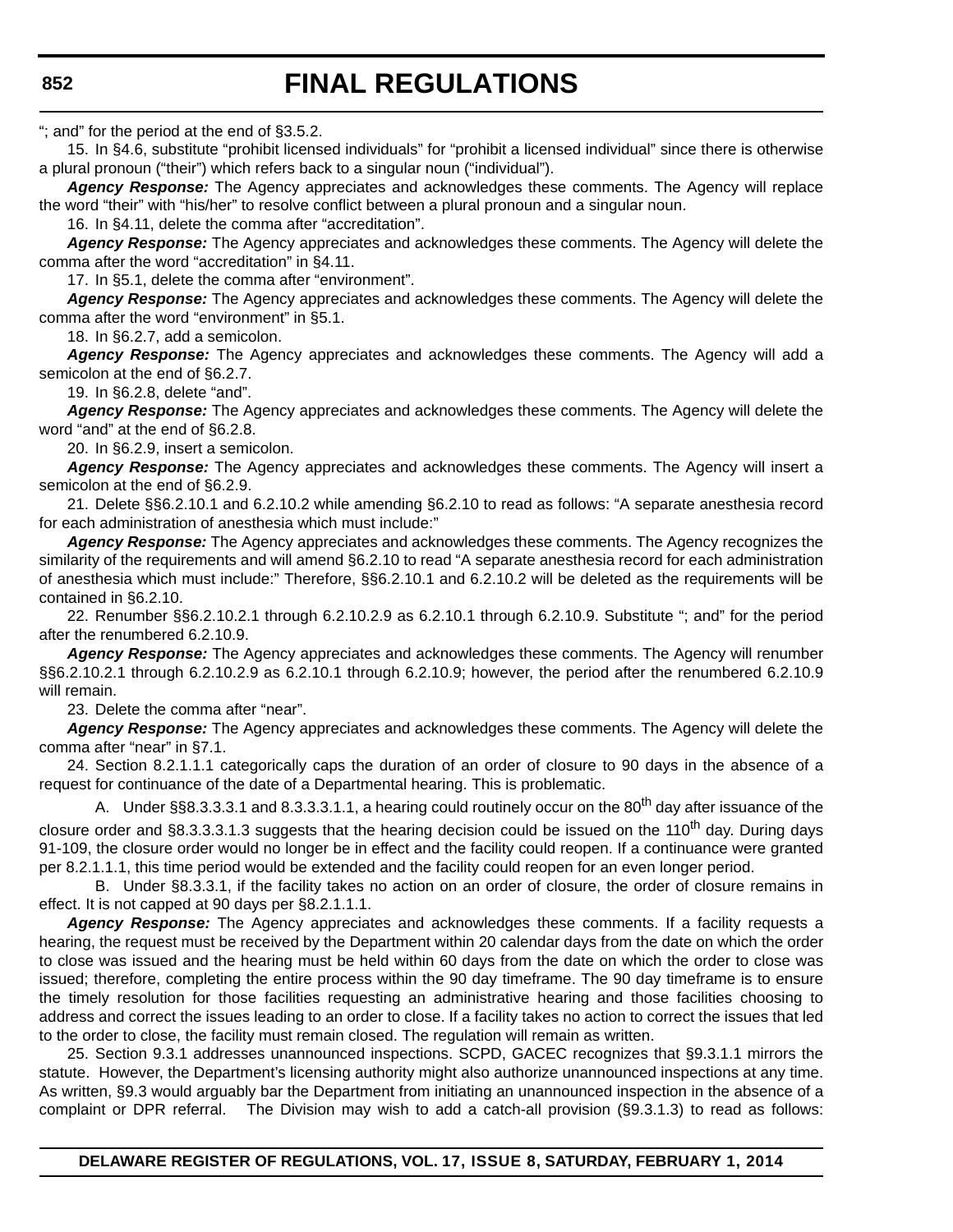"; and" for the period at the end of §3.5.2.

15. In §4.6, substitute "prohibit licensed individuals" for "prohibit a licensed individual" since there is otherwise a plural pronoun ("their") which refers back to a singular noun ("individual").

***Agency Response:*** The Agency appreciates and acknowledges these comments. The Agency will replace the word "their" with "his/her" to resolve conflict between a plural pronoun and a singular noun.

16. In §4.11, delete the comma after "accreditation".

***Agency Response:*** The Agency appreciates and acknowledges these comments. The Agency will delete the comma after the word "accreditation" in §4.11.

17. In §5.1, delete the comma after "environment".

***Agency Response:*** The Agency appreciates and acknowledges these comments. The Agency will delete the comma after the word "environment" in §5.1.

18. In §6.2.7, add a semicolon.

***Agency Response:*** The Agency appreciates and acknowledges these comments. The Agency will add a semicolon at the end of §6.2.7.

19. In §6.2.8, delete "and".

***Agency Response:*** The Agency appreciates and acknowledges these comments. The Agency will delete the word "and" at the end of §6.2.8.

20. In §6.2.9, insert a semicolon.

***Agency Response:*** The Agency appreciates and acknowledges these comments. The Agency will insert a semicolon at the end of §6.2.9.

21. Delete §§6.2.10.1 and 6.2.10.2 while amending §6.2.10 to read as follows: "A separate anesthesia record for each administration of anesthesia which must include:"

***Agency Response:*** The Agency appreciates and acknowledges these comments. The Agency recognizes the similarity of the requirements and will amend §6.2.10 to read "A separate anesthesia record for each administration of anesthesia which must include:" Therefore, §§6.2.10.1 and 6.2.10.2 will be deleted as the requirements will be contained in §6.2.10.

22. Renumber §§6.2.10.2.1 through 6.2.10.2.9 as 6.2.10.1 through 6.2.10.9. Substitute "; and" for the period after the renumbered 6.2.10.9.

***Agency Response:*** The Agency appreciates and acknowledges these comments. The Agency will renumber §§6.2.10.2.1 through 6.2.10.2.9 as 6.2.10.1 through 6.2.10.9; however, the period after the renumbered 6.2.10.9 will remain.

23. Delete the comma after "near".

***Agency Response:*** The Agency appreciates and acknowledges these comments. The Agency will delete the comma after "near" in §7.1.

24. Section 8.2.1.1.1 categorically caps the duration of an order of closure to 90 days in the absence of a request for continuance of the date of a Departmental hearing. This is problematic.

A. Under §§8.3.3.3.1 and 8.3.3.3.1.1, a hearing could routinely occur on the 80th day after issuance of the closure order and §8.3.3.3.1.3 suggests that the hearing decision could be issued on the 110th day. During days 91-109, the closure order would no longer be in effect and the facility could reopen. If a continuance were granted per 8.2.1.1.1, this time period would be extended and the facility could reopen for an even longer period.

B. Under §8.3.3.1, if the facility takes no action on an order of closure, the order of closure remains in effect. It is not capped at 90 days per §8.2.1.1.1.

***Agency Response:*** The Agency appreciates and acknowledges these comments. If a facility requests a hearing, the request must be received by the Department within 20 calendar days from the date on which the order to close was issued and the hearing must be held within 60 days from the date on which the order to close was issued; therefore, completing the entire process within the 90 day timeframe. The 90 day timeframe is to ensure the timely resolution for those facilities requesting an administrative hearing and those facilities choosing to address and correct the issues leading to an order to close. If a facility takes no action to correct the issues that led to the order to close, the facility must remain closed. The regulation will remain as written.

25. Section 9.3.1 addresses unannounced inspections. SCPD, GACEC recognizes that §9.3.1.1 mirrors the statute. However, the Department's licensing authority might also authorize unannounced inspections at any time. As written, §9.3 would arguably bar the Department from initiating an unannounced inspection in the absence of a complaint or DPR referral. The Division may wish to add a catch-all provision (§9.3.1.3) to read as follows: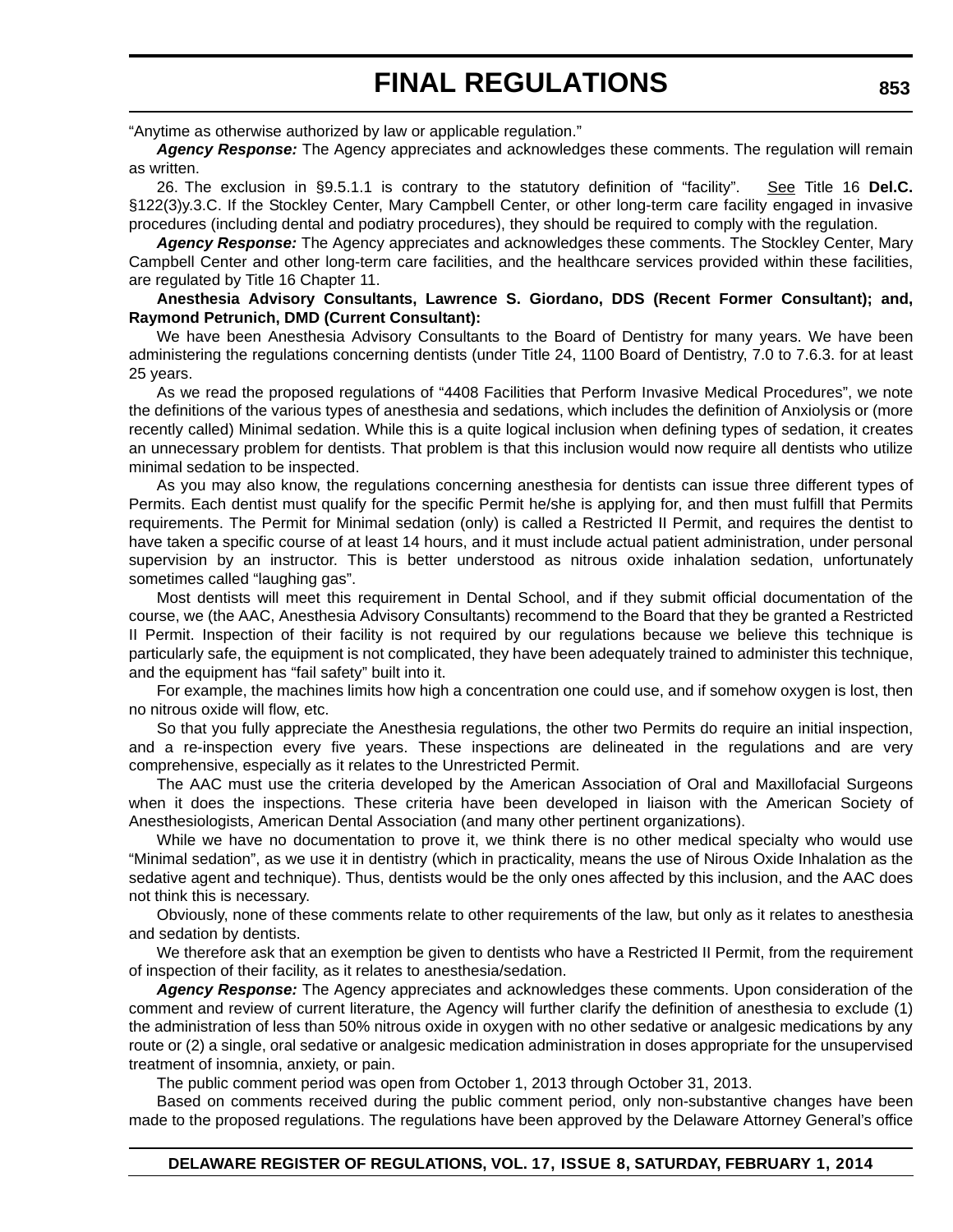"Anytime as otherwise authorized by law or applicable regulation."

***Agency Response:*** The Agency appreciates and acknowledges these comments. The regulation will remain as written.

26. The exclusion in §9.5.1.1 is contrary to the statutory definition of "facility". See Title 16 **Del.C.** §122(3)y.3.C. If the Stockley Center, Mary Campbell Center, or other long-term care facility engaged in invasive procedures (including dental and podiatry procedures), they should be required to comply with the regulation.

***Agency Response:*** The Agency appreciates and acknowledges these comments. The Stockley Center, Mary Campbell Center and other long-term care facilities, and the healthcare services provided within these facilities, are regulated by Title 16 Chapter 11.

**Anesthesia Advisory Consultants, Lawrence S. Giordano, DDS (Recent Former Consultant); and, Raymond Petrunich, DMD (Current Consultant):**

We have been Anesthesia Advisory Consultants to the Board of Dentistry for many years. We have been administering the regulations concerning dentists (under Title 24, 1100 Board of Dentistry, 7.0 to 7.6.3. for at least 25 years.

As we read the proposed regulations of "4408 Facilities that Perform Invasive Medical Procedures", we note the definitions of the various types of anesthesia and sedations, which includes the definition of Anxiolysis or (more recently called) Minimal sedation. While this is a quite logical inclusion when defining types of sedation, it creates an unnecessary problem for dentists. That problem is that this inclusion would now require all dentists who utilize minimal sedation to be inspected.

As you may also know, the regulations concerning anesthesia for dentists can issue three different types of Permits. Each dentist must qualify for the specific Permit he/she is applying for, and then must fulfill that Permits requirements. The Permit for Minimal sedation (only) is called a Restricted II Permit, and requires the dentist to have taken a specific course of at least 14 hours, and it must include actual patient administration, under personal supervision by an instructor. This is better understood as nitrous oxide inhalation sedation, unfortunately sometimes called "laughing gas".

Most dentists will meet this requirement in Dental School, and if they submit official documentation of the course, we (the AAC, Anesthesia Advisory Consultants) recommend to the Board that they be granted a Restricted II Permit. Inspection of their facility is not required by our regulations because we believe this technique is particularly safe, the equipment is not complicated, they have been adequately trained to administer this technique, and the equipment has "fail safety" built into it.

For example, the machines limits how high a concentration one could use, and if somehow oxygen is lost, then no nitrous oxide will flow, etc.

So that you fully appreciate the Anesthesia regulations, the other two Permits do require an initial inspection, and a re-inspection every five years. These inspections are delineated in the regulations and are very comprehensive, especially as it relates to the Unrestricted Permit.

The AAC must use the criteria developed by the American Association of Oral and Maxillofacial Surgeons when it does the inspections. These criteria have been developed in liaison with the American Society of Anesthesiologists, American Dental Association (and many other pertinent organizations).

While we have no documentation to prove it, we think there is no other medical specialty who would use "Minimal sedation", as we use it in dentistry (which in practicality, means the use of Nirous Oxide Inhalation as the sedative agent and technique). Thus, dentists would be the only ones affected by this inclusion, and the AAC does not think this is necessary.

Obviously, none of these comments relate to other requirements of the law, but only as it relates to anesthesia and sedation by dentists.

We therefore ask that an exemption be given to dentists who have a Restricted II Permit, from the requirement of inspection of their facility, as it relates to anesthesia/sedation.

***Agency Response:*** The Agency appreciates and acknowledges these comments. Upon consideration of the comment and review of current literature, the Agency will further clarify the definition of anesthesia to exclude (1) the administration of less than 50% nitrous oxide in oxygen with no other sedative or analgesic medications by any route or (2) a single, oral sedative or analgesic medication administration in doses appropriate for the unsupervised treatment of insomnia, anxiety, or pain.

The public comment period was open from October 1, 2013 through October 31, 2013.

Based on comments received during the public comment period, only non-substantive changes have been made to the proposed regulations. The regulations have been approved by the Delaware Attorney General's office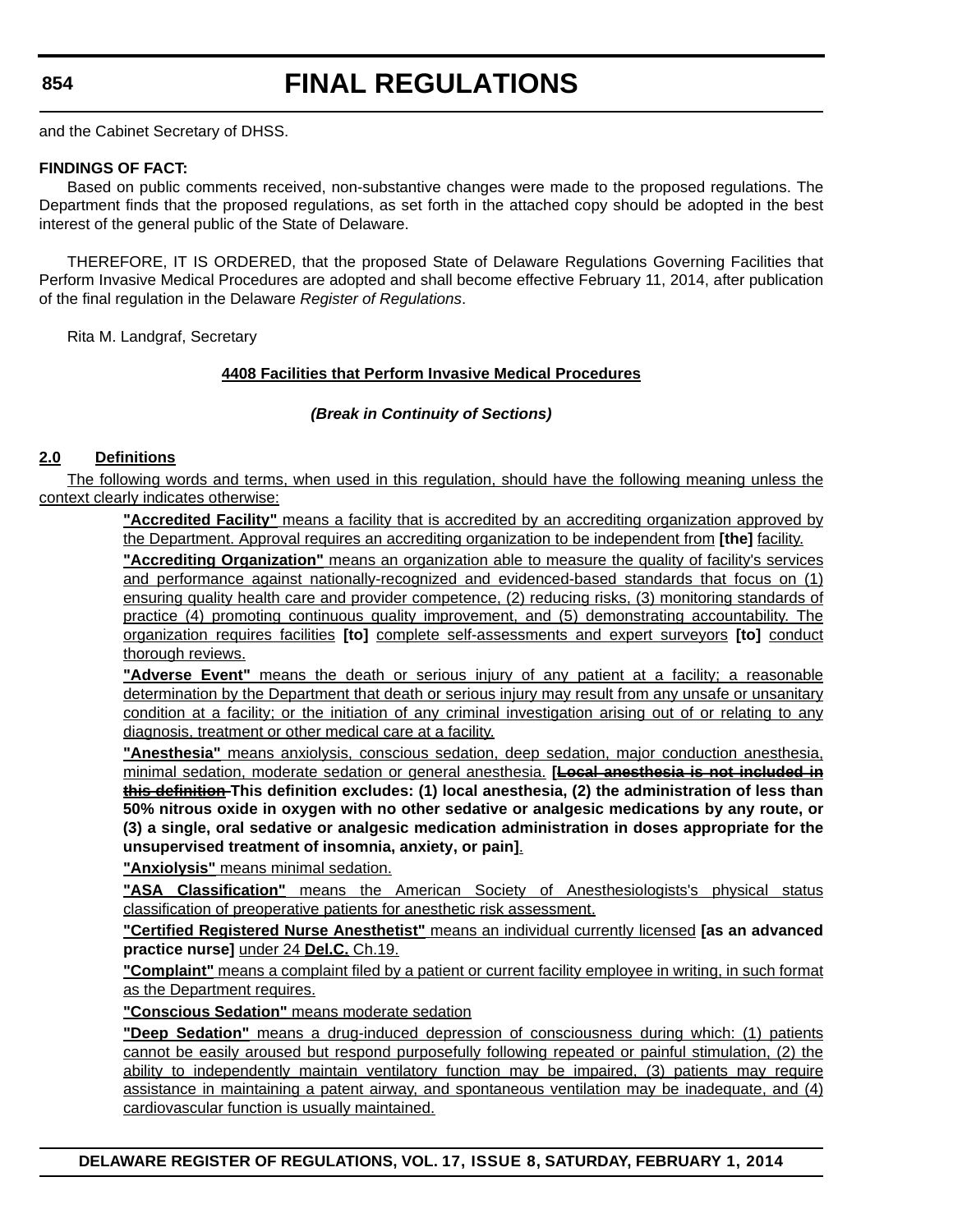and the Cabinet Secretary of DHSS.

**FINDINGS OF FACT:**

Based on public comments received, non-substantive changes were made to the proposed regulations. The Department finds that the proposed regulations, as set forth in the attached copy should be adopted in the best interest of the general public of the State of Delaware.

THEREFORE, IT IS ORDERED, that the proposed State of Delaware Regulations Governing Facilities that Perform Invasive Medical Procedures are adopted and shall become effective February 11, 2014, after publication of the final regulation in the Delaware *Register of Regulations*.

Rita M. Landgraf, Secretary

**4408 Facilities that Perform Invasive Medical Procedures**

***(Break in Continuity of Sections)***

**2.0 Definitions**

The following words and terms, when used in this regulation, should have the following meaning unless the context clearly indicates otherwise:

**"Accredited Facility"** means a facility that is accredited by an accrediting organization approved by the Department. Approval requires an accrediting organization to be independent from **[the]** facility.

**"Accrediting Organization"** means an organization able to measure the quality of facility's services and performance against nationally-recognized and evidenced-based standards that focus on (1) ensuring quality health care and provider competence, (2) reducing risks, (3) monitoring standards of practice (4) promoting continuous quality improvement, and (5) demonstrating accountability. The organization requires facilities **[to]** complete self-assessments and expert surveyors **[to]** conduct thorough reviews.

**"Adverse Event"** means the death or serious injury of any patient at a facility; a reasonable determination by the Department that death or serious injury may result from any unsafe or unsanitary condition at a facility; or the initiation of any criminal investigation arising out of or relating to any diagnosis, treatment or other medical care at a facility.

**"Anesthesia"** means anxiolysis, conscious sedation, deep sedation, major conduction anesthesia, minimal sedation, moderate sedation or general anesthesia. **[~~Local anesthesia is not included in this definition~~ This definition excludes: (1) local anesthesia, (2) the administration of less than 50% nitrous oxide in oxygen with no other sedative or analgesic medications by any route, or (3) a single, oral sedative or analgesic medication administration in doses appropriate for the unsupervised treatment of insomnia, anxiety, or pain]**.

**"Anxiolysis"** means minimal sedation.

**"ASA Classification"** means the American Society of Anesthesiologists's physical status classification of preoperative patients for anesthetic risk assessment.

**"Certified Registered Nurse Anesthetist"** means an individual currently licensed **[as an advanced practice nurse]** under 24 **Del.C.** Ch.19.

**"Complaint"** means a complaint filed by a patient or current facility employee in writing, in such format as the Department requires.

**"Conscious Sedation"** means moderate sedation

**"Deep Sedation"** means a drug-induced depression of consciousness during which: (1) patients cannot be easily aroused but respond purposefully following repeated or painful stimulation, (2) the ability to independently maintain ventilatory function may be impaired, (3) patients may require assistance in maintaining a patent airway, and spontaneous ventilation may be inadequate, and (4) cardiovascular function is usually maintained.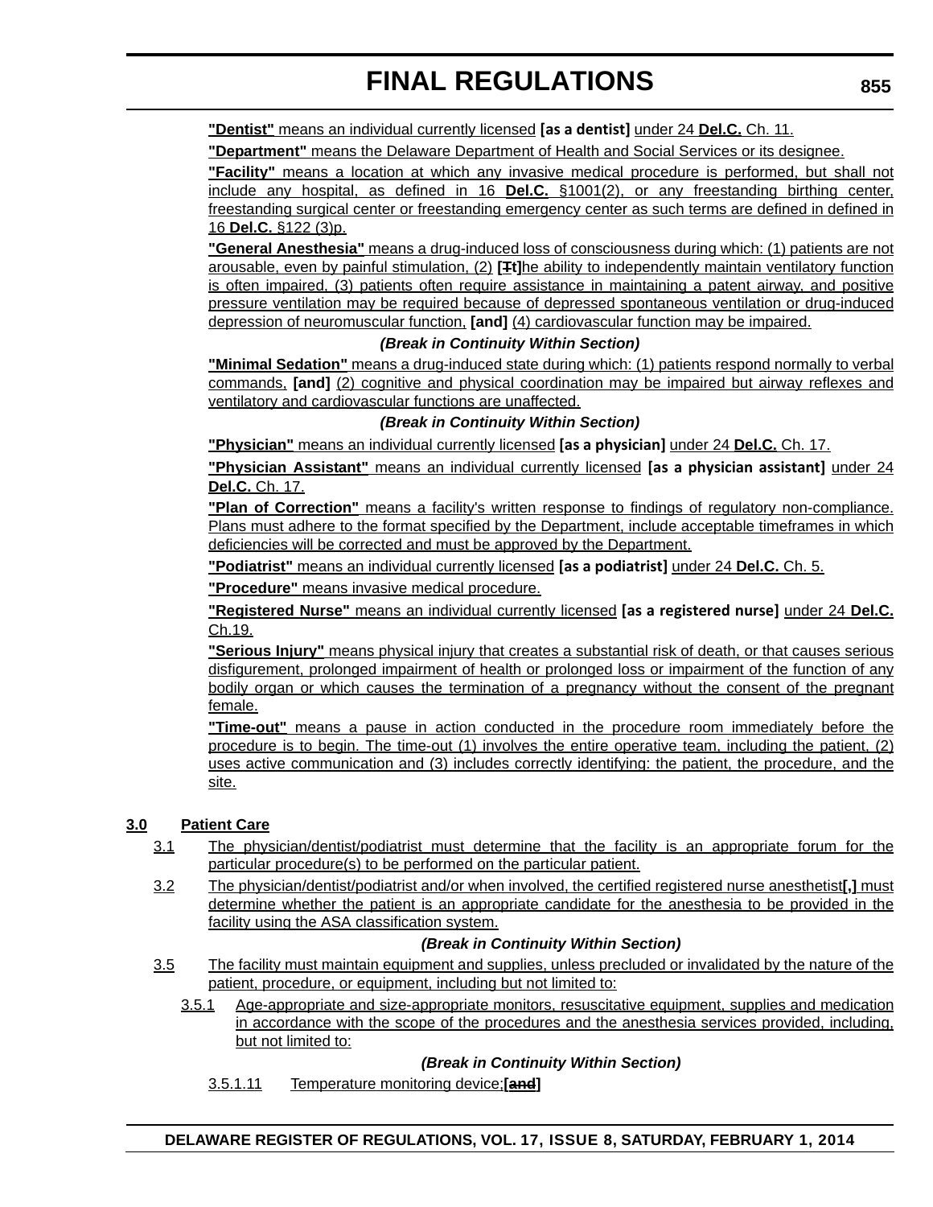**"Dentist"** means an individual currently licensed **[as a dentist]** under 24 **Del.C.** Ch. 11.

**"Department"** means the Delaware Department of Health and Social Services or its designee.

**"Facility"** means a location at which any invasive medical procedure is performed, but shall not include any hospital, as defined in 16 **Del.C.** §1001(2), or any freestanding birthing center, freestanding surgical center or freestanding emergency center as such terms are defined in defined in 16 **Del.C.** §122 (3)p.

**"General Anesthesia"** means a drug-induced loss of consciousness during which: (1) patients are not arousable, even by painful stimulation, (2) **[~~T~~t]**he ability to independently maintain ventilatory function is often impaired, (3) patients often require assistance in maintaining a patent airway, and positive pressure ventilation may be required because of depressed spontaneous ventilation or drug-induced depression of neuromuscular function, **[and]** (4) cardiovascular function may be impaired.

***(Break in Continuity Within Section)***

**"Minimal Sedation"** means a drug-induced state during which: (1) patients respond normally to verbal commands, **[and]** (2) cognitive and physical coordination may be impaired but airway reflexes and ventilatory and cardiovascular functions are unaffected.

***(Break in Continuity Within Section)***

**"Physician"** means an individual currently licensed **[as a physician]** under 24 **Del.C.** Ch. 17.

**"Physician Assistant"** means an individual currently licensed **[as a physician assistant]** under 24 **Del.C.** Ch. 17.

**"Plan of Correction"** means a facility's written response to findings of regulatory non-compliance. Plans must adhere to the format specified by the Department, include acceptable timeframes in which deficiencies will be corrected and must be approved by the Department.

**"Podiatrist"** means an individual currently licensed **[as a podiatrist]** under 24 **Del.C.** Ch. 5.

**"Procedure"** means invasive medical procedure.

**"Registered Nurse"** means an individual currently licensed **[as a registered nurse]** under 24 **Del.C.** Ch.19.

**"Serious Injury"** means physical injury that creates a substantial risk of death, or that causes serious disfigurement, prolonged impairment of health or prolonged loss or impairment of the function of any bodily organ or which causes the termination of a pregnancy without the consent of the pregnant female.

**"Time-out"** means a pause in action conducted in the procedure room immediately before the procedure is to begin. The time-out (1) involves the entire operative team, including the patient, (2) uses active communication and (3) includes correctly identifying: the patient, the procedure, and the site.

**3.0 Patient Care**

3.1 The physician/dentist/podiatrist must determine that the facility is an appropriate forum for the particular procedure(s) to be performed on the particular patient.

3.2 The physician/dentist/podiatrist and/or when involved, the certified registered nurse anesthetist**[,]** must determine whether the patient is an appropriate candidate for the anesthesia to be provided in the facility using the ASA classification system.

***(Break in Continuity Within Section)***

3.5 The facility must maintain equipment and supplies, unless precluded or invalidated by the nature of the patient, procedure, or equipment, including but not limited to:

3.5.1 Age-appropriate and size-appropriate monitors, resuscitative equipment, supplies and medication in accordance with the scope of the procedures and the anesthesia services provided, including, but not limited to:

***(Break in Continuity Within Section)***

3.5.1.11 Temperature monitoring device;**[~~and~~]**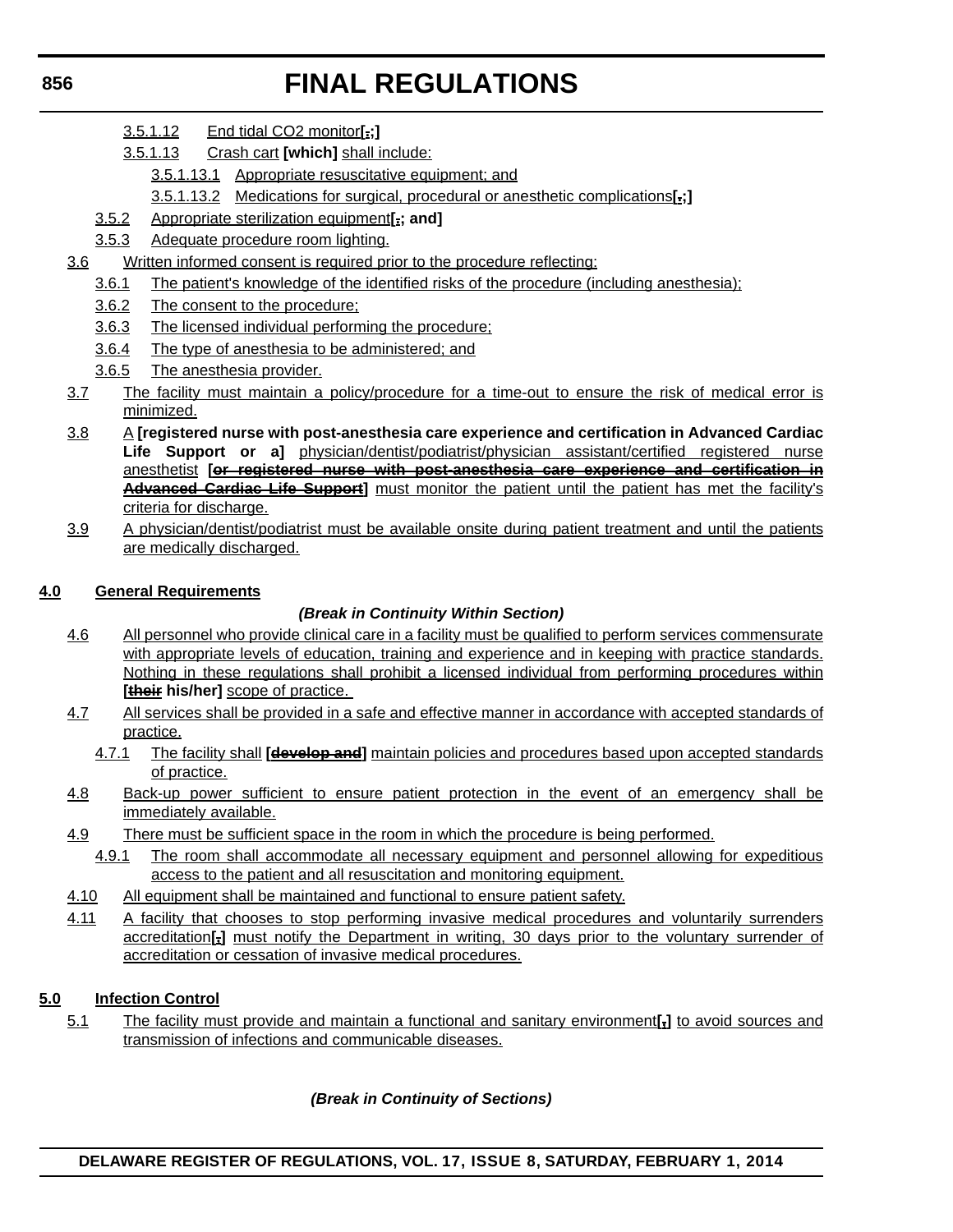3.5.1.12 End tidal CO2 monitor[.;]

3.5.1.13 Crash cart **[which]** shall include:

3.5.1.13.1 Appropriate resuscitative equipment; and

3.5.1.13.2 Medications for surgical, procedural or anesthetic complications**[.;]**

3.5.2 Appropriate sterilization equipment**[.; and]**

3.5.3 Adequate procedure room lighting.

3.6 Written informed consent is required prior to the procedure reflecting:

3.6.1 The patient's knowledge of the identified risks of the procedure (including anesthesia);

3.6.2 The consent to the procedure;

3.6.3 The licensed individual performing the procedure;

3.6.4 The type of anesthesia to be administered; and

3.6.5 The anesthesia provider.

3.7 The facility must maintain a policy/procedure for a time-out to ensure the risk of medical error is minimized.

3.8 A **[registered nurse with post-anesthesia care experience and certification in Advanced Cardiac Life Support or a]** physician/dentist/podiatrist/physician assistant/certified registered nurse anesthetist **[~~or registered nurse with post-anesthesia care experience and certification in Advanced Cardiac Life Support~~]** must monitor the patient until the patient has met the facility's criteria for discharge.

3.9 A physician/dentist/podiatrist must be available onsite during patient treatment and until the patients are medically discharged.

**4.0 General Requirements**

***(Break in Continuity Within Section)***

4.6 All personnel who provide clinical care in a facility must be qualified to perform services commensurate with appropriate levels of education, training and experience and in keeping with practice standards. Nothing in these regulations shall prohibit a licensed individual from performing procedures within **[~~their~~ his/her]** scope of practice.

4.7 All services shall be provided in a safe and effective manner in accordance with accepted standards of practice.

4.7.1 The facility shall **[~~develop and~~]** maintain policies and procedures based upon accepted standards of practice.

4.8 Back-up power sufficient to ensure patient protection in the event of an emergency shall be immediately available.

4.9 There must be sufficient space in the room in which the procedure is being performed.

4.9.1 The room shall accommodate all necessary equipment and personnel allowing for expeditious access to the patient and all resuscitation and monitoring equipment.

4.10 All equipment shall be maintained and functional to ensure patient safety.

4.11 A facility that chooses to stop performing invasive medical procedures and voluntarily surrenders accreditation**[~~,~~]** must notify the Department in writing, 30 days prior to the voluntary surrender of accreditation or cessation of invasive medical procedures.

**5.0 Infection Control**

5.1 The facility must provide and maintain a functional and sanitary environment**[~~,~~]** to avoid sources and transmission of infections and communicable diseases.

***(Break in Continuity of Sections)***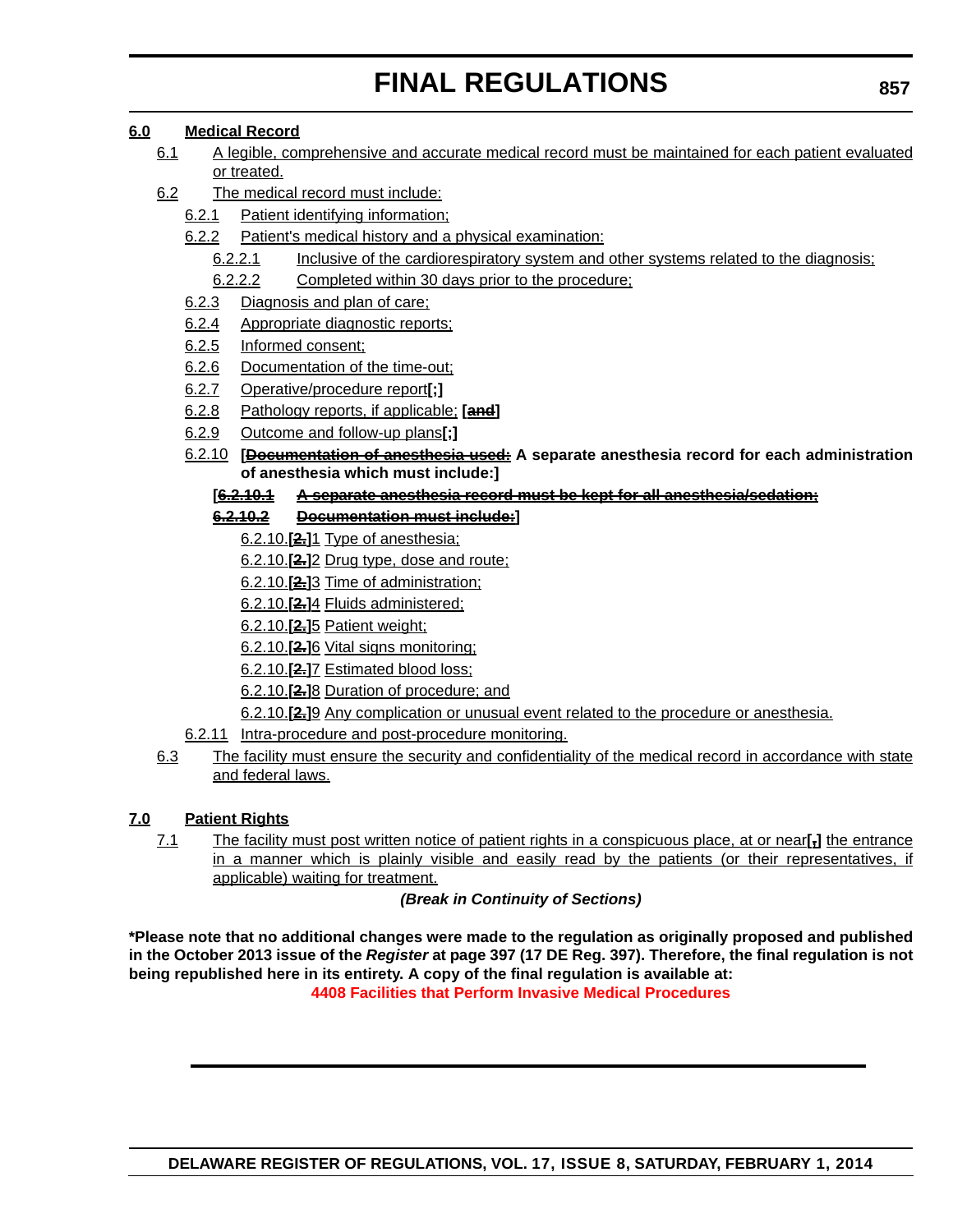**6.0 Medical Record**

6.1 A legible, comprehensive and accurate medical record must be maintained for each patient evaluated or treated.

6.2 The medical record must include:

6.2.1 Patient identifying information;

6.2.2 Patient's medical history and a physical examination:

6.2.2.1 Inclusive of the cardiorespiratory system and other systems related to the diagnosis;

6.2.2.2 Completed within 30 days prior to the procedure;

6.2.3 Diagnosis and plan of care;

6.2.4 Appropriate diagnostic reports;

6.2.5 Informed consent;

6.2.6 Documentation of the time-out;

6.2.7 Operative/procedure report**[;]**

6.2.8 Pathology reports, if applicable; **[~~and~~]**

6.2.9 Outcome and follow-up plans**[;]**

6.2.10 **[~~Documentation of anesthesia used:~~ A separate anesthesia record for each administration of anesthesia which must include:]**

**[~~6.2.10.1 A separate anesthesia record must be kept for all anesthesia/sedation;~~**

**~~6.2.10.2 Documentation must include:~~]**

6.2.10.**[~~2.~~]**1 Type of anesthesia;

6.2.10.**[~~2.~~]**2 Drug type, dose and route;

6.2.10.**[~~2.~~]**3 Time of administration;

6.2.10.**[~~2.~~]**4 Fluids administered;

6.2.10.**[~~2.~~]**5 Patient weight;

6.2.10.**[~~2.~~]**6 Vital signs monitoring;

6.2.10.**[~~2.~~]**7 Estimated blood loss;

6.2.10.**[~~2.~~]**8 Duration of procedure; and

6.2.10.**[~~2.~~]**9 Any complication or unusual event related to the procedure or anesthesia.

6.2.11 Intra-procedure and post-procedure monitoring.

6.3 The facility must ensure the security and confidentiality of the medical record in accordance with state and federal laws.

**7.0 Patient Rights**

7.1 The facility must post written notice of patient rights in a conspicuous place, at or near**[~~,~~]** the entrance in a manner which is plainly visible and easily read by the patients (or their representatives, if applicable) waiting for treatment.

***(Break in Continuity of Sections)***

**\*Please note that no additional changes were made to the regulation as originally proposed and published in the October 2013 issue of the *Register* at page 397 (17 DE Reg. 397). Therefore, the final regulation is not being republished here in its entirety. A copy of the final regulation is available at:**

**4408 Facilities that Perform Invasive Medical Procedures**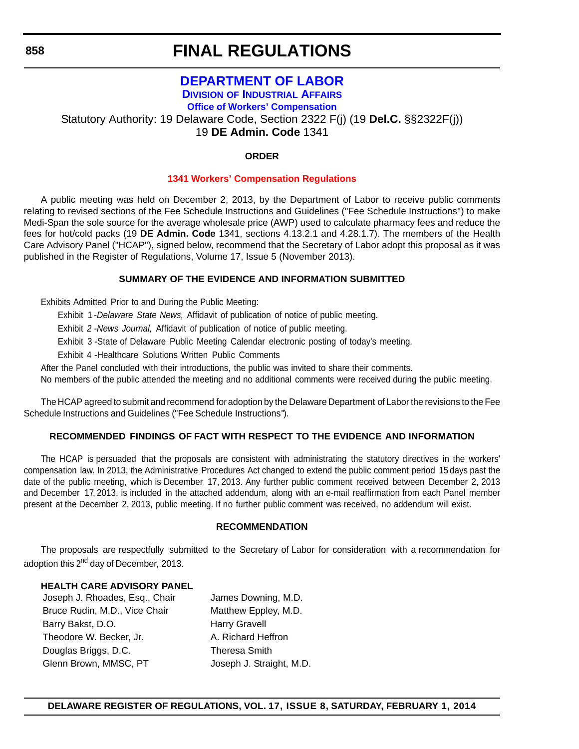# FINAL REGULATIONS

## DEPARTMENT OF LABOR

### DIVISION OF INDUSTRIAL AFFAIRS

#### Office of Workers' Compensation

Statutory Authority: 19 Delaware Code, Section 2322 F(j) (19 **Del.C.** §§2322F(j))
19 **DE Admin. Code** 1341

**ORDER**

**1341 Workers' Compensation Regulations**

A public meeting was held on December 2, 2013, by the Department of Labor to receive public comments relating to revised sections of the Fee Schedule Instructions and Guidelines ("Fee Schedule Instructions") to make Medi-Span the sole source for the average wholesale price (AWP) used to calculate pharmacy fees and reduce the fees for hot/cold packs (19 **DE Admin. Code** 1341, sections 4.13.2.1 and 4.28.1.7). The members of the Health Care Advisory Panel ("HCAP"), signed below, recommend that the Secretary of Labor adopt this proposal as it was published in the Register of Regulations, Volume 17, Issue 5 (November 2013).

**SUMMARY OF THE EVIDENCE AND INFORMATION SUBMITTED**

Exhibits Admitted Prior to and During the Public Meeting:

Exhibit 1 -*Delaware State News,* Affidavit of publication of notice of public meeting.

Exhibit *2 -News Journal,* Affidavit of publication of notice of public meeting.

Exhibit 3 -State of Delaware Public Meeting Calendar electronic posting of today's meeting.

Exhibit 4 -Healthcare Solutions Written Public Comments

After the Panel concluded with their introductions, the public was invited to share their comments.

No members of the public attended the meeting and no additional comments were received during the public meeting.

The HCAP agreed to submit and recommend for adoption by the Delaware Department of Labor the revisions to the Fee Schedule Instructions and Guidelines ("Fee Schedule Instructions").

**RECOMMENDED FINDINGS OF FACT WITH RESPECT TO THE EVIDENCE AND INFORMATION**

The HCAP is persuaded that the proposals are consistent with administrating the statutory directives in the workers' compensation law. In 2013, the Administrative Procedures Act changed to extend the public comment period 15 days past the date of the public meeting, which is December 17, 2013. Any further public comment received between December 2, 2013 and December 17, 2013, is included in the attached addendum, along with an e-mail reaffirmation from each Panel member present at the December 2, 2013, public meeting. If no further public comment was received, no addendum will exist.

**RECOMMENDATION**

The proposals are respectfully submitted to the Secretary of Labor for consideration with a recommendation for adoption this 2nd day of December, 2013.

**HEALTH CARE ADVISORY PANEL**

Joseph J. Rhoades, Esq., Chair
Bruce Rudin, M.D., Vice Chair
Barry Bakst, D.O.
Theodore W. Becker, Jr.
Douglas Briggs, D.C.
Glenn Brown, MMSC, PT
James Downing, M.D.
Matthew Eppley, M.D.
Harry Gravell
A. Richard Heffron
Theresa Smith
Joseph J. Straight, M.D.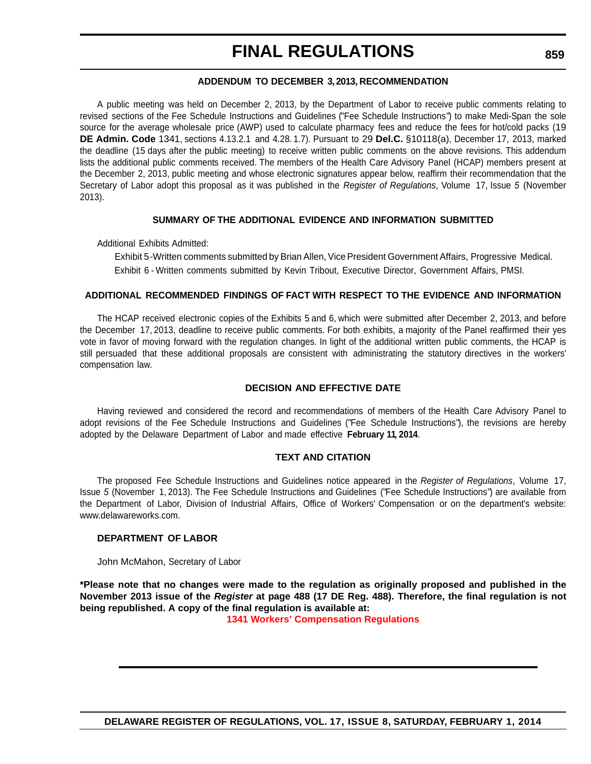### ADDENDUM TO DECEMBER 3, 2013, RECOMMENDATION

A public meeting was held on December 2, 2013, by the Department of Labor to receive public comments relating to revised sections of the Fee Schedule Instructions and Guidelines ("Fee Schedule Instructions") to make Medi-Span the sole source for the average wholesale price (AWP) used to calculate pharmacy fees and reduce the fees for hot/cold packs (19 **DE Admin. Code** 1341, sections 4.13.2.1 and 4.28.1.7). Pursuant to 29 **Del.C.** §10118(a), December 17, 2013, marked the deadline (15 days after the public meeting) to receive written public comments on the above revisions. This addendum lists the additional public comments received. The members of the Health Care Advisory Panel (HCAP) members present at the December 2, 2013, public meeting and whose electronic signatures appear below, reaffirm their recommendation that the Secretary of Labor adopt this proposal as it was published in the *Register of Regulations*, Volume 17, Issue *5* (November 2013).

### SUMMARY OF THE ADDITIONAL EVIDENCE AND INFORMATION SUBMITTED

Additional Exhibits Admitted:

Exhibit 5 -Written comments submitted by Brian Allen, Vice President Government Affairs, Progressive Medical.

Exhibit 6 - Written comments submitted by Kevin Tribout, Executive Director, Government Affairs, PMSI.

### ADDITIONAL RECOMMENDED FINDINGS OF FACT WITH RESPECT TO THE EVIDENCE AND INFORMATION

The HCAP received electronic copies of the Exhibits 5 and 6, which were submitted after December 2, 2013, and before the December 17, 2013, deadline to receive public comments. For both exhibits, a majority of the Panel reaffirmed their yes vote in favor of moving forward with the regulation changes. In light of the additional written public comments, the HCAP is still persuaded that these additional proposals are consistent with administrating the statutory directives in the workers' compensation law.

### DECISION AND EFFECTIVE DATE

Having reviewed and considered the record and recommendations of members of the Health Care Advisory Panel to adopt revisions of the Fee Schedule Instructions and Guidelines ("Fee Schedule Instructions"), the revisions are hereby adopted by the Delaware Department of Labor and made effective **February 11, 2014**.

### TEXT AND CITATION

The proposed Fee Schedule Instructions and Guidelines notice appeared in the *Register of Regulations*, Volume 17, Issue *5* (November 1, 2013). The Fee Schedule Instructions and Guidelines ("Fee Schedule Instructions") are available from the Department of Labor, Division of Industrial Affairs, Office of Workers' Compensation or on the department's website: www.delawareworks.com.

**DEPARTMENT OF LABOR**

John McMahon, Secretary of Labor

**\*Please note that no changes were made to the regulation as originally proposed and published in the November 2013 issue of the *Register* at page 488 (17 DE Reg. 488). Therefore, the final regulation is not being republished. A copy of the final regulation is available at:**

**1341 Workers' Compensation Regulations**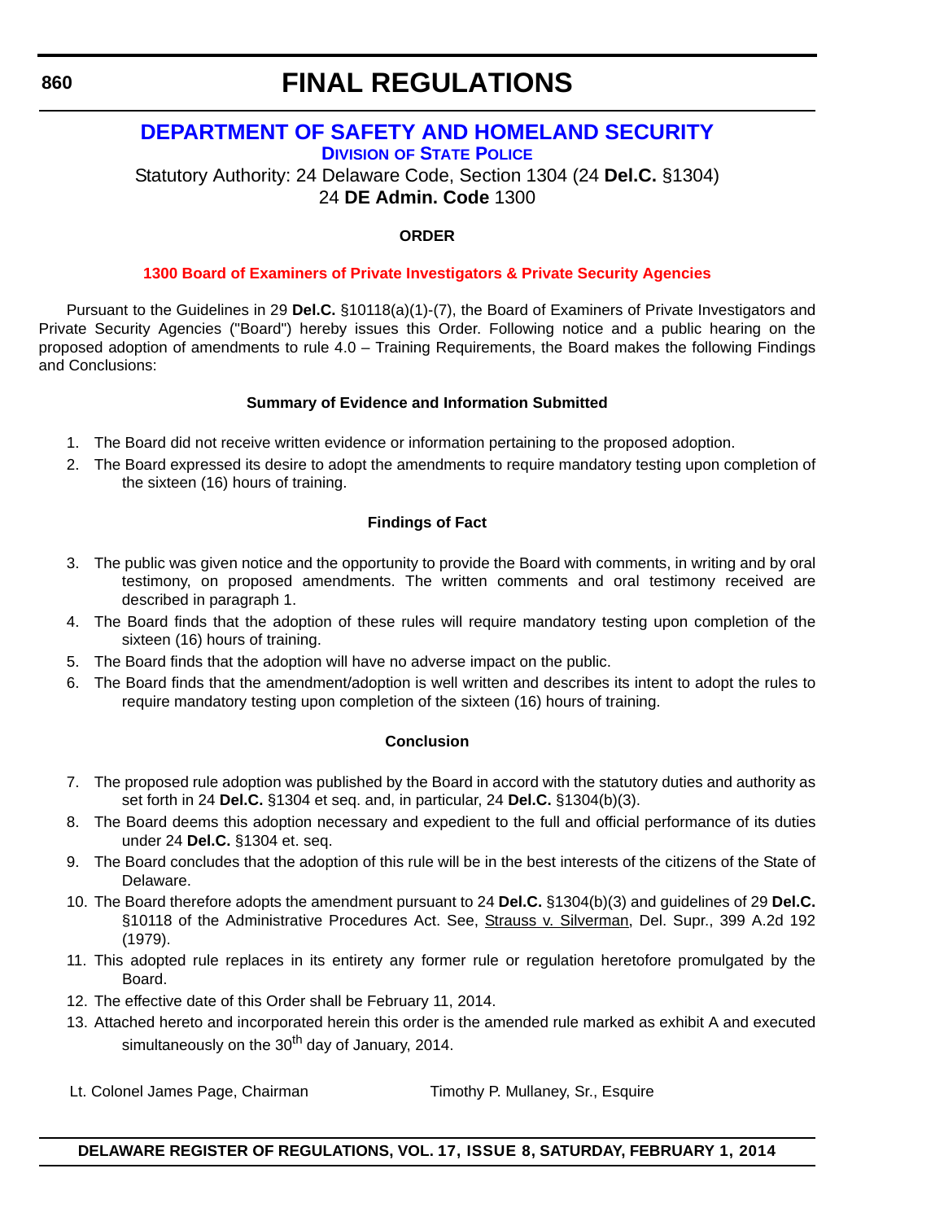# FINAL REGULATIONS

## DEPARTMENT OF SAFETY AND HOMELAND SECURITY

### DIVISION OF STATE POLICE

Statutory Authority: 24 Delaware Code, Section 1304 (24 **Del.C.** §1304)
24 **DE Admin. Code** 1300

**ORDER**

**1300 Board of Examiners of Private Investigators & Private Security Agencies**

Pursuant to the Guidelines in 29 **Del.C.** §10118(a)(1)-(7), the Board of Examiners of Private Investigators and Private Security Agencies ("Board") hereby issues this Order. Following notice and a public hearing on the proposed adoption of amendments to rule 4.0 – Training Requirements, the Board makes the following Findings and Conclusions:

**Summary of Evidence and Information Submitted**

1. The Board did not receive written evidence or information pertaining to the proposed adoption.
2. The Board expressed its desire to adopt the amendments to require mandatory testing upon completion of the sixteen (16) hours of training.

**Findings of Fact**

3. The public was given notice and the opportunity to provide the Board with comments, in writing and by oral testimony, on proposed amendments. The written comments and oral testimony received are described in paragraph 1.
4. The Board finds that the adoption of these rules will require mandatory testing upon completion of the sixteen (16) hours of training.
5. The Board finds that the adoption will have no adverse impact on the public.
6. The Board finds that the amendment/adoption is well written and describes its intent to adopt the rules to require mandatory testing upon completion of the sixteen (16) hours of training.

**Conclusion**

7. The proposed rule adoption was published by the Board in accord with the statutory duties and authority as set forth in 24 **Del.C.** §1304 et seq. and, in particular, 24 **Del.C.** §1304(b)(3).
8. The Board deems this adoption necessary and expedient to the full and official performance of its duties under 24 **Del.C.** §1304 et. seq.
9. The Board concludes that the adoption of this rule will be in the best interests of the citizens of the State of Delaware.
10. The Board therefore adopts the amendment pursuant to 24 **Del.C.** §1304(b)(3) and guidelines of 29 **Del.C.** §10118 of the Administrative Procedures Act. See, Strauss v. Silverman, Del. Supr., 399 A.2d 192 (1979).
11. This adopted rule replaces in its entirety any former rule or regulation heretofore promulgated by the Board.
12. The effective date of this Order shall be February 11, 2014.
13. Attached hereto and incorporated herein this order is the amended rule marked as exhibit A and executed simultaneously on the 30th day of January, 2014.

Lt. Colonel James Page, Chairman Timothy P. Mullaney, Sr., Esquire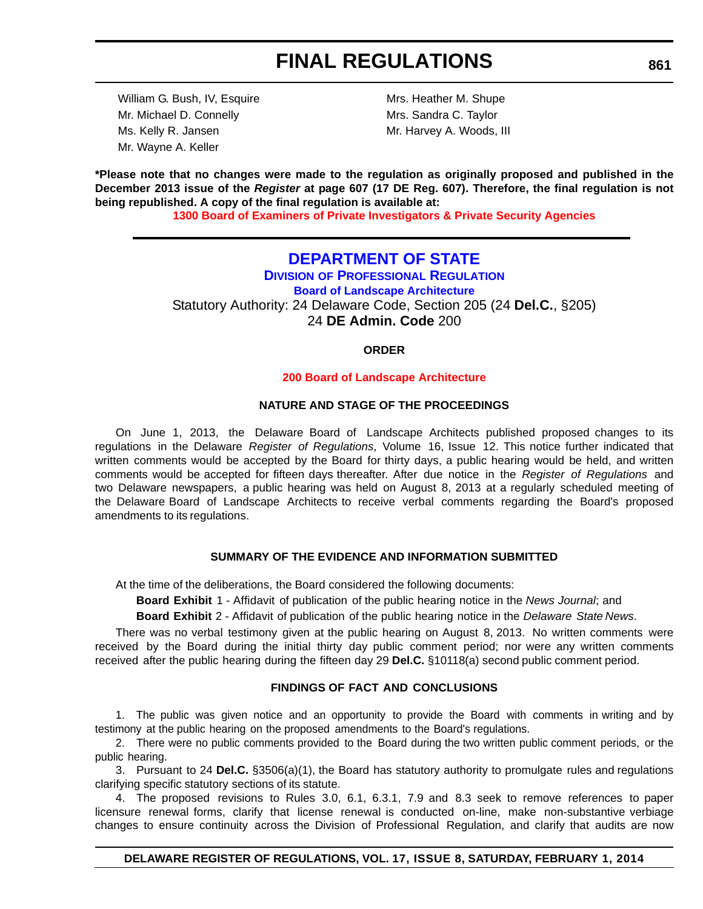William G. Bush, IV, Esquire
Mr. Michael D. Connelly
Ms. Kelly R. Jansen
Mr. Wayne A. Keller
Mrs. Heather M. Shupe
Mrs. Sandra C. Taylor
Mr. Harvey A. Woods, III

**\*Please note that no changes were made to the regulation as originally proposed and published in the December 2013 issue of the *Register* at page 607 (17 DE Reg. 607). Therefore, the final regulation is not being republished. A copy of the final regulation is available at:**

**1300 Board of Examiners of Private Investigators & Private Security Agencies**

---

# DEPARTMENT OF STATE

## DIVISION OF PROFESSIONAL REGULATION

### Board of Landscape Architecture

Statutory Authority: 24 Delaware Code, Section 205 (24 **Del.C.**, §205)
24 **DE Admin. Code** 200

**ORDER**

**200 Board of Landscape Architecture**

**NATURE AND STAGE OF THE PROCEEDINGS**

On June 1, 2013, the Delaware Board of Landscape Architects published proposed changes to its regulations in the Delaware *Register of Regulations*, Volume 16, Issue 12. This notice further indicated that written comments would be accepted by the Board for thirty days, a public hearing would be held, and written comments would be accepted for fifteen days thereafter. After due notice in the *Register of Regulations* and two Delaware newspapers, a public hearing was held on August 8, 2013 at a regularly scheduled meeting of the Delaware Board of Landscape Architects to receive verbal comments regarding the Board's proposed amendments to its regulations.

**SUMMARY OF THE EVIDENCE AND INFORMATION SUBMITTED**

At the time of the deliberations, the Board considered the following documents:

**Board Exhibit** 1 - Affidavit of publication of the public hearing notice in the *News Journal*; and

**Board Exhibit** 2 - Affidavit of publication of the public hearing notice in the *Delaware State News*.

There was no verbal testimony given at the public hearing on August 8, 2013. No written comments were received by the Board during the initial thirty day public comment period; nor were any written comments received after the public hearing during the fifteen day 29 **Del.C.** §10118(a) second public comment period.

**FINDINGS OF FACT AND CONCLUSIONS**

1. The public was given notice and an opportunity to provide the Board with comments in writing and by testimony at the public hearing on the proposed amendments to the Board's regulations.

2. There were no public comments provided to the Board during the two written public comment periods, or the public hearing.

3. Pursuant to 24 **Del.C.** §3506(a)(1), the Board has statutory authority to promulgate rules and regulations clarifying specific statutory sections of its statute.

4. The proposed revisions to Rules 3.0, 6.1, 6.3.1, 7.9 and 8.3 seek to remove references to paper licensure renewal forms, clarify that license renewal is conducted on-line, make non-substantive verbiage changes to ensure continuity across the Division of Professional Regulation, and clarify that audits are now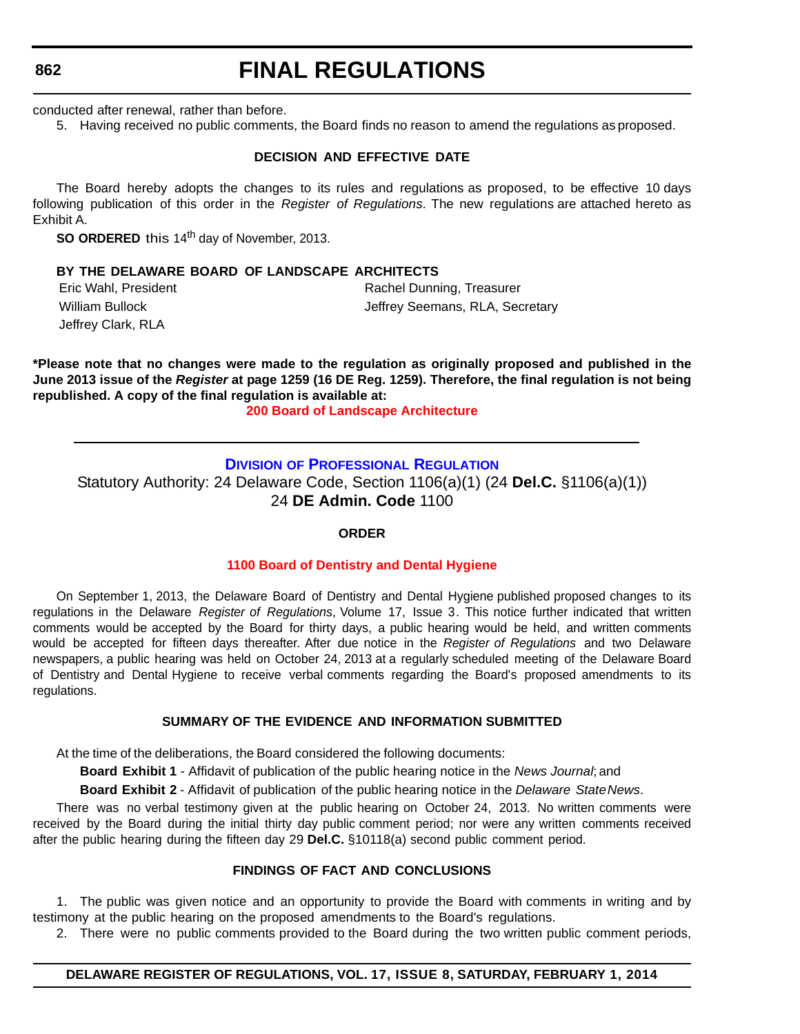conducted after renewal, rather than before.

5. Having received no public comments, the Board finds no reason to amend the regulations as proposed.

**DECISION AND EFFECTIVE DATE**

The Board hereby adopts the changes to its rules and regulations as proposed, to be effective 10 days following publication of this order in the *Register of Regulations*. The new regulations are attached hereto as Exhibit A.

**SO ORDERED** this 14th day of November, 2013.

**BY THE DELAWARE BOARD OF LANDSCAPE ARCHITECTS**

Eric Wahl, President
William Bullock
Jeffrey Clark, RLA
Rachel Dunning, Treasurer
Jeffrey Seemans, RLA, Secretary

**\*Please note that no changes were made to the regulation as originally proposed and published in the June 2013 issue of the *Register* at page 1259 (16 DE Reg. 1259). Therefore, the final regulation is not being republished. A copy of the final regulation is available at:**

**200 Board of Landscape Architecture**

---

## DIVISION OF PROFESSIONAL REGULATION

Statutory Authority: 24 Delaware Code, Section 1106(a)(1) (24 **Del.C.** §1106(a)(1))
24 **DE Admin. Code** 1100

**ORDER**

**1100 Board of Dentistry and Dental Hygiene**

On September 1, 2013, the Delaware Board of Dentistry and Dental Hygiene published proposed changes to its regulations in the Delaware *Register of Regulations*, Volume 17, Issue 3. This notice further indicated that written comments would be accepted by the Board for thirty days, a public hearing would be held, and written comments would be accepted for fifteen days thereafter. After due notice in the *Register of Regulations* and two Delaware newspapers, a public hearing was held on October 24, 2013 at a regularly scheduled meeting of the Delaware Board of Dentistry and Dental Hygiene to receive verbal comments regarding the Board's proposed amendments to its regulations.

**SUMMARY OF THE EVIDENCE AND INFORMATION SUBMITTED**

At the time of the deliberations, the Board considered the following documents:

**Board Exhibit 1** - Affidavit of publication of the public hearing notice in the *News Journal*; and

**Board Exhibit 2** - Affidavit of publication of the public hearing notice in the *Delaware State News*.

There was no verbal testimony given at the public hearing on October 24, 2013. No written comments were received by the Board during the initial thirty day public comment period; nor were any written comments received after the public hearing during the fifteen day 29 **Del.C.** §10118(a) second public comment period.

**FINDINGS OF FACT AND CONCLUSIONS**

1. The public was given notice and an opportunity to provide the Board with comments in writing and by testimony at the public hearing on the proposed amendments to the Board's regulations.

2. There were no public comments provided to the Board during the two written public comment periods,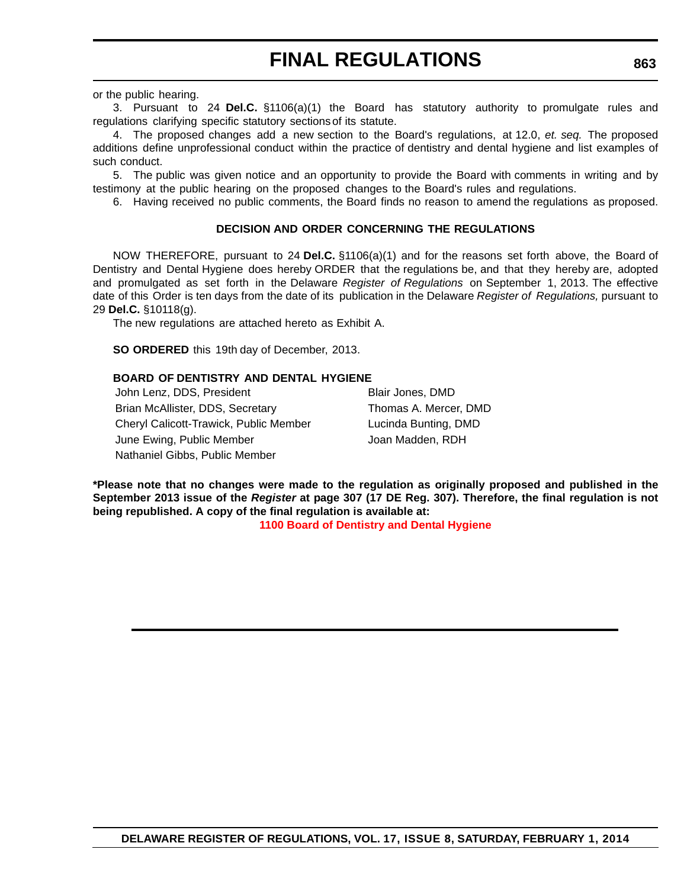or the public hearing.

3. Pursuant to 24 **Del.C.** §1106(a)(1) the Board has statutory authority to promulgate rules and regulations clarifying specific statutory sections of its statute.

4. The proposed changes add a new section to the Board's regulations, at 12.0, *et. seq.* The proposed additions define unprofessional conduct within the practice of dentistry and dental hygiene and list examples of such conduct.

5. The public was given notice and an opportunity to provide the Board with comments in writing and by testimony at the public hearing on the proposed changes to the Board's rules and regulations.

6. Having received no public comments, the Board finds no reason to amend the regulations as proposed.

**DECISION AND ORDER CONCERNING THE REGULATIONS**

NOW THEREFORE, pursuant to 24 **Del.C.** §1106(a)(1) and for the reasons set forth above, the Board of Dentistry and Dental Hygiene does hereby ORDER that the regulations be, and that they hereby are, adopted and promulgated as set forth in the Delaware *Register of Regulations* on September 1, 2013. The effective date of this Order is ten days from the date of its publication in the Delaware *Register of Regulations,* pursuant to 29 **Del.C.** §10118(g).

The new regulations are attached hereto as Exhibit A.

**SO ORDERED** this 19th day of December, 2013.

**BOARD OF DENTISTRY AND DENTAL HYGIENE**

John Lenz, DDS, President
Brian McAllister, DDS, Secretary
Cheryl Calicott-Trawick, Public Member
June Ewing, Public Member
Nathaniel Gibbs, Public Member
Blair Jones, DMD
Thomas A. Mercer, DMD
Lucinda Bunting, DMD
Joan Madden, RDH

**\*Please note that no changes were made to the regulation as originally proposed and published in the September 2013 issue of the *Register* at page 307 (17 DE Reg. 307). Therefore, the final regulation is not being republished. A copy of the final regulation is available at:**

**1100 Board of Dentistry and Dental Hygiene**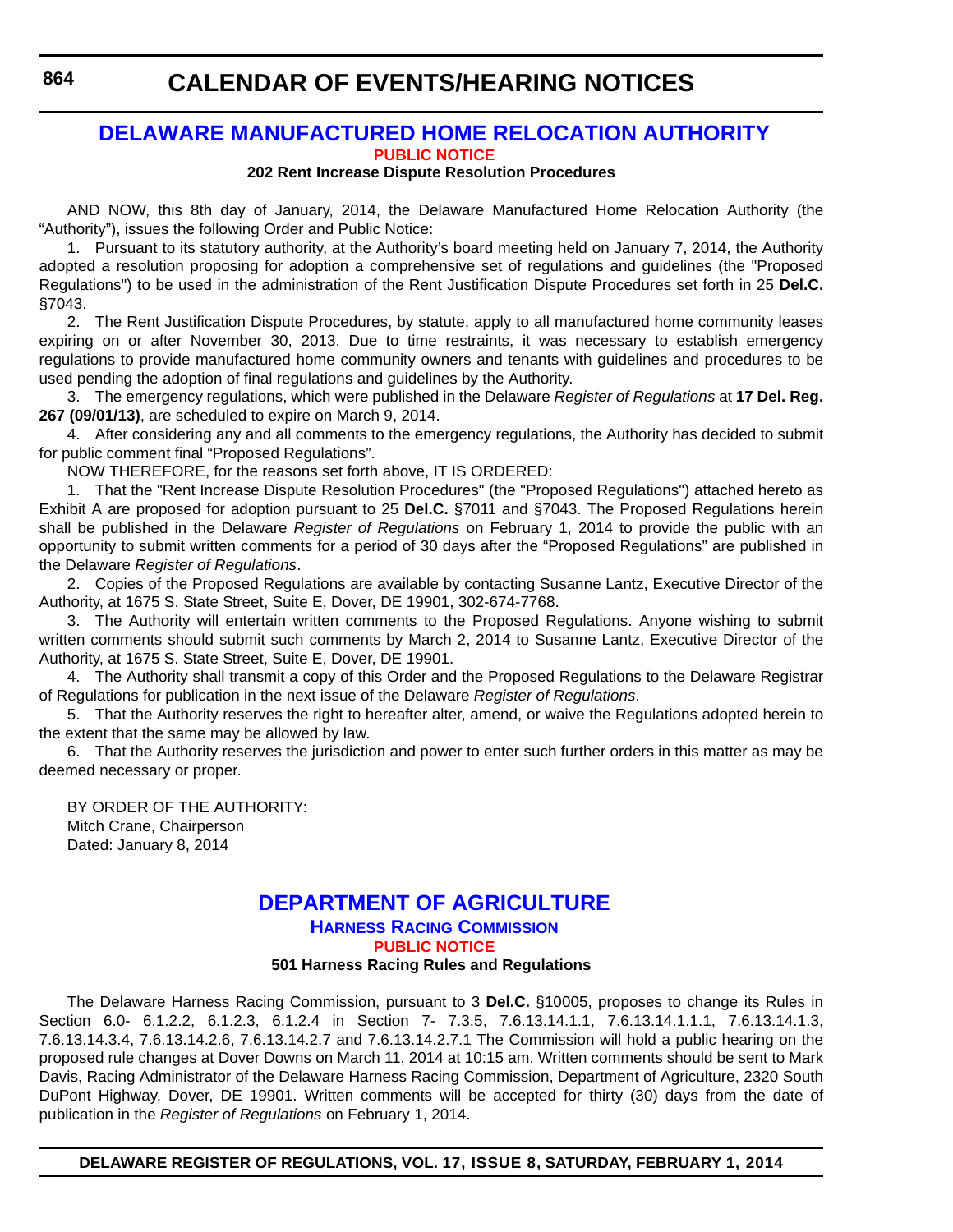# CALENDAR OF EVENTS/HEARING NOTICES

## DELAWARE MANUFACTURED HOME RELOCATION AUTHORITY

### PUBLIC NOTICE

**202 Rent Increase Dispute Resolution Procedures**

AND NOW, this 8th day of January, 2014, the Delaware Manufactured Home Relocation Authority (the "Authority"), issues the following Order and Public Notice:

1. Pursuant to its statutory authority, at the Authority's board meeting held on January 7, 2014, the Authority adopted a resolution proposing for adoption a comprehensive set of regulations and guidelines (the "Proposed Regulations") to be used in the administration of the Rent Justification Dispute Procedures set forth in 25 **Del.C.** §7043.

2. The Rent Justification Dispute Procedures, by statute, apply to all manufactured home community leases expiring on or after November 30, 2013. Due to time restraints, it was necessary to establish emergency regulations to provide manufactured home community owners and tenants with guidelines and procedures to be used pending the adoption of final regulations and guidelines by the Authority.

3. The emergency regulations, which were published in the Delaware *Register of Regulations* at **17 Del. Reg. 267 (09/01/13)**, are scheduled to expire on March 9, 2014.

4. After considering any and all comments to the emergency regulations, the Authority has decided to submit for public comment final "Proposed Regulations".

NOW THEREFORE, for the reasons set forth above, IT IS ORDERED:

1. That the "Rent Increase Dispute Resolution Procedures" (the "Proposed Regulations") attached hereto as Exhibit A are proposed for adoption pursuant to 25 **Del.C.** §7011 and §7043. The Proposed Regulations herein shall be published in the Delaware *Register of Regulations* on February 1, 2014 to provide the public with an opportunity to submit written comments for a period of 30 days after the "Proposed Regulations" are published in the Delaware *Register of Regulations*.

2. Copies of the Proposed Regulations are available by contacting Susanne Lantz, Executive Director of the Authority, at 1675 S. State Street, Suite E, Dover, DE 19901, 302-674-7768.

3. The Authority will entertain written comments to the Proposed Regulations. Anyone wishing to submit written comments should submit such comments by March 2, 2014 to Susanne Lantz, Executive Director of the Authority, at 1675 S. State Street, Suite E, Dover, DE 19901.

4. The Authority shall transmit a copy of this Order and the Proposed Regulations to the Delaware Registrar of Regulations for publication in the next issue of the Delaware *Register of Regulations*.

5. That the Authority reserves the right to hereafter alter, amend, or waive the Regulations adopted herein to the extent that the same may be allowed by law.

6. That the Authority reserves the jurisdiction and power to enter such further orders in this matter as may be deemed necessary or proper.

BY ORDER OF THE AUTHORITY:
Mitch Crane, Chairperson
Dated: January 8, 2014

## DEPARTMENT OF AGRICULTURE

### HARNESS RACING COMMISSION

### PUBLIC NOTICE

**501 Harness Racing Rules and Regulations**

The Delaware Harness Racing Commission, pursuant to 3 **Del.C.** §10005, proposes to change its Rules in Section 6.0- 6.1.2.2, 6.1.2.3, 6.1.2.4 in Section 7- 7.3.5, 7.6.13.14.1.1, 7.6.13.14.1.1.1, 7.6.13.14.1.3, 7.6.13.14.3.4, 7.6.13.14.2.6, 7.6.13.14.2.7 and 7.6.13.14.2.7.1 The Commission will hold a public hearing on the proposed rule changes at Dover Downs on March 11, 2014 at 10:15 am. Written comments should be sent to Mark Davis, Racing Administrator of the Delaware Harness Racing Commission, Department of Agriculture, 2320 South DuPont Highway, Dover, DE 19901. Written comments will be accepted for thirty (30) days from the date of publication in the *Register of Regulations* on February 1, 2014.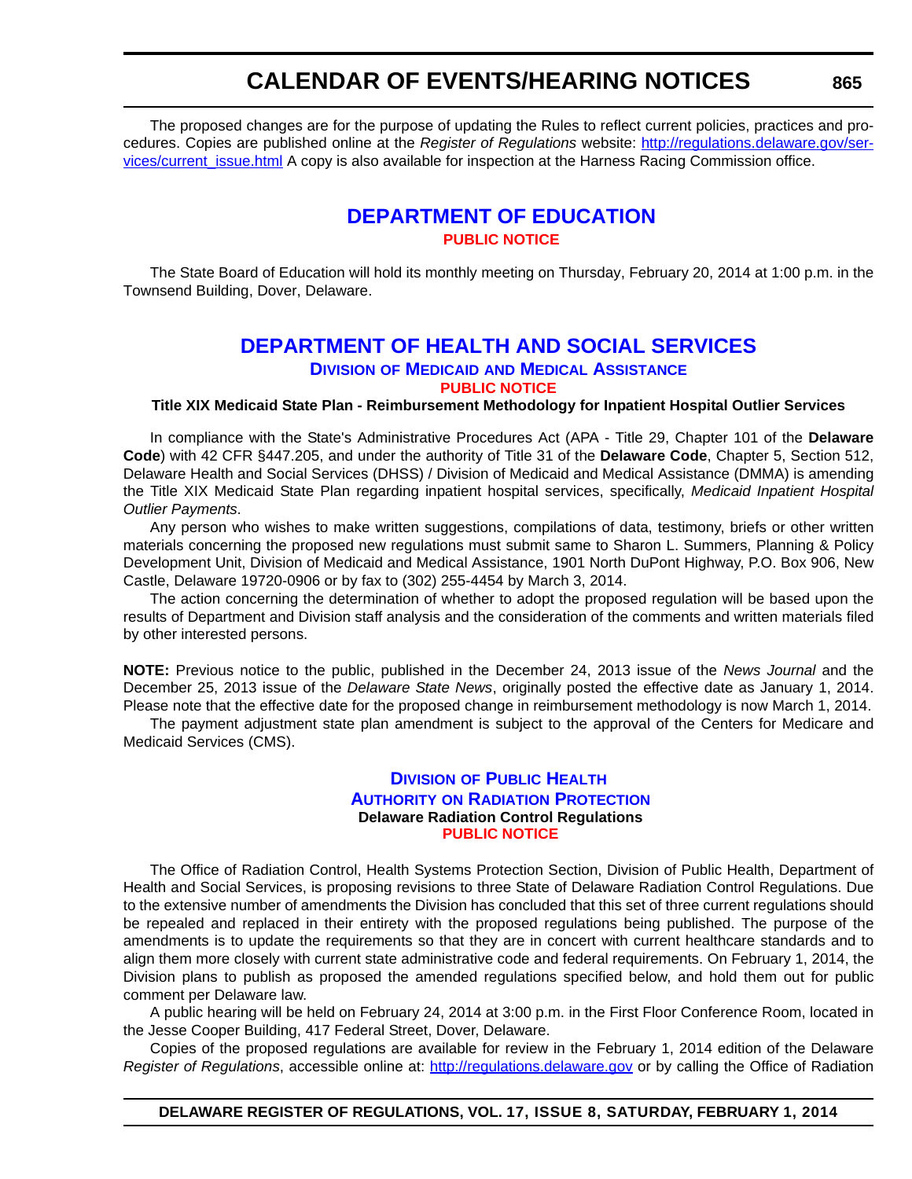The proposed changes are for the purpose of updating the Rules to reflect current policies, practices and procedures. Copies are published online at the *Register of Regulations* website: [http://regulations.delaware.gov/services/current_issue.html](http://regulations.delaware.gov/services/current_issue.html) A copy is also available for inspection at the Harness Racing Commission office.

## DEPARTMENT OF EDUCATION

**PUBLIC NOTICE**

The State Board of Education will hold its monthly meeting on Thursday, February 20, 2014 at 1:00 p.m. in the Townsend Building, Dover, Delaware.

## DEPARTMENT OF HEALTH AND SOCIAL SERVICES

### Division of Medicaid and Medical Assistance

**PUBLIC NOTICE**

**Title XIX Medicaid State Plan - Reimbursement Methodology for Inpatient Hospital Outlier Services**

In compliance with the State's Administrative Procedures Act (APA - Title 29, Chapter 101 of the **Delaware Code**) with 42 CFR §447.205, and under the authority of Title 31 of the **Delaware Code**, Chapter 5, Section 512, Delaware Health and Social Services (DHSS) / Division of Medicaid and Medical Assistance (DMMA) is amending the Title XIX Medicaid State Plan regarding inpatient hospital services, specifically, *Medicaid Inpatient Hospital Outlier Payments*.

Any person who wishes to make written suggestions, compilations of data, testimony, briefs or other written materials concerning the proposed new regulations must submit same to Sharon L. Summers, Planning & Policy Development Unit, Division of Medicaid and Medical Assistance, 1901 North DuPont Highway, P.O. Box 906, New Castle, Delaware 19720-0906 or by fax to (302) 255-4454 by March 3, 2014.

The action concerning the determination of whether to adopt the proposed regulation will be based upon the results of Department and Division staff analysis and the consideration of the comments and written materials filed by other interested persons.

**NOTE:** Previous notice to the public, published in the December 24, 2013 issue of the *News Journal* and the December 25, 2013 issue of the *Delaware State News*, originally posted the effective date as January 1, 2014. Please note that the effective date for the proposed change in reimbursement methodology is now March 1, 2014.

The payment adjustment state plan amendment is subject to the approval of the Centers for Medicare and Medicaid Services (CMS).

### Division of Public Health

### Authority on Radiation Protection

**Delaware Radiation Control Regulations**

**PUBLIC NOTICE**

The Office of Radiation Control, Health Systems Protection Section, Division of Public Health, Department of Health and Social Services, is proposing revisions to three State of Delaware Radiation Control Regulations. Due to the extensive number of amendments the Division has concluded that this set of three current regulations should be repealed and replaced in their entirety with the proposed regulations being published. The purpose of the amendments is to update the requirements so that they are in concert with current healthcare standards and to align them more closely with current state administrative code and federal requirements. On February 1, 2014, the Division plans to publish as proposed the amended regulations specified below, and hold them out for public comment per Delaware law.

A public hearing will be held on February 24, 2014 at 3:00 p.m. in the First Floor Conference Room, located in the Jesse Cooper Building, 417 Federal Street, Dover, Delaware.

Copies of the proposed regulations are available for review in the February 1, 2014 edition of the Delaware *Register of Regulations*, accessible online at: [http://regulations.delaware.gov](http://regulations.delaware.gov) or by calling the Office of Radiation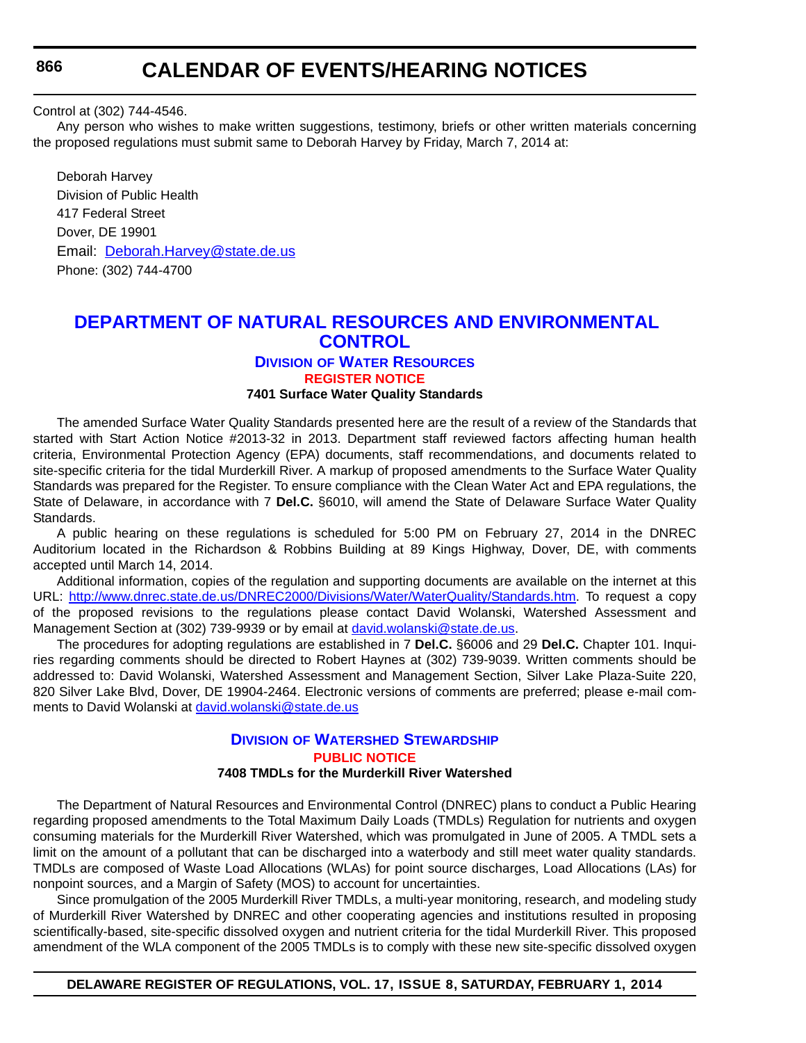Control at (302) 744-4546.

Any person who wishes to make written suggestions, testimony, briefs or other written materials concerning the proposed regulations must submit same to Deborah Harvey by Friday, March 7, 2014 at:

Deborah Harvey
Division of Public Health
417 Federal Street
Dover, DE 19901
Email: [Deborah.Harvey@state.de.us](mailto:Deborah.Harvey@state.de.us)
Phone: (302) 744-4700

## DEPARTMENT OF NATURAL RESOURCES AND ENVIRONMENTAL CONTROL

### DIVISION OF WATER RESOURCES

**REGISTER NOTICE**

**7401 Surface Water Quality Standards**

The amended Surface Water Quality Standards presented here are the result of a review of the Standards that started with Start Action Notice #2013-32 in 2013. Department staff reviewed factors affecting human health criteria, Environmental Protection Agency (EPA) documents, staff recommendations, and documents related to site-specific criteria for the tidal Murderkill River. A markup of proposed amendments to the Surface Water Quality Standards was prepared for the Register. To ensure compliance with the Clean Water Act and EPA regulations, the State of Delaware, in accordance with 7 **Del.C.** §6010, will amend the State of Delaware Surface Water Quality Standards.

A public hearing on these regulations is scheduled for 5:00 PM on February 27, 2014 in the DNREC Auditorium located in the Richardson & Robbins Building at 89 Kings Highway, Dover, DE, with comments accepted until March 14, 2014.

Additional information, copies of the regulation and supporting documents are available on the internet at this URL: [http://www.dnrec.state.de.us/DNREC2000/Divisions/Water/WaterQuality/Standards.htm](http://www.dnrec.state.de.us/DNREC2000/Divisions/Water/WaterQuality/Standards.htm). To request a copy of the proposed revisions to the regulations please contact David Wolanski, Watershed Assessment and Management Section at (302) 739-9939 or by email at [david.wolanski@state.de.us](mailto:david.wolanski@state.de.us).

The procedures for adopting regulations are established in 7 **Del.C.** §6006 and 29 **Del.C.** Chapter 101. Inquiries regarding comments should be directed to Robert Haynes at (302) 739-9039. Written comments should be addressed to: David Wolanski, Watershed Assessment and Management Section, Silver Lake Plaza-Suite 220, 820 Silver Lake Blvd, Dover, DE 19904-2464. Electronic versions of comments are preferred; please e-mail comments to David Wolanski at [david.wolanski@state.de.us](mailto:david.wolanski@state.de.us)

### DIVISION OF WATERSHED STEWARDSHIP

**PUBLIC NOTICE**

**7408 TMDLs for the Murderkill River Watershed**

The Department of Natural Resources and Environmental Control (DNREC) plans to conduct a Public Hearing regarding proposed amendments to the Total Maximum Daily Loads (TMDLs) Regulation for nutrients and oxygen consuming materials for the Murderkill River Watershed, which was promulgated in June of 2005. A TMDL sets a limit on the amount of a pollutant that can be discharged into a waterbody and still meet water quality standards. TMDLs are composed of Waste Load Allocations (WLAs) for point source discharges, Load Allocations (LAs) for nonpoint sources, and a Margin of Safety (MOS) to account for uncertainties.

Since promulgation of the 2005 Murderkill River TMDLs, a multi-year monitoring, research, and modeling study of Murderkill River Watershed by DNREC and other cooperating agencies and institutions resulted in proposing scientifically-based, site-specific dissolved oxygen and nutrient criteria for the tidal Murderkill River. This proposed amendment of the WLA component of the 2005 TMDLs is to comply with these new site-specific dissolved oxygen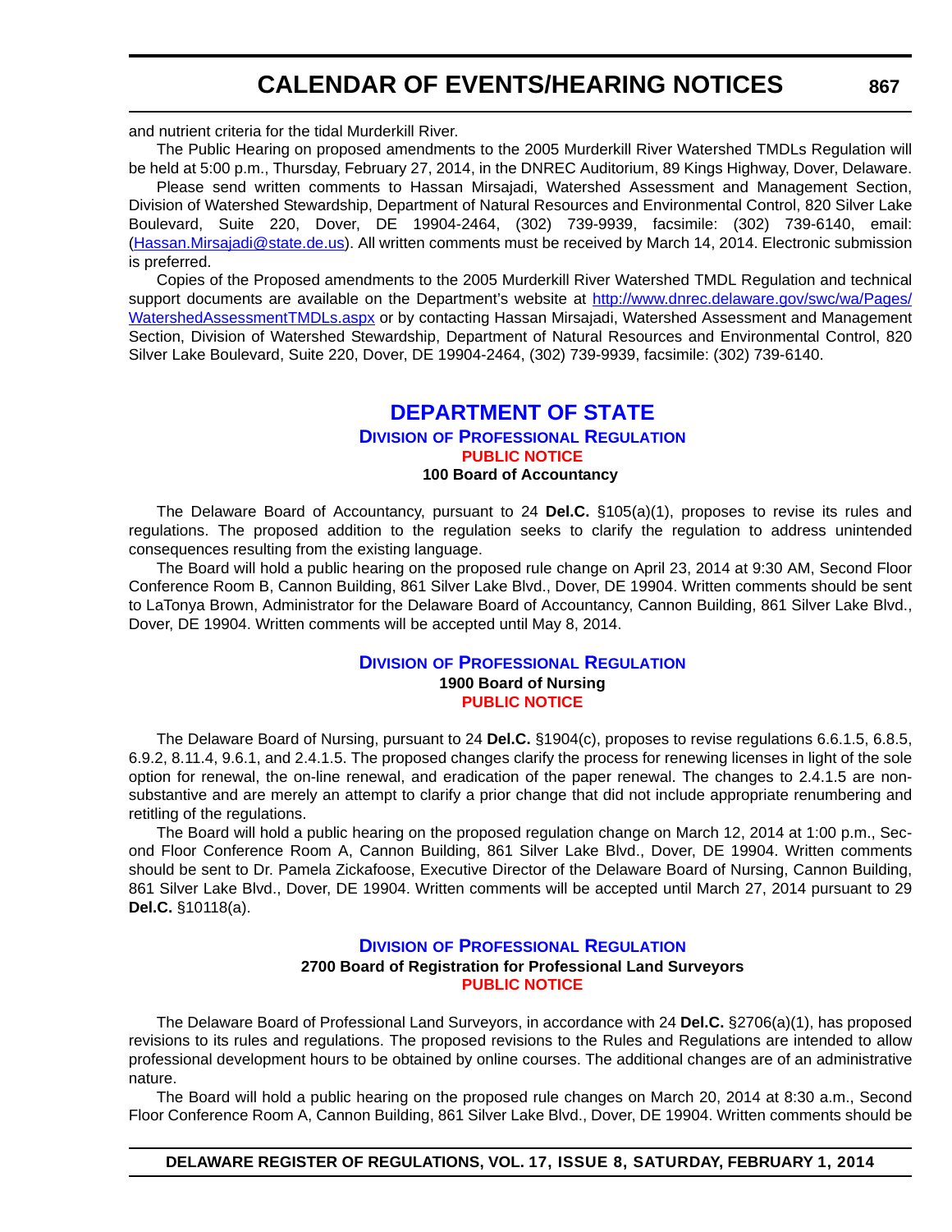and nutrient criteria for the tidal Murderkill River.

The Public Hearing on proposed amendments to the 2005 Murderkill River Watershed TMDLs Regulation will be held at 5:00 p.m., Thursday, February 27, 2014, in the DNREC Auditorium, 89 Kings Highway, Dover, Delaware.

Please send written comments to Hassan Mirsajadi, Watershed Assessment and Management Section, Division of Watershed Stewardship, Department of Natural Resources and Environmental Control, 820 Silver Lake Boulevard, Suite 220, Dover, DE 19904-2464, (302) 739-9939, facsimile: (302) 739-6140, email: (Hassan.Mirsajadi@state.de.us). All written comments must be received by March 14, 2014. Electronic submission is preferred.

Copies of the Proposed amendments to the 2005 Murderkill River Watershed TMDL Regulation and technical support documents are available on the Department's website at http://www.dnrec.delaware.gov/swc/wa/Pages/WatershedAssessmentTMDLs.aspx or by contacting Hassan Mirsajadi, Watershed Assessment and Management Section, Division of Watershed Stewardship, Department of Natural Resources and Environmental Control, 820 Silver Lake Boulevard, Suite 220, Dover, DE 19904-2464, (302) 739-9939, facsimile: (302) 739-6140.

## DEPARTMENT OF STATE

### Division of Professional Regulation

**PUBLIC NOTICE**

**100 Board of Accountancy**

The Delaware Board of Accountancy, pursuant to 24 **Del.C.** §105(a)(1), proposes to revise its rules and regulations. The proposed addition to the regulation seeks to clarify the regulation to address unintended consequences resulting from the existing language.

The Board will hold a public hearing on the proposed rule change on April 23, 2014 at 9:30 AM, Second Floor Conference Room B, Cannon Building, 861 Silver Lake Blvd., Dover, DE 19904. Written comments should be sent to LaTonya Brown, Administrator for the Delaware Board of Accountancy, Cannon Building, 861 Silver Lake Blvd., Dover, DE 19904. Written comments will be accepted until May 8, 2014.

### Division of Professional Regulation

**1900 Board of Nursing**

**PUBLIC NOTICE**

The Delaware Board of Nursing, pursuant to 24 **Del.C.** §1904(c), proposes to revise regulations 6.6.1.5, 6.8.5, 6.9.2, 8.11.4, 9.6.1, and 2.4.1.5. The proposed changes clarify the process for renewing licenses in light of the sole option for renewal, the on-line renewal, and eradication of the paper renewal. The changes to 2.4.1.5 are non-substantive and are merely an attempt to clarify a prior change that did not include appropriate renumbering and retitling of the regulations.

The Board will hold a public hearing on the proposed regulation change on March 12, 2014 at 1:00 p.m., Second Floor Conference Room A, Cannon Building, 861 Silver Lake Blvd., Dover, DE 19904. Written comments should be sent to Dr. Pamela Zickafoose, Executive Director of the Delaware Board of Nursing, Cannon Building, 861 Silver Lake Blvd., Dover, DE 19904. Written comments will be accepted until March 27, 2014 pursuant to 29 **Del.C.** §10118(a).

### Division of Professional Regulation

**2700 Board of Registration for Professional Land Surveyors**

**PUBLIC NOTICE**

The Delaware Board of Professional Land Surveyors, in accordance with 24 **Del.C.** §2706(a)(1), has proposed revisions to its rules and regulations. The proposed revisions to the Rules and Regulations are intended to allow professional development hours to be obtained by online courses. The additional changes are of an administrative nature.

The Board will hold a public hearing on the proposed rule changes on March 20, 2014 at 8:30 a.m., Second Floor Conference Room A, Cannon Building, 861 Silver Lake Blvd., Dover, DE 19904. Written comments should be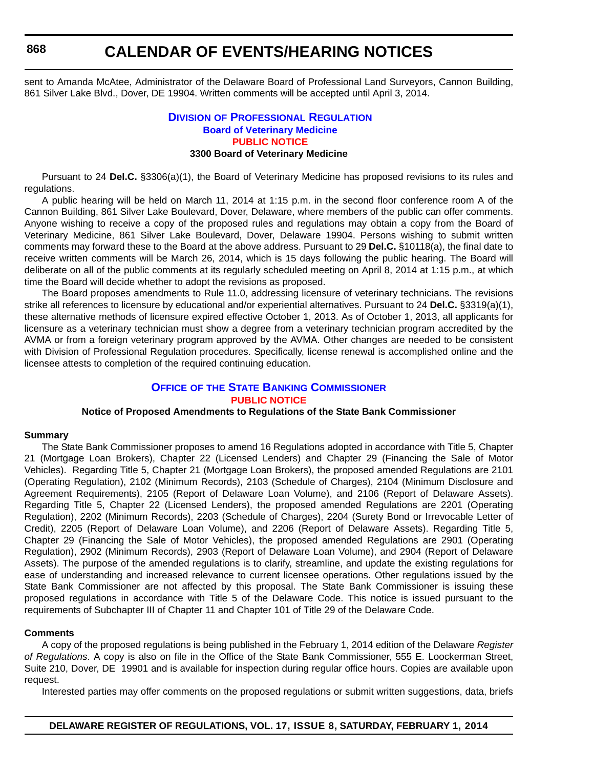sent to Amanda McAtee, Administrator of the Delaware Board of Professional Land Surveyors, Cannon Building, 861 Silver Lake Blvd., Dover, DE 19904. Written comments will be accepted until April 3, 2014.

## Division of Professional Regulation
### Board of Veterinary Medicine
### PUBLIC NOTICE
### 3300 Board of Veterinary Medicine

Pursuant to 24 **Del.C.** §3306(a)(1), the Board of Veterinary Medicine has proposed revisions to its rules and regulations.

A public hearing will be held on March 11, 2014 at 1:15 p.m. in the second floor conference room A of the Cannon Building, 861 Silver Lake Boulevard, Dover, Delaware, where members of the public can offer comments. Anyone wishing to receive a copy of the proposed rules and regulations may obtain a copy from the Board of Veterinary Medicine, 861 Silver Lake Boulevard, Dover, Delaware 19904. Persons wishing to submit written comments may forward these to the Board at the above address. Pursuant to 29 **Del.C.** §10118(a), the final date to receive written comments will be March 26, 2014, which is 15 days following the public hearing. The Board will deliberate on all of the public comments at its regularly scheduled meeting on April 8, 2014 at 1:15 p.m., at which time the Board will decide whether to adopt the revisions as proposed.

The Board proposes amendments to Rule 11.0, addressing licensure of veterinary technicians. The revisions strike all references to licensure by educational and/or experiential alternatives. Pursuant to 24 **Del.C.** §3319(a)(1), these alternative methods of licensure expired effective October 1, 2013. As of October 1, 2013, all applicants for licensure as a veterinary technician must show a degree from a veterinary technician program accredited by the AVMA or from a foreign veterinary program approved by the AVMA. Other changes are needed to be consistent with Division of Professional Regulation procedures. Specifically, license renewal is accomplished online and the licensee attests to completion of the required continuing education.

## Office of the State Banking Commissioner
### PUBLIC NOTICE
### Notice of Proposed Amendments to Regulations of the State Bank Commissioner

**Summary**

The State Bank Commissioner proposes to amend 16 Regulations adopted in accordance with Title 5, Chapter 21 (Mortgage Loan Brokers), Chapter 22 (Licensed Lenders) and Chapter 29 (Financing the Sale of Motor Vehicles). Regarding Title 5, Chapter 21 (Mortgage Loan Brokers), the proposed amended Regulations are 2101 (Operating Regulation), 2102 (Minimum Records), 2103 (Schedule of Charges), 2104 (Minimum Disclosure and Agreement Requirements), 2105 (Report of Delaware Loan Volume), and 2106 (Report of Delaware Assets). Regarding Title 5, Chapter 22 (Licensed Lenders), the proposed amended Regulations are 2201 (Operating Regulation), 2202 (Minimum Records), 2203 (Schedule of Charges), 2204 (Surety Bond or Irrevocable Letter of Credit), 2205 (Report of Delaware Loan Volume), and 2206 (Report of Delaware Assets). Regarding Title 5, Chapter 29 (Financing the Sale of Motor Vehicles), the proposed amended Regulations are 2901 (Operating Regulation), 2902 (Minimum Records), 2903 (Report of Delaware Loan Volume), and 2904 (Report of Delaware Assets). The purpose of the amended regulations is to clarify, streamline, and update the existing regulations for ease of understanding and increased relevance to current licensee operations. Other regulations issued by the State Bank Commissioner are not affected by this proposal. The State Bank Commissioner is issuing these proposed regulations in accordance with Title 5 of the Delaware Code. This notice is issued pursuant to the requirements of Subchapter III of Chapter 11 and Chapter 101 of Title 29 of the Delaware Code.

**Comments**

A copy of the proposed regulations is being published in the February 1, 2014 edition of the Delaware *Register of Regulations*. A copy is also on file in the Office of the State Bank Commissioner, 555 E. Loockerman Street, Suite 210, Dover, DE 19901 and is available for inspection during regular office hours. Copies are available upon request.

Interested parties may offer comments on the proposed regulations or submit written suggestions, data, briefs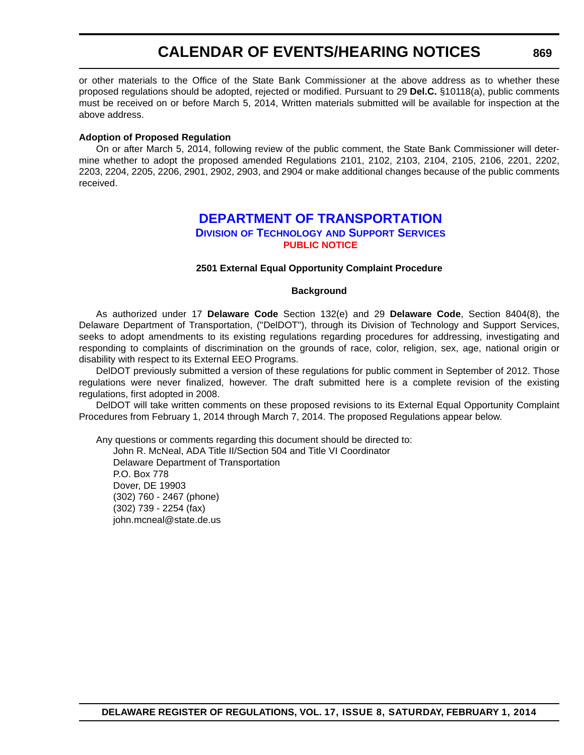or other materials to the Office of the State Bank Commissioner at the above address as to whether these proposed regulations should be adopted, rejected or modified. Pursuant to 29 **Del.C.** §10118(a), public comments must be received on or before March 5, 2014, Written materials submitted will be available for inspection at the above address.

**Adoption of Proposed Regulation**

On or after March 5, 2014, following review of the public comment, the State Bank Commissioner will determine whether to adopt the proposed amended Regulations 2101, 2102, 2103, 2104, 2105, 2106, 2201, 2202, 2203, 2204, 2205, 2206, 2901, 2902, 2903, and 2904 or make additional changes because of the public comments received.

## DEPARTMENT OF TRANSPORTATION

### DIVISION OF TECHNOLOGY AND SUPPORT SERVICES

### PUBLIC NOTICE

**2501 External Equal Opportunity Complaint Procedure**

**Background**

As authorized under 17 **Delaware Code** Section 132(e) and 29 **Delaware Code**, Section 8404(8), the Delaware Department of Transportation, ("DelDOT"), through its Division of Technology and Support Services, seeks to adopt amendments to its existing regulations regarding procedures for addressing, investigating and responding to complaints of discrimination on the grounds of race, color, religion, sex, age, national origin or disability with respect to its External EEO Programs.

DelDOT previously submitted a version of these regulations for public comment in September of 2012. Those regulations were never finalized, however. The draft submitted here is a complete revision of the existing regulations, first adopted in 2008.

DelDOT will take written comments on these proposed revisions to its External Equal Opportunity Complaint Procedures from February 1, 2014 through March 7, 2014. The proposed Regulations appear below.

Any questions or comments regarding this document should be directed to:

John R. McNeal, ADA Title II/Section 504 and Title VI Coordinator
Delaware Department of Transportation
P.O. Box 778
Dover, DE 19903
(302) 760 - 2467 (phone)
(302) 739 - 2254 (fax)
john.mcneal@state.de.us